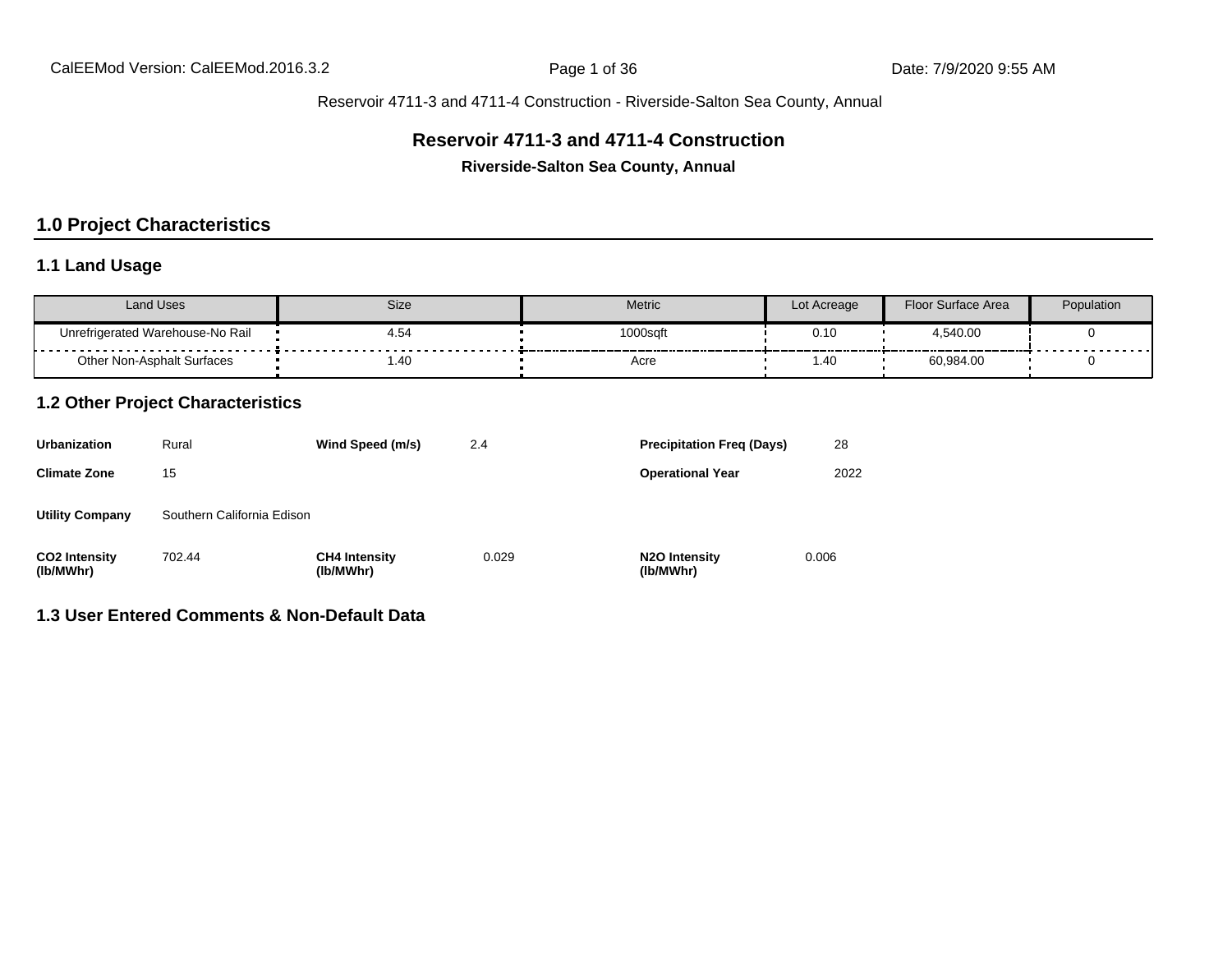Reservoir 4711-3 and 4711-4 Construction - Riverside-Salton Sea County, Annual

# Reservoir 4711-3 and 4711-4 Construction

**Riverside-Salton Sea County, Annual**

## 1.0 Project Characteristics

### 1.1 Land Usage

| Land Uses | Size | Metric | Lot Acreage | Floor Surface Area | Population |
|---|---|---|---|---|---|
| Unrefrigerated Warehouse-No Rail | 4.54 | 1000sqft | 0.10 | 4,540.00 | 0 |
| Other Non-Asphalt Surfaces | 1.40 | Acre | 1.40 | 60,984.00 | 0 |

### 1.2 Other Project Characteristics

| | | | | | |
|---|---|---|---|---|---|
| **Urbanization** | Rural | **Wind Speed (m/s)** | 2.4 | **Precipitation Freq (Days)** | 28 |
| **Climate Zone** | 15 | | | **Operational Year** | 2022 |
| **Utility Company** | Southern California Edison | | | | |
| **$CO_2$ Intensity (lb/MWhr)** | 702.44 | **$CH_4$ Intensity (lb/MWhr)** | 0.029 | **$N_2O$ Intensity (lb/MWhr)** | 0.006 |

### 1.3 User Entered Comments & Non-Default Data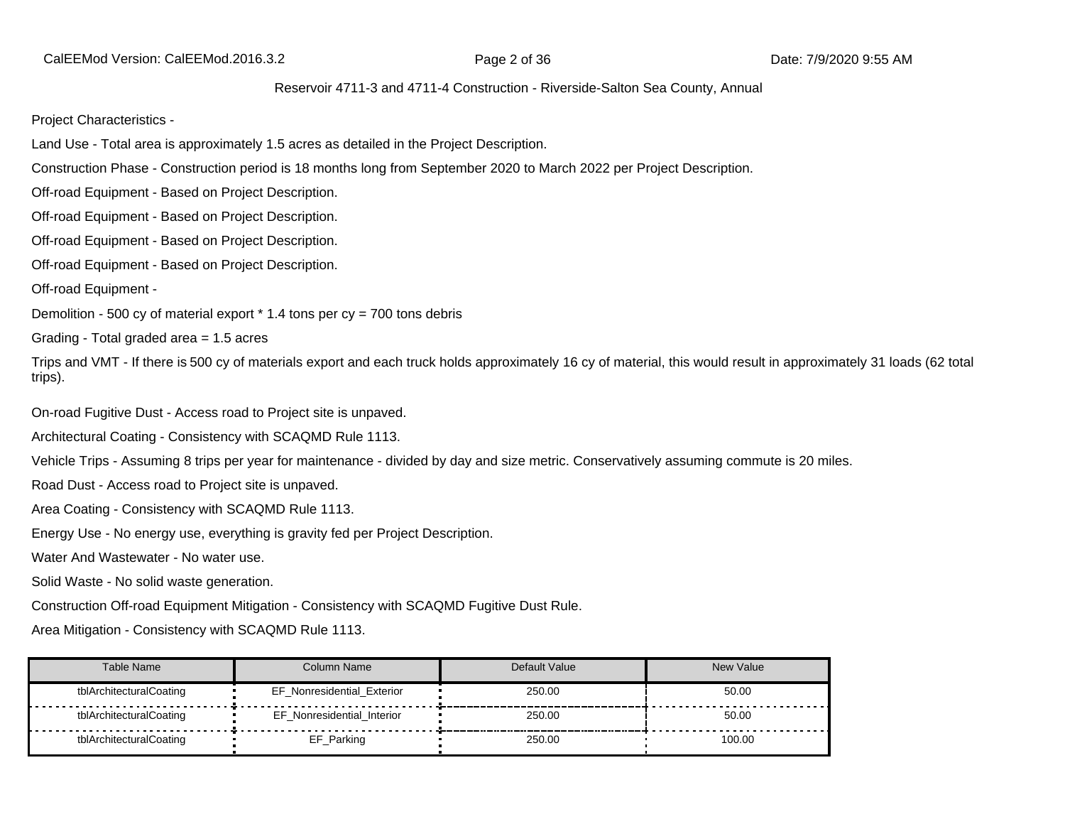Project Characteristics -

Land Use - Total area is approximately 1.5 acres as detailed in the Project Description.

Construction Phase - Construction period is 18 months long from September 2020 to March 2022 per Project Description.

Off-road Equipment - Based on Project Description.

Off-road Equipment - Based on Project Description.

Off-road Equipment - Based on Project Description.

Off-road Equipment - Based on Project Description.

Off-road Equipment -

Demolition - 500 cy of material export * 1.4 tons per cy = 700 tons debris

Grading - Total graded area = 1.5 acres

Trips and VMT - If there is 500 cy of materials export and each truck holds approximately 16 cy of material, this would result in approximately 31 loads (62 total trips).

On-road Fugitive Dust - Access road to Project site is unpaved.

Architectural Coating - Consistency with SCAQMD Rule 1113.

Vehicle Trips - Assuming 8 trips per year for maintenance - divided by day and size metric. Conservatively assuming commute is 20 miles.

Road Dust - Access road to Project site is unpaved.

Area Coating - Consistency with SCAQMD Rule 1113.

Energy Use - No energy use, everything is gravity fed per Project Description.

Water And Wastewater - No water use.

Solid Waste - No solid waste generation.

Construction Off-road Equipment Mitigation - Consistency with SCAQMD Fugitive Dust Rule.

Area Mitigation - Consistency with SCAQMD Rule 1113.

| Table Name | Column Name | Default Value | New Value |
|---|---|---|---|
| tblArchitecturalCoating | EF_Nonresidential_Exterior | 250.00 | 50.00 |
| tblArchitecturalCoating | EF_Nonresidential_Interior | 250.00 | 50.00 |
| tblArchitecturalCoating | EF_Parking | 250.00 | 100.00 |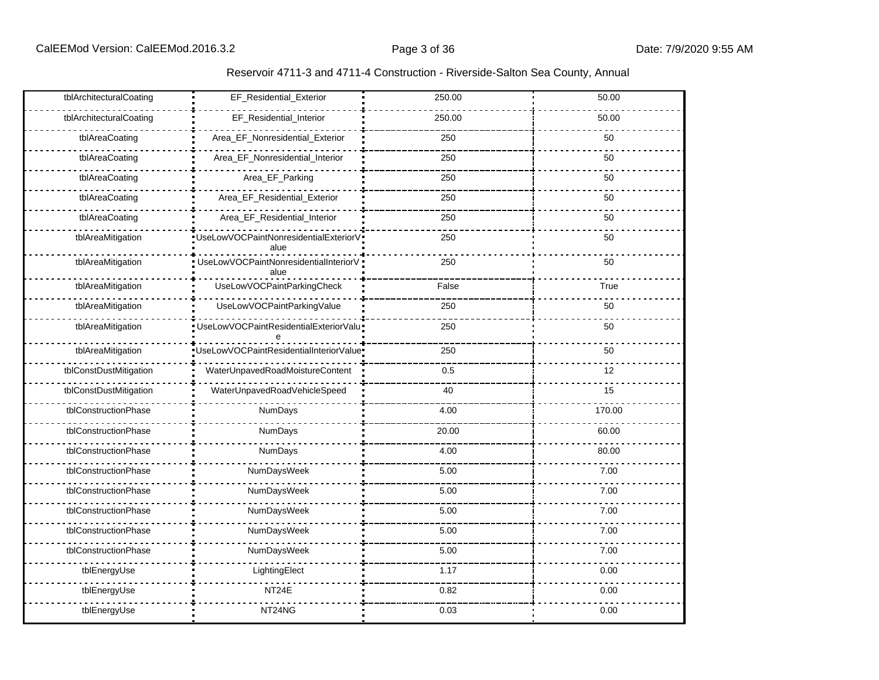Reservoir 4711-3 and 4711-4 Construction - Riverside-Salton Sea County, Annual

| | | | |
|---|---|---|---|
| tblArchitecturalCoating | EF_Residential_Exterior | 250.00 | 50.00 |
| tblArchitecturalCoating | EF_Residential_Interior | 250.00 | 50.00 |
| tblAreaCoating | Area_EF_Nonresidential_Exterior | 250 | 50 |
| tblAreaCoating | Area_EF_Nonresidential_Interior | 250 | 50 |
| tblAreaCoating | Area_EF_Parking | 250 | 50 |
| tblAreaCoating | Area_EF_Residential_Exterior | 250 | 50 |
| tblAreaCoating | Area_EF_Residential_Interior | 250 | 50 |
| tblAreaMitigation | UseLowVOCPaintNonresidentialExteriorValue | 250 | 50 |
| tblAreaMitigation | UseLowVOCPaintNonresidentialInteriorValue | 250 | 50 |
| tblAreaMitigation | UseLowVOCPaintParkingCheck | False | True |
| tblAreaMitigation | UseLowVOCPaintParkingValue | 250 | 50 |
| tblAreaMitigation | UseLowVOCPaintResidentialExteriorValue | 250 | 50 |
| tblAreaMitigation | UseLowVOCPaintResidentialInteriorValue | 250 | 50 |
| tblConstDustMitigation | WaterUnpavedRoadMoistureContent | 0.5 | 12 |
| tblConstDustMitigation | WaterUnpavedRoadVehicleSpeed | 40 | 15 |
| tblConstructionPhase | NumDays | 4.00 | 170.00 |
| tblConstructionPhase | NumDays | 20.00 | 60.00 |
| tblConstructionPhase | NumDays | 4.00 | 80.00 |
| tblConstructionPhase | NumDaysWeek | 5.00 | 7.00 |
| tblConstructionPhase | NumDaysWeek | 5.00 | 7.00 |
| tblConstructionPhase | NumDaysWeek | 5.00 | 7.00 |
| tblConstructionPhase | NumDaysWeek | 5.00 | 7.00 |
| tblConstructionPhase | NumDaysWeek | 5.00 | 7.00 |
| tblEnergyUse | LightingElect | 1.17 | 0.00 |
| tblEnergyUse | NT24E | 0.82 | 0.00 |
| tblEnergyUse | NT24NG | 0.03 | 0.00 |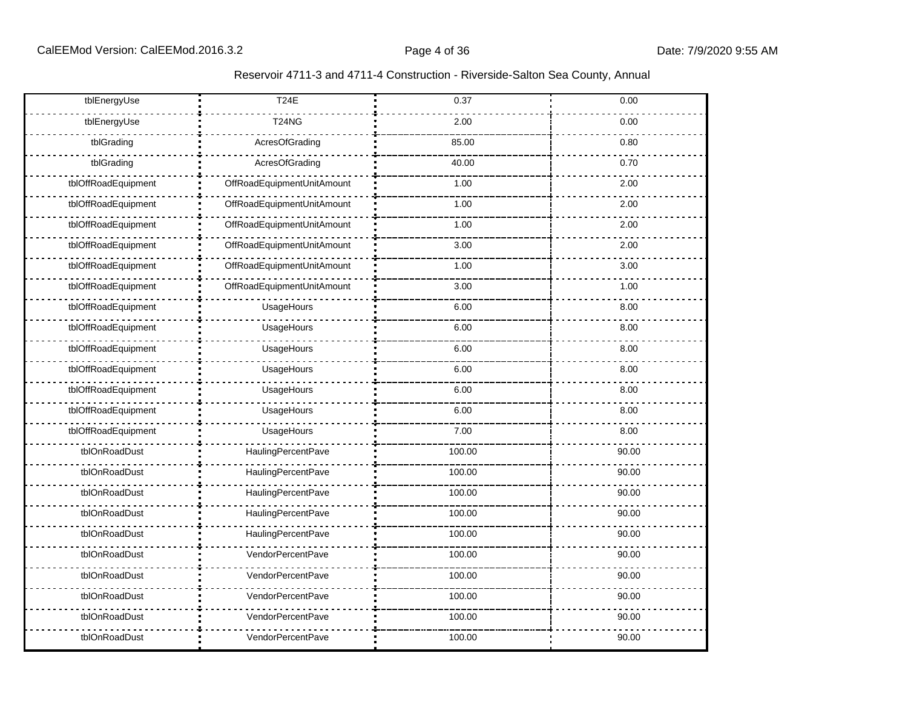Reservoir 4711-3 and 4711-4 Construction - Riverside-Salton Sea County, Annual

| | | | |
|---|---|---|---|
| tblEnergyUse | T24E | 0.37 | 0.00 |
| tblEnergyUse | T24NG | 2.00 | 0.00 |
| tblGrading | AcresOfGrading | 85.00 | 0.80 |
| tblGrading | AcresOfGrading | 40.00 | 0.70 |
| tblOffRoadEquipment | OffRoadEquipmentUnitAmount | 1.00 | 2.00 |
| tblOffRoadEquipment | OffRoadEquipmentUnitAmount | 1.00 | 2.00 |
| tblOffRoadEquipment | OffRoadEquipmentUnitAmount | 1.00 | 2.00 |
| tblOffRoadEquipment | OffRoadEquipmentUnitAmount | 3.00 | 2.00 |
| tblOffRoadEquipment | OffRoadEquipmentUnitAmount | 1.00 | 3.00 |
| tblOffRoadEquipment | OffRoadEquipmentUnitAmount | 3.00 | 1.00 |
| tblOffRoadEquipment | UsageHours | 6.00 | 8.00 |
| tblOffRoadEquipment | UsageHours | 6.00 | 8.00 |
| tblOffRoadEquipment | UsageHours | 6.00 | 8.00 |
| tblOffRoadEquipment | UsageHours | 6.00 | 8.00 |
| tblOffRoadEquipment | UsageHours | 6.00 | 8.00 |
| tblOffRoadEquipment | UsageHours | 6.00 | 8.00 |
| tblOffRoadEquipment | UsageHours | 7.00 | 8.00 |
| tblOnRoadDust | HaulingPercentPave | 100.00 | 90.00 |
| tblOnRoadDust | HaulingPercentPave | 100.00 | 90.00 |
| tblOnRoadDust | HaulingPercentPave | 100.00 | 90.00 |
| tblOnRoadDust | HaulingPercentPave | 100.00 | 90.00 |
| tblOnRoadDust | HaulingPercentPave | 100.00 | 90.00 |
| tblOnRoadDust | VendorPercentPave | 100.00 | 90.00 |
| tblOnRoadDust | VendorPercentPave | 100.00 | 90.00 |
| tblOnRoadDust | VendorPercentPave | 100.00 | 90.00 |
| tblOnRoadDust | VendorPercentPave | 100.00 | 90.00 |
| tblOnRoadDust | VendorPercentPave | 100.00 | 90.00 |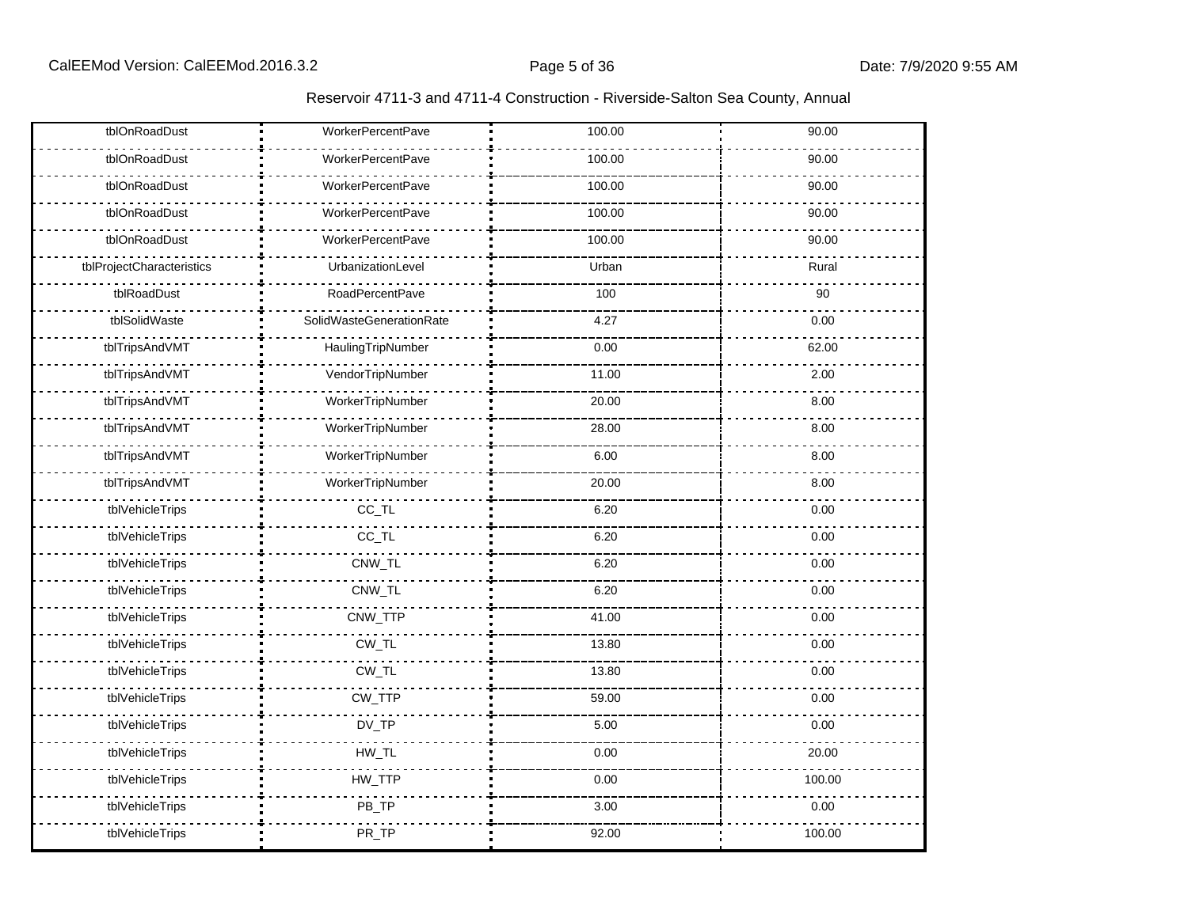Reservoir 4711-3 and 4711-4 Construction - Riverside-Salton Sea County, Annual

| | | | |
|---|---|---|---|
| tblOnRoadDust | WorkerPercentPave | 100.00 | 90.00 |
| tblOnRoadDust | WorkerPercentPave | 100.00 | 90.00 |
| tblOnRoadDust | WorkerPercentPave | 100.00 | 90.00 |
| tblOnRoadDust | WorkerPercentPave | 100.00 | 90.00 |
| tblOnRoadDust | WorkerPercentPave | 100.00 | 90.00 |
| tblProjectCharacteristics | UrbanizationLevel | Urban | Rural |
| tblRoadDust | RoadPercentPave | 100 | 90 |
| tblSolidWaste | SolidWasteGenerationRate | 4.27 | 0.00 |
| tblTripsAndVMT | HaulingTripNumber | 0.00 | 62.00 |
| tblTripsAndVMT | VendorTripNumber | 11.00 | 2.00 |
| tblTripsAndVMT | WorkerTripNumber | 20.00 | 8.00 |
| tblTripsAndVMT | WorkerTripNumber | 28.00 | 8.00 |
| tblTripsAndVMT | WorkerTripNumber | 6.00 | 8.00 |
| tblTripsAndVMT | WorkerTripNumber | 20.00 | 8.00 |
| tblVehicleTrips | CC_TL | 6.20 | 0.00 |
| tblVehicleTrips | CC_TL | 6.20 | 0.00 |
| tblVehicleTrips | CNW_TL | 6.20 | 0.00 |
| tblVehicleTrips | CNW_TL | 6.20 | 0.00 |
| tblVehicleTrips | CNW_TTP | 41.00 | 0.00 |
| tblVehicleTrips | CW_TL | 13.80 | 0.00 |
| tblVehicleTrips | CW_TL | 13.80 | 0.00 |
| tblVehicleTrips | CW_TTP | 59.00 | 0.00 |
| tblVehicleTrips | DV_TP | 5.00 | 0.00 |
| tblVehicleTrips | HW_TL | 0.00 | 20.00 |
| tblVehicleTrips | HW_TTP | 0.00 | 100.00 |
| tblVehicleTrips | PB_TP | 3.00 | 0.00 |
| tblVehicleTrips | PR_TP | 92.00 | 100.00 |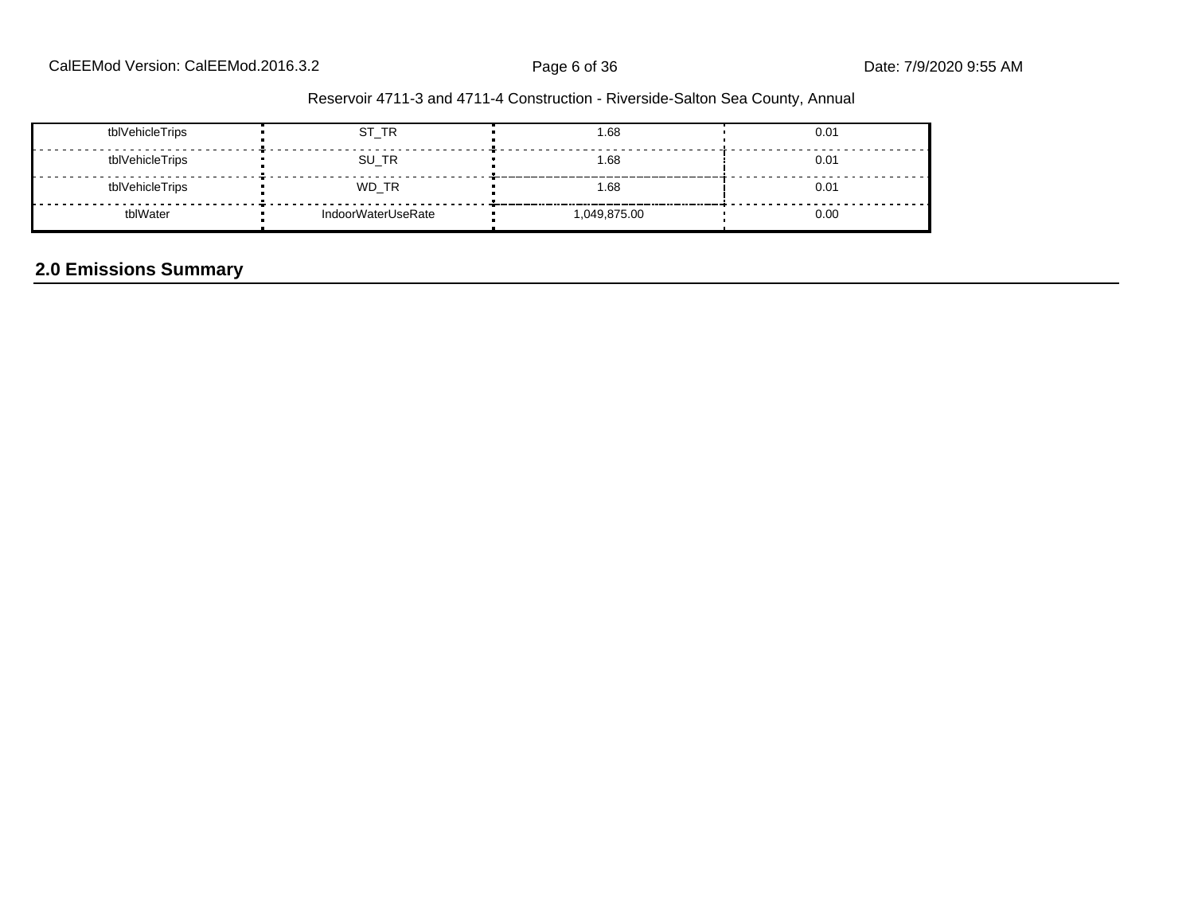| | | | |
|---|---|---|---|
| tblVehicleTrips | ST_TR | 1.68 | 0.01 |
| tblVehicleTrips | SU_TR | 1.68 | 0.01 |
| tblVehicleTrips | WD_TR | 1.68 | 0.01 |
| tblWater | IndoorWaterUseRate | 1,049,875.00 | 0.00 |

## 2.0 Emissions Summary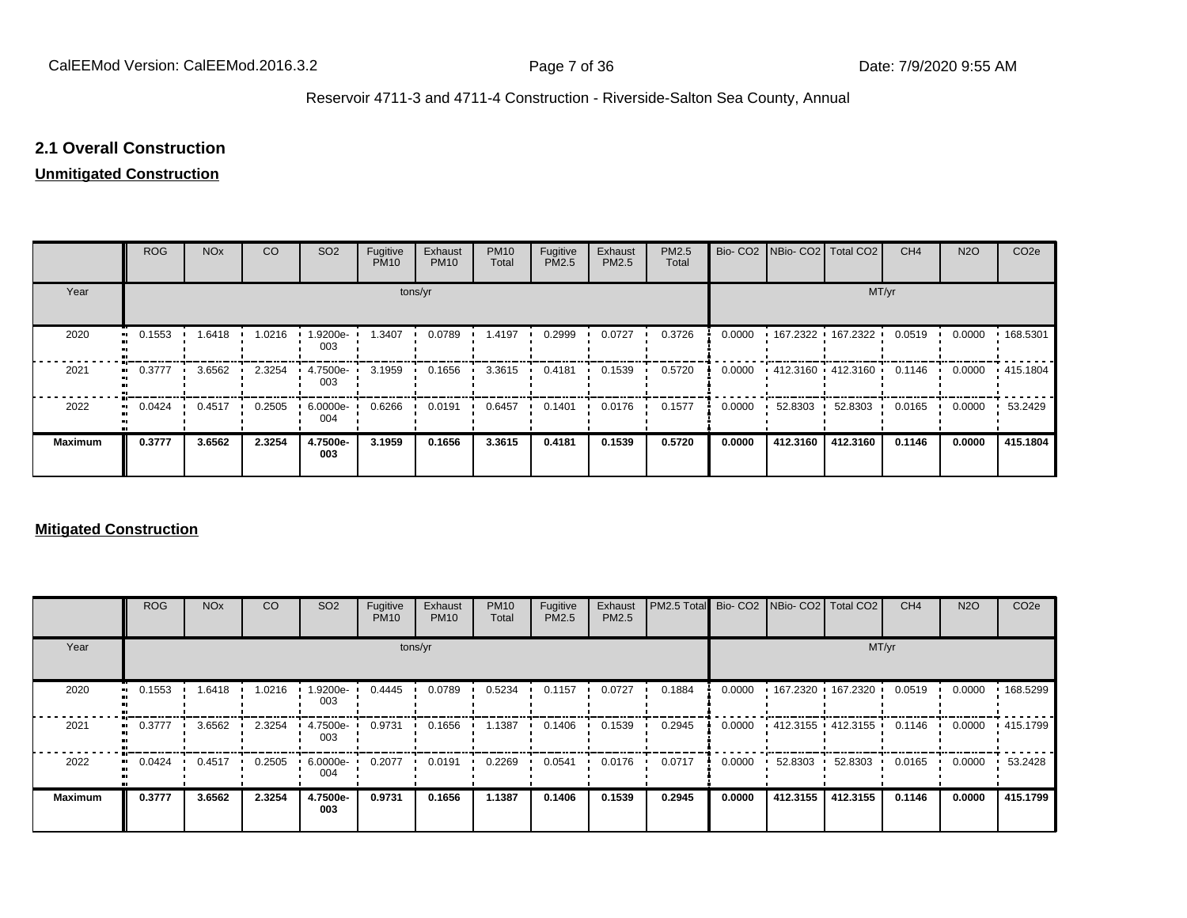## 2.1 Overall Construction

**Unmitigated Construction**

| | ROG | NOx | CO | SO2 | Fugitive PM10 | Exhaust PM10 | PM10 Total | Fugitive PM2.5 | Exhaust PM2.5 | PM2.5 Total | Bio- CO2 | NBio- CO2 | Total CO2 | CH4 | N2O | CO2e |
|---|---|---|---|---|---|---|---|---|---|---|---|---|---|---|---|---|
| Year | tons/yr | | | | | | | | | | MT/yr | | | | | |
| 2020 | 0.1553 | 1.6418 | 1.0216 | 1.9200e-003 | 1.3407 | 0.0789 | 1.4197 | 0.2999 | 0.0727 | 0.3726 | 0.0000 | 167.2322 | 167.2322 | 0.0519 | 0.0000 | 168.5301 |
| 2021 | 0.3777 | 3.6562 | 2.3254 | 4.7500e-003 | 3.1959 | 0.1656 | 3.3615 | 0.4181 | 0.1539 | 0.5720 | 0.0000 | 412.3160 | 412.3160 | 0.1146 | 0.0000 | 415.1804 |
| 2022 | 0.0424 | 0.4517 | 0.2505 | 6.0000e-004 | 0.6266 | 0.0191 | 0.6457 | 0.1401 | 0.0176 | 0.1577 | 0.0000 | 52.8303 | 52.8303 | 0.0165 | 0.0000 | 53.2429 |
| **Maximum** | **0.3777** | **3.6562** | **2.3254** | **4.7500e-003** | **3.1959** | **0.1656** | **3.3615** | **0.4181** | **0.1539** | **0.5720** | **0.0000** | **412.3160** | **412.3160** | **0.1146** | **0.0000** | **415.1804** |

**Mitigated Construction**

| | ROG | NOx | CO | SO2 | Fugitive PM10 | Exhaust PM10 | PM10 Total | Fugitive PM2.5 | Exhaust PM2.5 | PM2.5 Total | Bio- CO2 | NBio- CO2 | Total CO2 | CH4 | N2O | CO2e |
|---|---|---|---|---|---|---|---|---|---|---|---|---|---|---|---|---|
| Year | tons/yr | | | | | | | | | | MT/yr | | | | | |
| 2020 | 0.1553 | 1.6418 | 1.0216 | 1.9200e-003 | 0.4445 | 0.0789 | 0.5234 | 0.1157 | 0.0727 | 0.1884 | 0.0000 | 167.2320 | 167.2320 | 0.0519 | 0.0000 | 168.5299 |
| 2021 | 0.3777 | 3.6562 | 2.3254 | 4.7500e-003 | 0.9731 | 0.1656 | 1.1387 | 0.1406 | 0.1539 | 0.2945 | 0.0000 | 412.3155 | 412.3155 | 0.1146 | 0.0000 | 415.1799 |
| 2022 | 0.0424 | 0.4517 | 0.2505 | 6.0000e-004 | 0.2077 | 0.0191 | 0.2269 | 0.0541 | 0.0176 | 0.0717 | 0.0000 | 52.8303 | 52.8303 | 0.0165 | 0.0000 | 53.2428 |
| **Maximum** | **0.3777** | **3.6562** | **2.3254** | **4.7500e-003** | **0.9731** | **0.1656** | **1.1387** | **0.1406** | **0.1539** | **0.2945** | **0.0000** | **412.3155** | **412.3155** | **0.1146** | **0.0000** | **415.1799** |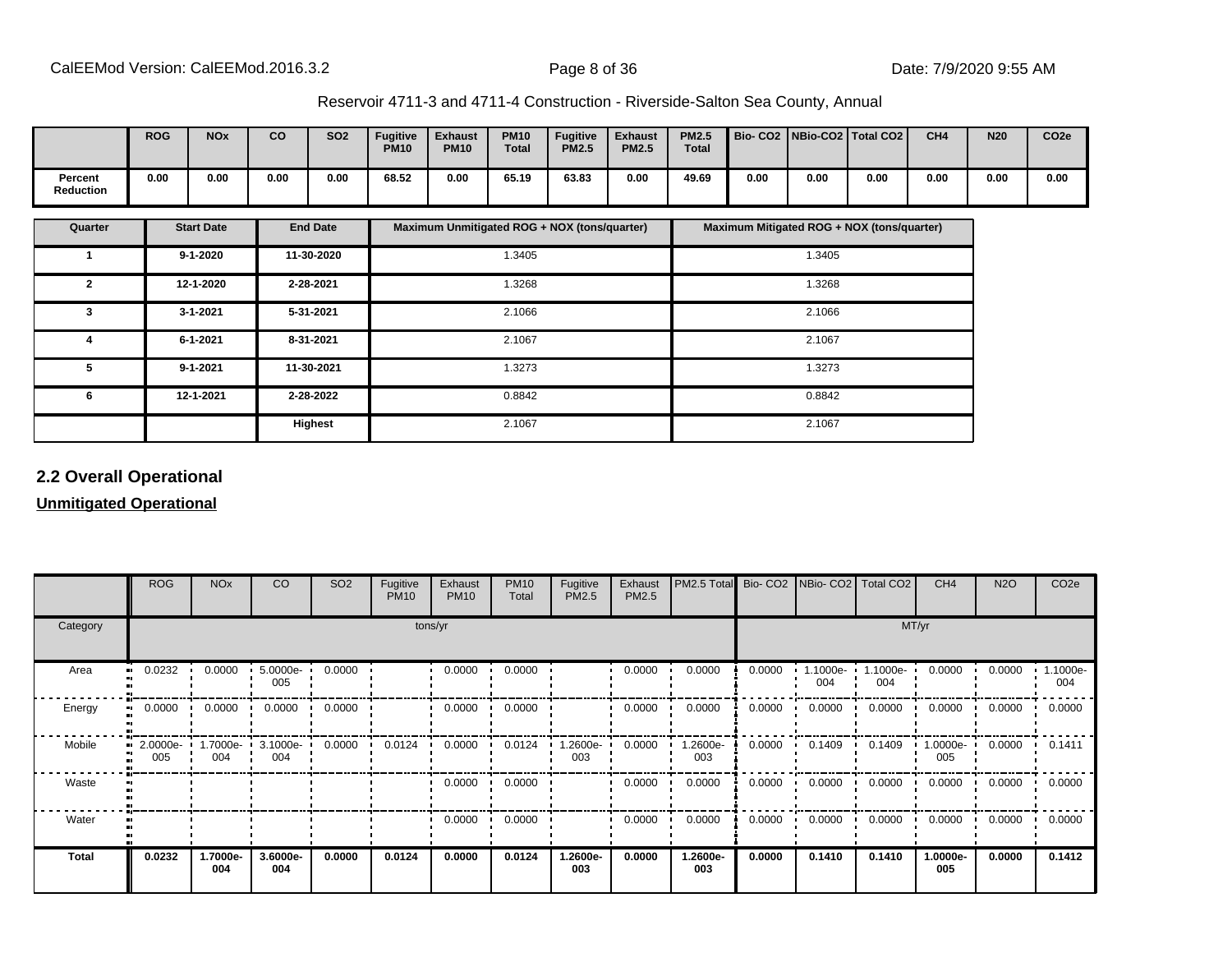Reservoir 4711-3 and 4711-4 Construction - Riverside-Salton Sea County, Annual

| | ROG | NOx | CO | SO2 | Fugitive PM10 | Exhaust PM10 | PM10 Total | Fugitive PM2.5 | Exhaust PM2.5 | PM2.5 Total | Bio- CO2 | NBio-CO2 | Total CO2 | CH4 | N20 | CO2e |
|---|---|---|---|---|---|---|---|---|---|---|---|---|---|---|---|---|
| **Percent Reduction** | 0.00 | 0.00 | 0.00 | 0.00 | 68.52 | 0.00 | 65.19 | 63.83 | 0.00 | 49.69 | 0.00 | 0.00 | 0.00 | 0.00 | 0.00 | 0.00 |

| Quarter | Start Date | End Date | Maximum Unmitigated ROG + NOX (tons/quarter) | Maximum Mitigated ROG + NOX (tons/quarter) |
|---|---|---|---|---|
| 1 | 9-1-2020 | 11-30-2020 | 1.3405 | 1.3405 |
| 2 | 12-1-2020 | 2-28-2021 | 1.3268 | 1.3268 |
| 3 | 3-1-2021 | 5-31-2021 | 2.1066 | 2.1066 |
| 4 | 6-1-2021 | 8-31-2021 | 2.1067 | 2.1067 |
| 5 | 9-1-2021 | 11-30-2021 | 1.3273 | 1.3273 |
| 6 | 12-1-2021 | 2-28-2022 | 0.8842 | 0.8842 |
| | | **Highest** | 2.1067 | 2.1067 |

## 2.2 Overall Operational

**Unmitigated Operational**

| | ROG | NOx | CO | SO2 | Fugitive PM10 | Exhaust PM10 | PM10 Total | Fugitive PM2.5 | Exhaust PM2.5 | PM2.5 Total | Bio- CO2 | NBio- CO2 | Total CO2 | CH4 | N2O | CO2e |
|---|---|---|---|---|---|---|---|---|---|---|---|---|---|---|---|---|
| Category | tons/yr | | | | | | | | | | MT/yr | | | | | |
| Area | 0.0232 | 0.0000 | 5.0000e-005 | 0.0000 | | 0.0000 | 0.0000 | | 0.0000 | 0.0000 | 0.0000 | 1.1000e-004 | 1.1000e-004 | 0.0000 | 0.0000 | 1.1000e-004 |
| Energy | 0.0000 | 0.0000 | 0.0000 | 0.0000 | | 0.0000 | 0.0000 | | 0.0000 | 0.0000 | 0.0000 | 0.0000 | 0.0000 | 0.0000 | 0.0000 | 0.0000 |
| Mobile | 2.0000e-005 | 1.7000e-004 | 3.1000e-004 | 0.0000 | 0.0124 | 0.0000 | 0.0124 | 1.2600e-003 | 0.0000 | 1.2600e-003 | 0.0000 | 0.1409 | 0.1409 | 1.0000e-005 | 0.0000 | 0.1411 |
| Waste | | | | | | 0.0000 | 0.0000 | | 0.0000 | 0.0000 | 0.0000 | 0.0000 | 0.0000 | 0.0000 | 0.0000 | 0.0000 |
| Water | | | | | | 0.0000 | 0.0000 | | 0.0000 | 0.0000 | 0.0000 | 0.0000 | 0.0000 | 0.0000 | 0.0000 | 0.0000 |
| **Total** | **0.0232** | **1.7000e-004** | **3.6000e-004** | **0.0000** | **0.0124** | **0.0000** | **0.0124** | **1.2600e-003** | **0.0000** | **1.2600e-003** | **0.0000** | **0.1410** | **0.1410** | **1.0000e-005** | **0.0000** | **0.1412** |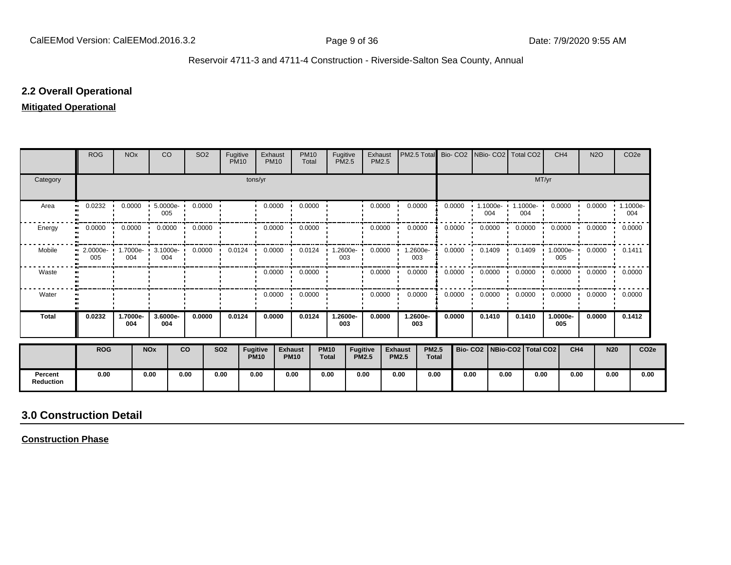## 2.2 Overall Operational

**Mitigated Operational**

| | ROG | NOx | CO | SO2 | Fugitive PM10 | Exhaust PM10 | PM10 Total | Fugitive PM2.5 | Exhaust PM2.5 | PM2.5 Total | Bio- CO2 | NBio- CO2 | Total CO2 | CH4 | N2O | CO2e |
|---|---|---|---|---|---|---|---|---|---|---|---|---|---|---|---|---|
| Category | tons/yr | | | | | | | | | | MT/yr | | | | | |
| Area | 0.0232 | 0.0000 | 5.0000e-005 | 0.0000 | | 0.0000 | 0.0000 | | 0.0000 | 0.0000 | 0.0000 | 1.1000e-004 | 1.1000e-004 | 0.0000 | 0.0000 | 1.1000e-004 |
| Energy | 0.0000 | 0.0000 | 0.0000 | 0.0000 | | 0.0000 | 0.0000 | | 0.0000 | 0.0000 | 0.0000 | 0.0000 | 0.0000 | 0.0000 | 0.0000 | 0.0000 |
| Mobile | 2.0000e-005 | 1.7000e-004 | 3.1000e-004 | 0.0000 | 0.0124 | 0.0000 | 0.0124 | 1.2600e-003 | 0.0000 | 1.2600e-003 | 0.0000 | 0.1409 | 0.1409 | 1.0000e-005 | 0.0000 | 0.1411 |
| Waste | | | | | | 0.0000 | 0.0000 | | 0.0000 | 0.0000 | 0.0000 | 0.0000 | 0.0000 | 0.0000 | 0.0000 | 0.0000 |
| Water | | | | | | 0.0000 | 0.0000 | | 0.0000 | 0.0000 | 0.0000 | 0.0000 | 0.0000 | 0.0000 | 0.0000 | 0.0000 |
| **Total** | **0.0232** | **1.7000e-004** | **3.6000e-004** | **0.0000** | **0.0124** | **0.0000** | **0.0124** | **1.2600e-003** | **0.0000** | **1.2600e-003** | **0.0000** | **0.1410** | **0.1410** | **1.0000e-005** | **0.0000** | **0.1412** |

| | ROG | NOx | CO | SO2 | Fugitive PM10 | Exhaust PM10 | PM10 Total | Fugitive PM2.5 | Exhaust PM2.5 | PM2.5 Total | Bio- CO2 | NBio-CO2 | Total CO2 | CH4 | N20 | CO2e |
|---|---|---|---|---|---|---|---|---|---|---|---|---|---|---|---|---|
| **Percent Reduction** | 0.00 | 0.00 | 0.00 | 0.00 | 0.00 | 0.00 | 0.00 | 0.00 | 0.00 | 0.00 | 0.00 | 0.00 | 0.00 | 0.00 | 0.00 | 0.00 |

## 3.0 Construction Detail

**Construction Phase**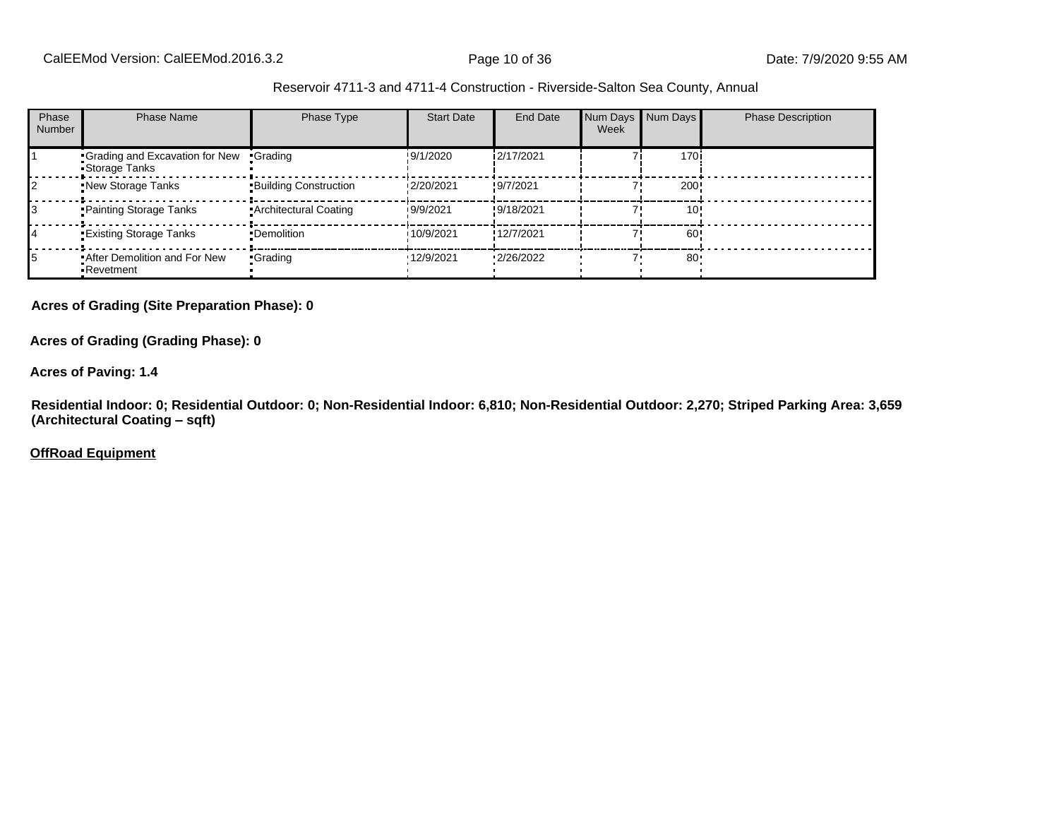Reservoir 4711-3 and 4711-4 Construction - Riverside-Salton Sea County, Annual

| Phase Number | Phase Name | Phase Type | Start Date | End Date | Num Days Week | Num Days | Phase Description |
|---|---|---|---|---|---|---|---|
| 1 | Grading and Excavation for New Storage Tanks | Grading | 9/1/2020 | 2/17/2021 | 7 | 170 | |
| 2 | New Storage Tanks | Building Construction | 2/20/2021 | 9/7/2021 | 7 | 200 | |
| 3 | Painting Storage Tanks | Architectural Coating | 9/9/2021 | 9/18/2021 | 7 | 10 | |
| 4 | Existing Storage Tanks | Demolition | 10/9/2021 | 12/7/2021 | 7 | 60 | |
| 5 | After Demolition and For New Revetment | Grading | 12/9/2021 | 2/26/2022 | 7 | 80 | |

**Acres of Grading (Site Preparation Phase): 0**

**Acres of Grading (Grading Phase): 0**

**Acres of Paving: 1.4**

**Residential Indoor: 0; Residential Outdoor: 0; Non-Residential Indoor: 6,810; Non-Residential Outdoor: 2,270; Striped Parking Area: 3,659 (Architectural Coating – sqft)**

**OffRoad Equipment**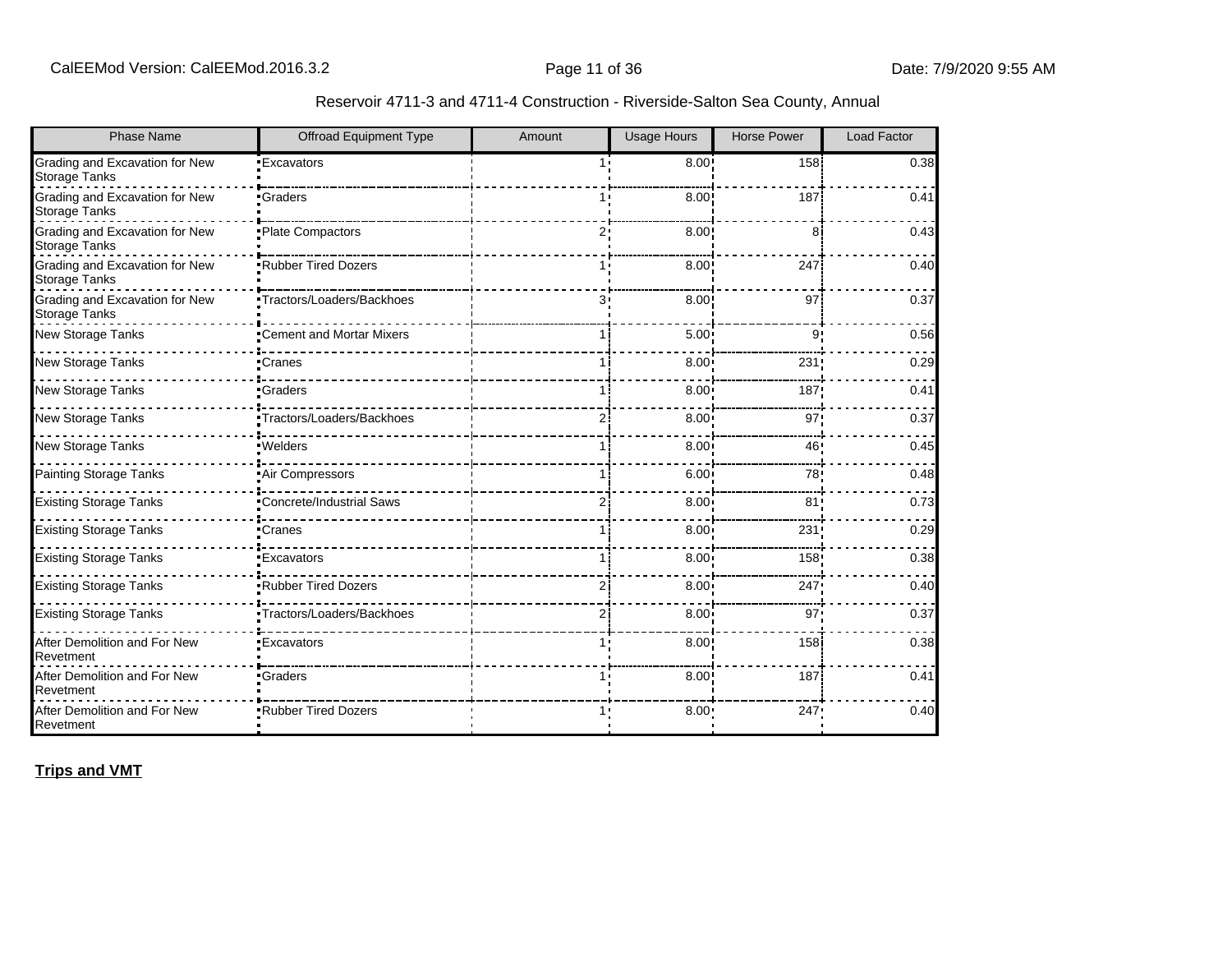Reservoir 4711-3 and 4711-4 Construction - Riverside-Salton Sea County, Annual

| Phase Name | Offroad Equipment Type | Amount | Usage Hours | Horse Power | Load Factor |
|---|---|---|---|---|---|
| Grading and Excavation for New Storage Tanks | Excavators | 1 | 8.00 | 158 | 0.38 |
| Grading and Excavation for New Storage Tanks | Graders | 1 | 8.00 | 187 | 0.41 |
| Grading and Excavation for New Storage Tanks | Plate Compactors | 2 | 8.00 | 8 | 0.43 |
| Grading and Excavation for New Storage Tanks | Rubber Tired Dozers | 1 | 8.00 | 247 | 0.40 |
| Grading and Excavation for New Storage Tanks | Tractors/Loaders/Backhoes | 3 | 8.00 | 97 | 0.37 |
| New Storage Tanks | Cement and Mortar Mixers | 1 | 5.00 | 9 | 0.56 |
| New Storage Tanks | Cranes | 1 | 8.00 | 231 | 0.29 |
| New Storage Tanks | Graders | 1 | 8.00 | 187 | 0.41 |
| New Storage Tanks | Tractors/Loaders/Backhoes | 2 | 8.00 | 97 | 0.37 |
| New Storage Tanks | Welders | 1 | 8.00 | 46 | 0.45 |
| Painting Storage Tanks | Air Compressors | 1 | 6.00 | 78 | 0.48 |
| Existing Storage Tanks | Concrete/Industrial Saws | 2 | 8.00 | 81 | 0.73 |
| Existing Storage Tanks | Cranes | 1 | 8.00 | 231 | 0.29 |
| Existing Storage Tanks | Excavators | 1 | 8.00 | 158 | 0.38 |
| Existing Storage Tanks | Rubber Tired Dozers | 2 | 8.00 | 247 | 0.40 |
| Existing Storage Tanks | Tractors/Loaders/Backhoes | 2 | 8.00 | 97 | 0.37 |
| After Demolition and For New Revetment | Excavators | 1 | 8.00 | 158 | 0.38 |
| After Demolition and For New Revetment | Graders | 1 | 8.00 | 187 | 0.41 |
| After Demolition and For New Revetment | Rubber Tired Dozers | 1 | 8.00 | 247 | 0.40 |

**Trips and VMT**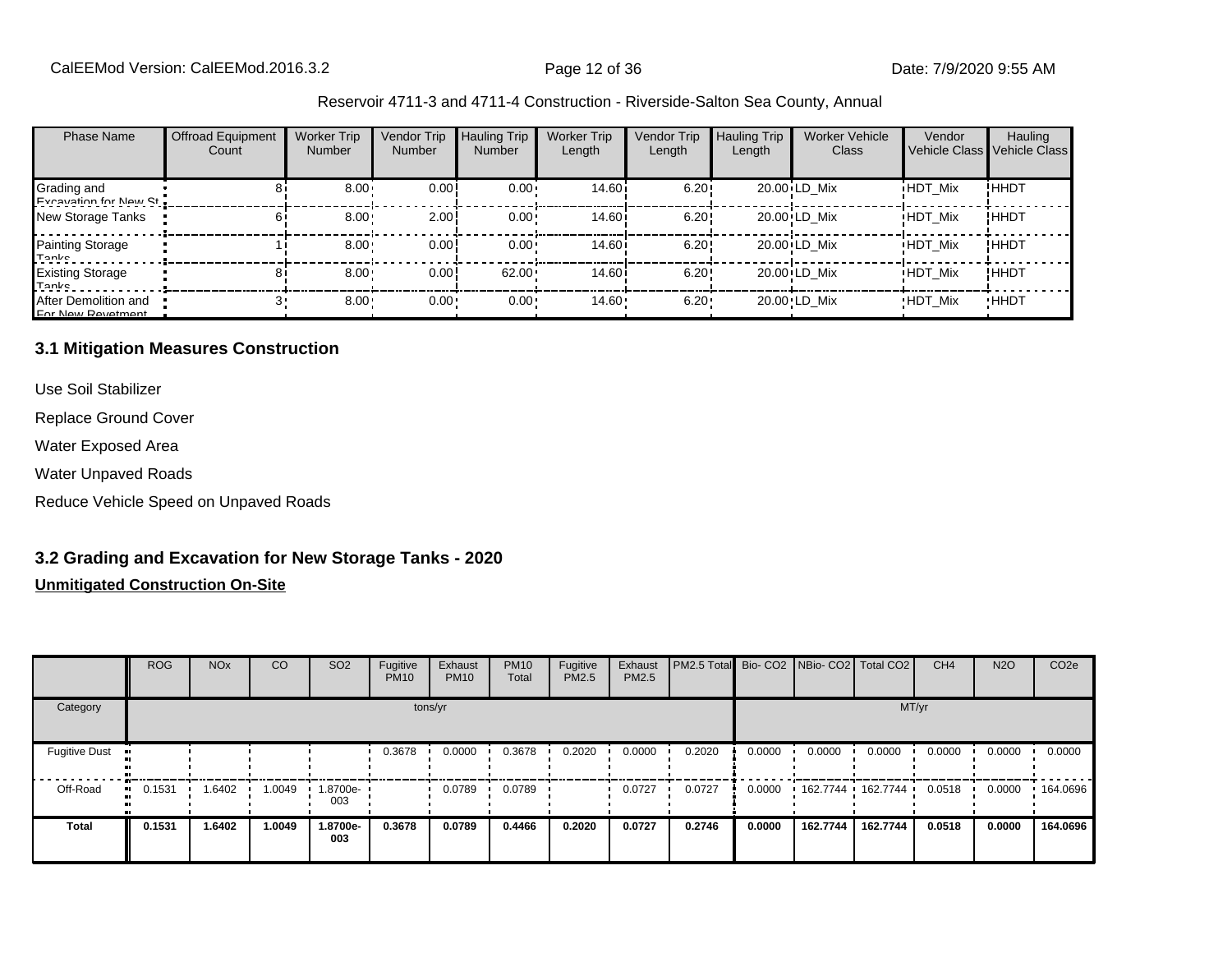Reservoir 4711-3 and 4711-4 Construction - Riverside-Salton Sea County, Annual

| Phase Name | Offroad Equipment Count | Worker Trip Number | Vendor Trip Number | Hauling Trip Number | Worker Trip Length | Vendor Trip Length | Hauling Trip Length | Worker Vehicle Class | Vendor Vehicle Class | Hauling Vehicle Class |
|---|---|---|---|---|---|---|---|---|---|---|
| Grading and Excavation for New St | 8 | 8.00 | 0.00 | 0.00 | 14.60 | 6.20 | 20.00 | LD_Mix | HDT_Mix | HHDT |
| New Storage Tanks | 6 | 8.00 | 2.00 | 0.00 | 14.60 | 6.20 | 20.00 | LD_Mix | HDT_Mix | HHDT |
| Painting Storage Tanks | 1 | 8.00 | 0.00 | 0.00 | 14.60 | 6.20 | 20.00 | LD_Mix | HDT_Mix | HHDT |
| Existing Storage Tanks | 8 | 8.00 | 0.00 | 62.00 | 14.60 | 6.20 | 20.00 | LD_Mix | HDT_Mix | HHDT |
| After Demolition and For New Revetment | 3 | 8.00 | 0.00 | 0.00 | 14.60 | 6.20 | 20.00 | LD_Mix | HDT_Mix | HHDT |

## 3.1 Mitigation Measures Construction

Use Soil Stabilizer

Replace Ground Cover

Water Exposed Area

Water Unpaved Roads

Reduce Vehicle Speed on Unpaved Roads

## 3.2 Grading and Excavation for New Storage Tanks - 2020

**Unmitigated Construction On-Site**

| | ROG | NOx | CO | SO2 | Fugitive PM10 | Exhaust PM10 | PM10 Total | Fugitive PM2.5 | Exhaust PM2.5 | PM2.5 Total | Bio- CO2 | NBio- CO2 | Total CO2 | CH4 | N2O | CO2e |
|---|---|---|---|---|---|---|---|---|---|---|---|---|---|---|---|---|
| Category | tons/yr | | | | | | | | | | MT/yr | | | | | |
| Fugitive Dust | | | | | 0.3678 | 0.0000 | 0.3678 | 0.2020 | 0.0000 | 0.2020 | 0.0000 | 0.0000 | 0.0000 | 0.0000 | 0.0000 | 0.0000 |
| Off-Road | 0.1531 | 1.6402 | 1.0049 | 1.8700e-003 | | 0.0789 | 0.0789 | | 0.0727 | 0.0727 | 0.0000 | 162.7744 | 162.7744 | 0.0518 | 0.0000 | 164.0696 |
| **Total** | **0.1531** | **1.6402** | **1.0049** | **1.8700e-003** | **0.3678** | **0.0789** | **0.4466** | **0.2020** | **0.0727** | **0.2746** | **0.0000** | **162.7744** | **162.7744** | **0.0518** | **0.0000** | **164.0696** |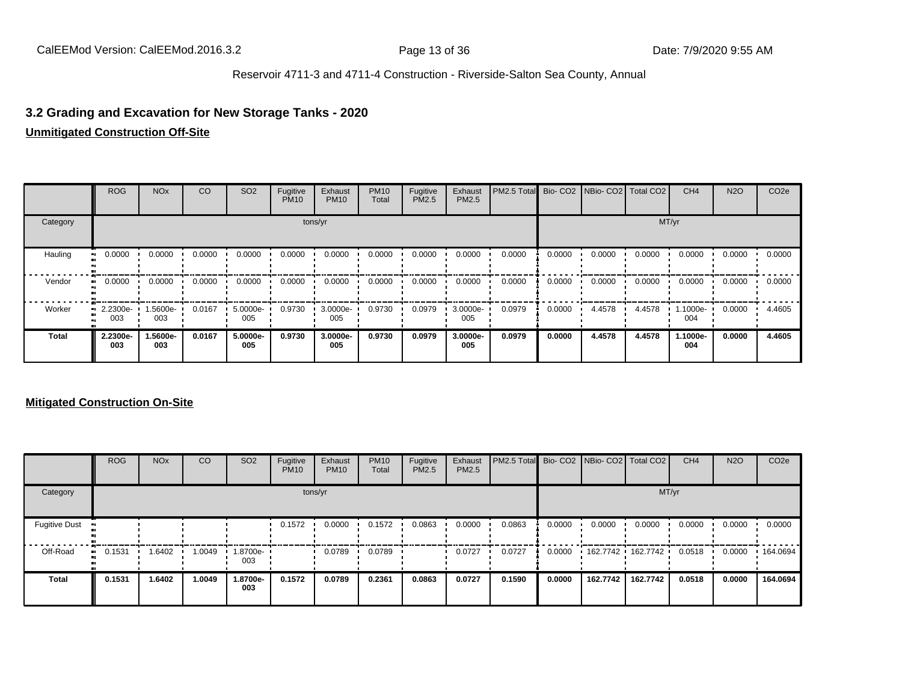## 3.2 Grading and Excavation for New Storage Tanks - 2020

**Unmitigated Construction Off-Site**

| | ROG | NOx | CO | SO2 | Fugitive PM10 | Exhaust PM10 | PM10 Total | Fugitive PM2.5 | Exhaust PM2.5 | PM2.5 Total | Bio- CO2 | NBio- CO2 | Total CO2 | CH4 | N2O | CO2e |
|---|---|---|---|---|---|---|---|---|---|---|---|---|---|---|---|---|
| Category | tons/yr | | | | | | | | | | MT/yr | | | | | |
| Hauling | 0.0000 | 0.0000 | 0.0000 | 0.0000 | 0.0000 | 0.0000 | 0.0000 | 0.0000 | 0.0000 | 0.0000 | 0.0000 | 0.0000 | 0.0000 | 0.0000 | 0.0000 | 0.0000 |
| Vendor | 0.0000 | 0.0000 | 0.0000 | 0.0000 | 0.0000 | 0.0000 | 0.0000 | 0.0000 | 0.0000 | 0.0000 | 0.0000 | 0.0000 | 0.0000 | 0.0000 | 0.0000 | 0.0000 |
| Worker | 2.2300e-003 | 1.5600e-003 | 0.0167 | 5.0000e-005 | 0.9730 | 3.0000e-005 | 0.9730 | 0.0979 | 3.0000e-005 | 0.0979 | 0.0000 | 4.4578 | 4.4578 | 1.1000e-004 | 0.0000 | 4.4605 |
| **Total** | **2.2300e-003** | **1.5600e-003** | **0.0167** | **5.0000e-005** | **0.9730** | **3.0000e-005** | **0.9730** | **0.0979** | **3.0000e-005** | **0.0979** | **0.0000** | **4.4578** | **4.4578** | **1.1000e-004** | **0.0000** | **4.4605** |

**Mitigated Construction On-Site**

| | ROG | NOx | CO | SO2 | Fugitive PM10 | Exhaust PM10 | PM10 Total | Fugitive PM2.5 | Exhaust PM2.5 | PM2.5 Total | Bio- CO2 | NBio- CO2 | Total CO2 | CH4 | N2O | CO2e |
|---|---|---|---|---|---|---|---|---|---|---|---|---|---|---|---|---|
| Category | tons/yr | | | | | | | | | | MT/yr | | | | | |
| Fugitive Dust | | | | | 0.1572 | 0.0000 | 0.1572 | 0.0863 | 0.0000 | 0.0863 | 0.0000 | 0.0000 | 0.0000 | 0.0000 | 0.0000 | 0.0000 |
| Off-Road | 0.1531 | 1.6402 | 1.0049 | 1.8700e-003 | | 0.0789 | 0.0789 | | 0.0727 | 0.0727 | 0.0000 | 162.7742 | 162.7742 | 0.0518 | 0.0000 | 164.0694 |
| **Total** | **0.1531** | **1.6402** | **1.0049** | **1.8700e-003** | **0.1572** | **0.0789** | **0.2361** | **0.0863** | **0.0727** | **0.1590** | **0.0000** | **162.7742** | **162.7742** | **0.0518** | **0.0000** | **164.0694** |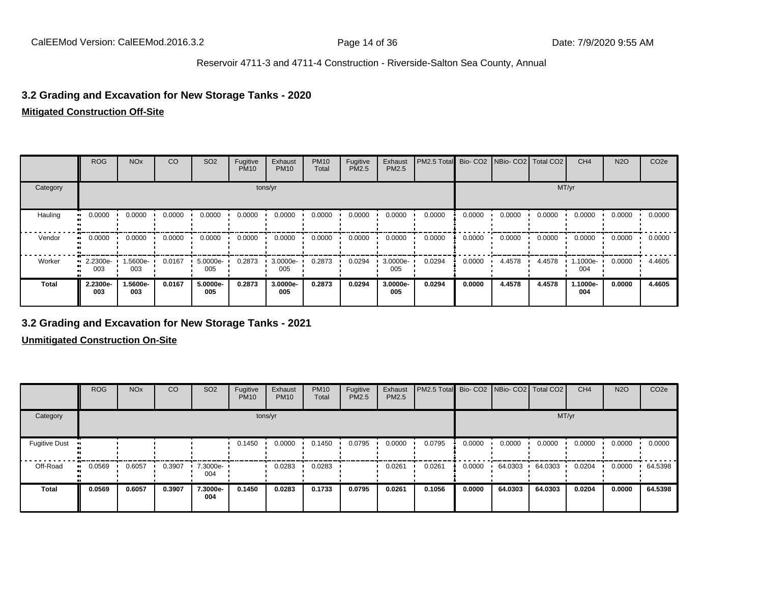Reservoir 4711-3 and 4711-4 Construction - Riverside-Salton Sea County, Annual

## 3.2 Grading and Excavation for New Storage Tanks - 2020

**Mitigated Construction Off-Site**

| | ROG | NOx | CO | SO2 | Fugitive PM10 | Exhaust PM10 | PM10 Total | Fugitive PM2.5 | Exhaust PM2.5 | PM2.5 Total | Bio- CO2 | NBio- CO2 | Total CO2 | CH4 | N2O | CO2e |
|---|---|---|---|---|---|---|---|---|---|---|---|---|---|---|---|---|
| Category | tons/yr | | | | | | | | | | MT/yr | | | | | |
| Hauling | 0.0000 | 0.0000 | 0.0000 | 0.0000 | 0.0000 | 0.0000 | 0.0000 | 0.0000 | 0.0000 | 0.0000 | 0.0000 | 0.0000 | 0.0000 | 0.0000 | 0.0000 | 0.0000 |
| Vendor | 0.0000 | 0.0000 | 0.0000 | 0.0000 | 0.0000 | 0.0000 | 0.0000 | 0.0000 | 0.0000 | 0.0000 | 0.0000 | 0.0000 | 0.0000 | 0.0000 | 0.0000 | 0.0000 |
| Worker | 2.2300e-003 | 1.5600e-003 | 0.0167 | 5.0000e-005 | 0.2873 | 3.0000e-005 | 0.2873 | 0.0294 | 3.0000e-005 | 0.0294 | 0.0000 | 4.4578 | 4.4578 | 1.1000e-004 | 0.0000 | 4.4605 |
| **Total** | **2.2300e-003** | **1.5600e-003** | **0.0167** | **5.0000e-005** | **0.2873** | **3.0000e-005** | **0.2873** | **0.0294** | **3.0000e-005** | **0.0294** | **0.0000** | **4.4578** | **4.4578** | **1.1000e-004** | **0.0000** | **4.4605** |

## 3.2 Grading and Excavation for New Storage Tanks - 2021

**Unmitigated Construction On-Site**

| | ROG | NOx | CO | SO2 | Fugitive PM10 | Exhaust PM10 | PM10 Total | Fugitive PM2.5 | Exhaust PM2.5 | PM2.5 Total | Bio- CO2 | NBio- CO2 | Total CO2 | CH4 | N2O | CO2e |
|---|---|---|---|---|---|---|---|---|---|---|---|---|---|---|---|---|
| Category | tons/yr | | | | | | | | | | MT/yr | | | | | |
| Fugitive Dust | | | | | 0.1450 | 0.0000 | 0.1450 | 0.0795 | 0.0000 | 0.0795 | 0.0000 | 0.0000 | 0.0000 | 0.0000 | 0.0000 | 0.0000 |
| Off-Road | 0.0569 | 0.6057 | 0.3907 | 7.3000e-004 | | 0.0283 | 0.0283 | | 0.0261 | 0.0261 | 0.0000 | 64.0303 | 64.0303 | 0.0204 | 0.0000 | 64.5398 |
| **Total** | **0.0569** | **0.6057** | **0.3907** | **7.3000e-004** | **0.1450** | **0.0283** | **0.1733** | **0.0795** | **0.0261** | **0.1056** | **0.0000** | **64.0303** | **64.0303** | **0.0204** | **0.0000** | **64.5398** |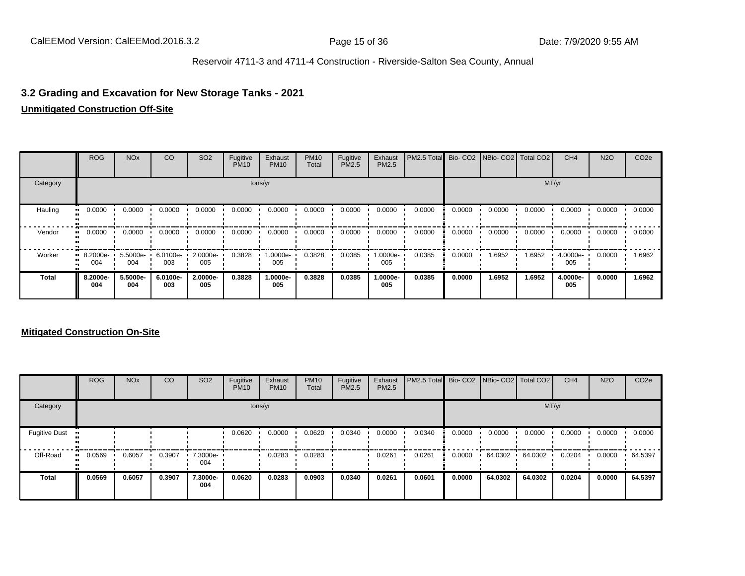## 3.2 Grading and Excavation for New Storage Tanks - 2021

**Unmitigated Construction Off-Site**

| | ROG | NOx | CO | SO2 | Fugitive PM10 | Exhaust PM10 | PM10 Total | Fugitive PM2.5 | Exhaust PM2.5 | PM2.5 Total | Bio- CO2 | NBio- CO2 | Total CO2 | CH4 | N2O | CO2e |
|---|---|---|---|---|---|---|---|---|---|---|---|---|---|---|---|---|
| Category | tons/yr | | | | | | | | | | MT/yr | | | | | |
| Hauling | 0.0000 | 0.0000 | 0.0000 | 0.0000 | 0.0000 | 0.0000 | 0.0000 | 0.0000 | 0.0000 | 0.0000 | 0.0000 | 0.0000 | 0.0000 | 0.0000 | 0.0000 | 0.0000 |
| Vendor | 0.0000 | 0.0000 | 0.0000 | 0.0000 | 0.0000 | 0.0000 | 0.0000 | 0.0000 | 0.0000 | 0.0000 | 0.0000 | 0.0000 | 0.0000 | 0.0000 | 0.0000 | 0.0000 |
| Worker | 8.2000e-004 | 5.5000e-004 | 6.0100e-003 | 2.0000e-005 | 0.3828 | 1.0000e-005 | 0.3828 | 0.0385 | 1.0000e-005 | 0.0385 | 0.0000 | 1.6952 | 1.6952 | 4.0000e-005 | 0.0000 | 1.6962 |
| **Total** | **8.2000e-004** | **5.5000e-004** | **6.0100e-003** | **2.0000e-005** | **0.3828** | **1.0000e-005** | **0.3828** | **0.0385** | **1.0000e-005** | **0.0385** | **0.0000** | **1.6952** | **1.6952** | **4.0000e-005** | **0.0000** | **1.6962** |

**Mitigated Construction On-Site**

| | ROG | NOx | CO | SO2 | Fugitive PM10 | Exhaust PM10 | PM10 Total | Fugitive PM2.5 | Exhaust PM2.5 | PM2.5 Total | Bio- CO2 | NBio- CO2 | Total CO2 | CH4 | N2O | CO2e |
|---|---|---|---|---|---|---|---|---|---|---|---|---|---|---|---|---|
| Category | tons/yr | | | | | | | | | | MT/yr | | | | | |
| Fugitive Dust | | | | | 0.0620 | 0.0000 | 0.0620 | 0.0340 | 0.0000 | 0.0340 | 0.0000 | 0.0000 | 0.0000 | 0.0000 | 0.0000 | 0.0000 |
| Off-Road | 0.0569 | 0.6057 | 0.3907 | 7.3000e-004 | | 0.0283 | 0.0283 | | 0.0261 | 0.0261 | 0.0000 | 64.0302 | 64.0302 | 0.0204 | 0.0000 | 64.5397 |
| **Total** | **0.0569** | **0.6057** | **0.3907** | **7.3000e-004** | **0.0620** | **0.0283** | **0.0903** | **0.0340** | **0.0261** | **0.0601** | **0.0000** | **64.0302** | **64.0302** | **0.0204** | **0.0000** | **64.5397** |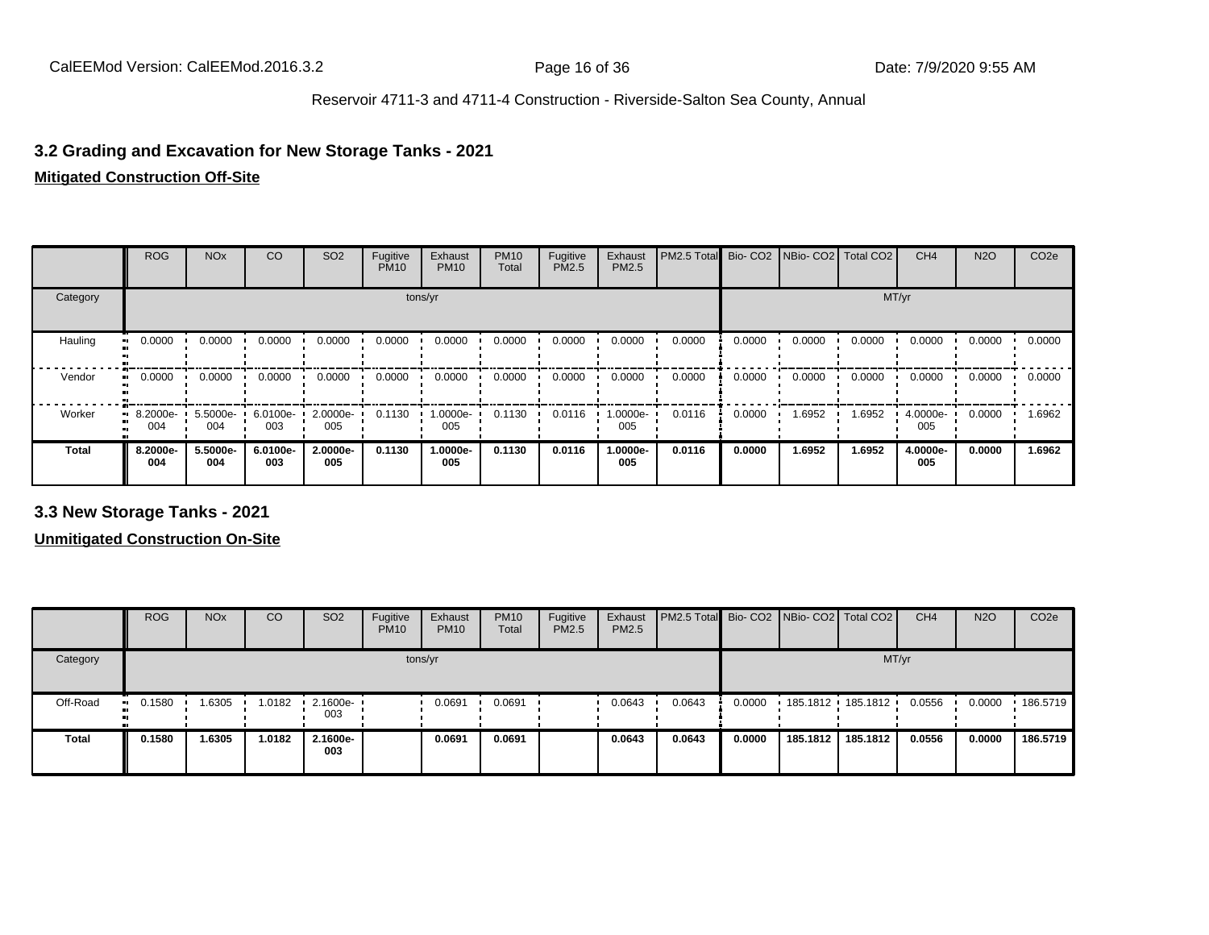Reservoir 4711-3 and 4711-4 Construction - Riverside-Salton Sea County, Annual

## 3.2 Grading and Excavation for New Storage Tanks - 2021

**Mitigated Construction Off-Site**

| | ROG | NOx | CO | SO2 | Fugitive PM10 | Exhaust PM10 | PM10 Total | Fugitive PM2.5 | Exhaust PM2.5 | PM2.5 Total | Bio- CO2 | NBio- CO2 | Total CO2 | CH4 | N2O | CO2e |
|---|---|---|---|---|---|---|---|---|---|---|---|---|---|---|---|---|
| Category | tons/yr | | | | | | | | | | MT/yr | | | | | |
| Hauling | 0.0000 | 0.0000 | 0.0000 | 0.0000 | 0.0000 | 0.0000 | 0.0000 | 0.0000 | 0.0000 | 0.0000 | 0.0000 | 0.0000 | 0.0000 | 0.0000 | 0.0000 | 0.0000 |
| Vendor | 0.0000 | 0.0000 | 0.0000 | 0.0000 | 0.0000 | 0.0000 | 0.0000 | 0.0000 | 0.0000 | 0.0000 | 0.0000 | 0.0000 | 0.0000 | 0.0000 | 0.0000 | 0.0000 |
| Worker | 8.2000e-004 | 5.5000e-004 | 6.0100e-003 | 2.0000e-005 | 0.1130 | 1.0000e-005 | 0.1130 | 0.0116 | 1.0000e-005 | 0.0116 | 0.0000 | 1.6952 | 1.6952 | 4.0000e-005 | 0.0000 | 1.6962 |
| **Total** | **8.2000e-004** | **5.5000e-004** | **6.0100e-003** | **2.0000e-005** | **0.1130** | **1.0000e-005** | **0.1130** | **0.0116** | **1.0000e-005** | **0.0116** | **0.0000** | **1.6952** | **1.6952** | **4.0000e-005** | **0.0000** | **1.6962** |

## 3.3 New Storage Tanks - 2021

**Unmitigated Construction On-Site**

| | ROG | NOx | CO | SO2 | Fugitive PM10 | Exhaust PM10 | PM10 Total | Fugitive PM2.5 | Exhaust PM2.5 | PM2.5 Total | Bio- CO2 | NBio- CO2 | Total CO2 | CH4 | N2O | CO2e |
|---|---|---|---|---|---|---|---|---|---|---|---|---|---|---|---|---|
| Category | tons/yr | | | | | | | | | | MT/yr | | | | | |
| Off-Road | 0.1580 | 1.6305 | 1.0182 | 2.1600e-003 | | 0.0691 | 0.0691 | | 0.0643 | 0.0643 | 0.0000 | 185.1812 | 185.1812 | 0.0556 | 0.0000 | 186.5719 |
| **Total** | **0.1580** | **1.6305** | **1.0182** | **2.1600e-003** | | **0.0691** | **0.0691** | | **0.0643** | **0.0643** | **0.0000** | **185.1812** | **185.1812** | **0.0556** | **0.0000** | **186.5719** |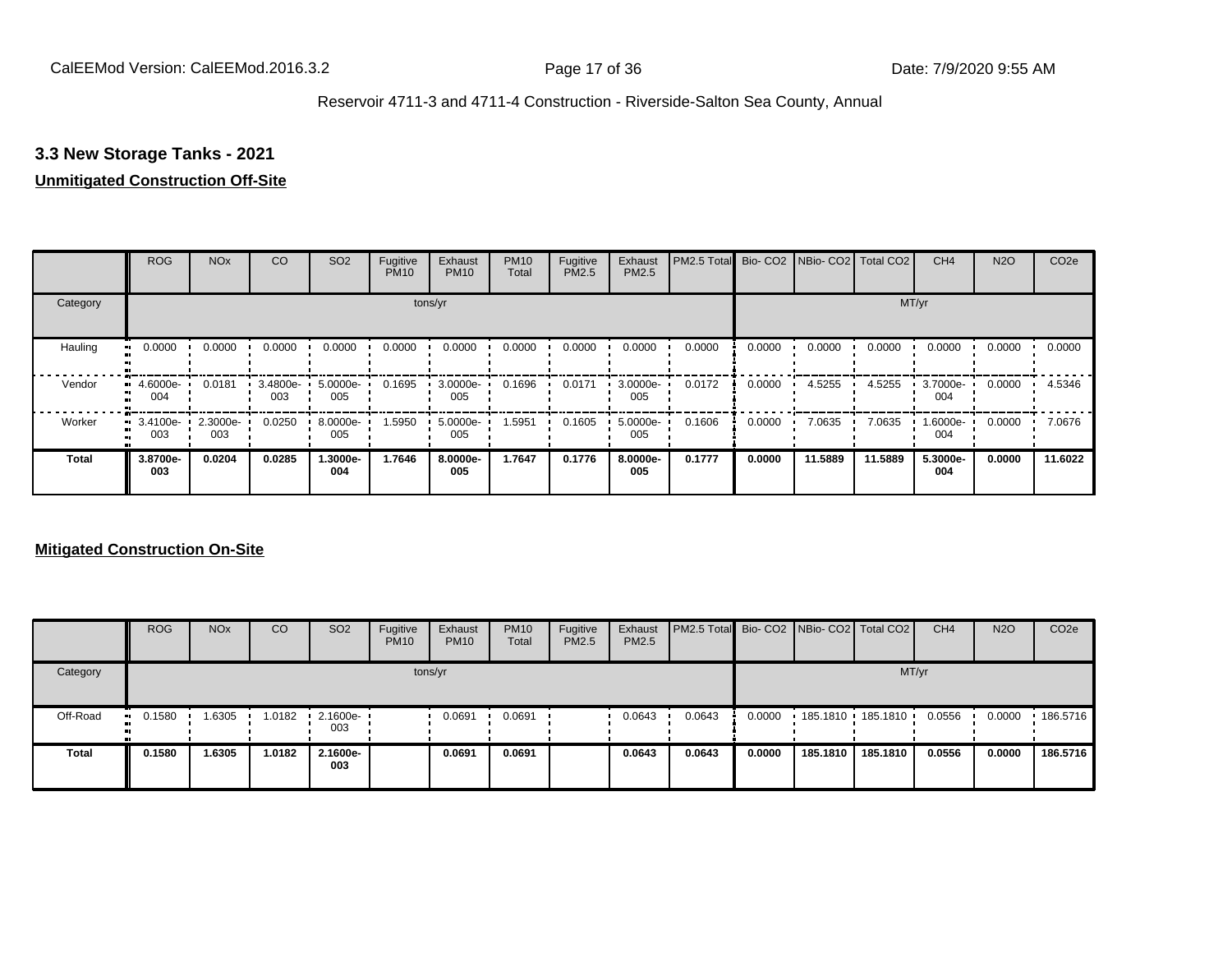## 3.3 New Storage Tanks - 2021

**Unmitigated Construction Off-Site**

| | ROG | NOx | CO | SO2 | Fugitive PM10 | Exhaust PM10 | PM10 Total | Fugitive PM2.5 | Exhaust PM2.5 | PM2.5 Total | Bio- CO2 | NBio- CO2 | Total CO2 | CH4 | N2O | CO2e |
|---|---|---|---|---|---|---|---|---|---|---|---|---|---|---|---|---|
| Category | tons/yr | | | | | | | | | | MT/yr | | | | | |
| Hauling | 0.0000 | 0.0000 | 0.0000 | 0.0000 | 0.0000 | 0.0000 | 0.0000 | 0.0000 | 0.0000 | 0.0000 | 0.0000 | 0.0000 | 0.0000 | 0.0000 | 0.0000 | 0.0000 |
| Vendor | 4.6000e-004 | 0.0181 | 3.4800e-003 | 5.0000e-005 | 0.1695 | 3.0000e-005 | 0.1696 | 0.0171 | 3.0000e-005 | 0.0172 | 0.0000 | 4.5255 | 4.5255 | 3.7000e-004 | 0.0000 | 4.5346 |
| Worker | 3.4100e-003 | 2.3000e-003 | 0.0250 | 8.0000e-005 | 1.5950 | 5.0000e-005 | 1.5951 | 0.1605 | 5.0000e-005 | 0.1606 | 0.0000 | 7.0635 | 7.0635 | 1.6000e-004 | 0.0000 | 7.0676 |
| **Total** | **3.8700e-003** | **0.0204** | **0.0285** | **1.3000e-004** | **1.7646** | **8.0000e-005** | **1.7647** | **0.1776** | **8.0000e-005** | **0.1777** | **0.0000** | **11.5889** | **11.5889** | **5.3000e-004** | **0.0000** | **11.6022** |

**Mitigated Construction On-Site**

| | ROG | NOx | CO | SO2 | Fugitive PM10 | Exhaust PM10 | PM10 Total | Fugitive PM2.5 | Exhaust PM2.5 | PM2.5 Total | Bio- CO2 | NBio- CO2 | Total CO2 | CH4 | N2O | CO2e |
|---|---|---|---|---|---|---|---|---|---|---|---|---|---|---|---|---|
| Category | tons/yr | | | | | | | | | | MT/yr | | | | | |
| Off-Road | 0.1580 | 1.6305 | 1.0182 | 2.1600e-003 | | 0.0691 | 0.0691 | | 0.0643 | 0.0643 | 0.0000 | 185.1810 | 185.1810 | 0.0556 | 0.0000 | 186.5716 |
| **Total** | **0.1580** | **1.6305** | **1.0182** | **2.1600e-003** | | **0.0691** | **0.0691** | | **0.0643** | **0.0643** | **0.0000** | **185.1810** | **185.1810** | **0.0556** | **0.0000** | **186.5716** |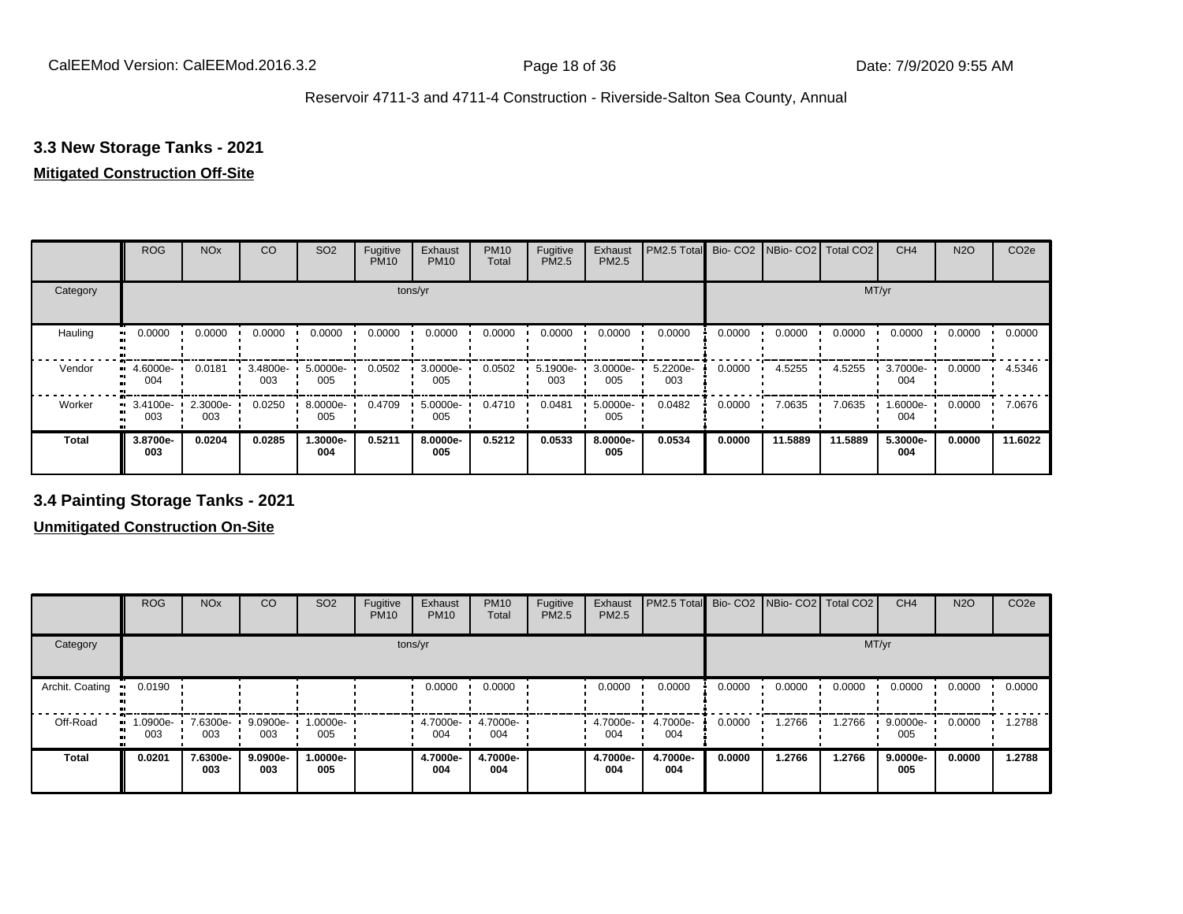## 3.3 New Storage Tanks - 2021

**Mitigated Construction Off-Site**

| | ROG | NOx | CO | SO2 | Fugitive PM10 | Exhaust PM10 | PM10 Total | Fugitive PM2.5 | Exhaust PM2.5 | PM2.5 Total | Bio- CO2 | NBio- CO2 | Total CO2 | CH4 | N2O | CO2e |
|---|---|---|---|---|---|---|---|---|---|---|---|---|---|---|---|---|
| Category | tons/yr | | | | | | | | | | MT/yr | | | | | |
| Hauling | 0.0000 | 0.0000 | 0.0000 | 0.0000 | 0.0000 | 0.0000 | 0.0000 | 0.0000 | 0.0000 | 0.0000 | 0.0000 | 0.0000 | 0.0000 | 0.0000 | 0.0000 | 0.0000 |
| Vendor | 4.6000e-004 | 0.0181 | 3.4800e-003 | 5.0000e-005 | 0.0502 | 3.0000e-005 | 0.0502 | 5.1900e-003 | 3.0000e-005 | 5.2200e-003 | 0.0000 | 4.5255 | 4.5255 | 3.7000e-004 | 0.0000 | 4.5346 |
| Worker | 3.4100e-003 | 2.3000e-003 | 0.0250 | 8.0000e-005 | 0.4709 | 5.0000e-005 | 0.4710 | 0.0481 | 5.0000e-005 | 0.0482 | 0.0000 | 7.0635 | 7.0635 | 1.6000e-004 | 0.0000 | 7.0676 |
| **Total** | **3.8700e-003** | **0.0204** | **0.0285** | **1.3000e-004** | **0.5211** | **8.0000e-005** | **0.5212** | **0.0533** | **8.0000e-005** | **0.0534** | **0.0000** | **11.5889** | **11.5889** | **5.3000e-004** | **0.0000** | **11.6022** |

## 3.4 Painting Storage Tanks - 2021

**Unmitigated Construction On-Site**

| | ROG | NOx | CO | SO2 | Fugitive PM10 | Exhaust PM10 | PM10 Total | Fugitive PM2.5 | Exhaust PM2.5 | PM2.5 Total | Bio- CO2 | NBio- CO2 | Total CO2 | CH4 | N2O | CO2e |
|---|---|---|---|---|---|---|---|---|---|---|---|---|---|---|---|---|
| Category | tons/yr | | | | | | | | | | MT/yr | | | | | |
| Archit. Coating | 0.0190 | | | | | 0.0000 | 0.0000 | | 0.0000 | 0.0000 | 0.0000 | 0.0000 | 0.0000 | 0.0000 | 0.0000 | 0.0000 |
| Off-Road | 1.0900e-003 | 7.6300e-003 | 9.0900e-003 | 1.0000e-005 | | 4.7000e-004 | 4.7000e-004 | | 4.7000e-004 | 4.7000e-004 | 0.0000 | 1.2766 | 1.2766 | 9.0000e-005 | 0.0000 | 1.2788 |
| **Total** | **0.0201** | **7.6300e-003** | **9.0900e-003** | **1.0000e-005** | | **4.7000e-004** | **4.7000e-004** | | **4.7000e-004** | **4.7000e-004** | **0.0000** | **1.2766** | **1.2766** | **9.0000e-005** | **0.0000** | **1.2788** |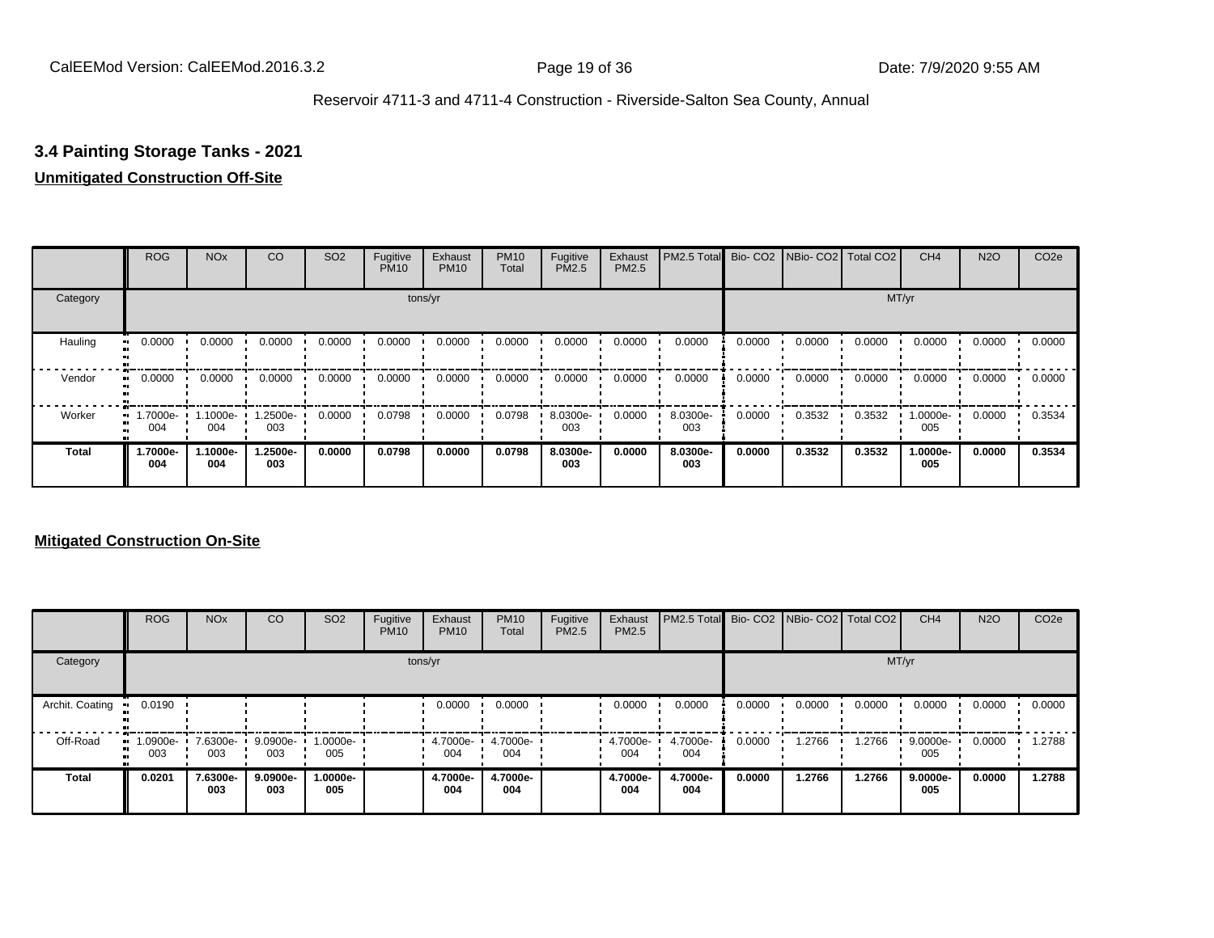## 3.4 Painting Storage Tanks - 2021

**Unmitigated Construction Off-Site**

| | ROG | NOx | CO | SO2 | Fugitive PM10 | Exhaust PM10 | PM10 Total | Fugitive PM2.5 | Exhaust PM2.5 | PM2.5 Total | Bio- CO2 | NBio- CO2 | Total CO2 | CH4 | N2O | CO2e |
|---|---|---|---|---|---|---|---|---|---|---|---|---|---|---|---|---|
| Category | tons/yr | | | | | | | | | | MT/yr | | | | | |
| Hauling | 0.0000 | 0.0000 | 0.0000 | 0.0000 | 0.0000 | 0.0000 | 0.0000 | 0.0000 | 0.0000 | 0.0000 | 0.0000 | 0.0000 | 0.0000 | 0.0000 | 0.0000 | 0.0000 |
| Vendor | 0.0000 | 0.0000 | 0.0000 | 0.0000 | 0.0000 | 0.0000 | 0.0000 | 0.0000 | 0.0000 | 0.0000 | 0.0000 | 0.0000 | 0.0000 | 0.0000 | 0.0000 | 0.0000 |
| Worker | 1.7000e-004 | 1.1000e-004 | 1.2500e-003 | 0.0000 | 0.0798 | 0.0000 | 0.0798 | 8.0300e-003 | 0.0000 | 8.0300e-003 | 0.0000 | 0.3532 | 0.3532 | 1.0000e-005 | 0.0000 | 0.3534 |
| **Total** | **1.7000e-004** | **1.1000e-004** | **1.2500e-003** | **0.0000** | **0.0798** | **0.0000** | **0.0798** | **8.0300e-003** | **0.0000** | **8.0300e-003** | **0.0000** | **0.3532** | **0.3532** | **1.0000e-005** | **0.0000** | **0.3534** |

**Mitigated Construction On-Site**

| | ROG | NOx | CO | SO2 | Fugitive PM10 | Exhaust PM10 | PM10 Total | Fugitive PM2.5 | Exhaust PM2.5 | PM2.5 Total | Bio- CO2 | NBio- CO2 | Total CO2 | CH4 | N2O | CO2e |
|---|---|---|---|---|---|---|---|---|---|---|---|---|---|---|---|---|
| Category | tons/yr | | | | | | | | | | MT/yr | | | | | |
| Archit. Coating | 0.0190 | | | | | 0.0000 | 0.0000 | | 0.0000 | 0.0000 | 0.0000 | 0.0000 | 0.0000 | 0.0000 | 0.0000 | 0.0000 |
| Off-Road | 1.0900e-003 | 7.6300e-003 | 9.0900e-003 | 1.0000e-005 | | 4.7000e-004 | 4.7000e-004 | | 4.7000e-004 | 4.7000e-004 | 0.0000 | 1.2766 | 1.2766 | 9.0000e-005 | 0.0000 | 1.2788 |
| **Total** | **0.0201** | **7.6300e-003** | **9.0900e-003** | **1.0000e-005** | | **4.7000e-004** | **4.7000e-004** | | **4.7000e-004** | **4.7000e-004** | **0.0000** | **1.2766** | **1.2766** | **9.0000e-005** | **0.0000** | **1.2788** |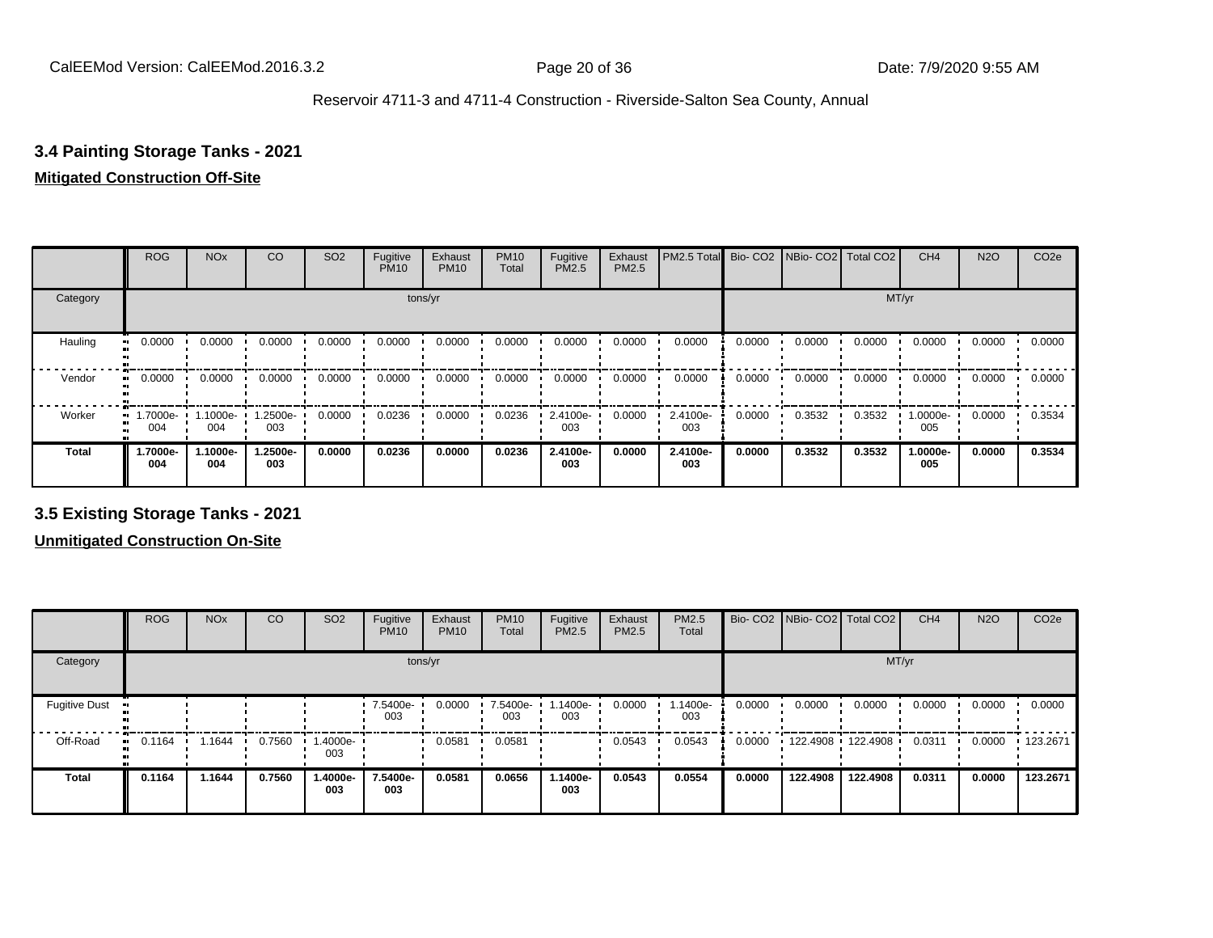## 3.4 Painting Storage Tanks - 2021

**Mitigated Construction Off-Site**

| | ROG | NOx | CO | SO2 | Fugitive PM10 | Exhaust PM10 | PM10 Total | Fugitive PM2.5 | Exhaust PM2.5 | PM2.5 Total | Bio- CO2 | NBio- CO2 | Total CO2 | CH4 | N2O | CO2e |
|---|---|---|---|---|---|---|---|---|---|---|---|---|---|---|---|---|
| Category | tons/yr | | | | | | | | | | MT/yr | | | | | |
| Hauling | 0.0000 | 0.0000 | 0.0000 | 0.0000 | 0.0000 | 0.0000 | 0.0000 | 0.0000 | 0.0000 | 0.0000 | 0.0000 | 0.0000 | 0.0000 | 0.0000 | 0.0000 | 0.0000 |
| Vendor | 0.0000 | 0.0000 | 0.0000 | 0.0000 | 0.0000 | 0.0000 | 0.0000 | 0.0000 | 0.0000 | 0.0000 | 0.0000 | 0.0000 | 0.0000 | 0.0000 | 0.0000 | 0.0000 |
| Worker | 1.7000e-004 | 1.1000e-004 | 1.2500e-003 | 0.0000 | 0.0236 | 0.0000 | 0.0236 | 2.4100e-003 | 0.0000 | 2.4100e-003 | 0.0000 | 0.3532 | 0.3532 | 1.0000e-005 | 0.0000 | 0.3534 |
| **Total** | **1.7000e-004** | **1.1000e-004** | **1.2500e-003** | **0.0000** | **0.0236** | **0.0000** | **0.0236** | **2.4100e-003** | **0.0000** | **2.4100e-003** | **0.0000** | **0.3532** | **0.3532** | **1.0000e-005** | **0.0000** | **0.3534** |

## 3.5 Existing Storage Tanks - 2021

**Unmitigated Construction On-Site**

| | ROG | NOx | CO | SO2 | Fugitive PM10 | Exhaust PM10 | PM10 Total | Fugitive PM2.5 | Exhaust PM2.5 | PM2.5 Total | Bio- CO2 | NBio- CO2 | Total CO2 | CH4 | N2O | CO2e |
|---|---|---|---|---|---|---|---|---|---|---|---|---|---|---|---|---|
| Category | tons/yr | | | | | | | | | | MT/yr | | | | | |
| Fugitive Dust | | | | | 7.5400e-003 | 0.0000 | 7.5400e-003 | 1.1400e-003 | 0.0000 | 1.1400e-003 | 0.0000 | 0.0000 | 0.0000 | 0.0000 | 0.0000 | 0.0000 |
| Off-Road | 0.1164 | 1.1644 | 0.7560 | 1.4000e-003 | | 0.0581 | 0.0581 | | 0.0543 | 0.0543 | 0.0000 | 122.4908 | 122.4908 | 0.0311 | 0.0000 | 123.2671 |
| **Total** | **0.1164** | **1.1644** | **0.7560** | **1.4000e-003** | **7.5400e-003** | **0.0581** | **0.0656** | **1.1400e-003** | **0.0543** | **0.0554** | **0.0000** | **122.4908** | **122.4908** | **0.0311** | **0.0000** | **123.2671** |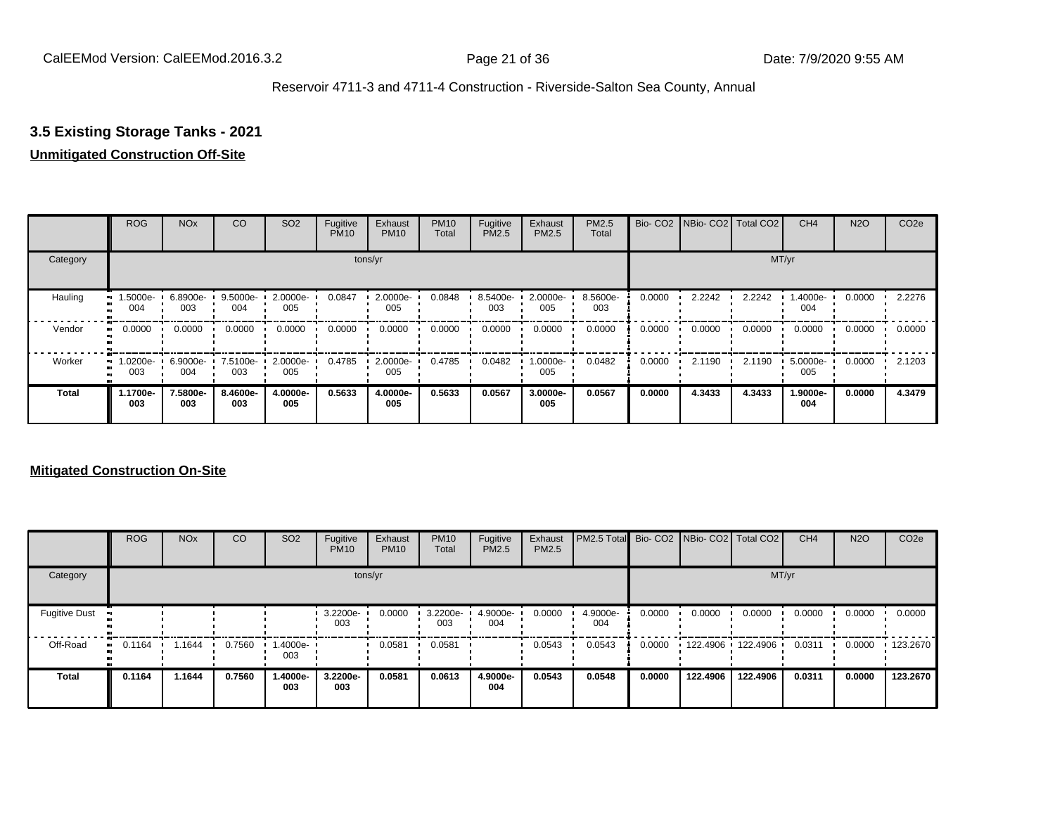## 3.5 Existing Storage Tanks - 2021

**Unmitigated Construction Off-Site**

| | ROG | NOx | CO | SO2 | Fugitive PM10 | Exhaust PM10 | PM10 Total | Fugitive PM2.5 | Exhaust PM2.5 | PM2.5 Total | Bio- CO2 | NBio- CO2 | Total CO2 | CH4 | N2O | CO2e |
|---|---|---|---|---|---|---|---|---|---|---|---|---|---|---|---|---|
| Category | tons/yr | | | | | | | | | | MT/yr | | | | | |
| Hauling | 1.5000e-004 | 6.8900e-003 | 9.5000e-004 | 2.0000e-005 | 0.0847 | 2.0000e-005 | 0.0848 | 8.5400e-003 | 2.0000e-005 | 8.5600e-003 | 0.0000 | 2.2242 | 2.2242 | 1.4000e-004 | 0.0000 | 2.2276 |
| Vendor | 0.0000 | 0.0000 | 0.0000 | 0.0000 | 0.0000 | 0.0000 | 0.0000 | 0.0000 | 0.0000 | 0.0000 | 0.0000 | 0.0000 | 0.0000 | 0.0000 | 0.0000 | 0.0000 |
| Worker | 1.0200e-003 | 6.9000e-004 | 7.5100e-003 | 2.0000e-005 | 0.4785 | 2.0000e-005 | 0.4785 | 0.0482 | 1.0000e-005 | 0.0482 | 0.0000 | 2.1190 | 2.1190 | 5.0000e-005 | 0.0000 | 2.1203 |
| **Total** | **1.1700e-003** | **7.5800e-003** | **8.4600e-003** | **4.0000e-005** | **0.5633** | **4.0000e-005** | **0.5633** | **0.0567** | **3.0000e-005** | **0.0567** | **0.0000** | **4.3433** | **4.3433** | **1.9000e-004** | **0.0000** | **4.3479** |

**Mitigated Construction On-Site**

| | ROG | NOx | CO | SO2 | Fugitive PM10 | Exhaust PM10 | PM10 Total | Fugitive PM2.5 | Exhaust PM2.5 | PM2.5 Total | Bio- CO2 | NBio- CO2 | Total CO2 | CH4 | N2O | CO2e |
|---|---|---|---|---|---|---|---|---|---|---|---|---|---|---|---|---|
| Category | tons/yr | | | | | | | | | | MT/yr | | | | | |
| Fugitive Dust | | | | | 3.2200e-003 | 0.0000 | 3.2200e-003 | 4.9000e-004 | 0.0000 | 4.9000e-004 | 0.0000 | 0.0000 | 0.0000 | 0.0000 | 0.0000 | 0.0000 |
| Off-Road | 0.1164 | 1.1644 | 0.7560 | 1.4000e-003 | | 0.0581 | 0.0581 | | 0.0543 | 0.0543 | 0.0000 | 122.4906 | 122.4906 | 0.0311 | 0.0000 | 123.2670 |
| **Total** | **0.1164** | **1.1644** | **0.7560** | **1.4000e-003** | **3.2200e-003** | **0.0581** | **0.0613** | **4.9000e-004** | **0.0543** | **0.0548** | **0.0000** | **122.4906** | **122.4906** | **0.0311** | **0.0000** | **123.2670** |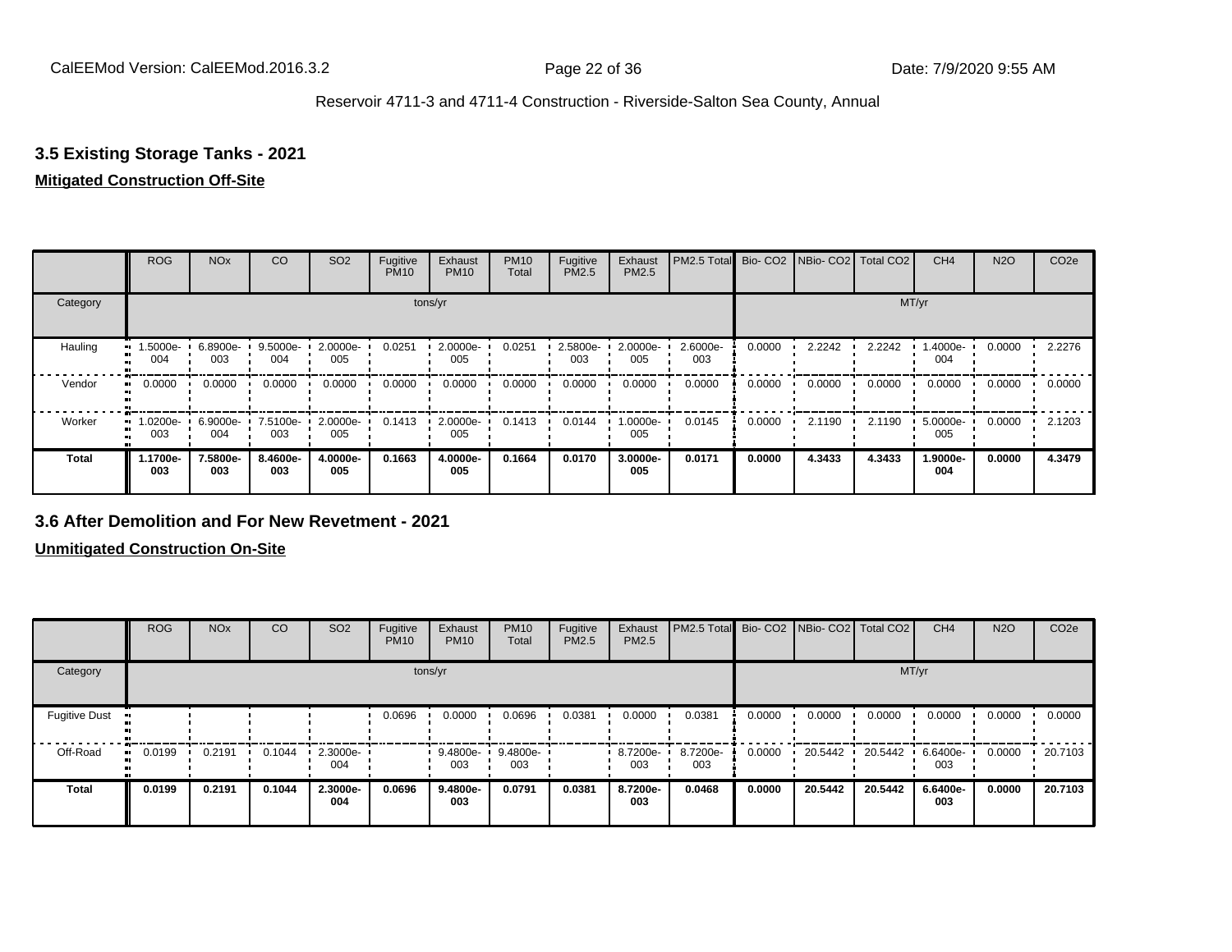Reservoir 4711-3 and 4711-4 Construction - Riverside-Salton Sea County, Annual

### 3.5 Existing Storage Tanks - 2021

**Mitigated Construction Off-Site**

| | ROG | NOx | CO | SO2 | Fugitive PM10 | Exhaust PM10 | PM10 Total | Fugitive PM2.5 | Exhaust PM2.5 | PM2.5 Total | Bio- CO2 | NBio- CO2 | Total CO2 | CH4 | N2O | CO2e |
|---|---|---|---|---|---|---|---|---|---|---|---|---|---|---|---|---|
| Category | | | | | tons/yr | | | | | | | | | MT/yr | | |
| Hauling | 1.5000e-004 | 6.8900e-003 | 9.5000e-004 | 2.0000e-005 | 0.0251 | 2.0000e-005 | 0.0251 | 2.5800e-003 | 2.0000e-005 | 2.6000e-003 | 0.0000 | 2.2242 | 2.2242 | 1.4000e-004 | 0.0000 | 2.2276 |
| Vendor | 0.0000 | 0.0000 | 0.0000 | 0.0000 | 0.0000 | 0.0000 | 0.0000 | 0.0000 | 0.0000 | 0.0000 | 0.0000 | 0.0000 | 0.0000 | 0.0000 | 0.0000 | 0.0000 |
| Worker | 1.0200e-003 | 6.9000e-004 | 7.5100e-003 | 2.0000e-005 | 0.1413 | 2.0000e-005 | 0.1413 | 0.0144 | 1.0000e-005 | 0.0145 | 0.0000 | 2.1190 | 2.1190 | 5.0000e-005 | 0.0000 | 2.1203 |
| **Total** | **1.1700e-003** | **7.5800e-003** | **8.4600e-003** | **4.0000e-005** | **0.1663** | **4.0000e-005** | **0.1664** | **0.0170** | **3.0000e-005** | **0.0171** | **0.0000** | **4.3433** | **4.3433** | **1.9000e-004** | **0.0000** | **4.3479** |

### 3.6 After Demolition and For New Revetment - 2021

**Unmitigated Construction On-Site**

| | ROG | NOx | CO | SO2 | Fugitive PM10 | Exhaust PM10 | PM10 Total | Fugitive PM2.5 | Exhaust PM2.5 | PM2.5 Total | Bio- CO2 | NBio- CO2 | Total CO2 | CH4 | N2O | CO2e |
|---|---|---|---|---|---|---|---|---|---|---|---|---|---|---|---|---|
| Category | | | | | tons/yr | | | | | | | | | MT/yr | | |
| Fugitive Dust | | | | | 0.0696 | 0.0000 | 0.0696 | 0.0381 | 0.0000 | 0.0381 | 0.0000 | 0.0000 | 0.0000 | 0.0000 | 0.0000 | 0.0000 |
| Off-Road | 0.0199 | 0.2191 | 0.1044 | 2.3000e-004 | | 9.4800e-003 | 9.4800e-003 | | 8.7200e-003 | 8.7200e-003 | 0.0000 | 20.5442 | 20.5442 | 6.6400e-003 | 0.0000 | 20.7103 |
| **Total** | **0.0199** | **0.2191** | **0.1044** | **2.3000e-004** | **0.0696** | **9.4800e-003** | **0.0791** | **0.0381** | **8.7200e-003** | **0.0468** | **0.0000** | **20.5442** | **20.5442** | **6.6400e-003** | **0.0000** | **20.7103** |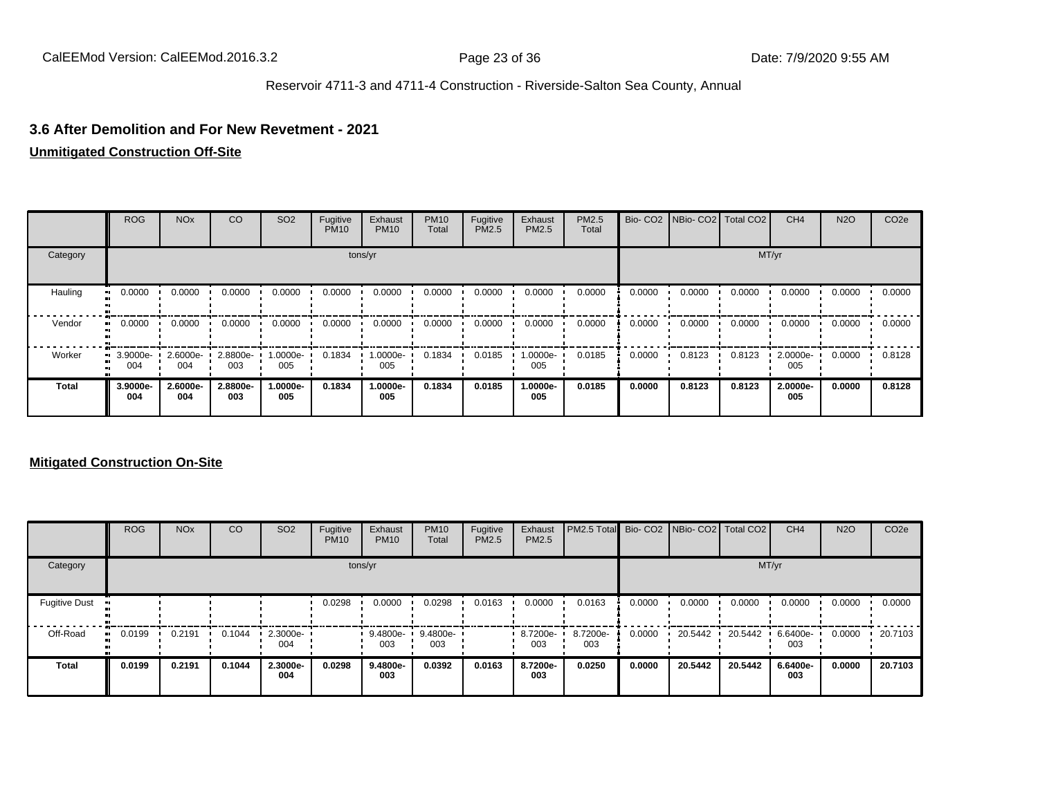## 3.6 After Demolition and For New Revetment - 2021

**Unmitigated Construction Off-Site**

| | ROG | NOx | CO | SO2 | Fugitive PM10 | Exhaust PM10 | PM10 Total | Fugitive PM2.5 | Exhaust PM2.5 | PM2.5 Total | Bio- CO2 | NBio- CO2 | Total CO2 | CH4 | N2O | CO2e |
|---|---|---|---|---|---|---|---|---|---|---|---|---|---|---|---|---|
| Category | tons/yr | | | | | | | | | | MT/yr | | | | | |
| Hauling | 0.0000 | 0.0000 | 0.0000 | 0.0000 | 0.0000 | 0.0000 | 0.0000 | 0.0000 | 0.0000 | 0.0000 | 0.0000 | 0.0000 | 0.0000 | 0.0000 | 0.0000 | 0.0000 |
| Vendor | 0.0000 | 0.0000 | 0.0000 | 0.0000 | 0.0000 | 0.0000 | 0.0000 | 0.0000 | 0.0000 | 0.0000 | 0.0000 | 0.0000 | 0.0000 | 0.0000 | 0.0000 | 0.0000 |
| Worker | 3.9000e-004 | 2.6000e-004 | 2.8800e-003 | 1.0000e-005 | 0.1834 | 1.0000e-005 | 0.1834 | 0.0185 | 1.0000e-005 | 0.0185 | 0.0000 | 0.8123 | 0.8123 | 2.0000e-005 | 0.0000 | 0.8128 |
| **Total** | **3.9000e-004** | **2.6000e-004** | **2.8800e-003** | **1.0000e-005** | **0.1834** | **1.0000e-005** | **0.1834** | **0.0185** | **1.0000e-005** | **0.0185** | **0.0000** | **0.8123** | **0.8123** | **2.0000e-005** | **0.0000** | **0.8128** |

**Mitigated Construction On-Site**

| | ROG | NOx | CO | SO2 | Fugitive PM10 | Exhaust PM10 | PM10 Total | Fugitive PM2.5 | Exhaust PM2.5 | PM2.5 Total | Bio- CO2 | NBio- CO2 | Total CO2 | CH4 | N2O | CO2e |
|---|---|---|---|---|---|---|---|---|---|---|---|---|---|---|---|---|
| Category | tons/yr | | | | | | | | | | MT/yr | | | | | |
| Fugitive Dust | | | | | 0.0298 | 0.0000 | 0.0298 | 0.0163 | 0.0000 | 0.0163 | 0.0000 | 0.0000 | 0.0000 | 0.0000 | 0.0000 | 0.0000 |
| Off-Road | 0.0199 | 0.2191 | 0.1044 | 2.3000e-004 | | 9.4800e-003 | 9.4800e-003 | | 8.7200e-003 | 8.7200e-003 | 0.0000 | 20.5442 | 20.5442 | 6.6400e-003 | 0.0000 | 20.7103 |
| **Total** | **0.0199** | **0.2191** | **0.1044** | **2.3000e-004** | **0.0298** | **9.4800e-003** | **0.0392** | **0.0163** | **8.7200e-003** | **0.0250** | **0.0000** | **20.5442** | **20.5442** | **6.6400e-003** | **0.0000** | **20.7103** |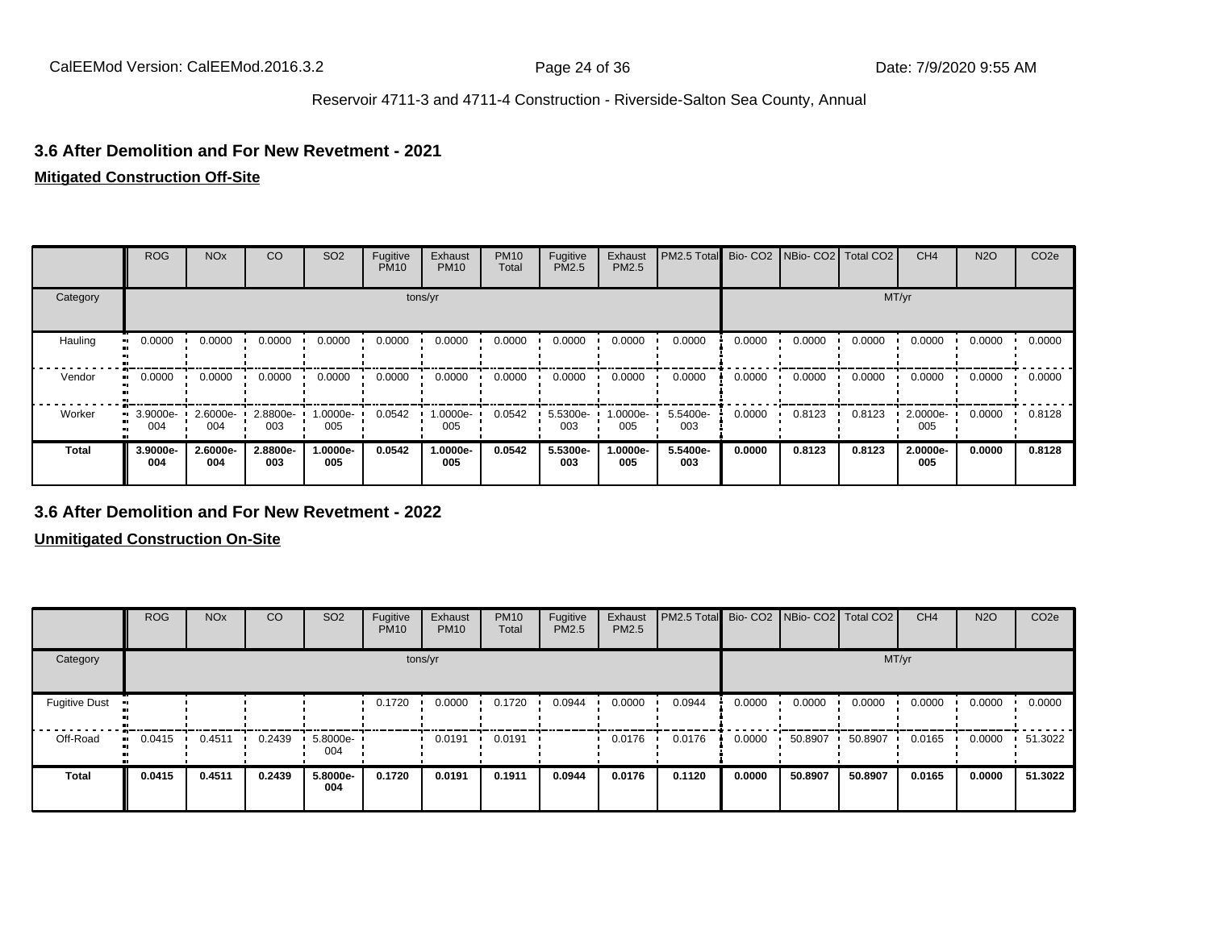### 3.6 After Demolition and For New Revetment - 2021

**Mitigated Construction Off-Site**

| | ROG | NOx | CO | SO2 | Fugitive PM10 | Exhaust PM10 | PM10 Total | Fugitive PM2.5 | Exhaust PM2.5 | PM2.5 Total | Bio- CO2 | NBio- CO2 | Total CO2 | CH4 | N2O | CO2e |
|---|---|---|---|---|---|---|---|---|---|---|---|---|---|---|---|---|
| Category | tons/yr | | | | | | | | | | MT/yr | | | | | |
| Hauling | 0.0000 | 0.0000 | 0.0000 | 0.0000 | 0.0000 | 0.0000 | 0.0000 | 0.0000 | 0.0000 | 0.0000 | 0.0000 | 0.0000 | 0.0000 | 0.0000 | 0.0000 | 0.0000 |
| Vendor | 0.0000 | 0.0000 | 0.0000 | 0.0000 | 0.0000 | 0.0000 | 0.0000 | 0.0000 | 0.0000 | 0.0000 | 0.0000 | 0.0000 | 0.0000 | 0.0000 | 0.0000 | 0.0000 |
| Worker | 3.9000e-004 | 2.6000e-004 | 2.8800e-003 | 1.0000e-005 | 0.0542 | 1.0000e-005 | 0.0542 | 5.5300e-003 | 1.0000e-005 | 5.5400e-003 | 0.0000 | 0.8123 | 0.8123 | 2.0000e-005 | 0.0000 | 0.8128 |
| **Total** | **3.9000e-004** | **2.6000e-004** | **2.8800e-003** | **1.0000e-005** | **0.0542** | **1.0000e-005** | **0.0542** | **5.5300e-003** | **1.0000e-005** | **5.5400e-003** | **0.0000** | **0.8123** | **0.8123** | **2.0000e-005** | **0.0000** | **0.8128** |

### 3.6 After Demolition and For New Revetment - 2022

**Unmitigated Construction On-Site**

| | ROG | NOx | CO | SO2 | Fugitive PM10 | Exhaust PM10 | PM10 Total | Fugitive PM2.5 | Exhaust PM2.5 | PM2.5 Total | Bio- CO2 | NBio- CO2 | Total CO2 | CH4 | N2O | CO2e |
|---|---|---|---|---|---|---|---|---|---|---|---|---|---|---|---|---|
| Category | tons/yr | | | | | | | | | | MT/yr | | | | | |
| Fugitive Dust | | | | | 0.1720 | 0.0000 | 0.1720 | 0.0944 | 0.0000 | 0.0944 | 0.0000 | 0.0000 | 0.0000 | 0.0000 | 0.0000 | 0.0000 |
| Off-Road | 0.0415 | 0.4511 | 0.2439 | 5.8000e-004 | | 0.0191 | 0.0191 | | 0.0176 | 0.0176 | 0.0000 | 50.8907 | 50.8907 | 0.0165 | 0.0000 | 51.3022 |
| **Total** | **0.0415** | **0.4511** | **0.2439** | **5.8000e-004** | **0.1720** | **0.0191** | **0.1911** | **0.0944** | **0.0176** | **0.1120** | **0.0000** | **50.8907** | **50.8907** | **0.0165** | **0.0000** | **51.3022** |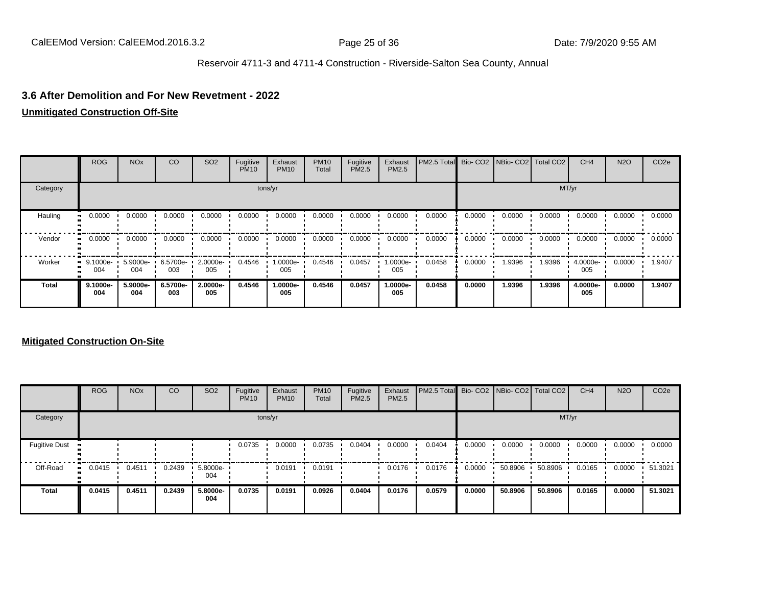## 3.6 After Demolition and For New Revetment - 2022

**Unmitigated Construction Off-Site**

| | ROG | NOx | CO | SO2 | Fugitive PM10 | Exhaust PM10 | PM10 Total | Fugitive PM2.5 | Exhaust PM2.5 | PM2.5 Total | Bio- CO2 | NBio- CO2 | Total CO2 | CH4 | N2O | CO2e |
|---|---|---|---|---|---|---|---|---|---|---|---|---|---|---|---|---|
| Category | tons/yr | | | | | | | | | | MT/yr | | | | | |
| Hauling | 0.0000 | 0.0000 | 0.0000 | 0.0000 | 0.0000 | 0.0000 | 0.0000 | 0.0000 | 0.0000 | 0.0000 | 0.0000 | 0.0000 | 0.0000 | 0.0000 | 0.0000 | 0.0000 |
| Vendor | 0.0000 | 0.0000 | 0.0000 | 0.0000 | 0.0000 | 0.0000 | 0.0000 | 0.0000 | 0.0000 | 0.0000 | 0.0000 | 0.0000 | 0.0000 | 0.0000 | 0.0000 | 0.0000 |
| Worker | 9.1000e-004 | 5.9000e-004 | 6.5700e-003 | 2.0000e-005 | 0.4546 | 1.0000e-005 | 0.4546 | 0.0457 | 1.0000e-005 | 0.0458 | 0.0000 | 1.9396 | 1.9396 | 4.0000e-005 | 0.0000 | 1.9407 |
| **Total** | **9.1000e-004** | **5.9000e-004** | **6.5700e-003** | **2.0000e-005** | **0.4546** | **1.0000e-005** | **0.4546** | **0.0457** | **1.0000e-005** | **0.0458** | **0.0000** | **1.9396** | **1.9396** | **4.0000e-005** | **0.0000** | **1.9407** |

**Mitigated Construction On-Site**

| | ROG | NOx | CO | SO2 | Fugitive PM10 | Exhaust PM10 | PM10 Total | Fugitive PM2.5 | Exhaust PM2.5 | PM2.5 Total | Bio- CO2 | NBio- CO2 | Total CO2 | CH4 | N2O | CO2e |
|---|---|---|---|---|---|---|---|---|---|---|---|---|---|---|---|---|
| Category | tons/yr | | | | | | | | | | MT/yr | | | | | |
| Fugitive Dust | | | | | 0.0735 | 0.0000 | 0.0735 | 0.0404 | 0.0000 | 0.0404 | 0.0000 | 0.0000 | 0.0000 | 0.0000 | 0.0000 | 0.0000 |
| Off-Road | 0.0415 | 0.4511 | 0.2439 | 5.8000e-004 | | 0.0191 | 0.0191 | | 0.0176 | 0.0176 | 0.0000 | 50.8906 | 50.8906 | 0.0165 | 0.0000 | 51.3021 |
| **Total** | **0.0415** | **0.4511** | **0.2439** | **5.8000e-004** | **0.0735** | **0.0191** | **0.0926** | **0.0404** | **0.0176** | **0.0579** | **0.0000** | **50.8906** | **50.8906** | **0.0165** | **0.0000** | **51.3021** |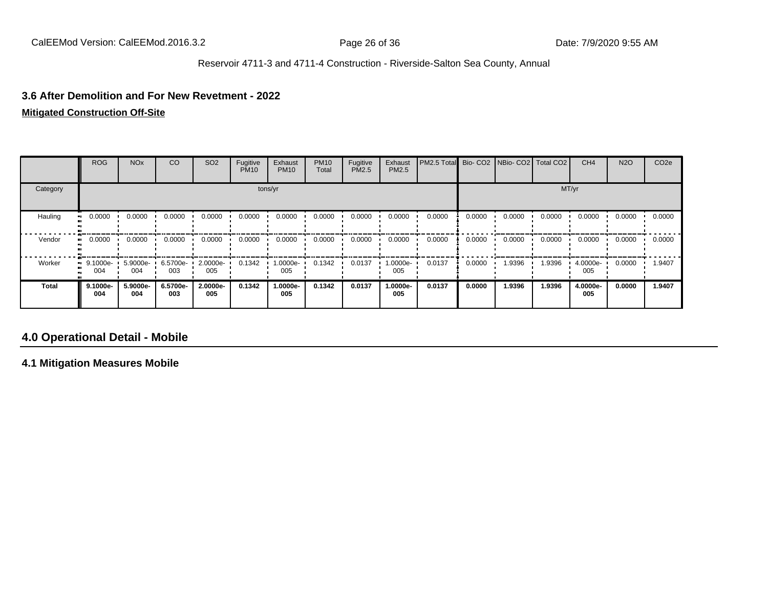### 3.6 After Demolition and For New Revetment - 2022

**Mitigated Construction Off-Site**

| | ROG | NOx | CO | SO2 | Fugitive PM10 | Exhaust PM10 | PM10 Total | Fugitive PM2.5 | Exhaust PM2.5 | PM2.5 Total | Bio- CO2 | NBio- CO2 | Total CO2 | CH4 | N2O | CO2e |
|---|---|---|---|---|---|---|---|---|---|---|---|---|---|---|---|---|
| Category | tons/yr | | | | | | | | | | MT/yr | | | | | |
| Hauling | 0.0000 | 0.0000 | 0.0000 | 0.0000 | 0.0000 | 0.0000 | 0.0000 | 0.0000 | 0.0000 | 0.0000 | 0.0000 | 0.0000 | 0.0000 | 0.0000 | 0.0000 | 0.0000 |
| Vendor | 0.0000 | 0.0000 | 0.0000 | 0.0000 | 0.0000 | 0.0000 | 0.0000 | 0.0000 | 0.0000 | 0.0000 | 0.0000 | 0.0000 | 0.0000 | 0.0000 | 0.0000 | 0.0000 |
| Worker | 9.1000e-004 | 5.9000e-004 | 6.5700e-003 | 2.0000e-005 | 0.1342 | 1.0000e-005 | 0.1342 | 0.0137 | 1.0000e-005 | 0.0137 | 0.0000 | 1.9396 | 1.9396 | 4.0000e-005 | 0.0000 | 1.9407 |
| **Total** | **9.1000e-004** | **5.9000e-004** | **6.5700e-003** | **2.0000e-005** | **0.1342** | **1.0000e-005** | **0.1342** | **0.0137** | **1.0000e-005** | **0.0137** | **0.0000** | **1.9396** | **1.9396** | **4.0000e-005** | **0.0000** | **1.9407** |

## 4.0 Operational Detail - Mobile

### 4.1 Mitigation Measures Mobile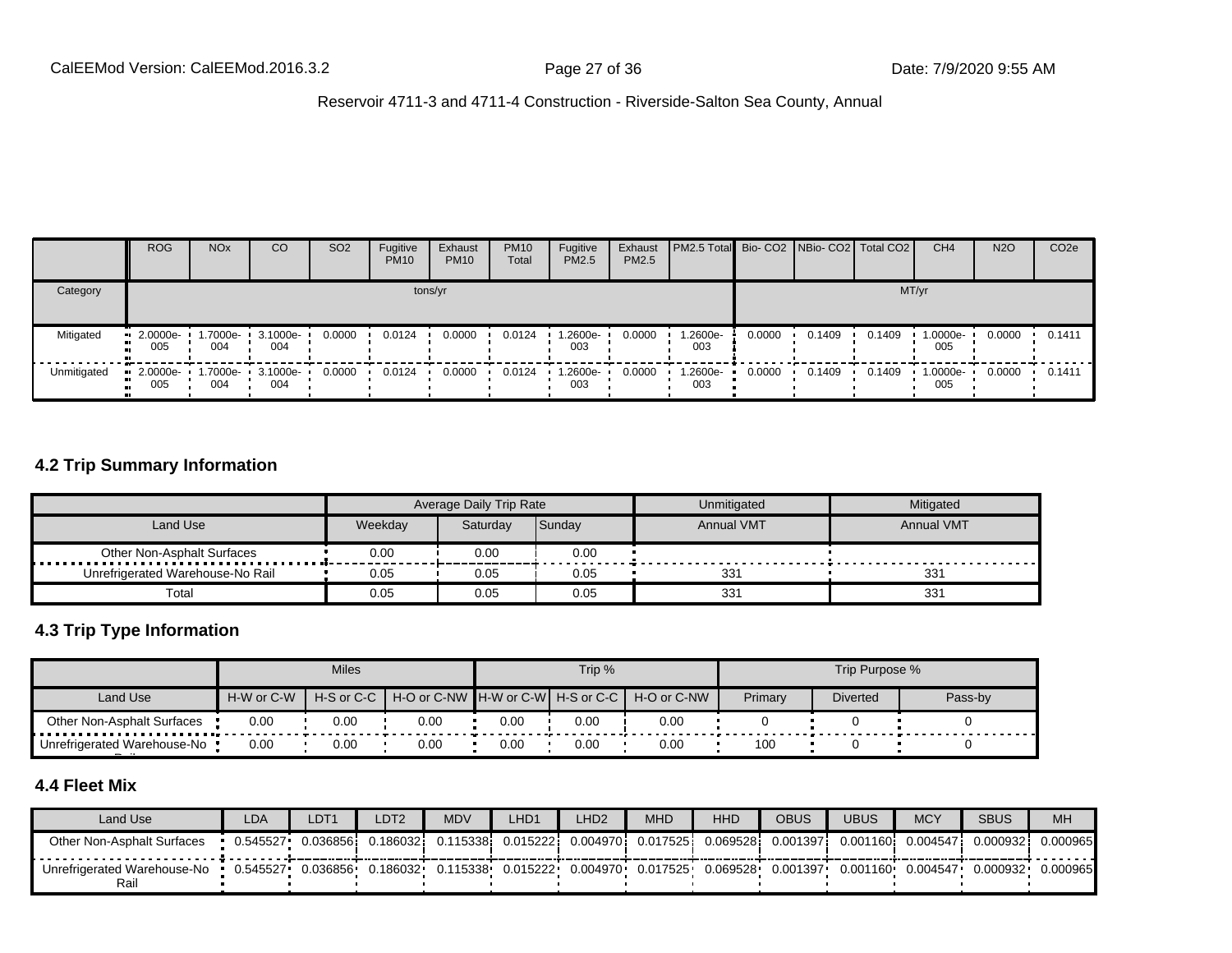| | ROG | NOx | CO | SO2 | Fugitive PM10 | Exhaust PM10 | PM10 Total | Fugitive PM2.5 | Exhaust PM2.5 | PM2.5 Total | Bio- CO2 | NBio- CO2 | Total CO2 | CH4 | N2O | CO2e |
|---|---|---|---|---|---|---|---|---|---|---|---|---|---|---|---|---|
| Category | tons/yr | | | | | | | | | | MT/yr | | | | | |
| Mitigated | 2.0000e-005 | 1.7000e-004 | 3.1000e-004 | 0.0000 | 0.0124 | 0.0000 | 0.0124 | 1.2600e-003 | 0.0000 | 1.2600e-003 | 0.0000 | 0.1409 | 0.1409 | 1.0000e-005 | 0.0000 | 0.1411 |
| Unmitigated | 2.0000e-005 | 1.7000e-004 | 3.1000e-004 | 0.0000 | 0.0124 | 0.0000 | 0.0124 | 1.2600e-003 | 0.0000 | 1.2600e-003 | 0.0000 | 0.1409 | 0.1409 | 1.0000e-005 | 0.0000 | 0.1411 |

## 4.2 Trip Summary Information

| | Average Daily Trip Rate | | | Unmitigated | Mitigated |
|---|---|---|---|---|---|
| Land Use | Weekday | Saturday | Sunday | Annual VMT | Annual VMT |
| Other Non-Asphalt Surfaces | 0.00 | 0.00 | 0.00 | | |
| Unrefrigerated Warehouse-No Rail | 0.05 | 0.05 | 0.05 | 331 | 331 |
| Total | 0.05 | 0.05 | 0.05 | 331 | 331 |

## 4.3 Trip Type Information

| | Miles | | | Trip % | | | Trip Purpose % | | |
|---|---|---|---|---|---|---|---|---|---|
| Land Use | H-W or C-W | H-S or C-C | H-O or C-NW | H-W or C-W | H-S or C-C | H-O or C-NW | Primary | Diverted | Pass-by |
| Other Non-Asphalt Surfaces | 0.00 | 0.00 | 0.00 | 0.00 | 0.00 | 0.00 | 0 | 0 | 0 |
| Unrefrigerated Warehouse-No Rail | 0.00 | 0.00 | 0.00 | 0.00 | 0.00 | 0.00 | 100 | 0 | 0 |

## 4.4 Fleet Mix

| Land Use | LDA | LDT1 | LDT2 | MDV | LHD1 | LHD2 | MHD | HHD | OBUS | UBUS | MCY | SBUS | MH |
|---|---|---|---|---|---|---|---|---|---|---|---|---|---|
| Other Non-Asphalt Surfaces | 0.545527 | 0.036856 | 0.186032 | 0.115338 | 0.015222 | 0.004970 | 0.017525 | 0.069528 | 0.001397 | 0.001160 | 0.004547 | 0.000932 | 0.000965 |
| Unrefrigerated Warehouse-No Rail | 0.545527 | 0.036856 | 0.186032 | 0.115338 | 0.015222 | 0.004970 | 0.017525 | 0.069528 | 0.001397 | 0.001160 | 0.004547 | 0.000932 | 0.000965 |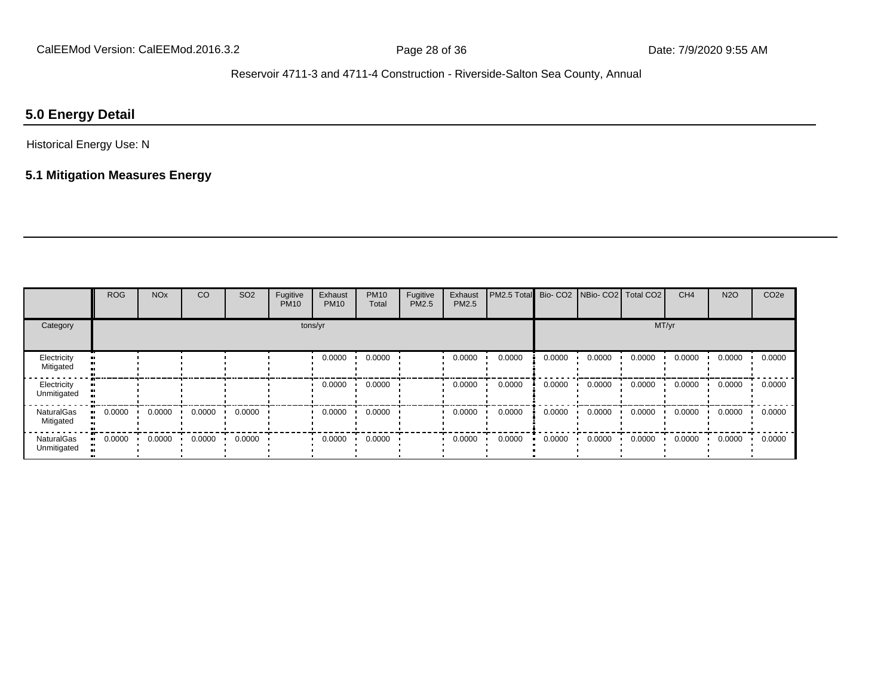## 5.0 Energy Detail

Historical Energy Use: N

### 5.1 Mitigation Measures Energy

| | ROG | NOx | CO | SO2 | Fugitive PM10 | Exhaust PM10 | PM10 Total | Fugitive PM2.5 | Exhaust PM2.5 | PM2.5 Total | Bio- CO2 | NBio- CO2 | Total CO2 | CH4 | N2O | CO2e |
|---|---|---|---|---|---|---|---|---|---|---|---|---|---|---|---|---|
| Category | tons/yr | | | | | | | | | | MT/yr | | | | | |
| Electricity Mitigated | | | | | | 0.0000 | 0.0000 | | 0.0000 | 0.0000 | 0.0000 | 0.0000 | 0.0000 | 0.0000 | 0.0000 | 0.0000 |
| Electricity Unmitigated | | | | | | 0.0000 | 0.0000 | | 0.0000 | 0.0000 | 0.0000 | 0.0000 | 0.0000 | 0.0000 | 0.0000 | 0.0000 |
| NaturalGas Mitigated | 0.0000 | 0.0000 | 0.0000 | 0.0000 | | 0.0000 | 0.0000 | | 0.0000 | 0.0000 | 0.0000 | 0.0000 | 0.0000 | 0.0000 | 0.0000 | 0.0000 |
| NaturalGas Unmitigated | 0.0000 | 0.0000 | 0.0000 | 0.0000 | | 0.0000 | 0.0000 | | 0.0000 | 0.0000 | 0.0000 | 0.0000 | 0.0000 | 0.0000 | 0.0000 | 0.0000 |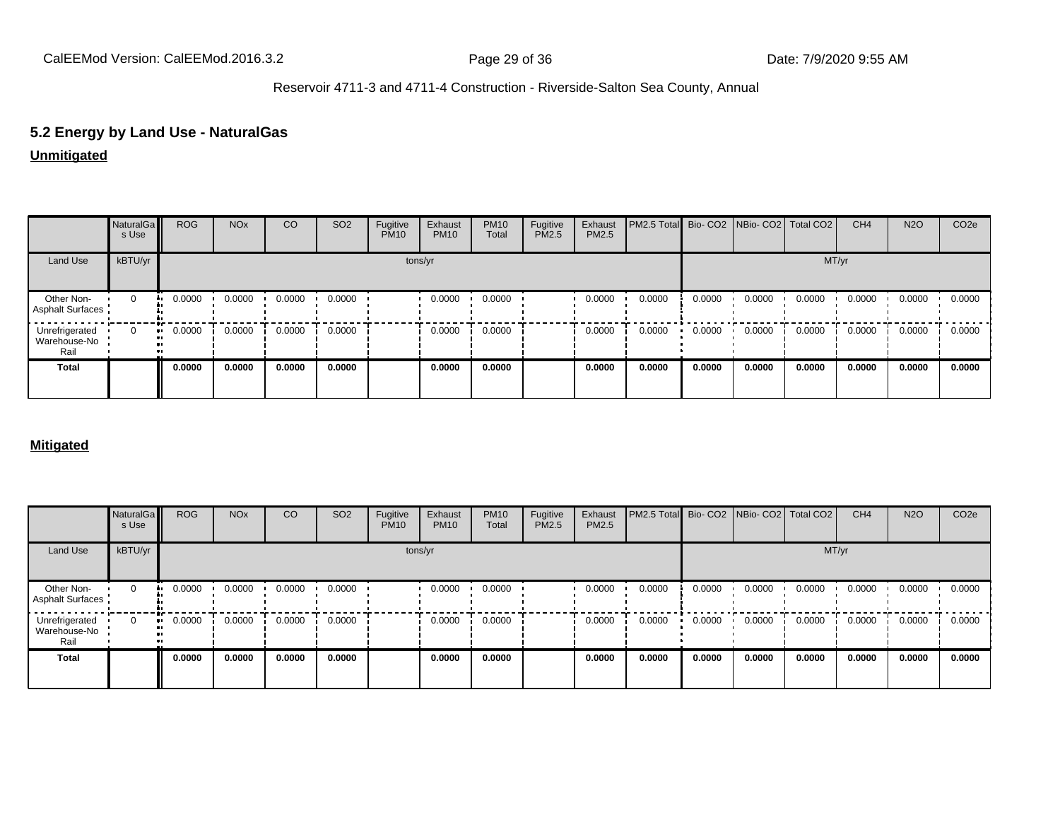## 5.2 Energy by Land Use - NaturalGas

**Unmitigated**

| | NaturalGas Use | ROG | NOx | CO | SO2 | Fugitive PM10 | Exhaust PM10 | PM10 Total | Fugitive PM2.5 | Exhaust PM2.5 | PM2.5 Total | Bio- CO2 | NBio- CO2 | Total CO2 | CH4 | N2O | CO2e |
|---|---|---|---|---|---|---|---|---|---|---|---|---|---|---|---|---|---|
| Land Use | kBTU/yr | tons/yr | | | | | | | | | | MT/yr | | | | | |
| Other Non-Asphalt Surfaces | 0 | 0.0000 | 0.0000 | 0.0000 | 0.0000 | | 0.0000 | 0.0000 | | 0.0000 | 0.0000 | 0.0000 | 0.0000 | 0.0000 | 0.0000 | 0.0000 | 0.0000 |
| Unrefrigerated Warehouse-No Rail | 0 | 0.0000 | 0.0000 | 0.0000 | 0.0000 | | 0.0000 | 0.0000 | | 0.0000 | 0.0000 | 0.0000 | 0.0000 | 0.0000 | 0.0000 | 0.0000 | 0.0000 |
| **Total** | | **0.0000** | **0.0000** | **0.0000** | **0.0000** | | **0.0000** | **0.0000** | | **0.0000** | **0.0000** | **0.0000** | **0.0000** | **0.0000** | **0.0000** | **0.0000** | **0.0000** |

**Mitigated**

| | NaturalGas Use | ROG | NOx | CO | SO2 | Fugitive PM10 | Exhaust PM10 | PM10 Total | Fugitive PM2.5 | Exhaust PM2.5 | PM2.5 Total | Bio- CO2 | NBio- CO2 | Total CO2 | CH4 | N2O | CO2e |
|---|---|---|---|---|---|---|---|---|---|---|---|---|---|---|---|---|---|
| Land Use | kBTU/yr | tons/yr | | | | | | | | | | MT/yr | | | | | |
| Other Non-Asphalt Surfaces | 0 | 0.0000 | 0.0000 | 0.0000 | 0.0000 | | 0.0000 | 0.0000 | | 0.0000 | 0.0000 | 0.0000 | 0.0000 | 0.0000 | 0.0000 | 0.0000 | 0.0000 |
| Unrefrigerated Warehouse-No Rail | 0 | 0.0000 | 0.0000 | 0.0000 | 0.0000 | | 0.0000 | 0.0000 | | 0.0000 | 0.0000 | 0.0000 | 0.0000 | 0.0000 | 0.0000 | 0.0000 | 0.0000 |
| **Total** | | **0.0000** | **0.0000** | **0.0000** | **0.0000** | | **0.0000** | **0.0000** | | **0.0000** | **0.0000** | **0.0000** | **0.0000** | **0.0000** | **0.0000** | **0.0000** | **0.0000** |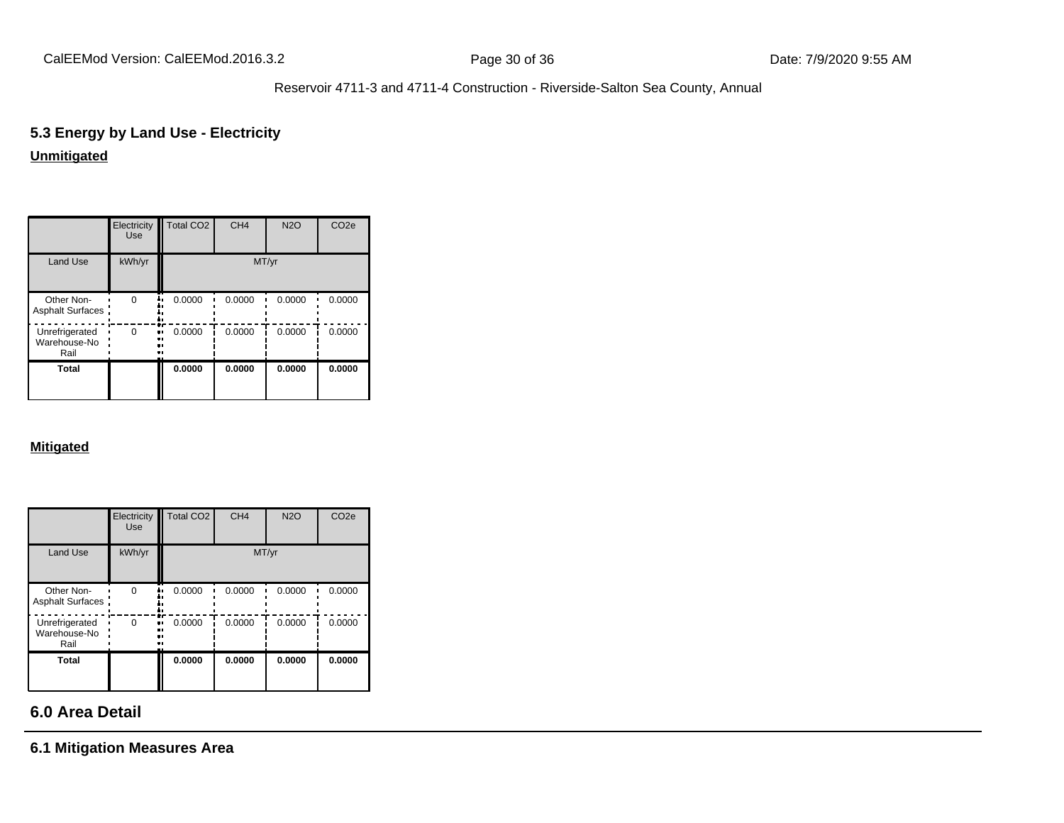### 5.3 Energy by Land Use - Electricity

**Unmitigated**

| | Electricity Use | Total CO2 | CH4 | N2O | CO2e |
|---|---|---|---|---|---|
| Land Use | kWh/yr | MT/yr | | | |
| Other Non-Asphalt Surfaces | 0 | 0.0000 | 0.0000 | 0.0000 | 0.0000 |
| Unrefrigerated Warehouse-No Rail | 0 | 0.0000 | 0.0000 | 0.0000 | 0.0000 |
| **Total** | | **0.0000** | **0.0000** | **0.0000** | **0.0000** |

**Mitigated**

| | Electricity Use | Total CO2 | CH4 | N2O | CO2e |
|---|---|---|---|---|---|
| Land Use | kWh/yr | MT/yr | | | |
| Other Non-Asphalt Surfaces | 0 | 0.0000 | 0.0000 | 0.0000 | 0.0000 |
| Unrefrigerated Warehouse-No Rail | 0 | 0.0000 | 0.0000 | 0.0000 | 0.0000 |
| **Total** | | **0.0000** | **0.0000** | **0.0000** | **0.0000** |

## 6.0 Area Detail

### 6.1 Mitigation Measures Area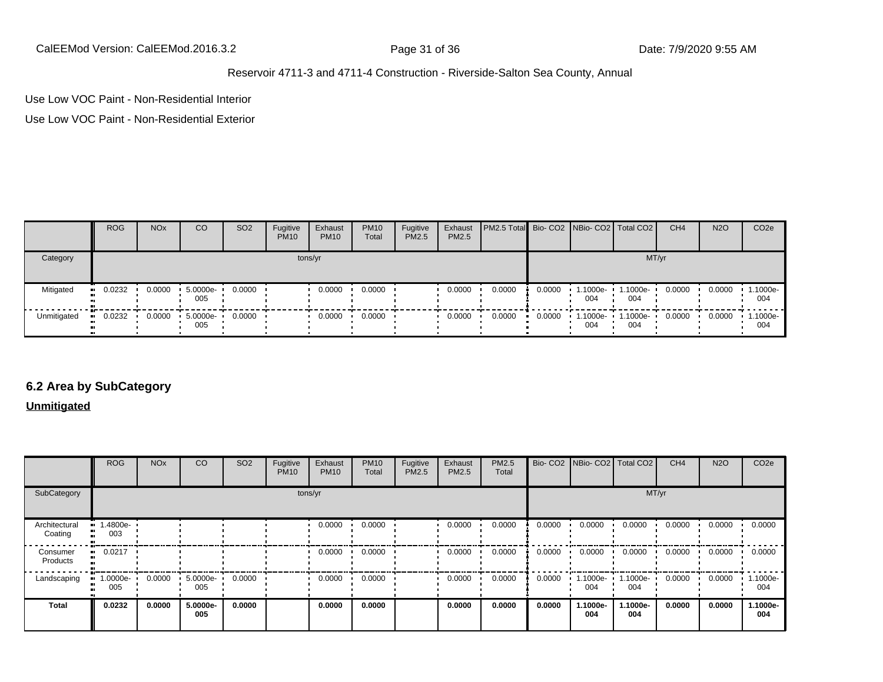Use Low VOC Paint - Non-Residential Interior

Use Low VOC Paint - Non-Residential Exterior

| | ROG | NOx | CO | SO2 | Fugitive PM10 | Exhaust PM10 | PM10 Total | Fugitive PM2.5 | Exhaust PM2.5 | PM2.5 Total | Bio- CO2 | NBio- CO2 | Total CO2 | CH4 | N2O | CO2e |
|---|---|---|---|---|---|---|---|---|---|---|---|---|---|---|---|---|
| Category | tons/yr | | | | | | | | | | MT/yr | | | | | |
| Mitigated | 0.0232 | 0.0000 | 5.0000e-005 | 0.0000 | | 0.0000 | 0.0000 | | 0.0000 | 0.0000 | 0.0000 | 1.1000e-004 | 1.1000e-004 | 0.0000 | 0.0000 | 1.1000e-004 |
| Unmitigated | 0.0232 | 0.0000 | 5.0000e-005 | 0.0000 | | 0.0000 | 0.0000 | | 0.0000 | 0.0000 | 0.0000 | 1.1000e-004 | 1.1000e-004 | 0.0000 | 0.0000 | 1.1000e-004 |

## 6.2 Area by SubCategory

**Unmitigated**

| | ROG | NOx | CO | SO2 | Fugitive PM10 | Exhaust PM10 | PM10 Total | Fugitive PM2.5 | Exhaust PM2.5 | PM2.5 Total | Bio- CO2 | NBio- CO2 | Total CO2 | CH4 | N2O | CO2e |
|---|---|---|---|---|---|---|---|---|---|---|---|---|---|---|---|---|
| SubCategory | tons/yr | | | | | | | | | | MT/yr | | | | | |
| Architectural Coating | 1.4800e-003 | | | | | 0.0000 | 0.0000 | | 0.0000 | 0.0000 | 0.0000 | 0.0000 | 0.0000 | 0.0000 | 0.0000 | 0.0000 |
| Consumer Products | 0.0217 | | | | | 0.0000 | 0.0000 | | 0.0000 | 0.0000 | 0.0000 | 0.0000 | 0.0000 | 0.0000 | 0.0000 | 0.0000 |
| Landscaping | 1.0000e-005 | 0.0000 | 5.0000e-005 | 0.0000 | | 0.0000 | 0.0000 | | 0.0000 | 0.0000 | 0.0000 | 1.1000e-004 | 1.1000e-004 | 0.0000 | 0.0000 | 1.1000e-004 |
| **Total** | **0.0232** | **0.0000** | **5.0000e-005** | **0.0000** | | **0.0000** | **0.0000** | | **0.0000** | **0.0000** | **0.0000** | **1.1000e-004** | **1.1000e-004** | **0.0000** | **0.0000** | **1.1000e-004** |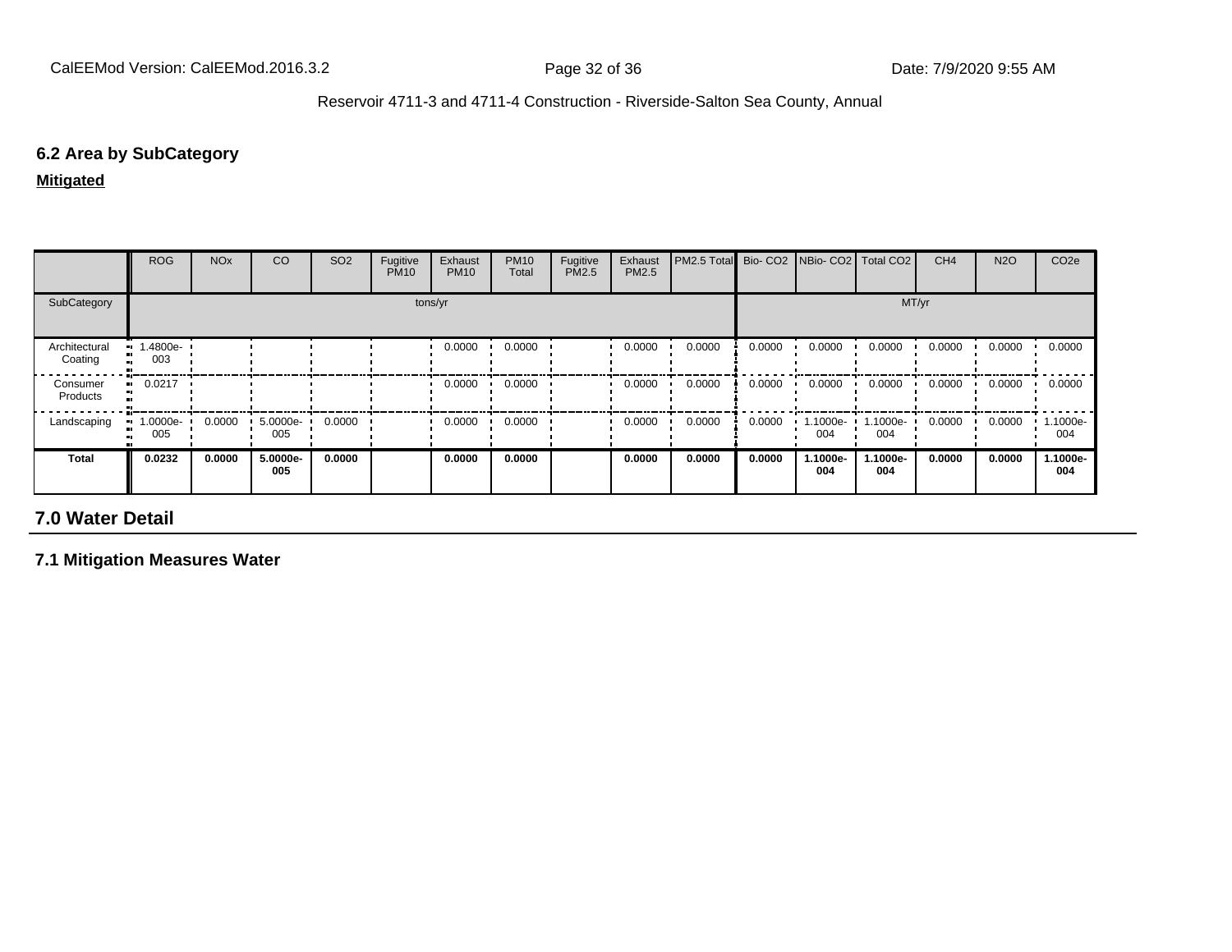### 6.2 Area by SubCategory

**Mitigated**

| | ROG | NOx | CO | SO2 | Fugitive PM10 | Exhaust PM10 | PM10 Total | Fugitive PM2.5 | Exhaust PM2.5 | PM2.5 Total | Bio- CO2 | NBio- CO2 | Total CO2 | CH4 | N2O | CO2e |
|---|---|---|---|---|---|---|---|---|---|---|---|---|---|---|---|---|
| SubCategory | tons/yr | | | | | | | | | | MT/yr | | | | | |
| Architectural Coating | 1.4800e-003 | | | | | 0.0000 | 0.0000 | | 0.0000 | 0.0000 | 0.0000 | 0.0000 | 0.0000 | 0.0000 | 0.0000 | 0.0000 |
| Consumer Products | 0.0217 | | | | | 0.0000 | 0.0000 | | 0.0000 | 0.0000 | 0.0000 | 0.0000 | 0.0000 | 0.0000 | 0.0000 | 0.0000 |
| Landscaping | 1.0000e-005 | 0.0000 | 5.0000e-005 | 0.0000 | | 0.0000 | 0.0000 | | 0.0000 | 0.0000 | 0.0000 | 1.1000e-004 | 1.1000e-004 | 0.0000 | 0.0000 | 1.1000e-004 |
| **Total** | **0.0232** | **0.0000** | **5.0000e-005** | **0.0000** | | **0.0000** | **0.0000** | | **0.0000** | **0.0000** | **0.0000** | **1.1000e-004** | **1.1000e-004** | **0.0000** | **0.0000** | **1.1000e-004** |

## 7.0 Water Detail

### 7.1 Mitigation Measures Water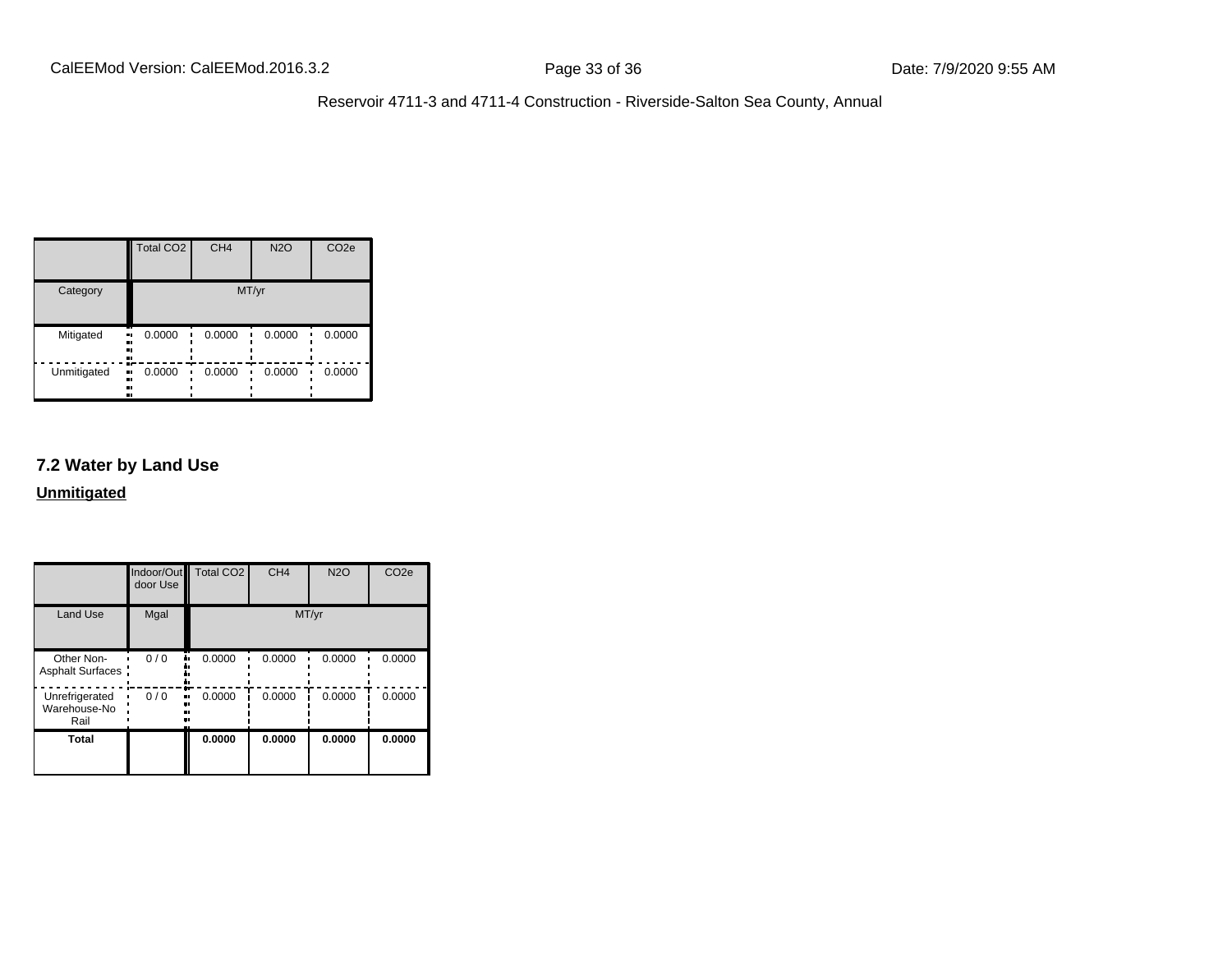| | Total $CO_2$ | $CH_4$ | $N_2O$ | $CO_2e$ |
|---|---|---|---|---|
| Category | MT/yr | | | |
| Mitigated | 0.0000 | 0.0000 | 0.0000 | 0.0000 |
| Unmitigated | 0.0000 | 0.0000 | 0.0000 | 0.0000 |

### 7.2 Water by Land Use

**Unmitigated**

| | Indoor/Outdoor Use | Total $CO_2$ | $CH_4$ | $N_2O$ | $CO_2e$ |
|---|---|---|---|---|---|
| Land Use | Mgal | MT/yr | | | |
| Other Non-Asphalt Surfaces | 0 / 0 | 0.0000 | 0.0000 | 0.0000 | 0.0000 |
| Unrefrigerated Warehouse-No Rail | 0 / 0 | 0.0000 | 0.0000 | 0.0000 | 0.0000 |
| **Total** | | **0.0000** | **0.0000** | **0.0000** | **0.0000** |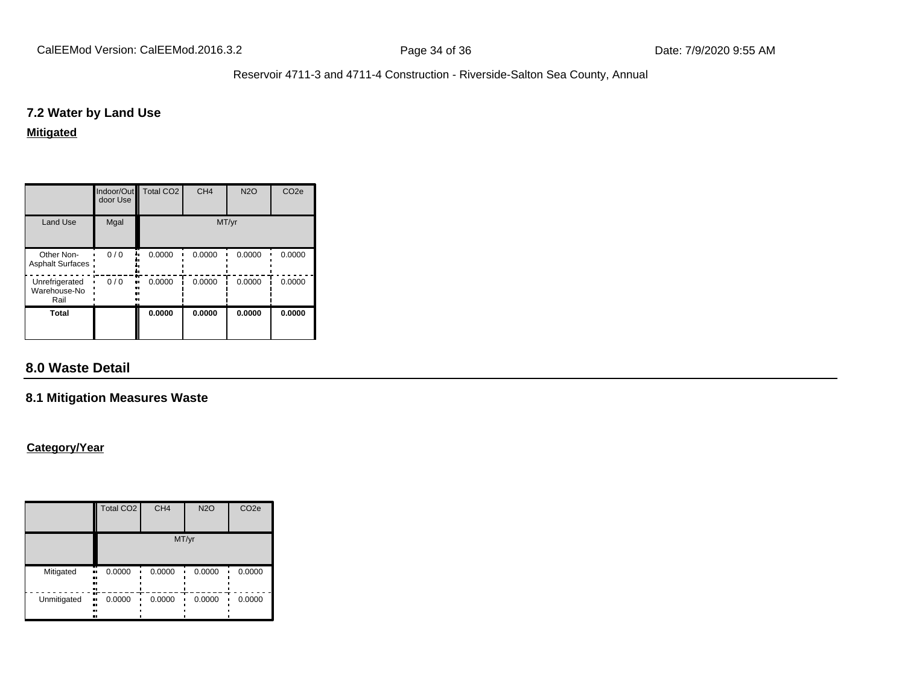## 7.2 Water by Land Use

**Mitigated**

| | Indoor/Outdoor Use | Total CO2 | CH4 | N2O | CO2e |
|---|---|---|---|---|---|
| Land Use | Mgal | MT/yr | | | |
| Other Non-Asphalt Surfaces | 0 / 0 | 0.0000 | 0.0000 | 0.0000 | 0.0000 |
| Unrefrigerated Warehouse-No Rail | 0 / 0 | 0.0000 | 0.0000 | 0.0000 | 0.0000 |
| **Total** | | **0.0000** | **0.0000** | **0.0000** | **0.0000** |

# 8.0 Waste Detail

## 8.1 Mitigation Measures Waste

**Category/Year**

| | Total CO2 | CH4 | N2O | CO2e |
|---|---|---|---|---|
| | MT/yr | | | |
| Mitigated | 0.0000 | 0.0000 | 0.0000 | 0.0000 |
| Unmitigated | 0.0000 | 0.0000 | 0.0000 | 0.0000 |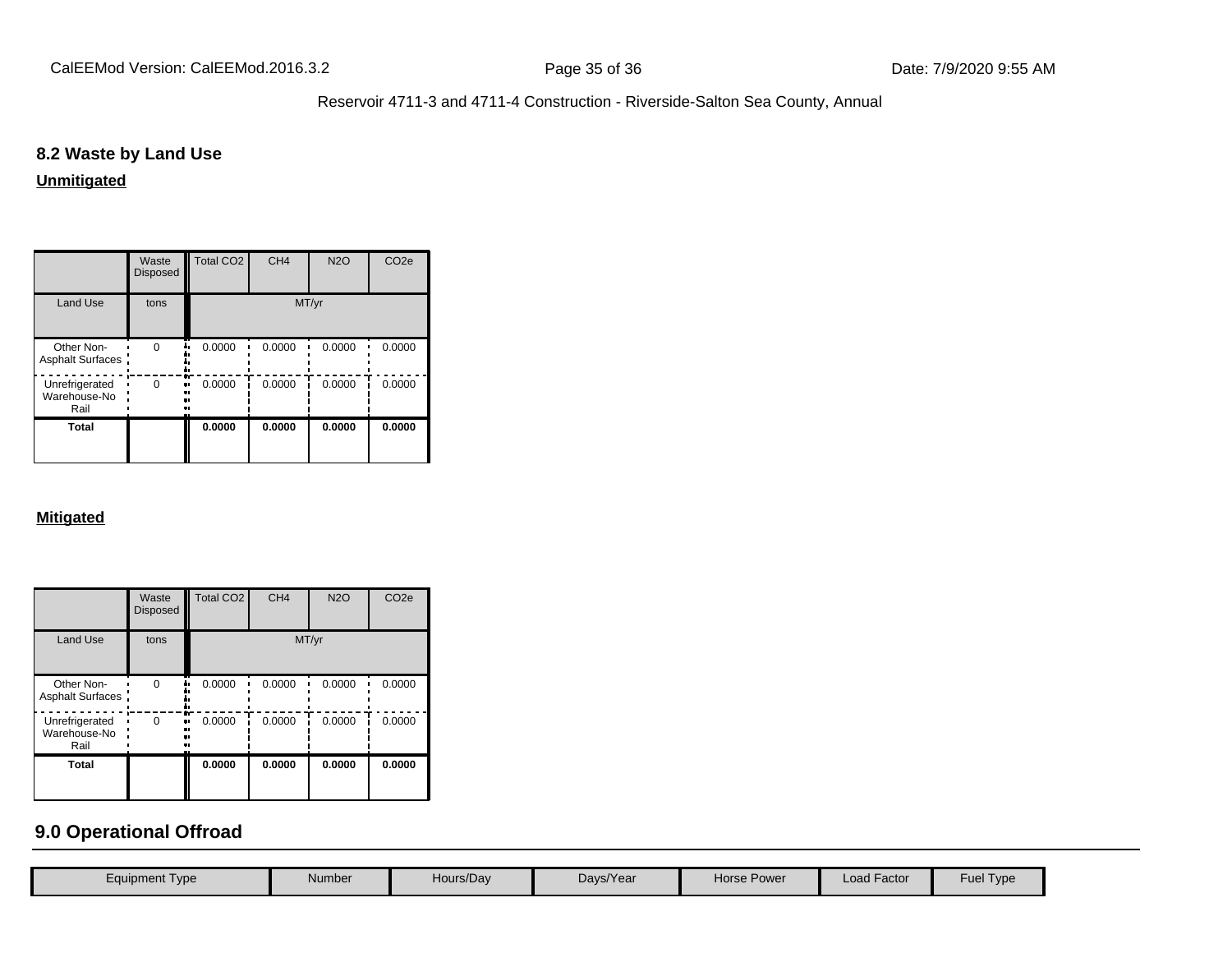## 8.2 Waste by Land Use

**Unmitigated**

| | Waste Disposed | Total CO2 | CH4 | N2O | CO2e |
|---|---|---|---|---|---|
| Land Use | tons | MT/yr | | | |
| Other Non-Asphalt Surfaces | 0 | 0.0000 | 0.0000 | 0.0000 | 0.0000 |
| Unrefrigerated Warehouse-No Rail | 0 | 0.0000 | 0.0000 | 0.0000 | 0.0000 |
| **Total** | | **0.0000** | **0.0000** | **0.0000** | **0.0000** |

**Mitigated**

| | Waste Disposed | Total CO2 | CH4 | N2O | CO2e |
|---|---|---|---|---|---|
| Land Use | tons | MT/yr | | | |
| Other Non-Asphalt Surfaces | 0 | 0.0000 | 0.0000 | 0.0000 | 0.0000 |
| Unrefrigerated Warehouse-No Rail | 0 | 0.0000 | 0.0000 | 0.0000 | 0.0000 |
| **Total** | | **0.0000** | **0.0000** | **0.0000** | **0.0000** |

## 9.0 Operational Offroad

| Equipment Type | Number | Hours/Day | Days/Year | Horse Power | Load Factor | Fuel Type |
|---|---|---|---|---|---|---|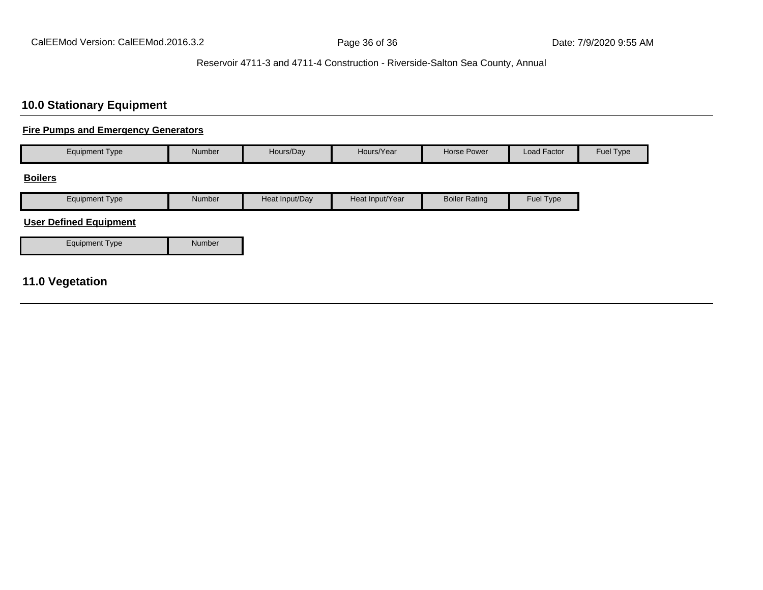## 10.0 Stationary Equipment

**Fire Pumps and Emergency Generators**

| Equipment Type | Number | Hours/Day | Hours/Year | Horse Power | Load Factor | Fuel Type |
|---|---|---|---|---|---|---|

**Boilers**

| Equipment Type | Number | Heat Input/Day | Heat Input/Year | Boiler Rating | Fuel Type |
|---|---|---|---|---|---|

**User Defined Equipment**

| Equipment Type | Number |
|---|---|

## 11.0 Vegetation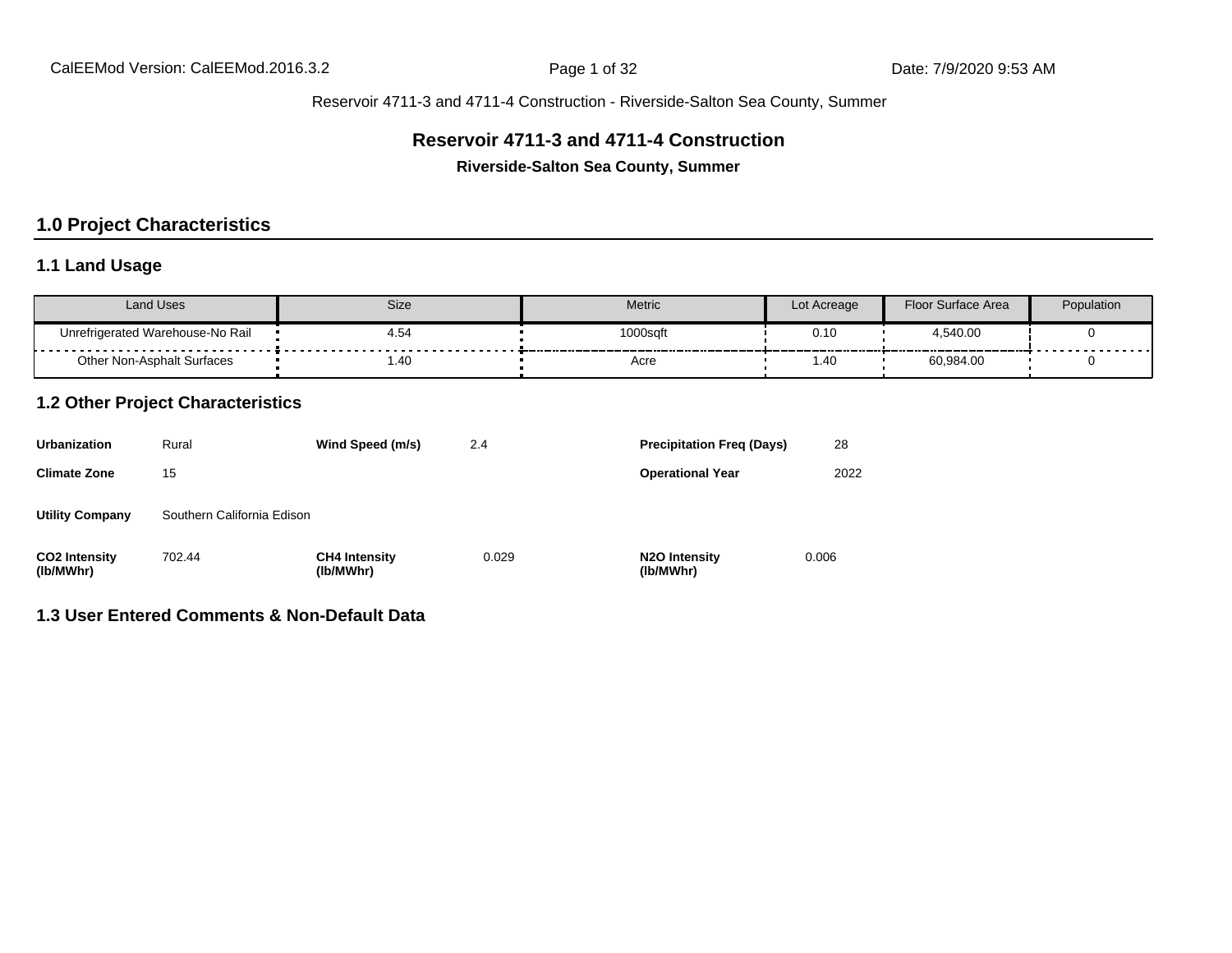Reservoir 4711-3 and 4711-4 Construction - Riverside-Salton Sea County, Summer

# Reservoir 4711-3 and 4711-4 Construction

**Riverside-Salton Sea County, Summer**

## 1.0 Project Characteristics

### 1.1 Land Usage

| Land Uses | Size | Metric | Lot Acreage | Floor Surface Area | Population |
|---|---|---|---|---|---|
| Unrefrigerated Warehouse-No Rail | 4.54 | 1000sqft | 0.10 | 4,540.00 | 0 |
| Other Non-Asphalt Surfaces | 1.40 | Acre | 1.40 | 60,984.00 | 0 |

### 1.2 Other Project Characteristics

| | | | | | |
|---|---|---|---|---|---|
| **Urbanization** | Rural | **Wind Speed (m/s)** | 2.4 | **Precipitation Freq (Days)** | 28 |
| **Climate Zone** | 15 | | | **Operational Year** | 2022 |
| **Utility Company** | Southern California Edison | | | | |
| **CO2 Intensity (lb/MWhr)** | 702.44 | **CH4 Intensity (lb/MWhr)** | 0.029 | **N2O Intensity (lb/MWhr)** | 0.006 |

### 1.3 User Entered Comments & Non-Default Data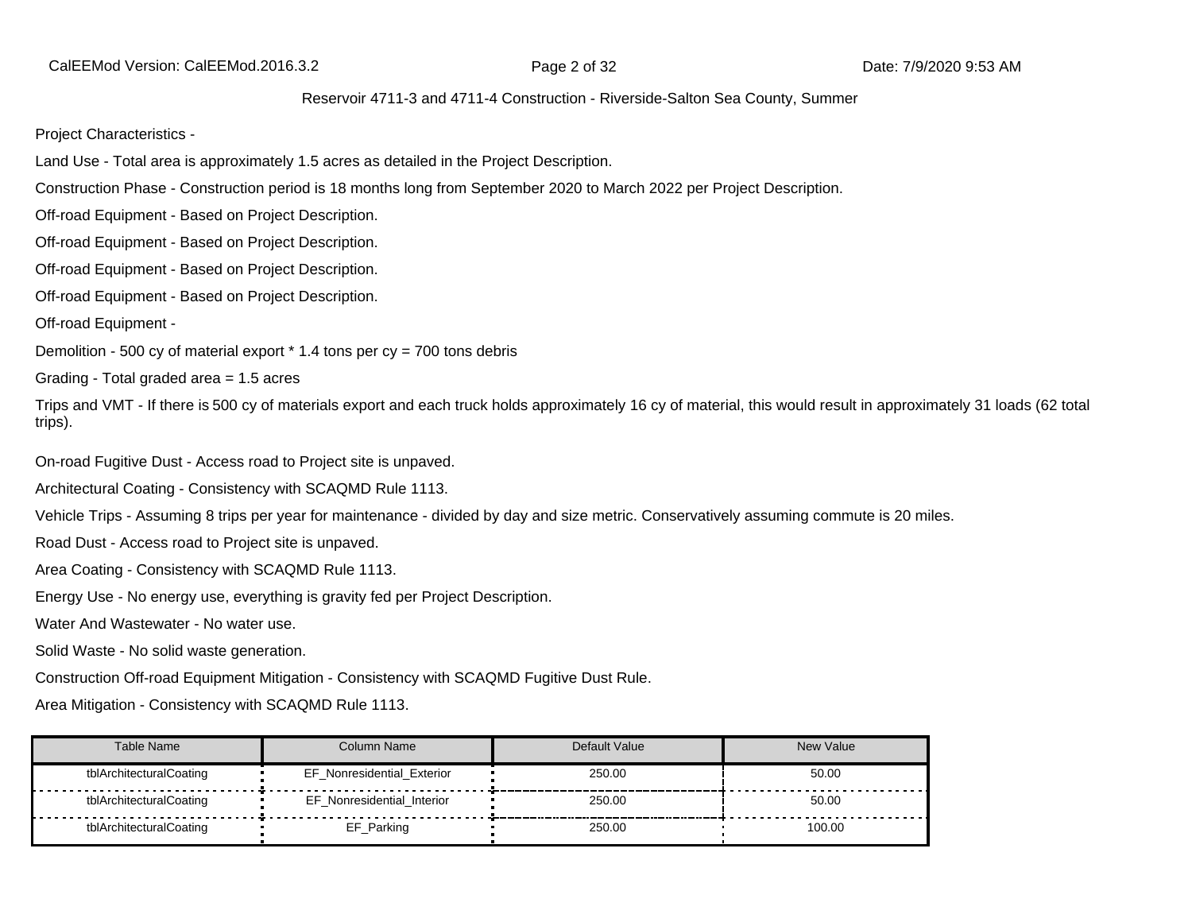Reservoir 4711-3 and 4711-4 Construction - Riverside-Salton Sea County, Summer

Project Characteristics -

Land Use - Total area is approximately 1.5 acres as detailed in the Project Description.

Construction Phase - Construction period is 18 months long from September 2020 to March 2022 per Project Description.

Off-road Equipment - Based on Project Description.

Off-road Equipment - Based on Project Description.

Off-road Equipment - Based on Project Description.

Off-road Equipment - Based on Project Description.

Off-road Equipment -

Demolition - 500 cy of material export * 1.4 tons per cy = 700 tons debris

Grading - Total graded area = 1.5 acres

Trips and VMT - If there is 500 cy of materials export and each truck holds approximately 16 cy of material, this would result in approximately 31 loads (62 total trips).

On-road Fugitive Dust - Access road to Project site is unpaved.

Architectural Coating - Consistency with SCAQMD Rule 1113.

Vehicle Trips - Assuming 8 trips per year for maintenance - divided by day and size metric. Conservatively assuming commute is 20 miles.

Road Dust - Access road to Project site is unpaved.

Area Coating - Consistency with SCAQMD Rule 1113.

Energy Use - No energy use, everything is gravity fed per Project Description.

Water And Wastewater - No water use.

Solid Waste - No solid waste generation.

Construction Off-road Equipment Mitigation - Consistency with SCAQMD Fugitive Dust Rule.

Area Mitigation - Consistency with SCAQMD Rule 1113.

| Table Name | Column Name | Default Value | New Value |
|---|---|---|---|
| tblArchitecturalCoating | EF_Nonresidential_Exterior | 250.00 | 50.00 |
| tblArchitecturalCoating | EF_Nonresidential_Interior | 250.00 | 50.00 |
| tblArchitecturalCoating | EF_Parking | 250.00 | 100.00 |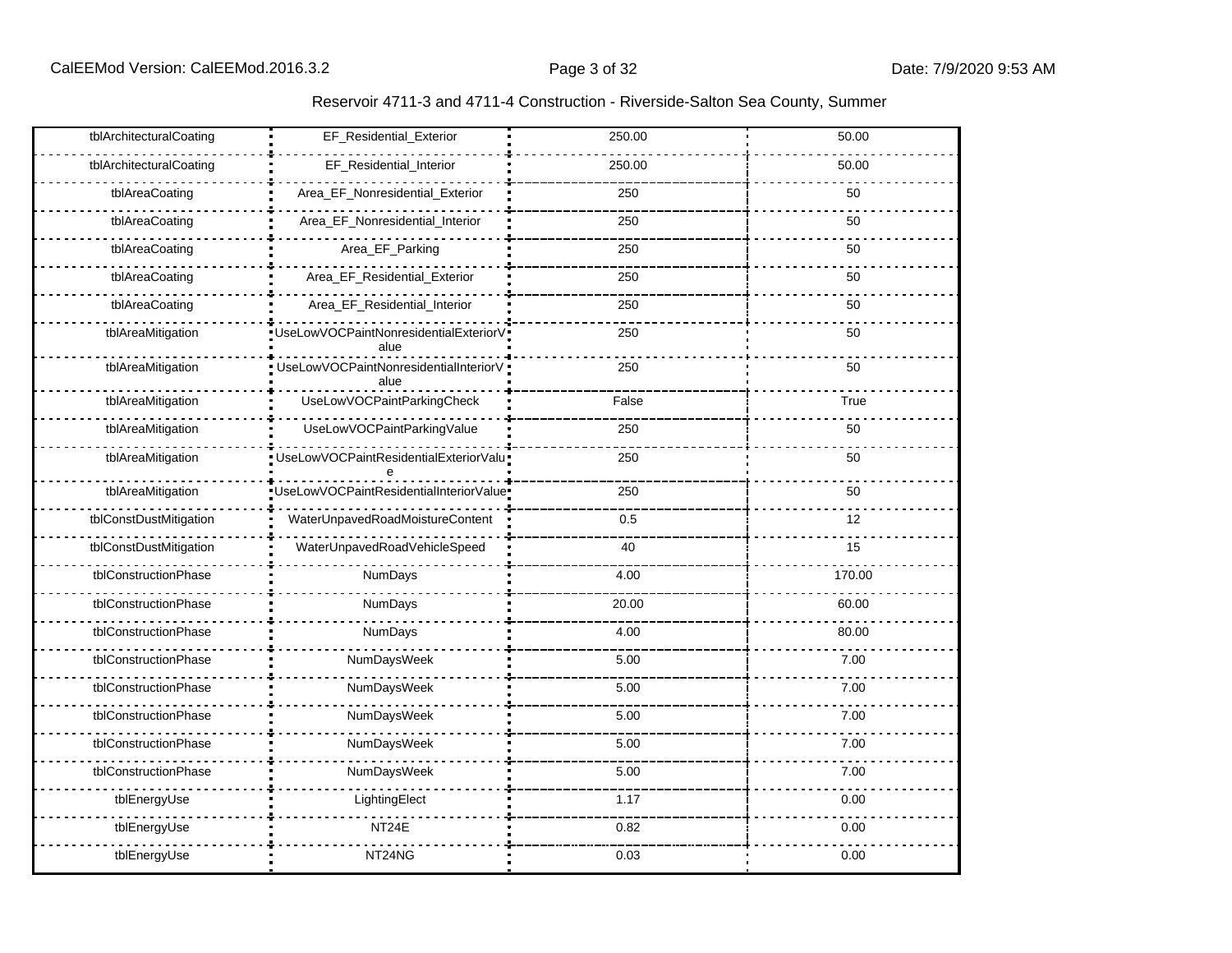Reservoir 4711-3 and 4711-4 Construction - Riverside-Salton Sea County, Summer

| | | | |
|---|---|---|---|
| tblArchitecturalCoating | EF_Residential_Exterior | 250.00 | 50.00 |
| tblArchitecturalCoating | EF_Residential_Interior | 250.00 | 50.00 |
| tblAreaCoating | Area_EF_Nonresidential_Exterior | 250 | 50 |
| tblAreaCoating | Area_EF_Nonresidential_Interior | 250 | 50 |
| tblAreaCoating | Area_EF_Parking | 250 | 50 |
| tblAreaCoating | Area_EF_Residential_Exterior | 250 | 50 |
| tblAreaCoating | Area_EF_Residential_Interior | 250 | 50 |
| tblAreaMitigation | UseLowVOCPaintNonresidentialExteriorValue | 250 | 50 |
| tblAreaMitigation | UseLowVOCPaintNonresidentialInteriorValue | 250 | 50 |
| tblAreaMitigation | UseLowVOCPaintParkingCheck | False | True |
| tblAreaMitigation | UseLowVOCPaintParkingValue | 250 | 50 |
| tblAreaMitigation | UseLowVOCPaintResidentialExteriorValue | 250 | 50 |
| tblAreaMitigation | UseLowVOCPaintResidentialInteriorValue | 250 | 50 |
| tblConstDustMitigation | WaterUnpavedRoadMoistureContent | 0.5 | 12 |
| tblConstDustMitigation | WaterUnpavedRoadVehicleSpeed | 40 | 15 |
| tblConstructionPhase | NumDays | 4.00 | 170.00 |
| tblConstructionPhase | NumDays | 20.00 | 60.00 |
| tblConstructionPhase | NumDays | 4.00 | 80.00 |
| tblConstructionPhase | NumDaysWeek | 5.00 | 7.00 |
| tblConstructionPhase | NumDaysWeek | 5.00 | 7.00 |
| tblConstructionPhase | NumDaysWeek | 5.00 | 7.00 |
| tblConstructionPhase | NumDaysWeek | 5.00 | 7.00 |
| tblConstructionPhase | NumDaysWeek | 5.00 | 7.00 |
| tblEnergyUse | LightingElect | 1.17 | 0.00 |
| tblEnergyUse | NT24E | 0.82 | 0.00 |
| tblEnergyUse | NT24NG | 0.03 | 0.00 |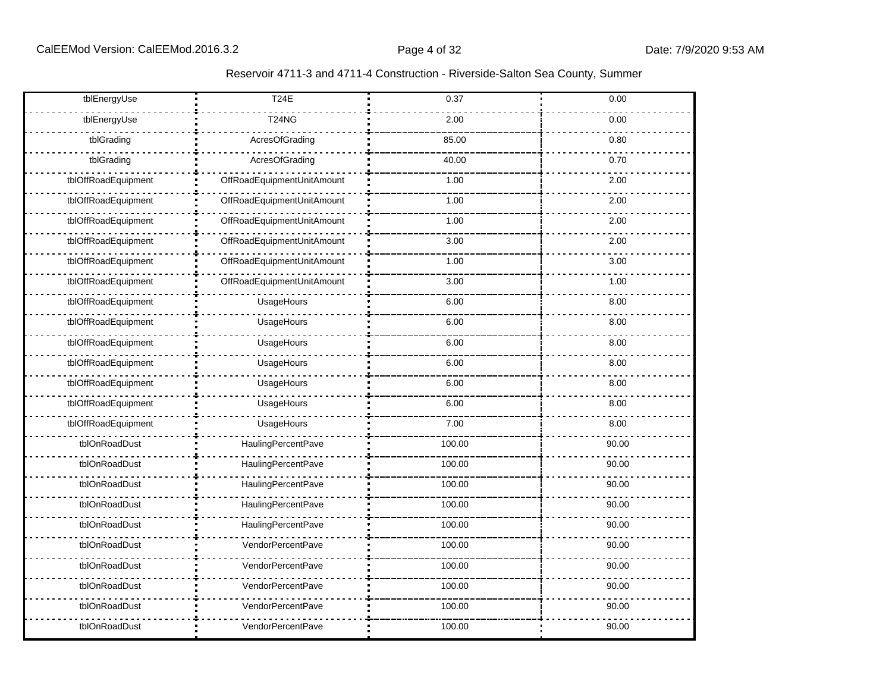| tblEnergyUse | T24E | 0.37 | 0.00 |
|---|---|---|---|
| tblEnergyUse | T24NG | 2.00 | 0.00 |
| tblGrading | AcresOfGrading | 85.00 | 0.80 |
| tblGrading | AcresOfGrading | 40.00 | 0.70 |
| tblOffRoadEquipment | OffRoadEquipmentUnitAmount | 1.00 | 2.00 |
| tblOffRoadEquipment | OffRoadEquipmentUnitAmount | 1.00 | 2.00 |
| tblOffRoadEquipment | OffRoadEquipmentUnitAmount | 1.00 | 2.00 |
| tblOffRoadEquipment | OffRoadEquipmentUnitAmount | 3.00 | 2.00 |
| tblOffRoadEquipment | OffRoadEquipmentUnitAmount | 1.00 | 3.00 |
| tblOffRoadEquipment | OffRoadEquipmentUnitAmount | 3.00 | 1.00 |
| tblOffRoadEquipment | UsageHours | 6.00 | 8.00 |
| tblOffRoadEquipment | UsageHours | 6.00 | 8.00 |
| tblOffRoadEquipment | UsageHours | 6.00 | 8.00 |
| tblOffRoadEquipment | UsageHours | 6.00 | 8.00 |
| tblOffRoadEquipment | UsageHours | 6.00 | 8.00 |
| tblOffRoadEquipment | UsageHours | 6.00 | 8.00 |
| tblOffRoadEquipment | UsageHours | 7.00 | 8.00 |
| tblOnRoadDust | HaulingPercentPave | 100.00 | 90.00 |
| tblOnRoadDust | HaulingPercentPave | 100.00 | 90.00 |
| tblOnRoadDust | HaulingPercentPave | 100.00 | 90.00 |
| tblOnRoadDust | HaulingPercentPave | 100.00 | 90.00 |
| tblOnRoadDust | HaulingPercentPave | 100.00 | 90.00 |
| tblOnRoadDust | VendorPercentPave | 100.00 | 90.00 |
| tblOnRoadDust | VendorPercentPave | 100.00 | 90.00 |
| tblOnRoadDust | VendorPercentPave | 100.00 | 90.00 |
| tblOnRoadDust | VendorPercentPave | 100.00 | 90.00 |
| tblOnRoadDust | VendorPercentPave | 100.00 | 90.00 |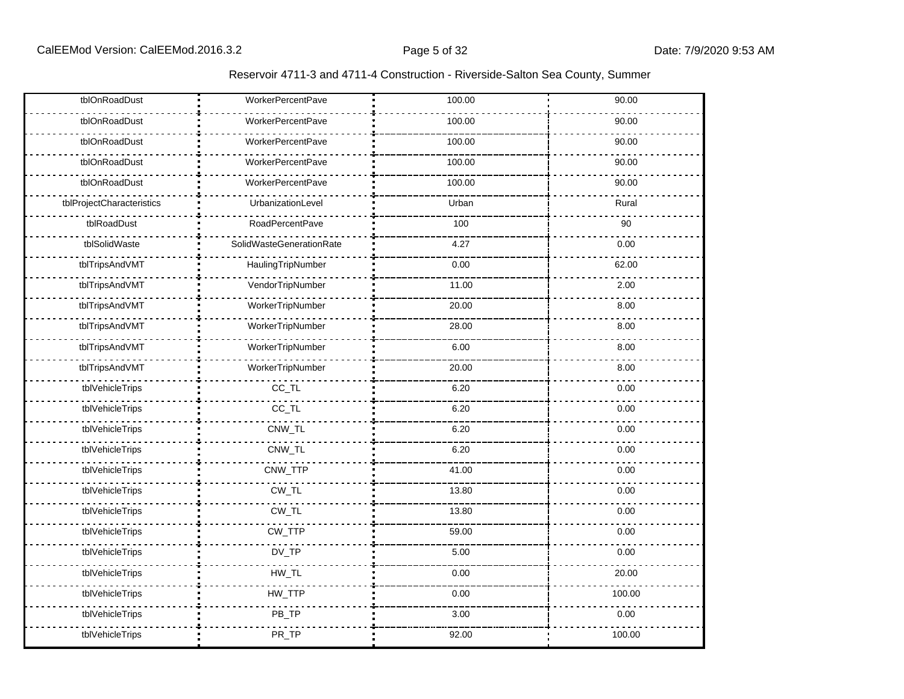| tblOnRoadDust | WorkerPercentPave | 100.00 | 90.00 |
|---|---|---|---|
| tblOnRoadDust | WorkerPercentPave | 100.00 | 90.00 |
| tblOnRoadDust | WorkerPercentPave | 100.00 | 90.00 |
| tblOnRoadDust | WorkerPercentPave | 100.00 | 90.00 |
| tblOnRoadDust | WorkerPercentPave | 100.00 | 90.00 |
| tblProjectCharacteristics | UrbanizationLevel | Urban | Rural |
| tblRoadDust | RoadPercentPave | 100 | 90 |
| tblSolidWaste | SolidWasteGenerationRate | 4.27 | 0.00 |
| tblTripsAndVMT | HaulingTripNumber | 0.00 | 62.00 |
| tblTripsAndVMT | VendorTripNumber | 11.00 | 2.00 |
| tblTripsAndVMT | WorkerTripNumber | 20.00 | 8.00 |
| tblTripsAndVMT | WorkerTripNumber | 28.00 | 8.00 |
| tblTripsAndVMT | WorkerTripNumber | 6.00 | 8.00 |
| tblTripsAndVMT | WorkerTripNumber | 20.00 | 8.00 |
| tblVehicleTrips | CC_TL | 6.20 | 0.00 |
| tblVehicleTrips | CC_TL | 6.20 | 0.00 |
| tblVehicleTrips | CNW_TL | 6.20 | 0.00 |
| tblVehicleTrips | CNW_TL | 6.20 | 0.00 |
| tblVehicleTrips | CNW_TTP | 41.00 | 0.00 |
| tblVehicleTrips | CW_TL | 13.80 | 0.00 |
| tblVehicleTrips | CW_TL | 13.80 | 0.00 |
| tblVehicleTrips | CW_TTP | 59.00 | 0.00 |
| tblVehicleTrips | DV_TP | 5.00 | 0.00 |
| tblVehicleTrips | HW_TL | 0.00 | 20.00 |
| tblVehicleTrips | HW_TTP | 0.00 | 100.00 |
| tblVehicleTrips | PB_TP | 3.00 | 0.00 |
| tblVehicleTrips | PR_TP | 92.00 | 100.00 |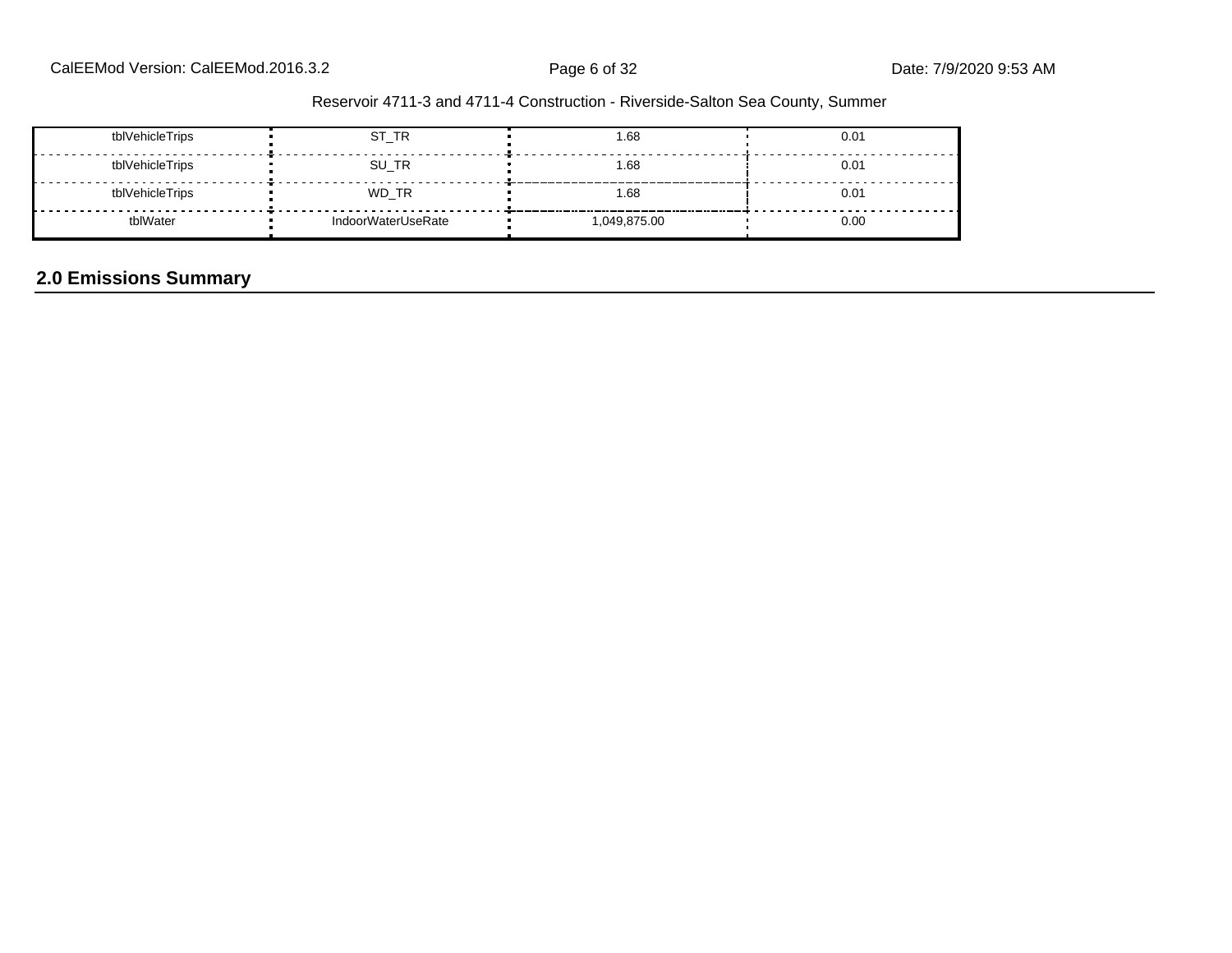| tblVehicleTrips | ST_TR | 1.68 | 0.01 |
|---|---|---|---|
| tblVehicleTrips | SU_TR | 1.68 | 0.01 |
| tblVehicleTrips | WD_TR | 1.68 | 0.01 |
| tblWater | IndoorWaterUseRate | 1,049,875.00 | 0.00 |

## 2.0 Emissions Summary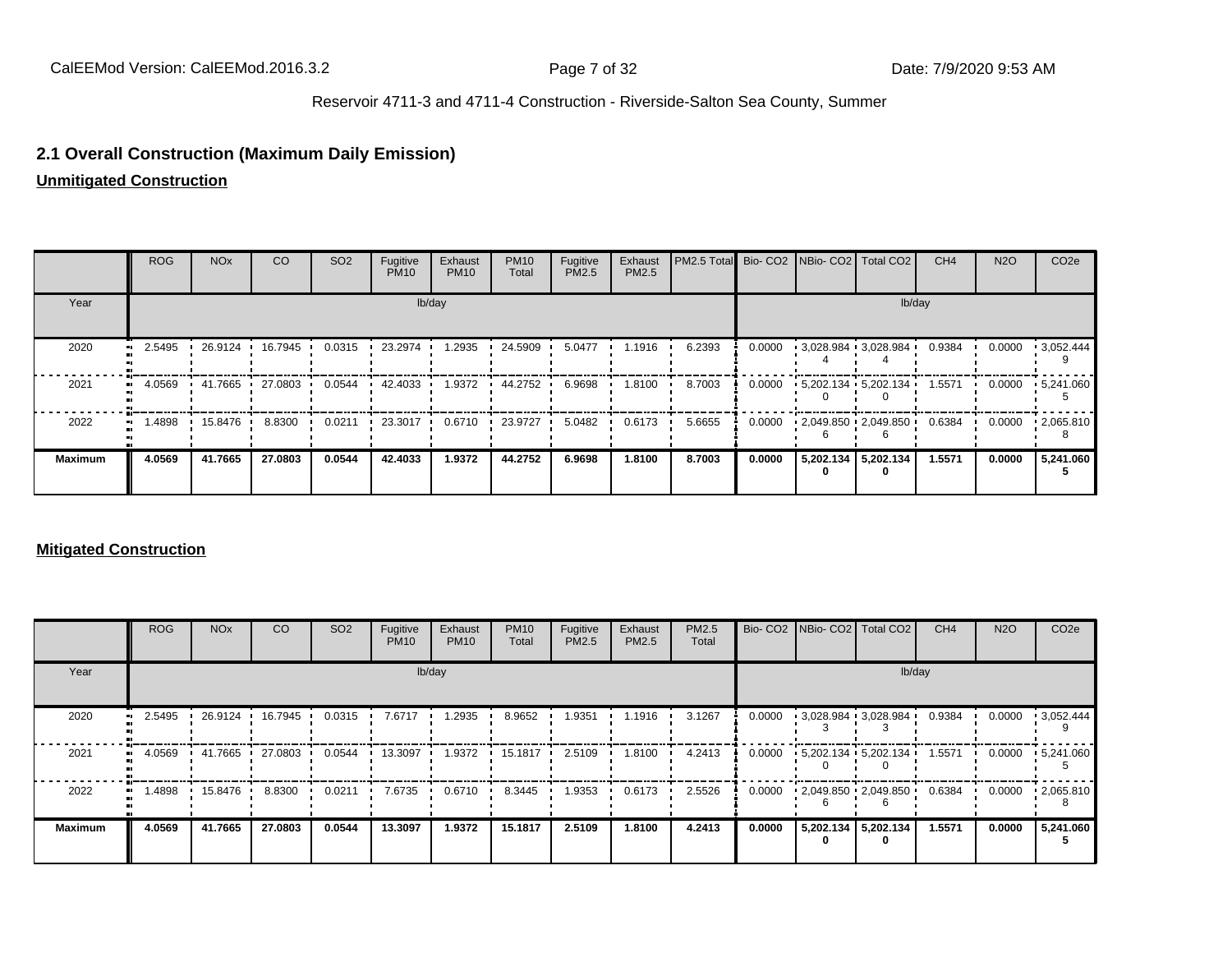## 2.1 Overall Construction (Maximum Daily Emission)

**Unmitigated Construction**

| | ROG | NOx | CO | SO2 | Fugitive PM10 | Exhaust PM10 | PM10 Total | Fugitive PM2.5 | Exhaust PM2.5 | PM2.5 Total | Bio- CO2 | NBio- CO2 | Total CO2 | CH4 | N2O | CO2e |
|---|---|---|---|---|---|---|---|---|---|---|---|---|---|---|---|---|
| Year | lb/day | | | | | | | | | | lb/day | | | | | |
| 2020 | 2.5495 | 26.9124 | 16.7945 | 0.0315 | 23.2974 | 1.2935 | 24.5909 | 5.0477 | 1.1916 | 6.2393 | 0.0000 | 3,028.9844 | 3,028.9844 | 0.9384 | 0.0000 | 3,052.4449 |
| 2021 | 4.0569 | 41.7665 | 27.0803 | 0.0544 | 42.4033 | 1.9372 | 44.2752 | 6.9698 | 1.8100 | 8.7003 | 0.0000 | 5,202.1340 | 5,202.1340 | 1.5571 | 0.0000 | 5,241.0605 |
| 2022 | 1.4898 | 15.8476 | 8.8300 | 0.0211 | 23.3017 | 0.6710 | 23.9727 | 5.0482 | 0.6173 | 5.6655 | 0.0000 | 2,049.8506 | 2,049.8506 | 0.6384 | 0.0000 | 2,065.8108 |
| **Maximum** | **4.0569** | **41.7665** | **27.0803** | **0.0544** | **42.4033** | **1.9372** | **44.2752** | **6.9698** | **1.8100** | **8.7003** | **0.0000** | **5,202.1340** | **5,202.1340** | **1.5571** | **0.0000** | **5,241.0605** |

**Mitigated Construction**

| | ROG | NOx | CO | SO2 | Fugitive PM10 | Exhaust PM10 | PM10 Total | Fugitive PM2.5 | Exhaust PM2.5 | PM2.5 Total | Bio- CO2 | NBio- CO2 | Total CO2 | CH4 | N2O | CO2e |
|---|---|---|---|---|---|---|---|---|---|---|---|---|---|---|---|---|
| Year | lb/day | | | | | | | | | | lb/day | | | | | |
| 2020 | 2.5495 | 26.9124 | 16.7945 | 0.0315 | 7.6717 | 1.2935 | 8.9652 | 1.9351 | 1.1916 | 3.1267 | 0.0000 | 3,028.9843 | 3,028.9843 | 0.9384 | 0.0000 | 3,052.4449 |
| 2021 | 4.0569 | 41.7665 | 27.0803 | 0.0544 | 13.3097 | 1.9372 | 15.1817 | 2.5109 | 1.8100 | 4.2413 | 0.0000 | 5,202.1340 | 5,202.1340 | 1.5571 | 0.0000 | 5,241.0605 |
| 2022 | 1.4898 | 15.8476 | 8.8300 | 0.0211 | 7.6735 | 0.6710 | 8.3445 | 1.9353 | 0.6173 | 2.5526 | 0.0000 | 2,049.8506 | 2,049.8506 | 0.6384 | 0.0000 | 2,065.8108 |
| **Maximum** | **4.0569** | **41.7665** | **27.0803** | **0.0544** | **13.3097** | **1.9372** | **15.1817** | **2.5109** | **1.8100** | **4.2413** | **0.0000** | **5,202.1340** | **5,202.1340** | **1.5571** | **0.0000** | **5,241.0605** |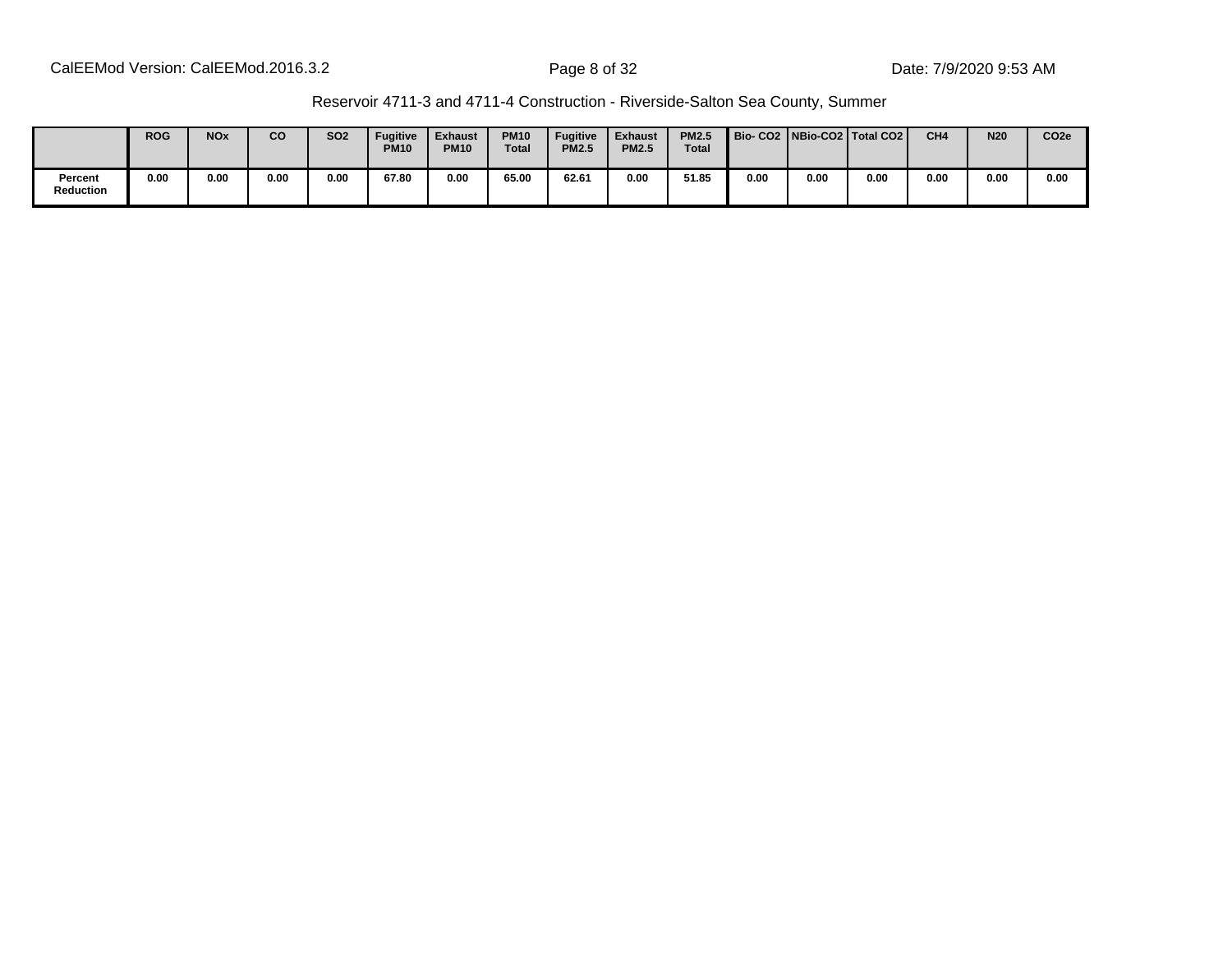|  | ROG | NOx | CO | SO2 | Fugitive PM10 | Exhaust PM10 | PM10 Total | Fugitive PM2.5 | Exhaust PM2.5 | PM2.5 Total | Bio- CO2 | NBio-CO2 | Total CO2 | CH4 | N20 | CO2e |
|---|---|---|---|---|---|---|---|---|---|---|---|---|---|---|---|---|
| Percent Reduction | 0.00 | 0.00 | 0.00 | 0.00 | 67.80 | 0.00 | 65.00 | 62.61 | 0.00 | 51.85 | 0.00 | 0.00 | 0.00 | 0.00 | 0.00 | 0.00 |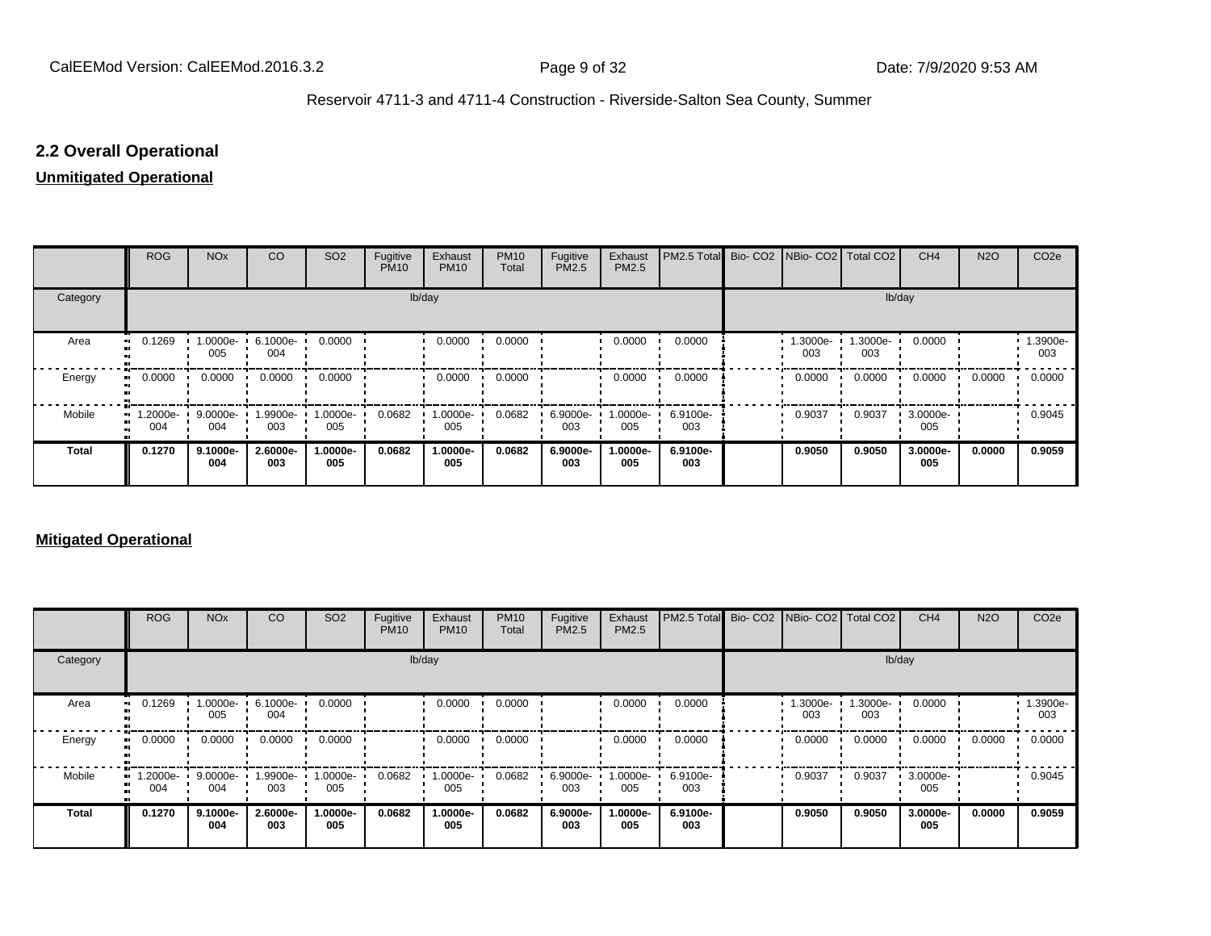## 2.2 Overall Operational

**Unmitigated Operational**

| | ROG | NOx | CO | SO2 | Fugitive PM10 | Exhaust PM10 | PM10 Total | Fugitive PM2.5 | Exhaust PM2.5 | PM2.5 Total | Bio- CO2 | NBio- CO2 | Total CO2 | CH4 | N2O | CO2e |
|---|---|---|---|---|---|---|---|---|---|---|---|---|---|---|---|---|
| Category | lb/day | | | | | | | | | | lb/day | | | | | |
| Area | 0.1269 | 1.0000e-005 | 6.1000e-004 | 0.0000 | | 0.0000 | 0.0000 | | 0.0000 | 0.0000 | | 1.3000e-003 | 1.3000e-003 | 0.0000 | | 1.3900e-003 |
| Energy | 0.0000 | 0.0000 | 0.0000 | 0.0000 | | 0.0000 | 0.0000 | | 0.0000 | 0.0000 | | 0.0000 | 0.0000 | 0.0000 | 0.0000 | 0.0000 |
| Mobile | 1.2000e-004 | 9.0000e-004 | 1.9900e-003 | 1.0000e-005 | 0.0682 | 1.0000e-005 | 0.0682 | 6.9000e-003 | 1.0000e-005 | 6.9100e-003 | | 0.9037 | 0.9037 | 3.0000e-005 | | 0.9045 |
| **Total** | **0.1270** | **9.1000e-004** | **2.6000e-003** | **1.0000e-005** | **0.0682** | **1.0000e-005** | **0.0682** | **6.9000e-003** | **1.0000e-005** | **6.9100e-003** | | **0.9050** | **0.9050** | **3.0000e-005** | **0.0000** | **0.9059** |

**Mitigated Operational**

| | ROG | NOx | CO | SO2 | Fugitive PM10 | Exhaust PM10 | PM10 Total | Fugitive PM2.5 | Exhaust PM2.5 | PM2.5 Total | Bio- CO2 | NBio- CO2 | Total CO2 | CH4 | N2O | CO2e |
|---|---|---|---|---|---|---|---|---|---|---|---|---|---|---|---|---|
| Category | lb/day | | | | | | | | | | lb/day | | | | | |
| Area | 0.1269 | 1.0000e-005 | 6.1000e-004 | 0.0000 | | 0.0000 | 0.0000 | | 0.0000 | 0.0000 | | 1.3000e-003 | 1.3000e-003 | 0.0000 | | 1.3900e-003 |
| Energy | 0.0000 | 0.0000 | 0.0000 | 0.0000 | | 0.0000 | 0.0000 | | 0.0000 | 0.0000 | | 0.0000 | 0.0000 | 0.0000 | 0.0000 | 0.0000 |
| Mobile | 1.2000e-004 | 9.0000e-004 | 1.9900e-003 | 1.0000e-005 | 0.0682 | 1.0000e-005 | 0.0682 | 6.9000e-003 | 1.0000e-005 | 6.9100e-003 | | 0.9037 | 0.9037 | 3.0000e-005 | | 0.9045 |
| **Total** | **0.1270** | **9.1000e-004** | **2.6000e-003** | **1.0000e-005** | **0.0682** | **1.0000e-005** | **0.0682** | **6.9000e-003** | **1.0000e-005** | **6.9100e-003** | | **0.9050** | **0.9050** | **3.0000e-005** | **0.0000** | **0.9059** |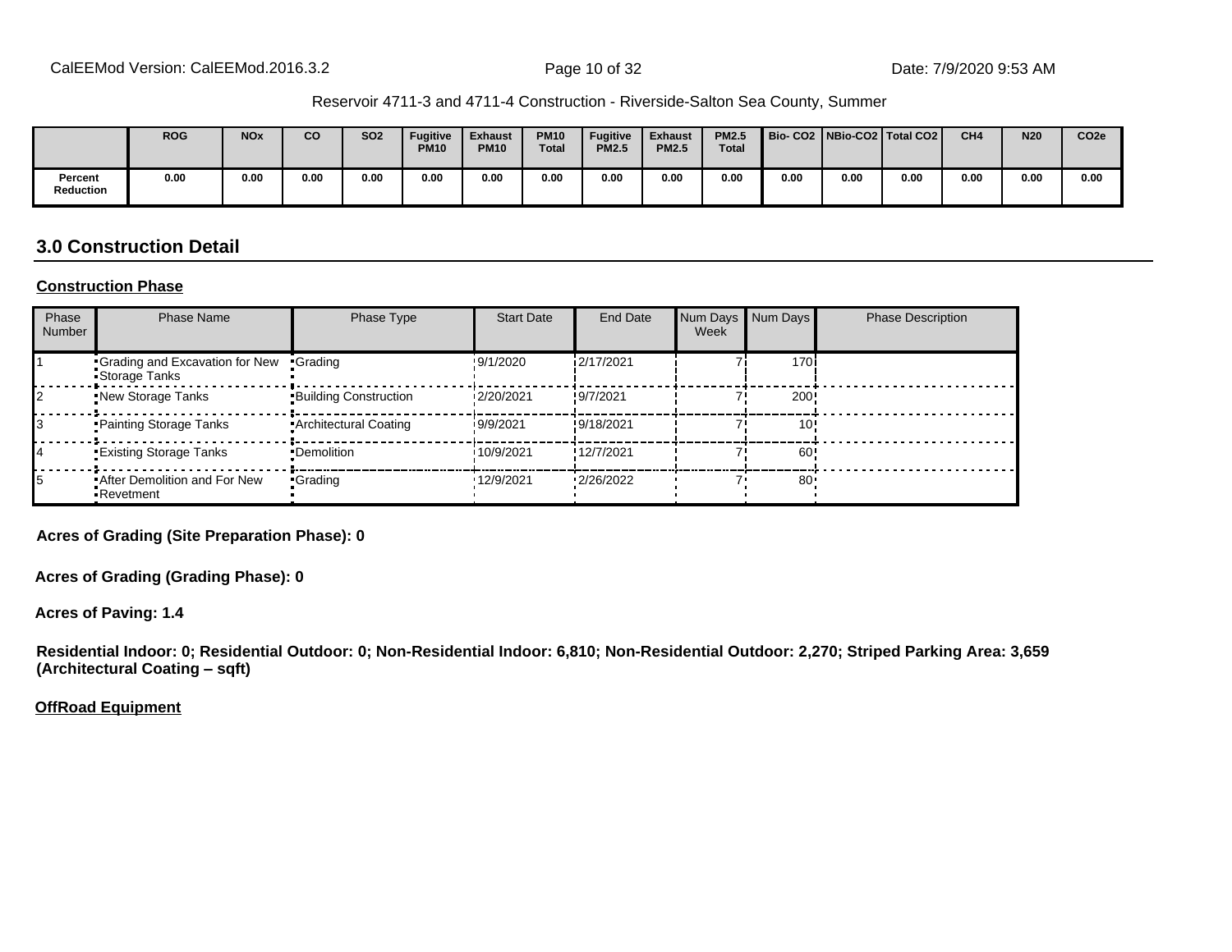| | ROG | NOx | CO | SO2 | Fugitive PM10 | Exhaust PM10 | PM10 Total | Fugitive PM2.5 | Exhaust PM2.5 | PM2.5 Total | Bio- CO2 | NBio-CO2 | Total CO2 | CH4 | N20 | CO2e |
|---|---|---|---|---|---|---|---|---|---|---|---|---|---|---|---|---|
| Percent Reduction | 0.00 | 0.00 | 0.00 | 0.00 | 0.00 | 0.00 | 0.00 | 0.00 | 0.00 | 0.00 | 0.00 | 0.00 | 0.00 | 0.00 | 0.00 | 0.00 |

## 3.0 Construction Detail

**Construction Phase**

| Phase Number | Phase Name | Phase Type | Start Date | End Date | Num Days Week | Num Days | Phase Description |
|---|---|---|---|---|---|---|---|
| 1 | Grading and Excavation for New Storage Tanks | Grading | 9/1/2020 | 2/17/2021 | 7 | 170 | |
| 2 | New Storage Tanks | Building Construction | 2/20/2021 | 9/7/2021 | 7 | 200 | |
| 3 | Painting Storage Tanks | Architectural Coating | 9/9/2021 | 9/18/2021 | 7 | 10 | |
| 4 | Existing Storage Tanks | Demolition | 10/9/2021 | 12/7/2021 | 7 | 60 | |
| 5 | After Demolition and For New Revetment | Grading | 12/9/2021 | 2/26/2022 | 7 | 80 | |

**Acres of Grading (Site Preparation Phase): 0**

**Acres of Grading (Grading Phase): 0**

**Acres of Paving: 1.4**

**Residential Indoor: 0; Residential Outdoor: 0; Non-Residential Indoor: 6,810; Non-Residential Outdoor: 2,270; Striped Parking Area: 3,659 (Architectural Coating – sqft)**

**OffRoad Equipment**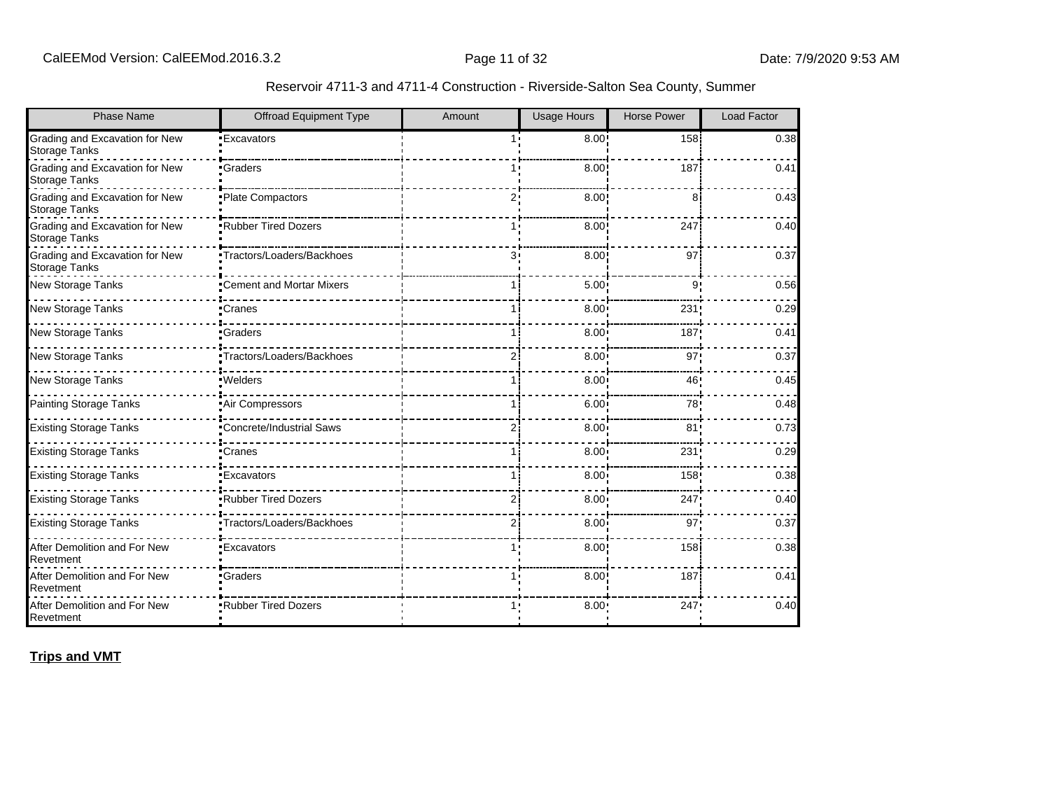Reservoir 4711-3 and 4711-4 Construction - Riverside-Salton Sea County, Summer

| Phase Name | Offroad Equipment Type | Amount | Usage Hours | Horse Power | Load Factor |
|---|---|---|---|---|---|
| Grading and Excavation for New Storage Tanks | Excavators | 1 | 8.00 | 158 | 0.38 |
| Grading and Excavation for New Storage Tanks | Graders | 1 | 8.00 | 187 | 0.41 |
| Grading and Excavation for New Storage Tanks | Plate Compactors | 2 | 8.00 | 8 | 0.43 |
| Grading and Excavation for New Storage Tanks | Rubber Tired Dozers | 1 | 8.00 | 247 | 0.40 |
| Grading and Excavation for New Storage Tanks | Tractors/Loaders/Backhoes | 3 | 8.00 | 97 | 0.37 |
| New Storage Tanks | Cement and Mortar Mixers | 1 | 5.00 | 9 | 0.56 |
| New Storage Tanks | Cranes | 1 | 8.00 | 231 | 0.29 |
| New Storage Tanks | Graders | 1 | 8.00 | 187 | 0.41 |
| New Storage Tanks | Tractors/Loaders/Backhoes | 2 | 8.00 | 97 | 0.37 |
| New Storage Tanks | Welders | 1 | 8.00 | 46 | 0.45 |
| Painting Storage Tanks | Air Compressors | 1 | 6.00 | 78 | 0.48 |
| Existing Storage Tanks | Concrete/Industrial Saws | 2 | 8.00 | 81 | 0.73 |
| Existing Storage Tanks | Cranes | 1 | 8.00 | 231 | 0.29 |
| Existing Storage Tanks | Excavators | 1 | 8.00 | 158 | 0.38 |
| Existing Storage Tanks | Rubber Tired Dozers | 2 | 8.00 | 247 | 0.40 |
| Existing Storage Tanks | Tractors/Loaders/Backhoes | 2 | 8.00 | 97 | 0.37 |
| After Demolition and For New Revetment | Excavators | 1 | 8.00 | 158 | 0.38 |
| After Demolition and For New Revetment | Graders | 1 | 8.00 | 187 | 0.41 |
| After Demolition and For New Revetment | Rubber Tired Dozers | 1 | 8.00 | 247 | 0.40 |

**Trips and VMT**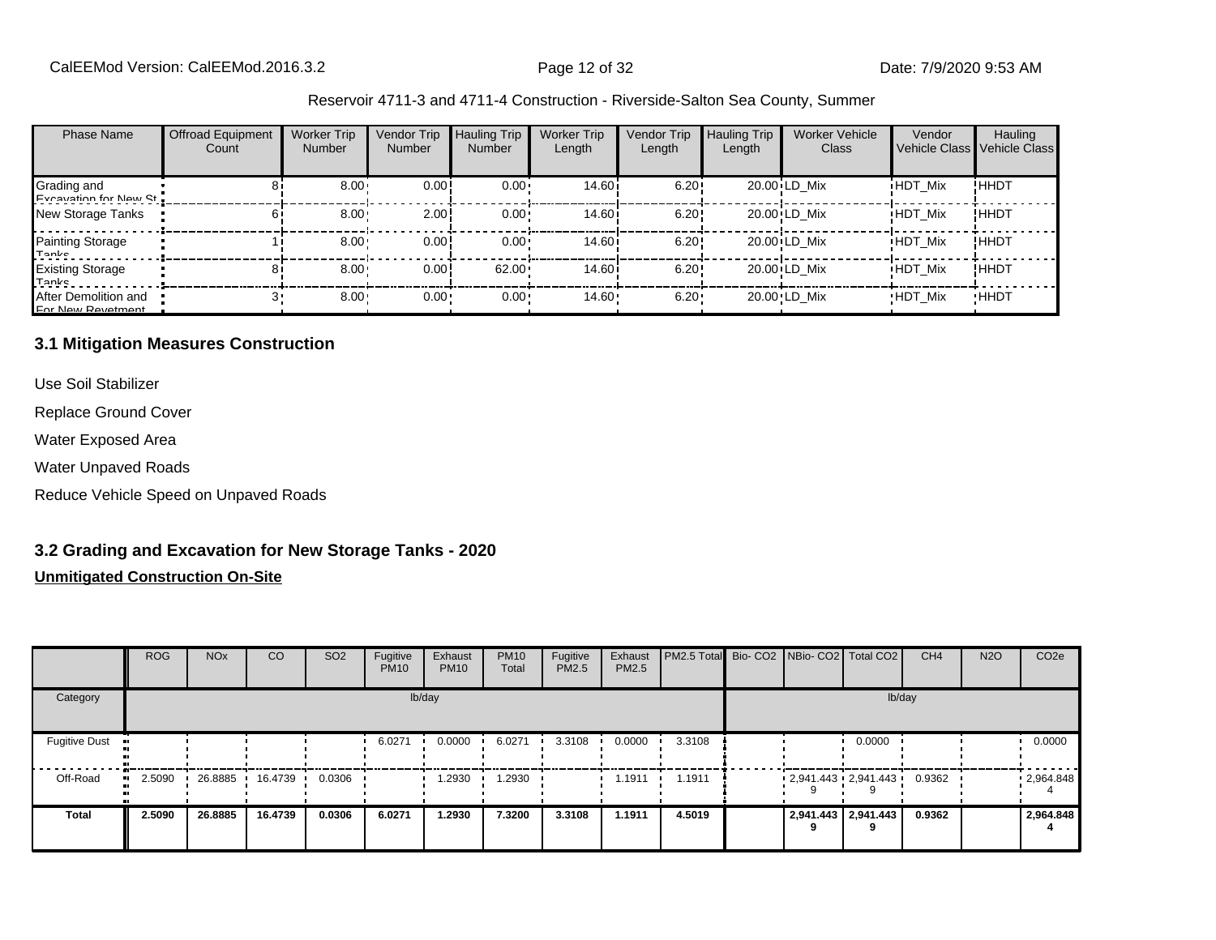Reservoir 4711-3 and 4711-4 Construction - Riverside-Salton Sea County, Summer

| Phase Name | Offroad Equipment Count | Worker Trip Number | Vendor Trip Number | Hauling Trip Number | Worker Trip Length | Vendor Trip Length | Hauling Trip Length | Worker Vehicle Class | Vendor Vehicle Class | Hauling Vehicle Class |
|---|---|---|---|---|---|---|---|---|---|---|
| Grading and Excavation for New St | 8 | 8.00 | 0.00 | 0.00 | 14.60 | 6.20 | 20.00 | LD_Mix | HDT_Mix | HHDT |
| New Storage Tanks | 6 | 8.00 | 2.00 | 0.00 | 14.60 | 6.20 | 20.00 | LD_Mix | HDT_Mix | HHDT |
| Painting Storage Tanks | 1 | 8.00 | 0.00 | 0.00 | 14.60 | 6.20 | 20.00 | LD_Mix | HDT_Mix | HHDT |
| Existing Storage Tanks | 8 | 8.00 | 0.00 | 62.00 | 14.60 | 6.20 | 20.00 | LD_Mix | HDT_Mix | HHDT |
| After Demolition and For New Revetment | 3 | 8.00 | 0.00 | 0.00 | 14.60 | 6.20 | 20.00 | LD_Mix | HDT_Mix | HHDT |

## 3.1 Mitigation Measures Construction

Use Soil Stabilizer

Replace Ground Cover

Water Exposed Area

Water Unpaved Roads

Reduce Vehicle Speed on Unpaved Roads

## 3.2 Grading and Excavation for New Storage Tanks - 2020

**Unmitigated Construction On-Site**

| | ROG | NOx | CO | SO2 | Fugitive PM10 | Exhaust PM10 | PM10 Total | Fugitive PM2.5 | Exhaust PM2.5 | PM2.5 Total | Bio- CO2 | NBio- CO2 | Total CO2 | CH4 | N2O | CO2e |
|---|---|---|---|---|---|---|---|---|---|---|---|---|---|---|---|---|
| Category | lb/day | | | | | | | | | | lb/day | | | | | |
| Fugitive Dust | | | | | 6.0271 | 0.0000 | 6.0271 | 3.3108 | 0.0000 | 3.3108 | | | 0.0000 | | | 0.0000 |
| Off-Road | 2.5090 | 26.8885 | 16.4739 | 0.0306 | | 1.2930 | 1.2930 | | 1.1911 | 1.1911 | | 2,941.4439 | 2,941.4439 | 0.9362 | | 2,964.8484 |
| **Total** | **2.5090** | **26.8885** | **16.4739** | **0.0306** | **6.0271** | **1.2930** | **7.3200** | **3.3108** | **1.1911** | **4.5019** | | **2,941.4439** | **2,941.4439** | **0.9362** | | **2,964.8484** |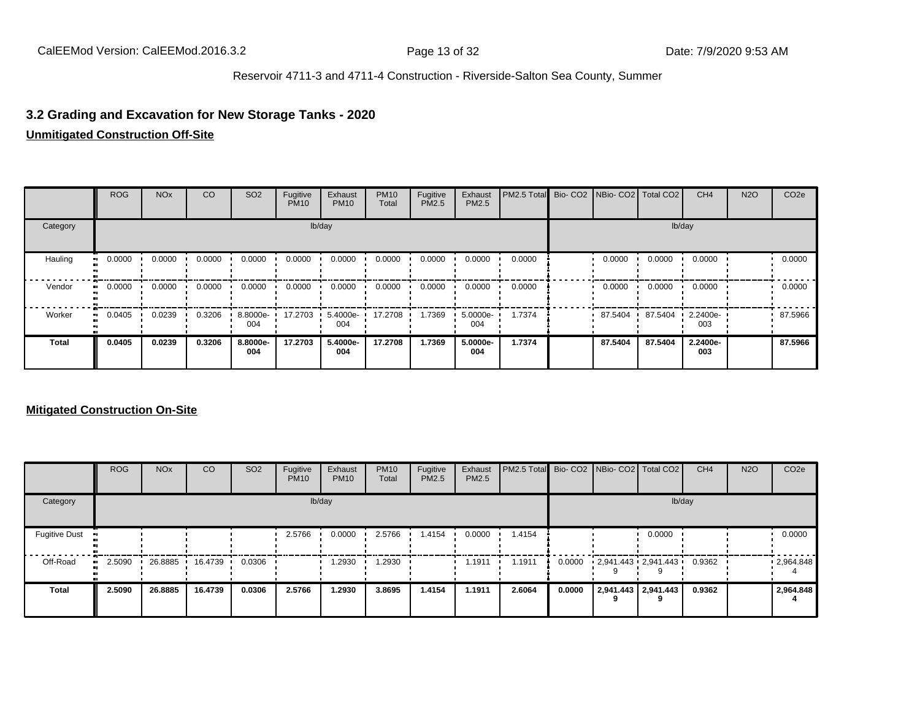### 3.2 Grading and Excavation for New Storage Tanks - 2020

**Unmitigated Construction Off-Site**

| | ROG | NOx | CO | SO2 | Fugitive PM10 | Exhaust PM10 | PM10 Total | Fugitive PM2.5 | Exhaust PM2.5 | PM2.5 Total | Bio- CO2 | NBio- CO2 | Total CO2 | CH4 | N2O | CO2e |
|---|---|---|---|---|---|---|---|---|---|---|---|---|---|---|---|---|
| Category | lb/day | | | | | | | | | | lb/day | | | | | |
| Hauling | 0.0000 | 0.0000 | 0.0000 | 0.0000 | 0.0000 | 0.0000 | 0.0000 | 0.0000 | 0.0000 | 0.0000 | | 0.0000 | 0.0000 | 0.0000 | | 0.0000 |
| Vendor | 0.0000 | 0.0000 | 0.0000 | 0.0000 | 0.0000 | 0.0000 | 0.0000 | 0.0000 | 0.0000 | 0.0000 | | 0.0000 | 0.0000 | 0.0000 | | 0.0000 |
| Worker | 0.0405 | 0.0239 | 0.3206 | 8.8000e-004 | 17.2703 | 5.4000e-004 | 17.2708 | 1.7369 | 5.0000e-004 | 1.7374 | | 87.5404 | 87.5404 | 2.2400e-003 | | 87.5966 |
| **Total** | **0.0405** | **0.0239** | **0.3206** | **8.8000e-004** | **17.2703** | **5.4000e-004** | **17.2708** | **1.7369** | **5.0000e-004** | **1.7374** | | **87.5404** | **87.5404** | **2.2400e-003** | | **87.5966** |

**Mitigated Construction On-Site**

| | ROG | NOx | CO | SO2 | Fugitive PM10 | Exhaust PM10 | PM10 Total | Fugitive PM2.5 | Exhaust PM2.5 | PM2.5 Total | Bio- CO2 | NBio- CO2 | Total CO2 | CH4 | N2O | CO2e |
|---|---|---|---|---|---|---|---|---|---|---|---|---|---|---|---|---|
| Category | lb/day | | | | | | | | | | lb/day | | | | | |
| Fugitive Dust | | | | | 2.5766 | 0.0000 | 2.5766 | 1.4154 | 0.0000 | 1.4154 | | | 0.0000 | | | 0.0000 |
| Off-Road | 2.5090 | 26.8885 | 16.4739 | 0.0306 | | 1.2930 | 1.2930 | | 1.1911 | 1.1911 | 0.0000 | 2,941.4439 | 2,941.4439 | 0.9362 | | 2,964.8484 |
| **Total** | **2.5090** | **26.8885** | **16.4739** | **0.0306** | **2.5766** | **1.2930** | **3.8695** | **1.4154** | **1.1911** | **2.6064** | **0.0000** | **2,941.4439** | **2,941.4439** | **0.9362** | | **2,964.8484** |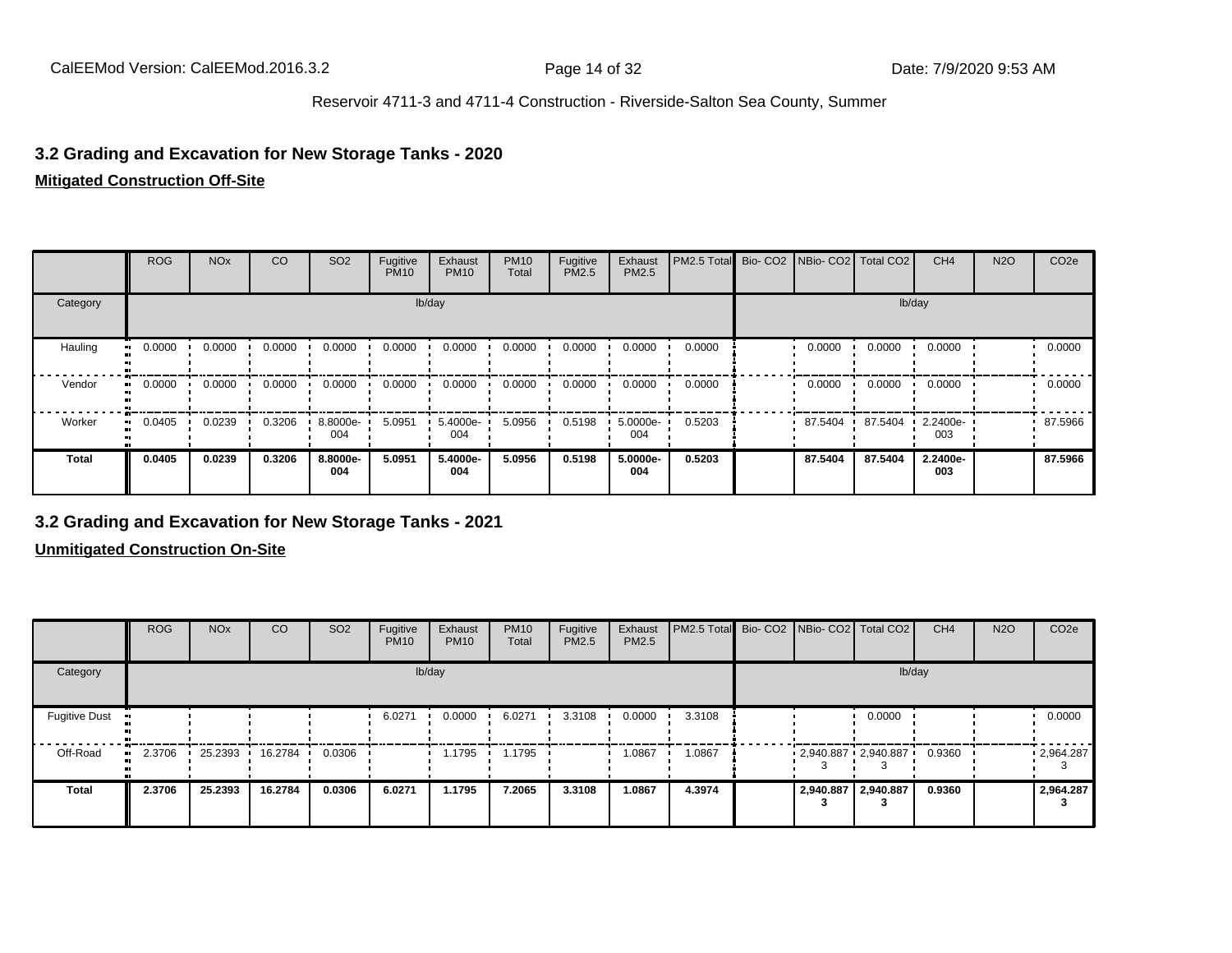## 3.2 Grading and Excavation for New Storage Tanks - 2020

**Mitigated Construction Off-Site**

| | ROG | NOx | CO | SO2 | Fugitive PM10 | Exhaust PM10 | PM10 Total | Fugitive PM2.5 | Exhaust PM2.5 | PM2.5 Total | Bio- CO2 | NBio- CO2 | Total CO2 | CH4 | N2O | CO2e |
|---|---|---|---|---|---|---|---|---|---|---|---|---|---|---|---|---|
| Category | lb/day | | | | | | | | | | lb/day | | | | | |
| Hauling | 0.0000 | 0.0000 | 0.0000 | 0.0000 | 0.0000 | 0.0000 | 0.0000 | 0.0000 | 0.0000 | 0.0000 | | 0.0000 | 0.0000 | 0.0000 | | 0.0000 |
| Vendor | 0.0000 | 0.0000 | 0.0000 | 0.0000 | 0.0000 | 0.0000 | 0.0000 | 0.0000 | 0.0000 | 0.0000 | | 0.0000 | 0.0000 | 0.0000 | | 0.0000 |
| Worker | 0.0405 | 0.0239 | 0.3206 | 8.8000e-004 | 5.0951 | 5.4000e-004 | 5.0956 | 0.5198 | 5.0000e-004 | 0.5203 | | 87.5404 | 87.5404 | 2.2400e-003 | | 87.5966 |
| **Total** | **0.0405** | **0.0239** | **0.3206** | **8.8000e-004** | **5.0951** | **5.4000e-004** | **5.0956** | **0.5198** | **5.0000e-004** | **0.5203** | | **87.5404** | **87.5404** | **2.2400e-003** | | **87.5966** |

## 3.2 Grading and Excavation for New Storage Tanks - 2021

**Unmitigated Construction On-Site**

| | ROG | NOx | CO | SO2 | Fugitive PM10 | Exhaust PM10 | PM10 Total | Fugitive PM2.5 | Exhaust PM2.5 | PM2.5 Total | Bio- CO2 | NBio- CO2 | Total CO2 | CH4 | N2O | CO2e |
|---|---|---|---|---|---|---|---|---|---|---|---|---|---|---|---|---|
| Category | lb/day | | | | | | | | | | lb/day | | | | | |
| Fugitive Dust | | | | | 6.0271 | 0.0000 | 6.0271 | 3.3108 | 0.0000 | 3.3108 | | | 0.0000 | | | 0.0000 |
| Off-Road | 2.3706 | 25.2393 | 16.2784 | 0.0306 | | 1.1795 | 1.1795 | | 1.0867 | 1.0867 | | 2,940.8873 | 2,940.8873 | 0.9360 | | 2,964.2873 |
| **Total** | **2.3706** | **25.2393** | **16.2784** | **0.0306** | **6.0271** | **1.1795** | **7.2065** | **3.3108** | **1.0867** | **4.3974** | | **2,940.8873** | **2,940.8873** | **0.9360** | | **2,964.2873** |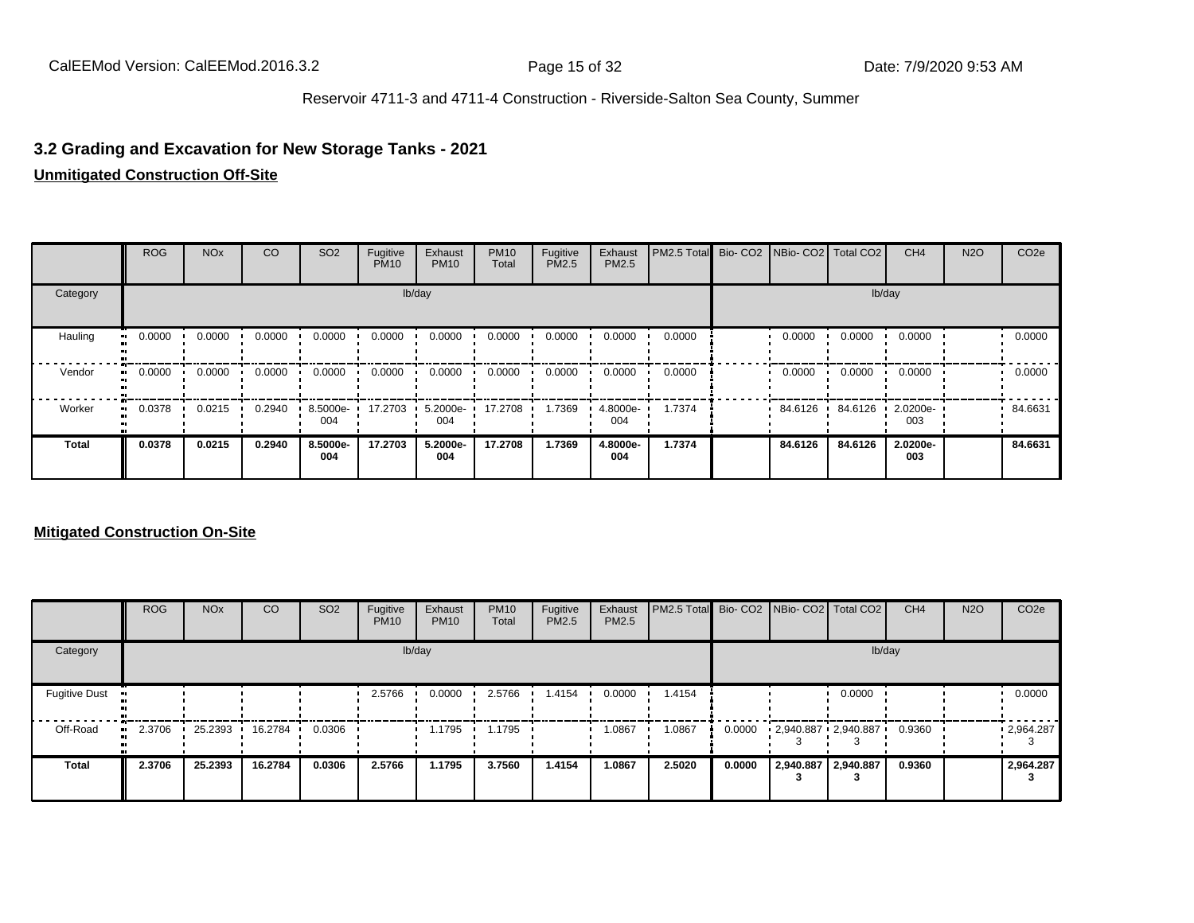## 3.2 Grading and Excavation for New Storage Tanks - 2021

**Unmitigated Construction Off-Site**

| | ROG | NOx | CO | SO2 | Fugitive PM10 | Exhaust PM10 | PM10 Total | Fugitive PM2.5 | Exhaust PM2.5 | PM2.5 Total | Bio- CO2 | NBio- CO2 | Total CO2 | CH4 | N2O | CO2e |
|---|---|---|---|---|---|---|---|---|---|---|---|---|---|---|---|---|
| Category | lb/day | | | | | | | | | | lb/day | | | | | |
| Hauling | 0.0000 | 0.0000 | 0.0000 | 0.0000 | 0.0000 | 0.0000 | 0.0000 | 0.0000 | 0.0000 | 0.0000 | | 0.0000 | 0.0000 | 0.0000 | | 0.0000 |
| Vendor | 0.0000 | 0.0000 | 0.0000 | 0.0000 | 0.0000 | 0.0000 | 0.0000 | 0.0000 | 0.0000 | 0.0000 | | 0.0000 | 0.0000 | 0.0000 | | 0.0000 |
| Worker | 0.0378 | 0.0215 | 0.2940 | 8.5000e-004 | 17.2703 | 5.2000e-004 | 17.2708 | 1.7369 | 4.8000e-004 | 1.7374 | | 84.6126 | 84.6126 | 2.0200e-003 | | 84.6631 |
| **Total** | **0.0378** | **0.0215** | **0.2940** | **8.5000e-004** | **17.2703** | **5.2000e-004** | **17.2708** | **1.7369** | **4.8000e-004** | **1.7374** | | **84.6126** | **84.6126** | **2.0200e-003** | | **84.6631** |

**Mitigated Construction On-Site**

| | ROG | NOx | CO | SO2 | Fugitive PM10 | Exhaust PM10 | PM10 Total | Fugitive PM2.5 | Exhaust PM2.5 | PM2.5 Total | Bio- CO2 | NBio- CO2 | Total CO2 | CH4 | N2O | CO2e |
|---|---|---|---|---|---|---|---|---|---|---|---|---|---|---|---|---|
| Category | lb/day | | | | | | | | | | lb/day | | | | | |
| Fugitive Dust | | | | | 2.5766 | 0.0000 | 2.5766 | 1.4154 | 0.0000 | 1.4154 | | | 0.0000 | | | 0.0000 |
| Off-Road | 2.3706 | 25.2393 | 16.2784 | 0.0306 | | 1.1795 | 1.1795 | | 1.0867 | 1.0867 | 0.0000 | 2,940.8873 | 2,940.8873 | 0.9360 | | 2,964.2873 |
| **Total** | **2.3706** | **25.2393** | **16.2784** | **0.0306** | **2.5766** | **1.1795** | **3.7560** | **1.4154** | **1.0867** | **2.5020** | **0.0000** | **2,940.8873** | **2,940.8873** | **0.9360** | | **2,964.2873** |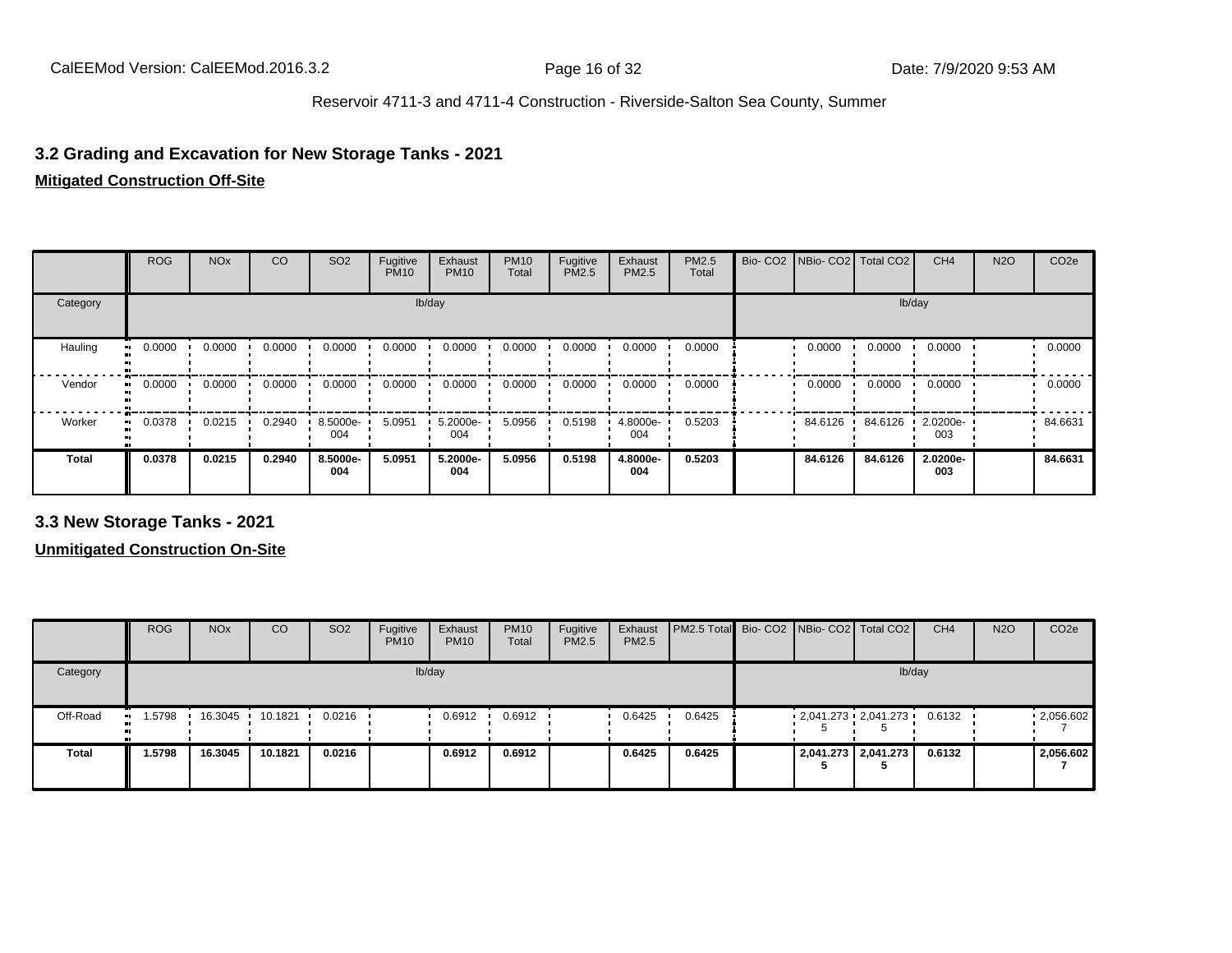## 3.2 Grading and Excavation for New Storage Tanks - 2021

### Mitigated Construction Off-Site

| | ROG | NOx | CO | SO2 | Fugitive PM10 | Exhaust PM10 | PM10 Total | Fugitive PM2.5 | Exhaust PM2.5 | PM2.5 Total | Bio- CO2 | NBio- CO2 | Total CO2 | CH4 | N2O | CO2e |
|---|---|---|---|---|---|---|---|---|---|---|---|---|---|---|---|---|
| Category | | | | | lb/day | | | | | | | | | lb/day | | |
| Hauling | 0.0000 | 0.0000 | 0.0000 | 0.0000 | 0.0000 | 0.0000 | 0.0000 | 0.0000 | 0.0000 | 0.0000 | | 0.0000 | 0.0000 | 0.0000 | | 0.0000 |
| Vendor | 0.0000 | 0.0000 | 0.0000 | 0.0000 | 0.0000 | 0.0000 | 0.0000 | 0.0000 | 0.0000 | 0.0000 | | 0.0000 | 0.0000 | 0.0000 | | 0.0000 |
| Worker | 0.0378 | 0.0215 | 0.2940 | 8.5000e-004 | 5.0951 | 5.2000e-004 | 5.0956 | 0.5198 | 4.8000e-004 | 0.5203 | | 84.6126 | 84.6126 | 2.0200e-003 | | 84.6631 |
| **Total** | **0.0378** | **0.0215** | **0.2940** | **8.5000e-004** | **5.0951** | **5.2000e-004** | **5.0956** | **0.5198** | **4.8000e-004** | **0.5203** | | **84.6126** | **84.6126** | **2.0200e-003** | | **84.6631** |

## 3.3 New Storage Tanks - 2021

### Unmitigated Construction On-Site

| | ROG | NOx | CO | SO2 | Fugitive PM10 | Exhaust PM10 | PM10 Total | Fugitive PM2.5 | Exhaust PM2.5 | PM2.5 Total | Bio- CO2 | NBio- CO2 | Total CO2 | CH4 | N2O | CO2e |
|---|---|---|---|---|---|---|---|---|---|---|---|---|---|---|---|---|
| Category | | | | | lb/day | | | | | | | | | lb/day | | |
| Off-Road | 1.5798 | 16.3045 | 10.1821 | 0.0216 | | 0.6912 | 0.6912 | | 0.6425 | 0.6425 | | 2,041.2735 | 2,041.2735 | 0.6132 | | 2,056.6027 |
| **Total** | **1.5798** | **16.3045** | **10.1821** | **0.0216** | | **0.6912** | **0.6912** | | **0.6425** | **0.6425** | | **2,041.2735** | **2,041.2735** | **0.6132** | | **2,056.6027** |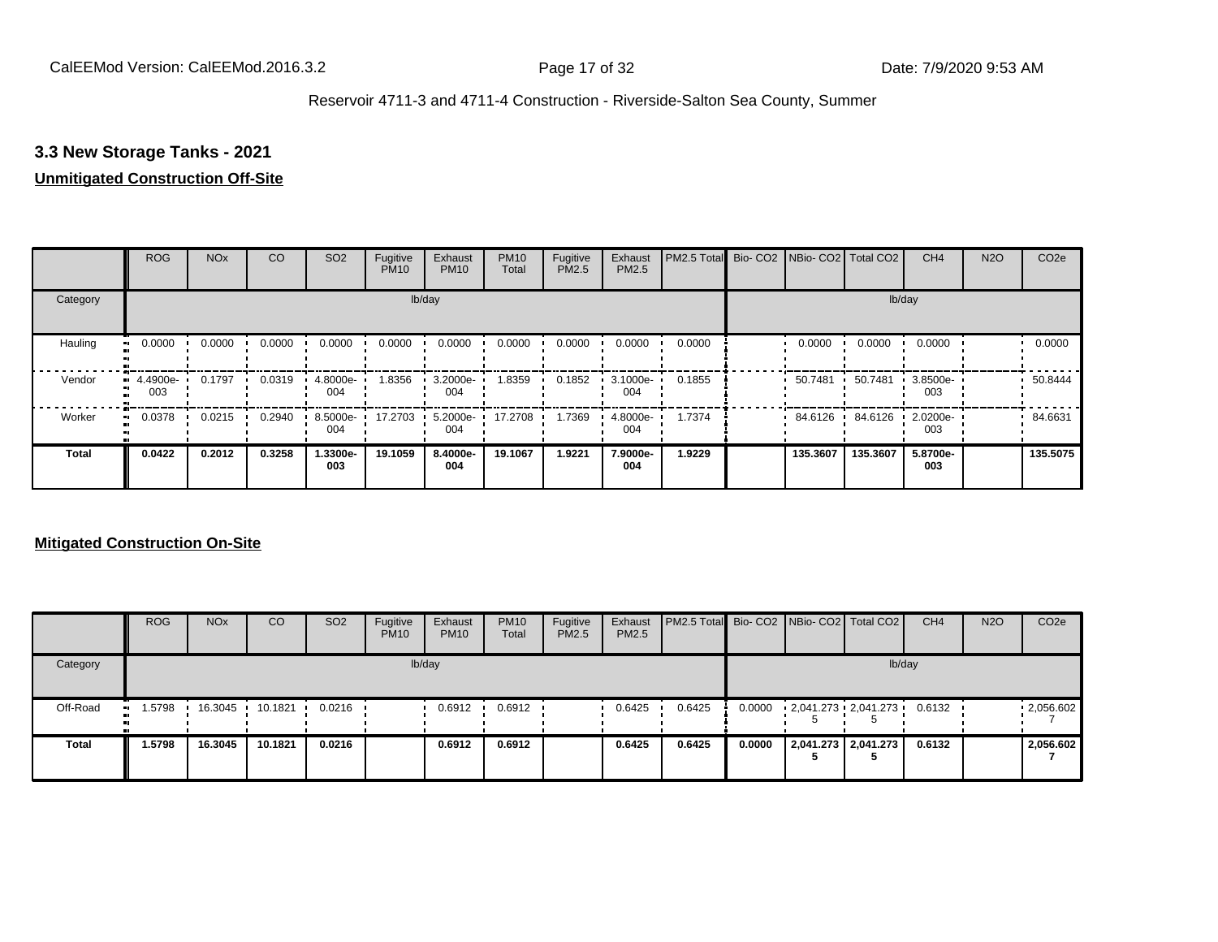## 3.3 New Storage Tanks - 2021

**Unmitigated Construction Off-Site**

| | ROG | NOx | CO | SO2 | Fugitive PM10 | Exhaust PM10 | PM10 Total | Fugitive PM2.5 | Exhaust PM2.5 | PM2.5 Total | Bio- CO2 | NBio- CO2 | Total CO2 | CH4 | N2O | CO2e |
|---|---|---|---|---|---|---|---|---|---|---|---|---|---|---|---|---|
| Category | | | | | | lb/day | | | | | | | | lb/day | | |
| Hauling | 0.0000 | 0.0000 | 0.0000 | 0.0000 | 0.0000 | 0.0000 | 0.0000 | 0.0000 | 0.0000 | 0.0000 | | 0.0000 | 0.0000 | 0.0000 | | 0.0000 |
| Vendor | 4.4900e-003 | 0.1797 | 0.0319 | 4.8000e-004 | 1.8356 | 3.2000e-004 | 1.8359 | 0.1852 | 3.1000e-004 | 0.1855 | | 50.7481 | 50.7481 | 3.8500e-003 | | 50.8444 |
| Worker | 0.0378 | 0.0215 | 0.2940 | 8.5000e-004 | 17.2703 | 5.2000e-004 | 17.2708 | 1.7369 | 4.8000e-004 | 1.7374 | | 84.6126 | 84.6126 | 2.0200e-003 | | 84.6631 |
| **Total** | **0.0422** | **0.2012** | **0.3258** | **1.3300e-003** | **19.1059** | **8.4000e-004** | **19.1067** | **1.9221** | **7.9000e-004** | **1.9229** | | **135.3607** | **135.3607** | **5.8700e-003** | | **135.5075** |

**Mitigated Construction On-Site**

| | ROG | NOx | CO | SO2 | Fugitive PM10 | Exhaust PM10 | PM10 Total | Fugitive PM2.5 | Exhaust PM2.5 | PM2.5 Total | Bio- CO2 | NBio- CO2 | Total CO2 | CH4 | N2O | CO2e |
|---|---|---|---|---|---|---|---|---|---|---|---|---|---|---|---|---|
| Category | | | | | | lb/day | | | | | | | | lb/day | | |
| Off-Road | 1.5798 | 16.3045 | 10.1821 | 0.0216 | | 0.6912 | 0.6912 | | 0.6425 | 0.6425 | 0.0000 | 2,041.2735 | 2,041.2735 | 0.6132 | | 2,056.6027 |
| **Total** | **1.5798** | **16.3045** | **10.1821** | **0.0216** | | **0.6912** | **0.6912** | | **0.6425** | **0.6425** | **0.0000** | **2,041.2735** | **2,041.2735** | **0.6132** | | **2,056.6027** |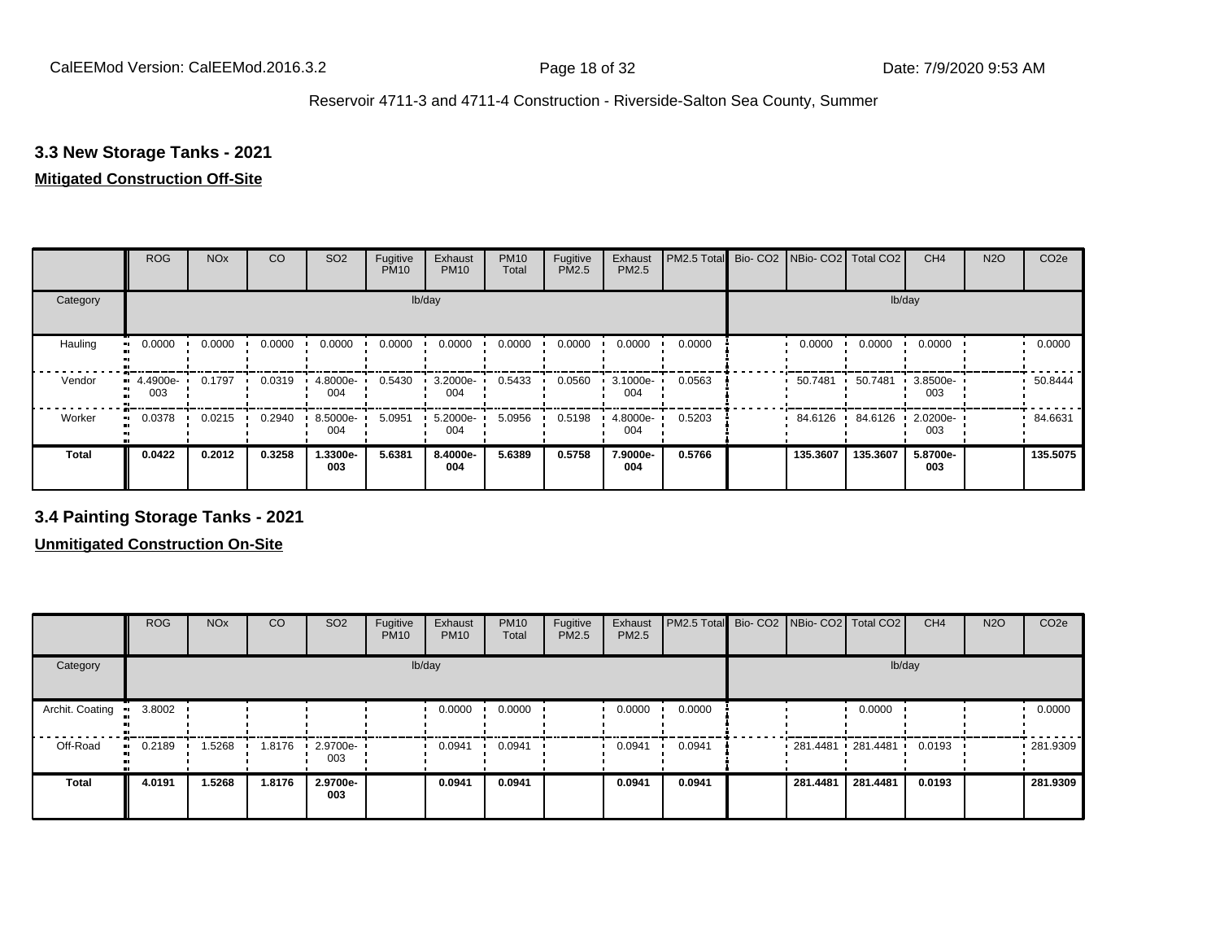## 3.3 New Storage Tanks - 2021

**Mitigated Construction Off-Site**

| | ROG | NOx | CO | SO2 | Fugitive PM10 | Exhaust PM10 | PM10 Total | Fugitive PM2.5 | Exhaust PM2.5 | PM2.5 Total | Bio- CO2 | NBio- CO2 | Total CO2 | CH4 | N2O | CO2e |
|---|---|---|---|---|---|---|---|---|---|---|---|---|---|---|---|---|
| Category | lb/day | | | | | | | | | | lb/day | | | | | |
| Hauling | 0.0000 | 0.0000 | 0.0000 | 0.0000 | 0.0000 | 0.0000 | 0.0000 | 0.0000 | 0.0000 | 0.0000 | | 0.0000 | 0.0000 | 0.0000 | | 0.0000 |
| Vendor | 4.4900e-003 | 0.1797 | 0.0319 | 4.8000e-004 | 0.5430 | 3.2000e-004 | 0.5433 | 0.0560 | 3.1000e-004 | 0.0563 | | 50.7481 | 50.7481 | 3.8500e-003 | | 50.8444 |
| Worker | 0.0378 | 0.0215 | 0.2940 | 8.5000e-004 | 5.0951 | 5.2000e-004 | 5.0956 | 0.5198 | 4.8000e-004 | 0.5203 | | 84.6126 | 84.6126 | 2.0200e-003 | | 84.6631 |
| **Total** | **0.0422** | **0.2012** | **0.3258** | **1.3300e-003** | **5.6381** | **8.4000e-004** | **5.6389** | **0.5758** | **7.9000e-004** | **0.5766** | | **135.3607** | **135.3607** | **5.8700e-003** | | **135.5075** |

## 3.4 Painting Storage Tanks - 2021

**Unmitigated Construction On-Site**

| | ROG | NOx | CO | SO2 | Fugitive PM10 | Exhaust PM10 | PM10 Total | Fugitive PM2.5 | Exhaust PM2.5 | PM2.5 Total | Bio- CO2 | NBio- CO2 | Total CO2 | CH4 | N2O | CO2e |
|---|---|---|---|---|---|---|---|---|---|---|---|---|---|---|---|---|
| Category | lb/day | | | | | | | | | | lb/day | | | | | |
| Archit. Coating | 3.8002 | | | | | 0.0000 | 0.0000 | | 0.0000 | 0.0000 | | | 0.0000 | | | 0.0000 |
| Off-Road | 0.2189 | 1.5268 | 1.8176 | 2.9700e-003 | | 0.0941 | 0.0941 | | 0.0941 | 0.0941 | | 281.4481 | 281.4481 | 0.0193 | | 281.9309 |
| **Total** | **4.0191** | **1.5268** | **1.8176** | **2.9700e-003** | | **0.0941** | **0.0941** | | **0.0941** | **0.0941** | | **281.4481** | **281.4481** | **0.0193** | | **281.9309** |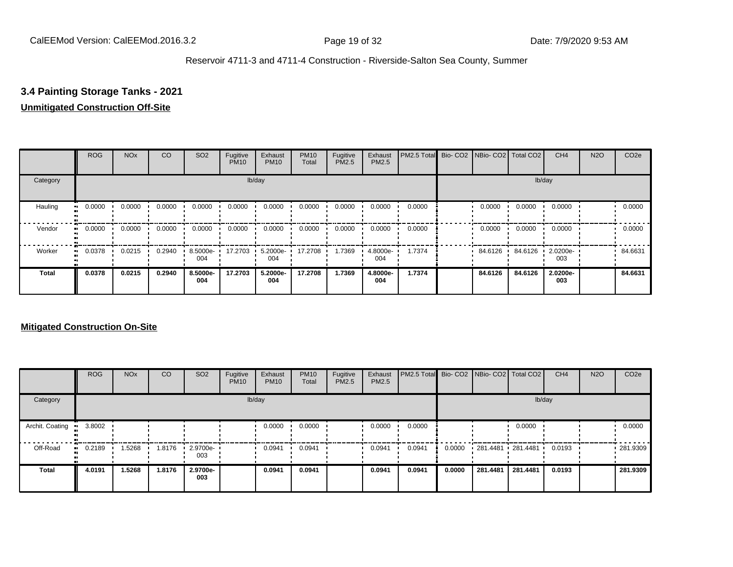## 3.4 Painting Storage Tanks - 2021

**Unmitigated Construction Off-Site**

| | ROG | NOx | CO | SO2 | Fugitive PM10 | Exhaust PM10 | PM10 Total | Fugitive PM2.5 | Exhaust PM2.5 | PM2.5 Total | Bio- CO2 | NBio- CO2 | Total CO2 | CH4 | N2O | CO2e |
|---|---|---|---|---|---|---|---|---|---|---|---|---|---|---|---|---|
| Category | lb/day | | | | | | | | | | lb/day | | | | | |
| Hauling | 0.0000 | 0.0000 | 0.0000 | 0.0000 | 0.0000 | 0.0000 | 0.0000 | 0.0000 | 0.0000 | 0.0000 | | 0.0000 | 0.0000 | 0.0000 | | 0.0000 |
| Vendor | 0.0000 | 0.0000 | 0.0000 | 0.0000 | 0.0000 | 0.0000 | 0.0000 | 0.0000 | 0.0000 | 0.0000 | | 0.0000 | 0.0000 | 0.0000 | | 0.0000 |
| Worker | 0.0378 | 0.0215 | 0.2940 | 8.5000e-004 | 17.2703 | 5.2000e-004 | 17.2708 | 1.7369 | 4.8000e-004 | 1.7374 | | 84.6126 | 84.6126 | 2.0200e-003 | | 84.6631 |
| **Total** | **0.0378** | **0.0215** | **0.2940** | **8.5000e-004** | **17.2703** | **5.2000e-004** | **17.2708** | **1.7369** | **4.8000e-004** | **1.7374** | | **84.6126** | **84.6126** | **2.0200e-003** | | **84.6631** |

**Mitigated Construction On-Site**

| | ROG | NOx | CO | SO2 | Fugitive PM10 | Exhaust PM10 | PM10 Total | Fugitive PM2.5 | Exhaust PM2.5 | PM2.5 Total | Bio- CO2 | NBio- CO2 | Total CO2 | CH4 | N2O | CO2e |
|---|---|---|---|---|---|---|---|---|---|---|---|---|---|---|---|---|
| Category | lb/day | | | | | | | | | | lb/day | | | | | |
| Archit. Coating | 3.8002 | | | | | 0.0000 | 0.0000 | | 0.0000 | 0.0000 | | | 0.0000 | | | 0.0000 |
| Off-Road | 0.2189 | 1.5268 | 1.8176 | 2.9700e-003 | | 0.0941 | 0.0941 | | 0.0941 | 0.0941 | 0.0000 | 281.4481 | 281.4481 | 0.0193 | | 281.9309 |
| **Total** | **4.0191** | **1.5268** | **1.8176** | **2.9700e-003** | | **0.0941** | **0.0941** | | **0.0941** | **0.0941** | **0.0000** | **281.4481** | **281.4481** | **0.0193** | | **281.9309** |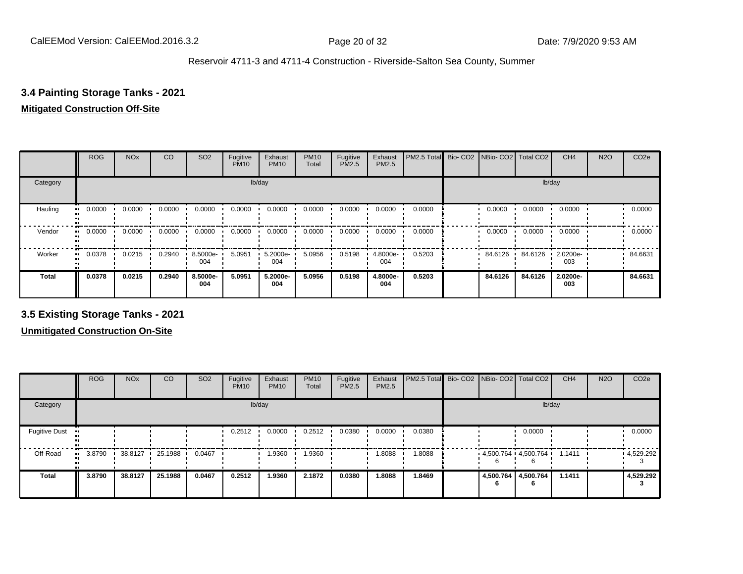## 3.4 Painting Storage Tanks - 2021

**Mitigated Construction Off-Site**

| | ROG | NOx | CO | SO2 | Fugitive PM10 | Exhaust PM10 | PM10 Total | Fugitive PM2.5 | Exhaust PM2.5 | PM2.5 Total | Bio- CO2 | NBio- CO2 | Total CO2 | CH4 | N2O | CO2e |
|---|---|---|---|---|---|---|---|---|---|---|---|---|---|---|---|---|
| Category | lb/day | | | | | | | | | | lb/day | | | | | |
| Hauling | 0.0000 | 0.0000 | 0.0000 | 0.0000 | 0.0000 | 0.0000 | 0.0000 | 0.0000 | 0.0000 | 0.0000 | | 0.0000 | 0.0000 | 0.0000 | | 0.0000 |
| Vendor | 0.0000 | 0.0000 | 0.0000 | 0.0000 | 0.0000 | 0.0000 | 0.0000 | 0.0000 | 0.0000 | 0.0000 | | 0.0000 | 0.0000 | 0.0000 | | 0.0000 |
| Worker | 0.0378 | 0.0215 | 0.2940 | 8.5000e-004 | 5.0951 | 5.2000e-004 | 5.0956 | 0.5198 | 4.8000e-004 | 0.5203 | | 84.6126 | 84.6126 | 2.0200e-003 | | 84.6631 |
| **Total** | **0.0378** | **0.0215** | **0.2940** | **8.5000e-004** | **5.0951** | **5.2000e-004** | **5.0956** | **0.5198** | **4.8000e-004** | **0.5203** | | **84.6126** | **84.6126** | **2.0200e-003** | | **84.6631** |

## 3.5 Existing Storage Tanks - 2021

**Unmitigated Construction On-Site**

| | ROG | NOx | CO | SO2 | Fugitive PM10 | Exhaust PM10 | PM10 Total | Fugitive PM2.5 | Exhaust PM2.5 | PM2.5 Total | Bio- CO2 | NBio- CO2 | Total CO2 | CH4 | N2O | CO2e |
|---|---|---|---|---|---|---|---|---|---|---|---|---|---|---|---|---|
| Category | lb/day | | | | | | | | | | lb/day | | | | | |
| Fugitive Dust | | | | | 0.2512 | 0.0000 | 0.2512 | 0.0380 | 0.0000 | 0.0380 | | | 0.0000 | | | 0.0000 |
| Off-Road | 3.8790 | 38.8127 | 25.1988 | 0.0467 | | 1.9360 | 1.9360 | | 1.8088 | 1.8088 | | 4,500.7646 | 4,500.7646 | 1.1411 | | 4,529.2923 |
| **Total** | **3.8790** | **38.8127** | **25.1988** | **0.0467** | **0.2512** | **1.9360** | **2.1872** | **0.0380** | **1.8088** | **1.8469** | | **4,500.7646** | **4,500.7646** | **1.1411** | | **4,529.2923** |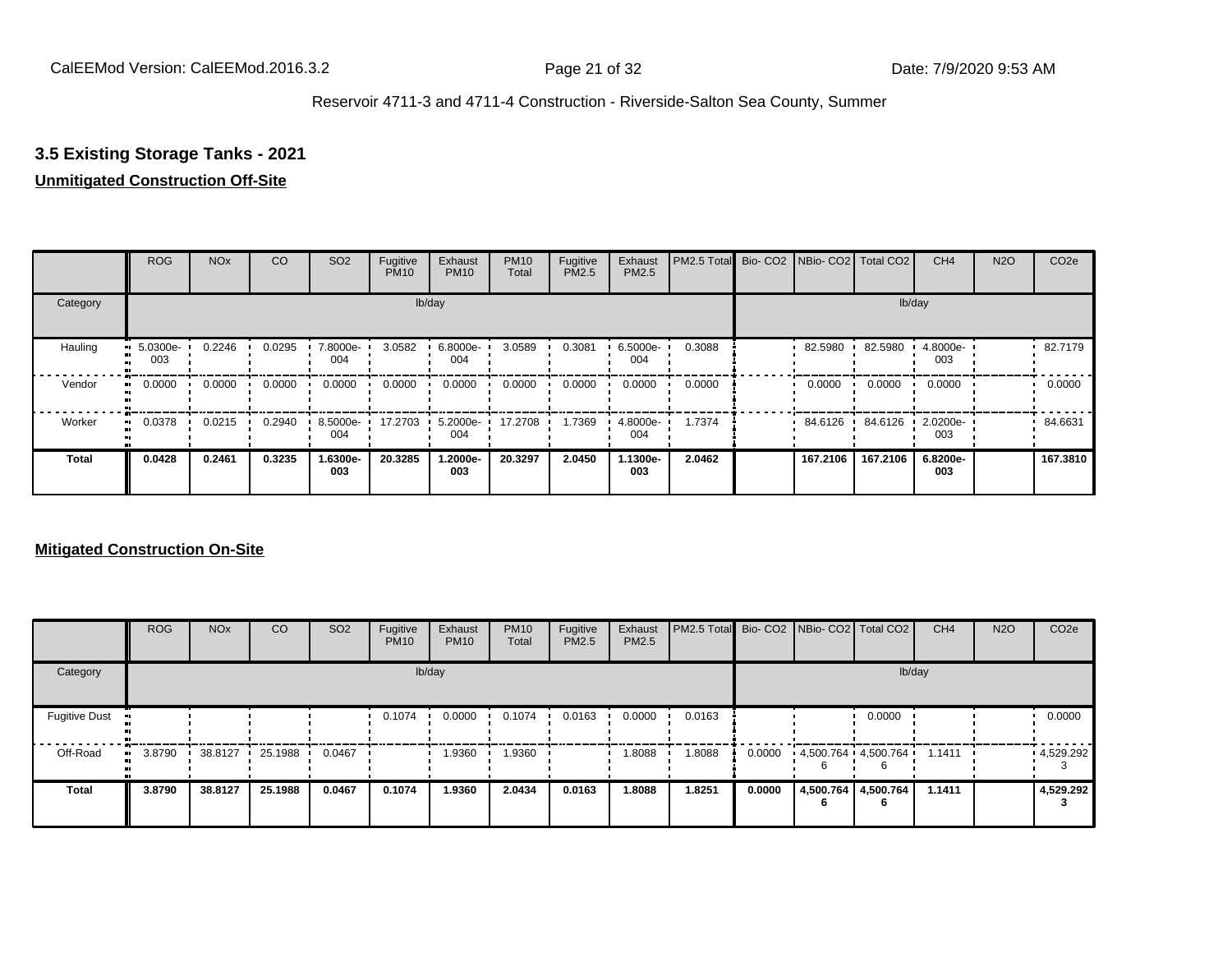## 3.5 Existing Storage Tanks - 2021

**Unmitigated Construction Off-Site**

| | ROG | NOx | CO | SO2 | Fugitive PM10 | Exhaust PM10 | PM10 Total | Fugitive PM2.5 | Exhaust PM2.5 | PM2.5 Total | Bio- CO2 | NBio- CO2 | Total CO2 | CH4 | N2O | CO2e |
|---|---|---|---|---|---|---|---|---|---|---|---|---|---|---|---|---|
| Category | lb/day | | | | | | | | | | lb/day | | | | | |
| Hauling | 5.0300e-003 | 0.2246 | 0.0295 | 7.8000e-004 | 3.0582 | 6.8000e-004 | 3.0589 | 0.3081 | 6.5000e-004 | 0.3088 | | 82.5980 | 82.5980 | 4.8000e-003 | | 82.7179 |
| Vendor | 0.0000 | 0.0000 | 0.0000 | 0.0000 | 0.0000 | 0.0000 | 0.0000 | 0.0000 | 0.0000 | 0.0000 | | 0.0000 | 0.0000 | 0.0000 | | 0.0000 |
| Worker | 0.0378 | 0.0215 | 0.2940 | 8.5000e-004 | 17.2703 | 5.2000e-004 | 17.2708 | 1.7369 | 4.8000e-004 | 1.7374 | | 84.6126 | 84.6126 | 2.0200e-003 | | 84.6631 |
| **Total** | **0.0428** | **0.2461** | **0.3235** | **1.6300e-003** | **20.3285** | **1.2000e-003** | **20.3297** | **2.0450** | **1.1300e-003** | **2.0462** | | **167.2106** | **167.2106** | **6.8200e-003** | | **167.3810** |

**Mitigated Construction On-Site**

| | ROG | NOx | CO | SO2 | Fugitive PM10 | Exhaust PM10 | PM10 Total | Fugitive PM2.5 | Exhaust PM2.5 | PM2.5 Total | Bio- CO2 | NBio- CO2 | Total CO2 | CH4 | N2O | CO2e |
|---|---|---|---|---|---|---|---|---|---|---|---|---|---|---|---|---|
| Category | lb/day | | | | | | | | | | lb/day | | | | | |
| Fugitive Dust | | | | | 0.1074 | 0.0000 | 0.1074 | 0.0163 | 0.0000 | 0.0163 | | | 0.0000 | | | 0.0000 |
| Off-Road | 3.8790 | 38.8127 | 25.1988 | 0.0467 | | 1.9360 | 1.9360 | | 1.8088 | 1.8088 | 0.0000 | 4,500.7646 | 4,500.7646 | 1.1411 | | 4,529.2923 |
| **Total** | **3.8790** | **38.8127** | **25.1988** | **0.0467** | **0.1074** | **1.9360** | **2.0434** | **0.0163** | **1.8088** | **1.8251** | **0.0000** | **4,500.7646** | **4,500.7646** | **1.1411** | | **4,529.2923** |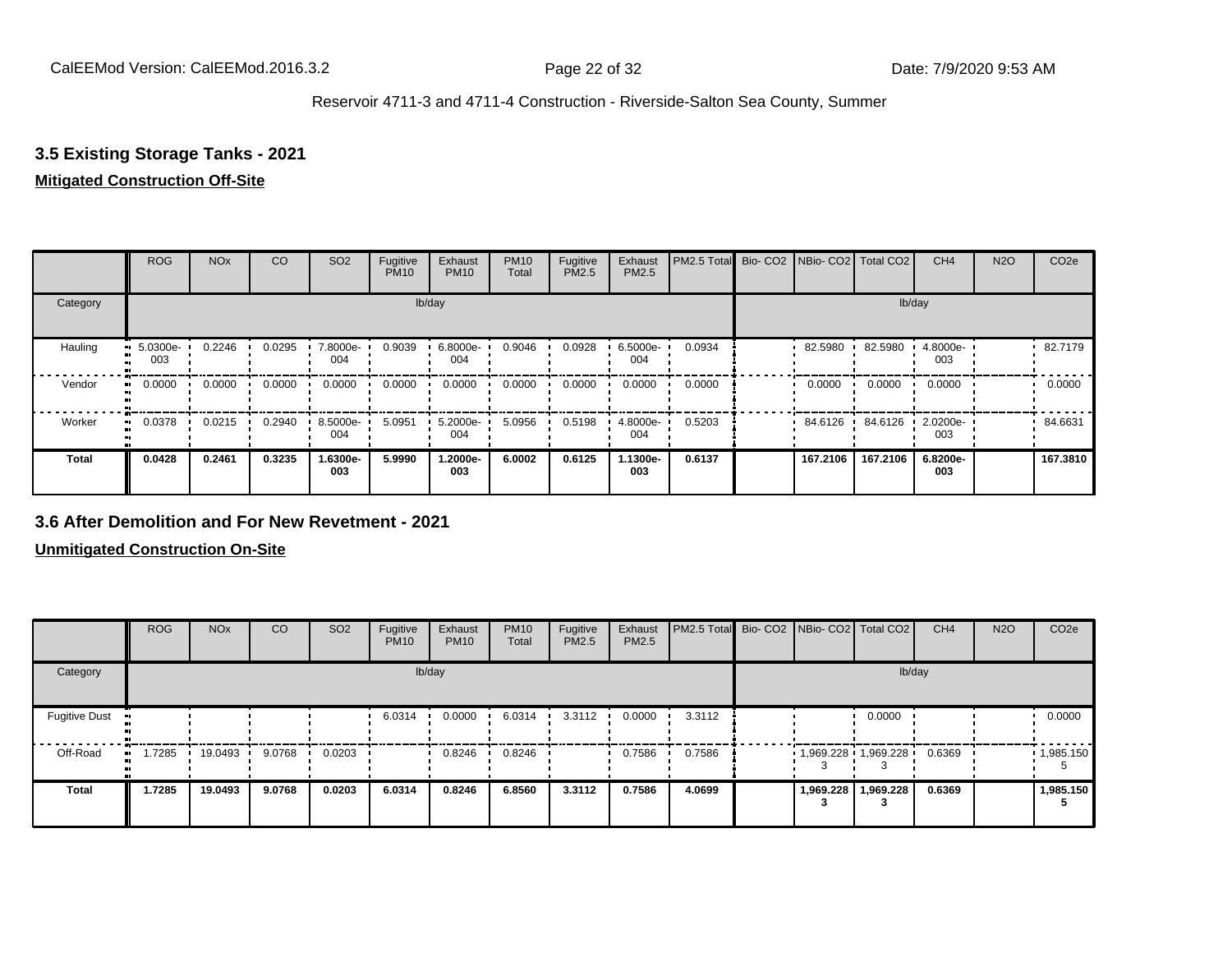### 3.5 Existing Storage Tanks - 2021

**Mitigated Construction Off-Site**

| | ROG | NOx | CO | SO2 | Fugitive PM10 | Exhaust PM10 | PM10 Total | Fugitive PM2.5 | Exhaust PM2.5 | PM2.5 Total | Bio- CO2 | NBio- CO2 | Total CO2 | CH4 | N2O | CO2e |
|---|---|---|---|---|---|---|---|---|---|---|---|---|---|---|---|---|
| Category | lb/day | | | | | | | | | | lb/day | | | | | |
| Hauling | 5.0300e-003 | 0.2246 | 0.0295 | 7.8000e-004 | 0.9039 | 6.8000e-004 | 0.9046 | 0.0928 | 6.5000e-004 | 0.0934 | | 82.5980 | 82.5980 | 4.8000e-003 | | 82.7179 |
| Vendor | 0.0000 | 0.0000 | 0.0000 | 0.0000 | 0.0000 | 0.0000 | 0.0000 | 0.0000 | 0.0000 | 0.0000 | | 0.0000 | 0.0000 | 0.0000 | | 0.0000 |
| Worker | 0.0378 | 0.0215 | 0.2940 | 8.5000e-004 | 5.0951 | 5.2000e-004 | 5.0956 | 0.5198 | 4.8000e-004 | 0.5203 | | 84.6126 | 84.6126 | 2.0200e-003 | | 84.6631 |
| **Total** | **0.0428** | **0.2461** | **0.3235** | **1.6300e-003** | **5.9990** | **1.2000e-003** | **6.0002** | **0.6125** | **1.1300e-003** | **0.6137** | | **167.2106** | **167.2106** | **6.8200e-003** | | **167.3810** |

### 3.6 After Demolition and For New Revetment - 2021

**Unmitigated Construction On-Site**

| | ROG | NOx | CO | SO2 | Fugitive PM10 | Exhaust PM10 | PM10 Total | Fugitive PM2.5 | Exhaust PM2.5 | PM2.5 Total | Bio- CO2 | NBio- CO2 | Total CO2 | CH4 | N2O | CO2e |
|---|---|---|---|---|---|---|---|---|---|---|---|---|---|---|---|---|
| Category | lb/day | | | | | | | | | | lb/day | | | | | |
| Fugitive Dust | | | | | 6.0314 | 0.0000 | 6.0314 | 3.3112 | 0.0000 | 3.3112 | | | 0.0000 | | | 0.0000 |
| Off-Road | 1.7285 | 19.0493 | 9.0768 | 0.0203 | | 0.8246 | 0.8246 | | 0.7586 | 0.7586 | | 1,969.2283 | 1,969.2283 | 0.6369 | | 1,985.1505 |
| **Total** | **1.7285** | **19.0493** | **9.0768** | **0.0203** | **6.0314** | **0.8246** | **6.8560** | **3.3112** | **0.7586** | **4.0699** | | **1,969.2283** | **1,969.2283** | **0.6369** | | **1,985.1505** |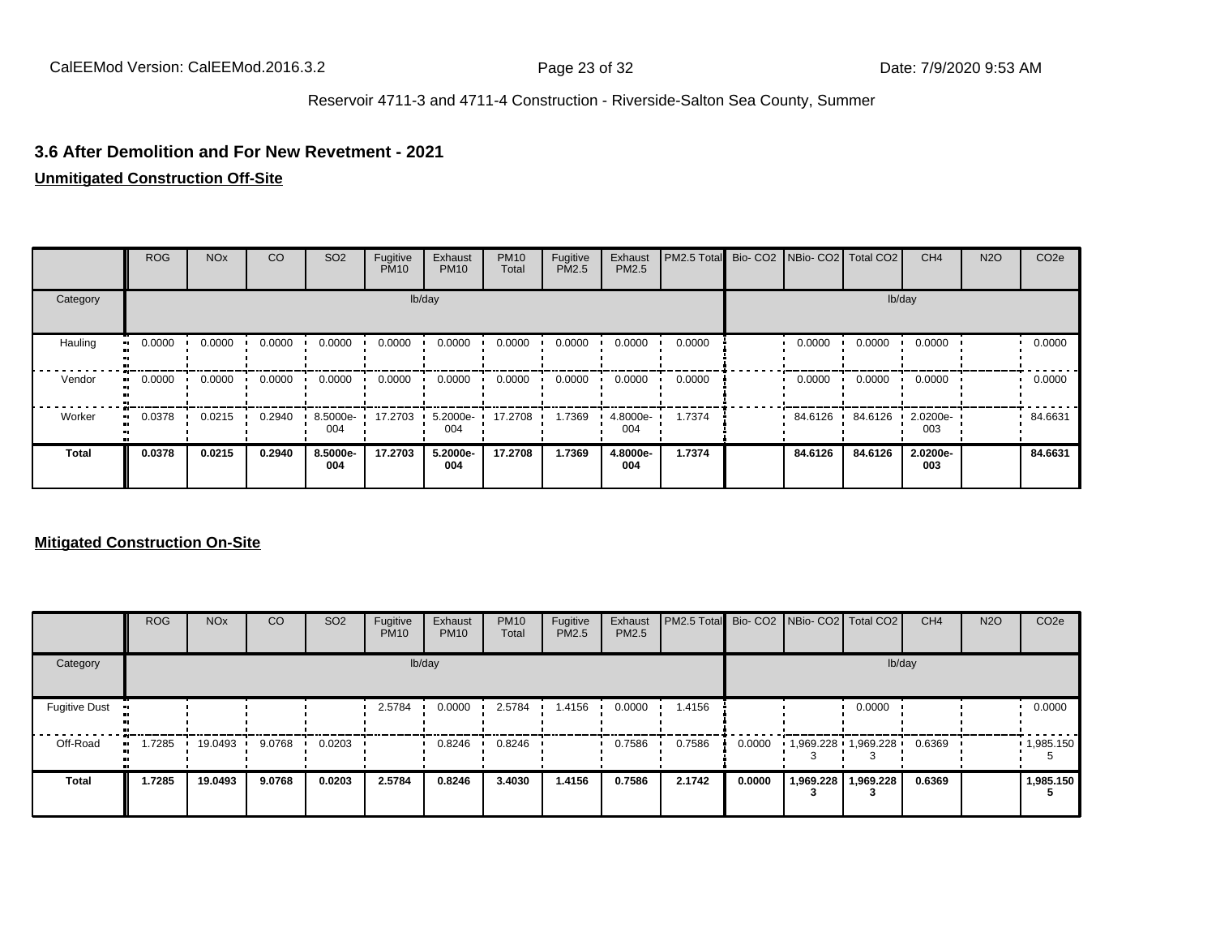## 3.6 After Demolition and For New Revetment - 2021

**Unmitigated Construction Off-Site**

| | ROG | NOx | CO | SO2 | Fugitive PM10 | Exhaust PM10 | PM10 Total | Fugitive PM2.5 | Exhaust PM2.5 | PM2.5 Total | Bio- CO2 | NBio- CO2 | Total CO2 | CH4 | N2O | CO2e |
|---|---|---|---|---|---|---|---|---|---|---|---|---|---|---|---|---|
| Category | lb/day | | | | | | | | | | lb/day | | | | | |
| Hauling | 0.0000 | 0.0000 | 0.0000 | 0.0000 | 0.0000 | 0.0000 | 0.0000 | 0.0000 | 0.0000 | 0.0000 | | 0.0000 | 0.0000 | 0.0000 | | 0.0000 |
| Vendor | 0.0000 | 0.0000 | 0.0000 | 0.0000 | 0.0000 | 0.0000 | 0.0000 | 0.0000 | 0.0000 | 0.0000 | | 0.0000 | 0.0000 | 0.0000 | | 0.0000 |
| Worker | 0.0378 | 0.0215 | 0.2940 | 8.5000e-004 | 17.2703 | 5.2000e-004 | 17.2708 | 1.7369 | 4.8000e-004 | 1.7374 | | 84.6126 | 84.6126 | 2.0200e-003 | | 84.6631 |
| **Total** | **0.0378** | **0.0215** | **0.2940** | **8.5000e-004** | **17.2703** | **5.2000e-004** | **17.2708** | **1.7369** | **4.8000e-004** | **1.7374** | | **84.6126** | **84.6126** | **2.0200e-003** | | **84.6631** |

**Mitigated Construction On-Site**

| | ROG | NOx | CO | SO2 | Fugitive PM10 | Exhaust PM10 | PM10 Total | Fugitive PM2.5 | Exhaust PM2.5 | PM2.5 Total | Bio- CO2 | NBio- CO2 | Total CO2 | CH4 | N2O | CO2e |
|---|---|---|---|---|---|---|---|---|---|---|---|---|---|---|---|---|
| Category | lb/day | | | | | | | | | | lb/day | | | | | |
| Fugitive Dust | | | | | 2.5784 | 0.0000 | 2.5784 | 1.4156 | 0.0000 | 1.4156 | | | 0.0000 | | | 0.0000 |
| Off-Road | 1.7285 | 19.0493 | 9.0768 | 0.0203 | | 0.8246 | 0.8246 | | 0.7586 | 0.7586 | 0.0000 | 1,969.2283 | 1,969.2283 | 0.6369 | | 1,985.1505 |
| **Total** | **1.7285** | **19.0493** | **9.0768** | **0.0203** | **2.5784** | **0.8246** | **3.4030** | **1.4156** | **0.7586** | **2.1742** | **0.0000** | **1,969.2283** | **1,969.2283** | **0.6369** | | **1,985.1505** |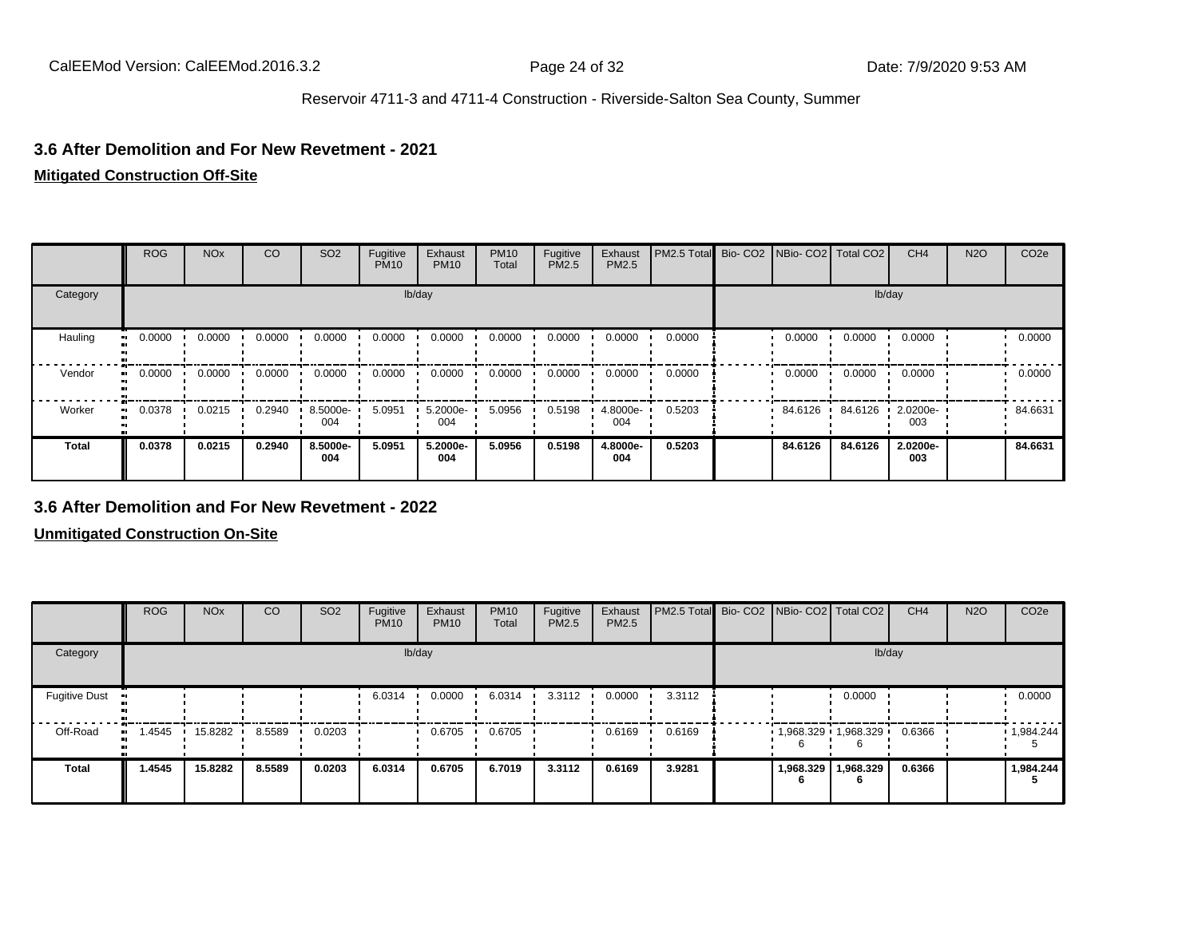## 3.6 After Demolition and For New Revetment - 2021

**Mitigated Construction Off-Site**

| | ROG | NOx | CO | SO2 | Fugitive PM10 | Exhaust PM10 | PM10 Total | Fugitive PM2.5 | Exhaust PM2.5 | PM2.5 Total | Bio- CO2 | NBio- CO2 | Total CO2 | CH4 | N2O | CO2e |
|---|---|---|---|---|---|---|---|---|---|---|---|---|---|---|---|---|
| Category | lb/day | | | | | | | | | | lb/day | | | | | |
| Hauling | 0.0000 | 0.0000 | 0.0000 | 0.0000 | 0.0000 | 0.0000 | 0.0000 | 0.0000 | 0.0000 | 0.0000 | | 0.0000 | 0.0000 | 0.0000 | | 0.0000 |
| Vendor | 0.0000 | 0.0000 | 0.0000 | 0.0000 | 0.0000 | 0.0000 | 0.0000 | 0.0000 | 0.0000 | 0.0000 | | 0.0000 | 0.0000 | 0.0000 | | 0.0000 |
| Worker | 0.0378 | 0.0215 | 0.2940 | 8.5000e-004 | 5.0951 | 5.2000e-004 | 5.0956 | 0.5198 | 4.8000e-004 | 0.5203 | | 84.6126 | 84.6126 | 2.0200e-003 | | 84.6631 |
| **Total** | **0.0378** | **0.0215** | **0.2940** | **8.5000e-004** | **5.0951** | **5.2000e-004** | **5.0956** | **0.5198** | **4.8000e-004** | **0.5203** | | **84.6126** | **84.6126** | **2.0200e-003** | | **84.6631** |

## 3.6 After Demolition and For New Revetment - 2022

**Unmitigated Construction On-Site**

| | ROG | NOx | CO | SO2 | Fugitive PM10 | Exhaust PM10 | PM10 Total | Fugitive PM2.5 | Exhaust PM2.5 | PM2.5 Total | Bio- CO2 | NBio- CO2 | Total CO2 | CH4 | N2O | CO2e |
|---|---|---|---|---|---|---|---|---|---|---|---|---|---|---|---|---|
| Category | lb/day | | | | | | | | | | lb/day | | | | | |
| Fugitive Dust | | | | | 6.0314 | 0.0000 | 6.0314 | 3.3112 | 0.0000 | 3.3112 | | | 0.0000 | | | 0.0000 |
| Off-Road | 1.4545 | 15.8282 | 8.5589 | 0.0203 | | 0.6705 | 0.6705 | | 0.6169 | 0.6169 | | 1,968.3296 | 1,968.3296 | 0.6366 | | 1,984.2445 |
| **Total** | **1.4545** | **15.8282** | **8.5589** | **0.0203** | **6.0314** | **0.6705** | **6.7019** | **3.3112** | **0.6169** | **3.9281** | | **1,968.3296** | **1,968.3296** | **0.6366** | | **1,984.2445** |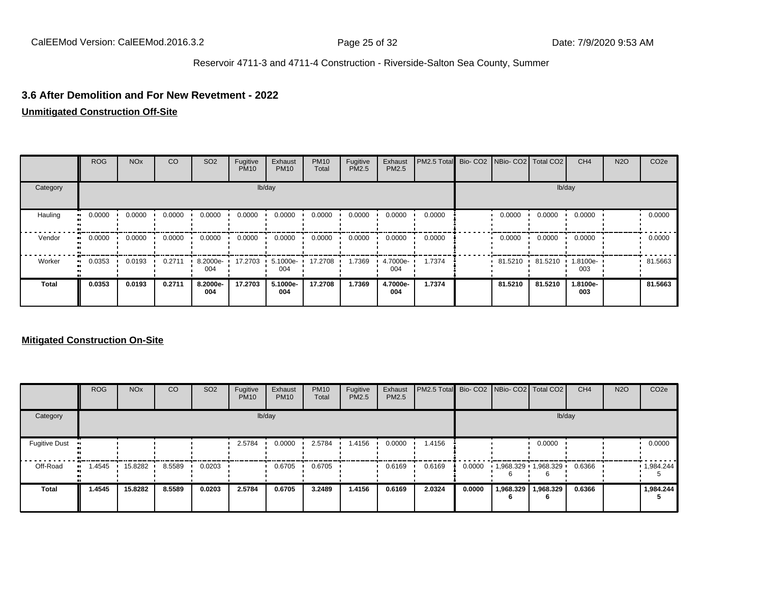## 3.6 After Demolition and For New Revetment - 2022

**Unmitigated Construction Off-Site**

| | ROG | NOx | CO | SO2 | Fugitive PM10 | Exhaust PM10 | PM10 Total | Fugitive PM2.5 | Exhaust PM2.5 | PM2.5 Total | Bio- CO2 | NBio- CO2 | Total CO2 | CH4 | N2O | CO2e |
|---|---|---|---|---|---|---|---|---|---|---|---|---|---|---|---|---|
| Category | lb/day | | | | | | | | | | lb/day | | | | | |
| Hauling | 0.0000 | 0.0000 | 0.0000 | 0.0000 | 0.0000 | 0.0000 | 0.0000 | 0.0000 | 0.0000 | 0.0000 | | 0.0000 | 0.0000 | 0.0000 | | 0.0000 |
| Vendor | 0.0000 | 0.0000 | 0.0000 | 0.0000 | 0.0000 | 0.0000 | 0.0000 | 0.0000 | 0.0000 | 0.0000 | | 0.0000 | 0.0000 | 0.0000 | | 0.0000 |
| Worker | 0.0353 | 0.0193 | 0.2711 | 8.2000e-004 | 17.2703 | 5.1000e-004 | 17.2708 | 1.7369 | 4.7000e-004 | 1.7374 | | 81.5210 | 81.5210 | 1.8100e-003 | | 81.5663 |
| **Total** | **0.0353** | **0.0193** | **0.2711** | **8.2000e-004** | **17.2703** | **5.1000e-004** | **17.2708** | **1.7369** | **4.7000e-004** | **1.7374** | | **81.5210** | **81.5210** | **1.8100e-003** | | **81.5663** |

**Mitigated Construction On-Site**

| | ROG | NOx | CO | SO2 | Fugitive PM10 | Exhaust PM10 | PM10 Total | Fugitive PM2.5 | Exhaust PM2.5 | PM2.5 Total | Bio- CO2 | NBio- CO2 | Total CO2 | CH4 | N2O | CO2e |
|---|---|---|---|---|---|---|---|---|---|---|---|---|---|---|---|---|
| Category | lb/day | | | | | | | | | | lb/day | | | | | |
| Fugitive Dust | | | | | 2.5784 | 0.0000 | 2.5784 | 1.4156 | 0.0000 | 1.4156 | | | 0.0000 | | | 0.0000 |
| Off-Road | 1.4545 | 15.8282 | 8.5589 | 0.0203 | | 0.6705 | 0.6705 | | 0.6169 | 0.6169 | 0.0000 | 1,968.3296 | 1,968.3296 | 0.6366 | | 1,984.2445 |
| **Total** | **1.4545** | **15.8282** | **8.5589** | **0.0203** | **2.5784** | **0.6705** | **3.2489** | **1.4156** | **0.6169** | **2.0324** | **0.0000** | **1,968.3296** | **1,968.3296** | **0.6366** | | **1,984.2445** |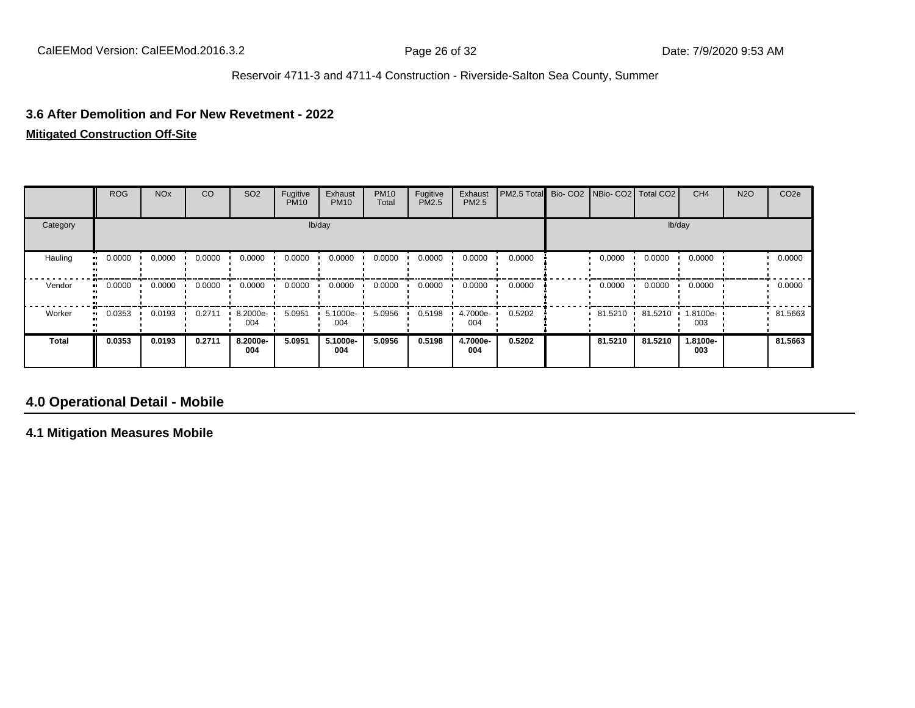### 3.6 After Demolition and For New Revetment - 2022

**Mitigated Construction Off-Site**

| | ROG | NOx | CO | SO2 | Fugitive PM10 | Exhaust PM10 | PM10 Total | Fugitive PM2.5 | Exhaust PM2.5 | PM2.5 Total | Bio- CO2 | NBio- CO2 | Total CO2 | CH4 | N2O | CO2e |
|---|---|---|---|---|---|---|---|---|---|---|---|---|---|---|---|---|
| Category | lb/day | | | | | | | | | | lb/day | | | | | |
| Hauling | 0.0000 | 0.0000 | 0.0000 | 0.0000 | 0.0000 | 0.0000 | 0.0000 | 0.0000 | 0.0000 | 0.0000 | | 0.0000 | 0.0000 | 0.0000 | | 0.0000 |
| Vendor | 0.0000 | 0.0000 | 0.0000 | 0.0000 | 0.0000 | 0.0000 | 0.0000 | 0.0000 | 0.0000 | 0.0000 | | 0.0000 | 0.0000 | 0.0000 | | 0.0000 |
| Worker | 0.0353 | 0.0193 | 0.2711 | 8.2000e-004 | 5.0951 | 5.1000e-004 | 5.0956 | 0.5198 | 4.7000e-004 | 0.5202 | | 81.5210 | 81.5210 | 1.8100e-003 | | 81.5663 |
| **Total** | **0.0353** | **0.0193** | **0.2711** | **8.2000e-004** | **5.0951** | **5.1000e-004** | **5.0956** | **0.5198** | **4.7000e-004** | **0.5202** | | **81.5210** | **81.5210** | **1.8100e-003** | | **81.5663** |

## 4.0 Operational Detail - Mobile

### 4.1 Mitigation Measures Mobile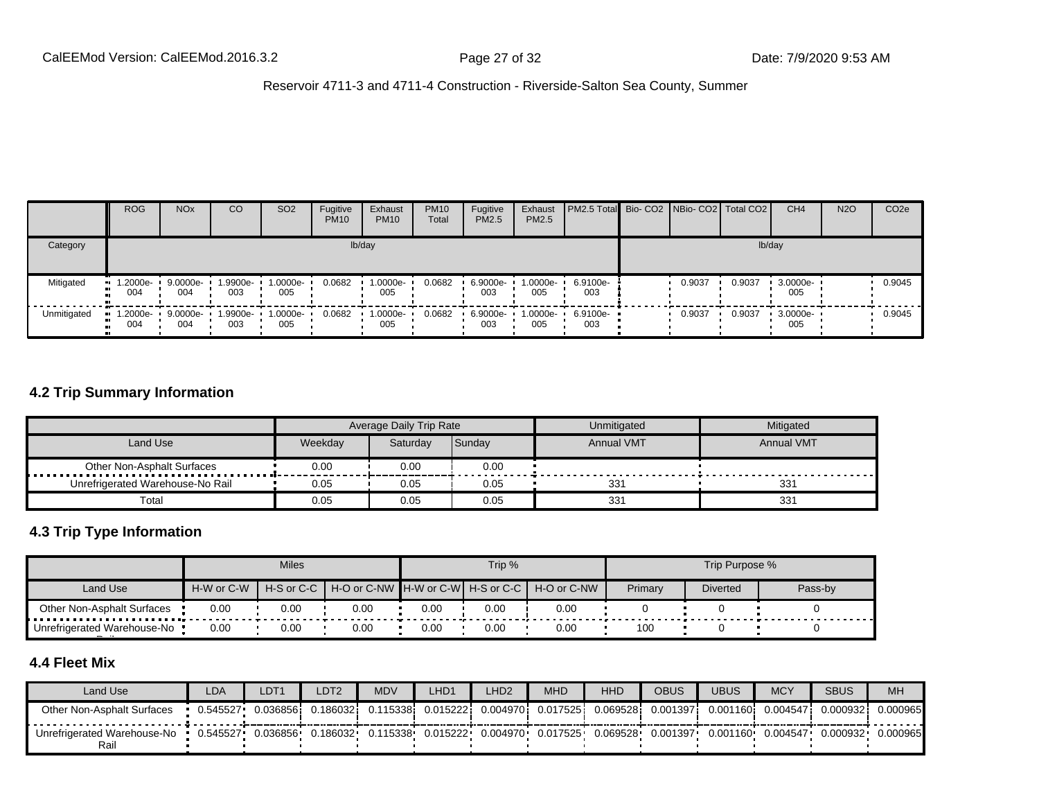| | ROG | NOx | CO | SO2 | Fugitive PM10 | Exhaust PM10 | PM10 Total | Fugitive PM2.5 | Exhaust PM2.5 | PM2.5 Total | Bio- CO2 | NBio- CO2 | Total CO2 | CH4 | N2O | CO2e |
|---|---|---|---|---|---|---|---|---|---|---|---|---|---|---|---|---|
| Category | lb/day | | | | | | | | | | lb/day | | | | | |
| Mitigated | 1.2000e-004 | 9.0000e-004 | 1.9900e-003 | 1.0000e-005 | 0.0682 | 1.0000e-005 | 0.0682 | 6.9000e-003 | 1.0000e-005 | 6.9100e-003 | | 0.9037 | 0.9037 | 3.0000e-005 | | 0.9045 |
| Unmitigated | 1.2000e-004 | 9.0000e-004 | 1.9900e-003 | 1.0000e-005 | 0.0682 | 1.0000e-005 | 0.0682 | 6.9000e-003 | 1.0000e-005 | 6.9100e-003 | | 0.9037 | 0.9037 | 3.0000e-005 | | 0.9045 |

### 4.2 Trip Summary Information

| | Average Daily Trip Rate | | | Unmitigated | Mitigated |
|---|---|---|---|---|---|
| Land Use | Weekday | Saturday | Sunday | Annual VMT | Annual VMT |
| Other Non-Asphalt Surfaces | 0.00 | 0.00 | 0.00 | | |
| Unrefrigerated Warehouse-No Rail | 0.05 | 0.05 | 0.05 | 331 | 331 |
| Total | 0.05 | 0.05 | 0.05 | 331 | 331 |

### 4.3 Trip Type Information

| | Miles | | | Trip % | | | Trip Purpose % | | |
|---|---|---|---|---|---|---|---|---|---|
| Land Use | H-W or C-W | H-S or C-C | H-O or C-NW | H-W or C-W | H-S or C-C | H-O or C-NW | Primary | Diverted | Pass-by |
| Other Non-Asphalt Surfaces | 0.00 | 0.00 | 0.00 | 0.00 | 0.00 | 0.00 | 0 | 0 | 0 |
| Unrefrigerated Warehouse-No Rail | 0.00 | 0.00 | 0.00 | 0.00 | 0.00 | 0.00 | 100 | 0 | 0 |

### 4.4 Fleet Mix

| Land Use | LDA | LDT1 | LDT2 | MDV | LHD1 | LHD2 | MHD | HHD | OBUS | UBUS | MCY | SBUS | MH |
|---|---|---|---|---|---|---|---|---|---|---|---|---|---|
| Other Non-Asphalt Surfaces | 0.545527 | 0.036856 | 0.186032 | 0.115338 | 0.015222 | 0.004970 | 0.017525 | 0.069528 | 0.001397 | 0.001160 | 0.004547 | 0.000932 | 0.000965 |
| Unrefrigerated Warehouse-No Rail | 0.545527 | 0.036856 | 0.186032 | 0.115338 | 0.015222 | 0.004970 | 0.017525 | 0.069528 | 0.001397 | 0.001160 | 0.004547 | 0.000932 | 0.000965 |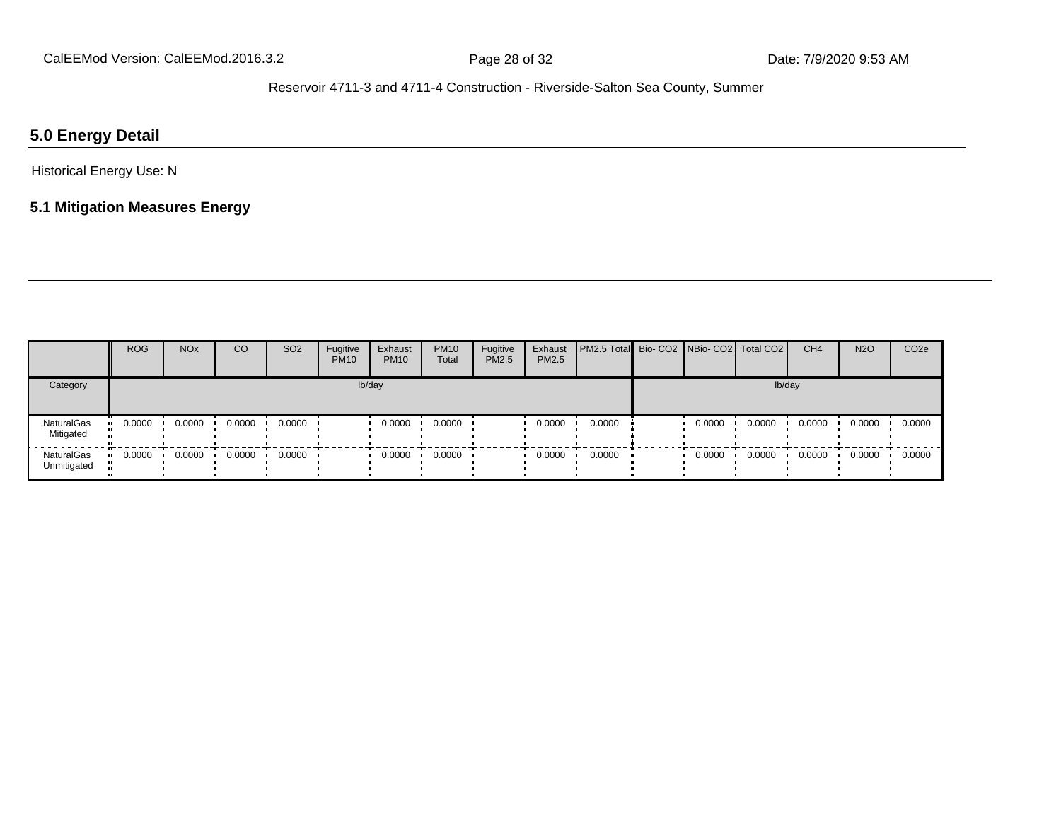## 5.0 Energy Detail

Historical Energy Use: N

### 5.1 Mitigation Measures Energy

| | ROG | NOx | CO | SO2 | Fugitive PM10 | Exhaust PM10 | PM10 Total | Fugitive PM2.5 | Exhaust PM2.5 | PM2.5 Total | Bio- CO2 | NBio- CO2 | Total CO2 | CH4 | N2O | CO2e |
|---|---|---|---|---|---|---|---|---|---|---|---|---|---|---|---|---|
| Category | lb/day | | | | | | | | | | lb/day | | | | | |
| NaturalGas Mitigated | 0.0000 | 0.0000 | 0.0000 | 0.0000 | | 0.0000 | 0.0000 | | 0.0000 | 0.0000 | | 0.0000 | 0.0000 | 0.0000 | 0.0000 | 0.0000 |
| NaturalGas Unmitigated | 0.0000 | 0.0000 | 0.0000 | 0.0000 | | 0.0000 | 0.0000 | | 0.0000 | 0.0000 | | 0.0000 | 0.0000 | 0.0000 | 0.0000 | 0.0000 |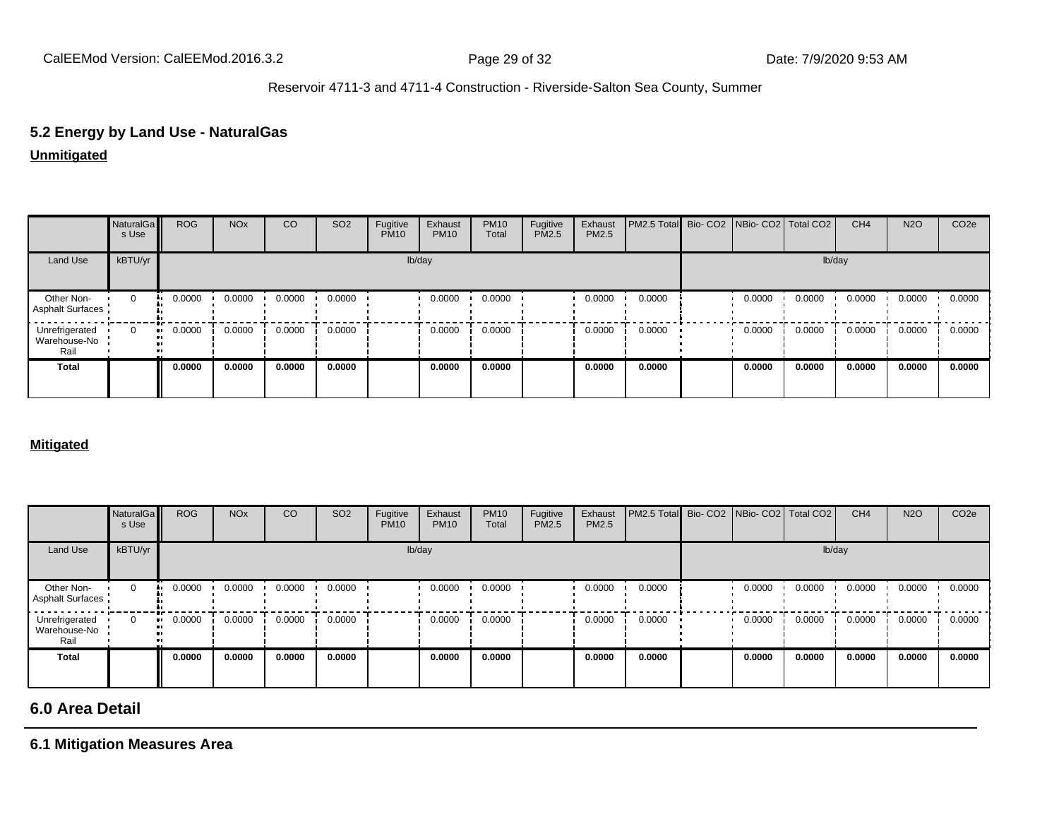## 5.2 Energy by Land Use - NaturalGas

**Unmitigated**

| | NaturalGas Use | ROG | NOx | CO | SO2 | Fugitive PM10 | Exhaust PM10 | PM10 Total | Fugitive PM2.5 | Exhaust PM2.5 | PM2.5 Total | Bio- CO2 | NBio- CO2 | Total CO2 | CH4 | N2O | CO2e |
|---|---|---|---|---|---|---|---|---|---|---|---|---|---|---|---|---|---|
| Land Use | kBTU/yr | lb/day | | | | | | | | | | lb/day | | | | | |
| Other Non-Asphalt Surfaces | 0 | 0.0000 | 0.0000 | 0.0000 | 0.0000 | | 0.0000 | 0.0000 | | 0.0000 | 0.0000 | | 0.0000 | 0.0000 | 0.0000 | 0.0000 | 0.0000 |
| Unrefrigerated Warehouse-No Rail | 0 | 0.0000 | 0.0000 | 0.0000 | 0.0000 | | 0.0000 | 0.0000 | | 0.0000 | 0.0000 | | 0.0000 | 0.0000 | 0.0000 | 0.0000 | 0.0000 |
| **Total** | | **0.0000** | **0.0000** | **0.0000** | **0.0000** | | **0.0000** | **0.0000** | | **0.0000** | **0.0000** | | **0.0000** | **0.0000** | **0.0000** | **0.0000** | **0.0000** |

**Mitigated**

| | NaturalGas Use | ROG | NOx | CO | SO2 | Fugitive PM10 | Exhaust PM10 | PM10 Total | Fugitive PM2.5 | Exhaust PM2.5 | PM2.5 Total | Bio- CO2 | NBio- CO2 | Total CO2 | CH4 | N2O | CO2e |
|---|---|---|---|---|---|---|---|---|---|---|---|---|---|---|---|---|---|
| Land Use | kBTU/yr | lb/day | | | | | | | | | | lb/day | | | | | |
| Other Non-Asphalt Surfaces | 0 | 0.0000 | 0.0000 | 0.0000 | 0.0000 | | 0.0000 | 0.0000 | | 0.0000 | 0.0000 | | 0.0000 | 0.0000 | 0.0000 | 0.0000 | 0.0000 |
| Unrefrigerated Warehouse-No Rail | 0 | 0.0000 | 0.0000 | 0.0000 | 0.0000 | | 0.0000 | 0.0000 | | 0.0000 | 0.0000 | | 0.0000 | 0.0000 | 0.0000 | 0.0000 | 0.0000 |
| **Total** | | **0.0000** | **0.0000** | **0.0000** | **0.0000** | | **0.0000** | **0.0000** | | **0.0000** | **0.0000** | | **0.0000** | **0.0000** | **0.0000** | **0.0000** | **0.0000** |

# 6.0 Area Detail

## 6.1 Mitigation Measures Area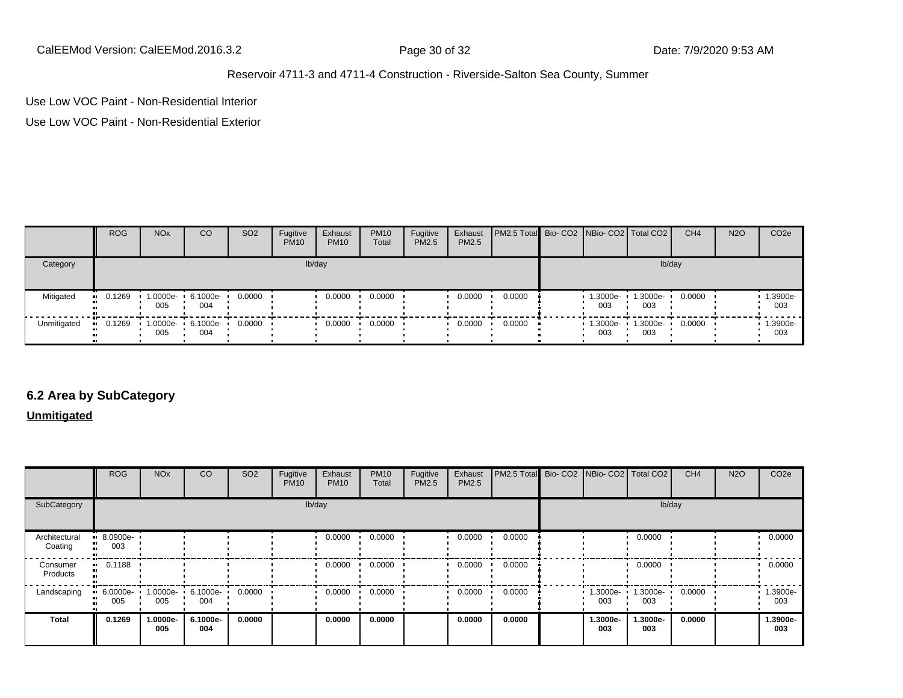Use Low VOC Paint - Non-Residential Interior

Use Low VOC Paint - Non-Residential Exterior

| | ROG | NOx | CO | SO2 | Fugitive PM10 | Exhaust PM10 | PM10 Total | Fugitive PM2.5 | Exhaust PM2.5 | PM2.5 Total | Bio- CO2 | NBio- CO2 | Total CO2 | CH4 | N2O | CO2e |
|---|---|---|---|---|---|---|---|---|---|---|---|---|---|---|---|---|
| Category | lb/day | | | | | | | | | | lb/day | | | | | |
| Mitigated | 0.1269 | 1.0000e-005 | 6.1000e-004 | 0.0000 | | 0.0000 | 0.0000 | | 0.0000 | 0.0000 | | 1.3000e-003 | 1.3000e-003 | 0.0000 | | 1.3900e-003 |
| Unmitigated | 0.1269 | 1.0000e-005 | 6.1000e-004 | 0.0000 | | 0.0000 | 0.0000 | | 0.0000 | 0.0000 | | 1.3000e-003 | 1.3000e-003 | 0.0000 | | 1.3900e-003 |

## 6.2 Area by SubCategory

**Unmitigated**

| | ROG | NOx | CO | SO2 | Fugitive PM10 | Exhaust PM10 | PM10 Total | Fugitive PM2.5 | Exhaust PM2.5 | PM2.5 Total | Bio- CO2 | NBio- CO2 | Total CO2 | CH4 | N2O | CO2e |
|---|---|---|---|---|---|---|---|---|---|---|---|---|---|---|---|---|
| SubCategory | lb/day | | | | | | | | | | lb/day | | | | | |
| Architectural Coating | 8.0900e-003 | | | | | 0.0000 | 0.0000 | | 0.0000 | 0.0000 | | | 0.0000 | | | 0.0000 |
| Consumer Products | 0.1188 | | | | | 0.0000 | 0.0000 | | 0.0000 | 0.0000 | | | 0.0000 | | | 0.0000 |
| Landscaping | 6.0000e-005 | 1.0000e-005 | 6.1000e-004 | 0.0000 | | 0.0000 | 0.0000 | | 0.0000 | 0.0000 | | 1.3000e-003 | 1.3000e-003 | 0.0000 | | 1.3900e-003 |
| **Total** | **0.1269** | **1.0000e-005** | **6.1000e-004** | **0.0000** | | **0.0000** | **0.0000** | | **0.0000** | **0.0000** | | **1.3000e-003** | **1.3000e-003** | **0.0000** | | **1.3900e-003** |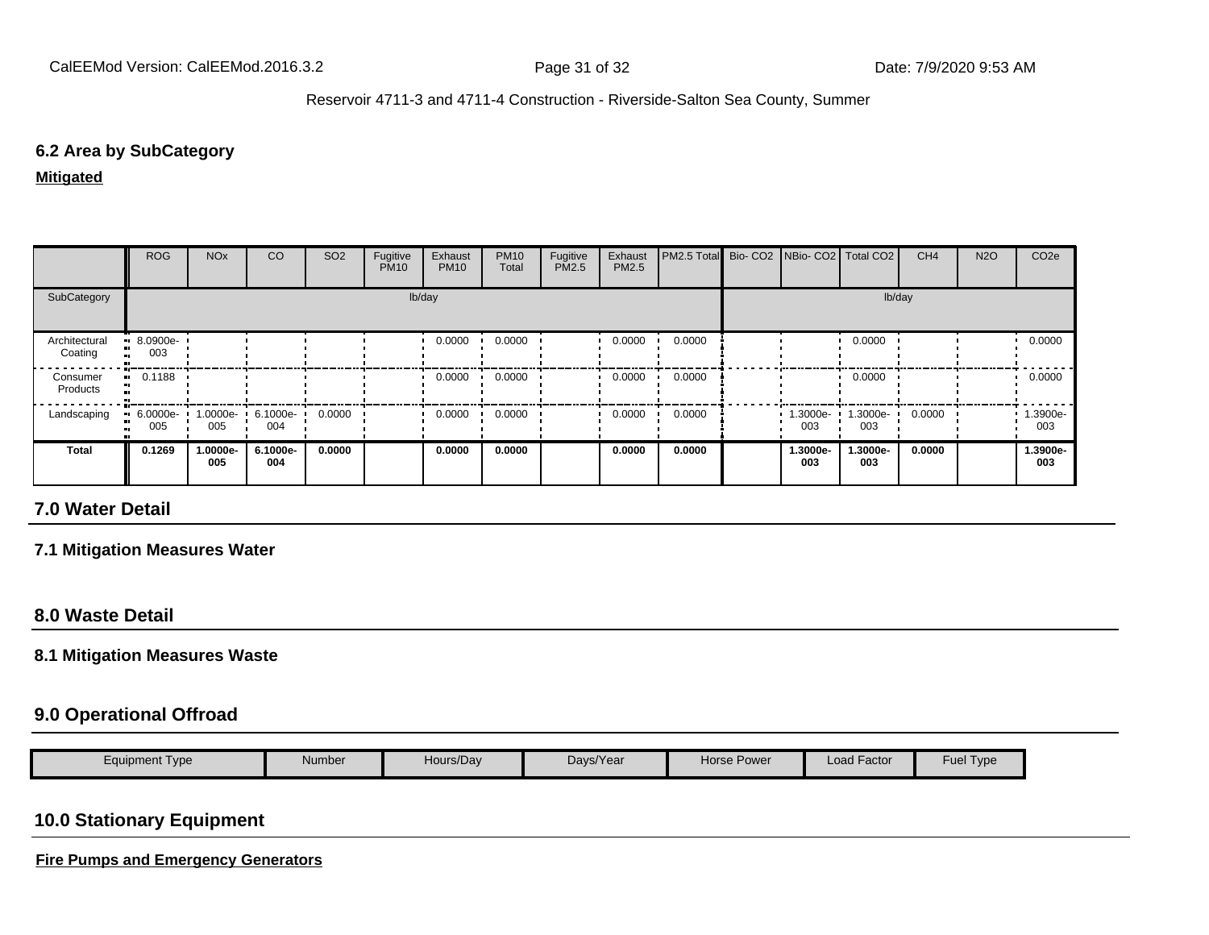### 6.2 Area by SubCategory

**Mitigated**

| | ROG | NOx | CO | SO2 | Fugitive PM10 | Exhaust PM10 | PM10 Total | Fugitive PM2.5 | Exhaust PM2.5 | PM2.5 Total | Bio- CO2 | NBio- CO2 | Total CO2 | CH4 | N2O | CO2e |
|---|---|---|---|---|---|---|---|---|---|---|---|---|---|---|---|---|
| SubCategory | lb/day | | | | | | | | | | lb/day | | | | | |
| Architectural Coating | 8.0900e-003 | | | | | 0.0000 | 0.0000 | | 0.0000 | 0.0000 | | | 0.0000 | | | 0.0000 |
| Consumer Products | 0.1188 | | | | | 0.0000 | 0.0000 | | 0.0000 | 0.0000 | | | 0.0000 | | | 0.0000 |
| Landscaping | 6.0000e-005 | 1.0000e-005 | 6.1000e-004 | 0.0000 | | 0.0000 | 0.0000 | | 0.0000 | 0.0000 | | 1.3000e-003 | 1.3000e-003 | 0.0000 | | 1.3900e-003 |
| **Total** | **0.1269** | **1.0000e-005** | **6.1000e-004** | **0.0000** | | **0.0000** | **0.0000** | | **0.0000** | **0.0000** | | **1.3000e-003** | **1.3000e-003** | **0.0000** | | **1.3900e-003** |

## 7.0 Water Detail

### 7.1 Mitigation Measures Water

## 8.0 Waste Detail

### 8.1 Mitigation Measures Waste

## 9.0 Operational Offroad

| Equipment Type | Number | Hours/Day | Days/Year | Horse Power | Load Factor | Fuel Type |
|---|---|---|---|---|---|---|

## 10.0 Stationary Equipment

**Fire Pumps and Emergency Generators**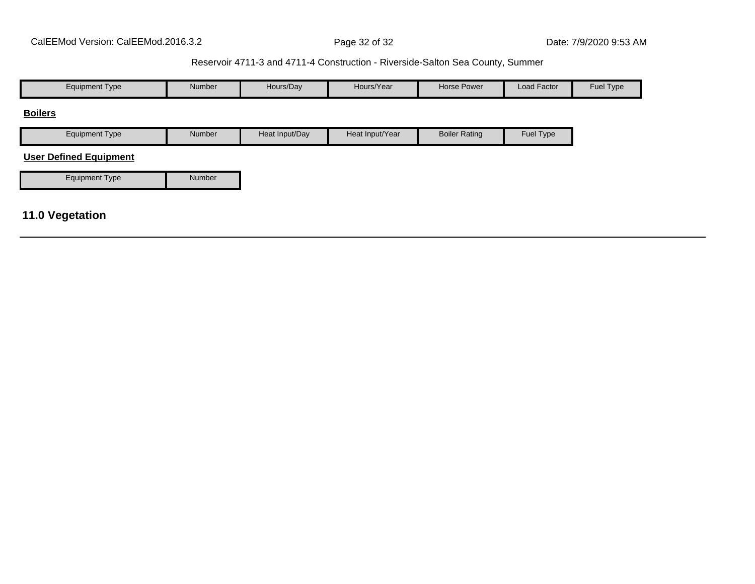| Equipment Type | Number | Hours/Day | Hours/Year | Horse Power | Load Factor | Fuel Type |
|---|---|---|---|---|---|---|

**Boilers**

| Equipment Type | Number | Heat Input/Day | Heat Input/Year | Boiler Rating | Fuel Type |
|---|---|---|---|---|---|

**User Defined Equipment**

| Equipment Type | Number |
|---|---|

## 11.0 Vegetation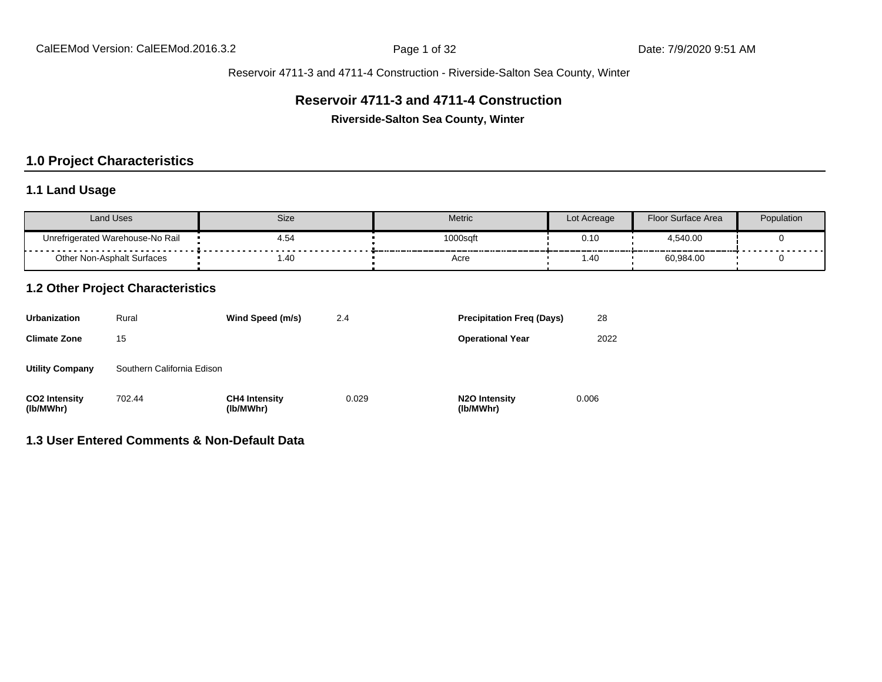# Reservoir 4711-3 and 4711-4 Construction

**Riverside-Salton Sea County, Winter**

## 1.0 Project Characteristics

### 1.1 Land Usage

| Land Uses | Size | Metric | Lot Acreage | Floor Surface Area | Population |
|---|---|---|---|---|---|
| Unrefrigerated Warehouse-No Rail | 4.54 | 1000sqft | 0.10 | 4,540.00 | 0 |
| Other Non-Asphalt Surfaces | 1.40 | Acre | 1.40 | 60,984.00 | 0 |

### 1.2 Other Project Characteristics

| | | | | | |
|---|---|---|---|---|---|
| **Urbanization** | Rural | **Wind Speed (m/s)** | 2.4 | **Precipitation Freq (Days)** | 28 |
| **Climate Zone** | 15 | | | **Operational Year** | 2022 |
| **Utility Company** | Southern California Edison | | | | |
| **CO2 Intensity (lb/MWhr)** | 702.44 | **CH4 Intensity (lb/MWhr)** | 0.029 | **N2O Intensity (lb/MWhr)** | 0.006 |

### 1.3 User Entered Comments & Non-Default Data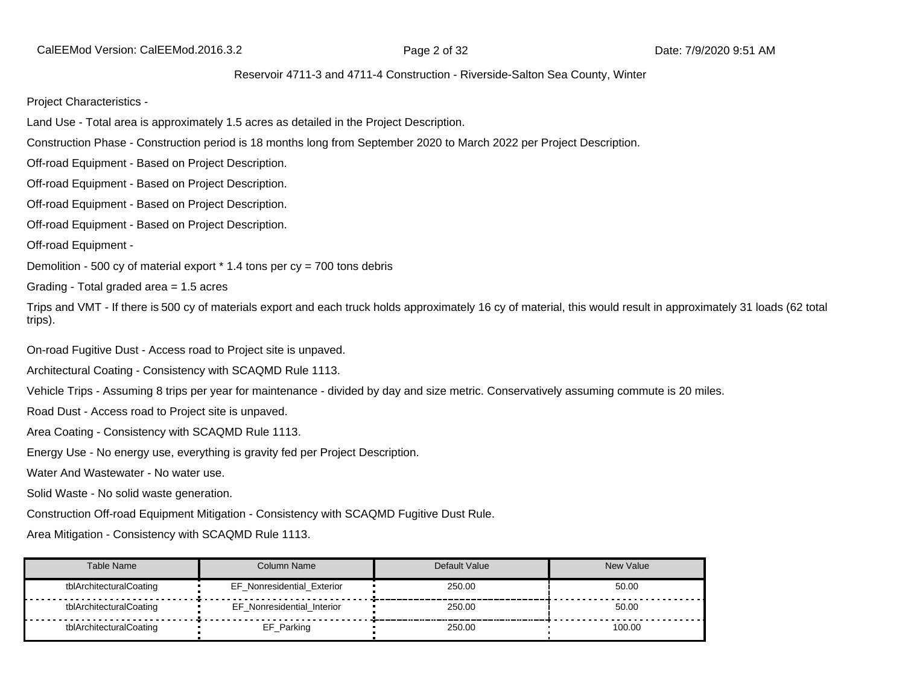Reservoir 4711-3 and 4711-4 Construction - Riverside-Salton Sea County, Winter

Project Characteristics -

Land Use - Total area is approximately 1.5 acres as detailed in the Project Description.

Construction Phase - Construction period is 18 months long from September 2020 to March 2022 per Project Description.

Off-road Equipment - Based on Project Description.

Off-road Equipment - Based on Project Description.

Off-road Equipment - Based on Project Description.

Off-road Equipment - Based on Project Description.

Off-road Equipment -

Demolition - 500 cy of material export * 1.4 tons per cy = 700 tons debris

Grading - Total graded area = 1.5 acres

Trips and VMT - If there is 500 cy of materials export and each truck holds approximately 16 cy of material, this would result in approximately 31 loads (62 total trips).

On-road Fugitive Dust - Access road to Project site is unpaved.

Architectural Coating - Consistency with SCAQMD Rule 1113.

Vehicle Trips - Assuming 8 trips per year for maintenance - divided by day and size metric. Conservatively assuming commute is 20 miles.

Road Dust - Access road to Project site is unpaved.

Area Coating - Consistency with SCAQMD Rule 1113.

Energy Use - No energy use, everything is gravity fed per Project Description.

Water And Wastewater - No water use.

Solid Waste - No solid waste generation.

Construction Off-road Equipment Mitigation - Consistency with SCAQMD Fugitive Dust Rule.

Area Mitigation - Consistency with SCAQMD Rule 1113.

| Table Name | Column Name | Default Value | New Value |
|---|---|---|---|
| tblArchitecturalCoating | EF_Nonresidential_Exterior | 250.00 | 50.00 |
| tblArchitecturalCoating | EF_Nonresidential_Interior | 250.00 | 50.00 |
| tblArchitecturalCoating | EF_Parking | 250.00 | 100.00 |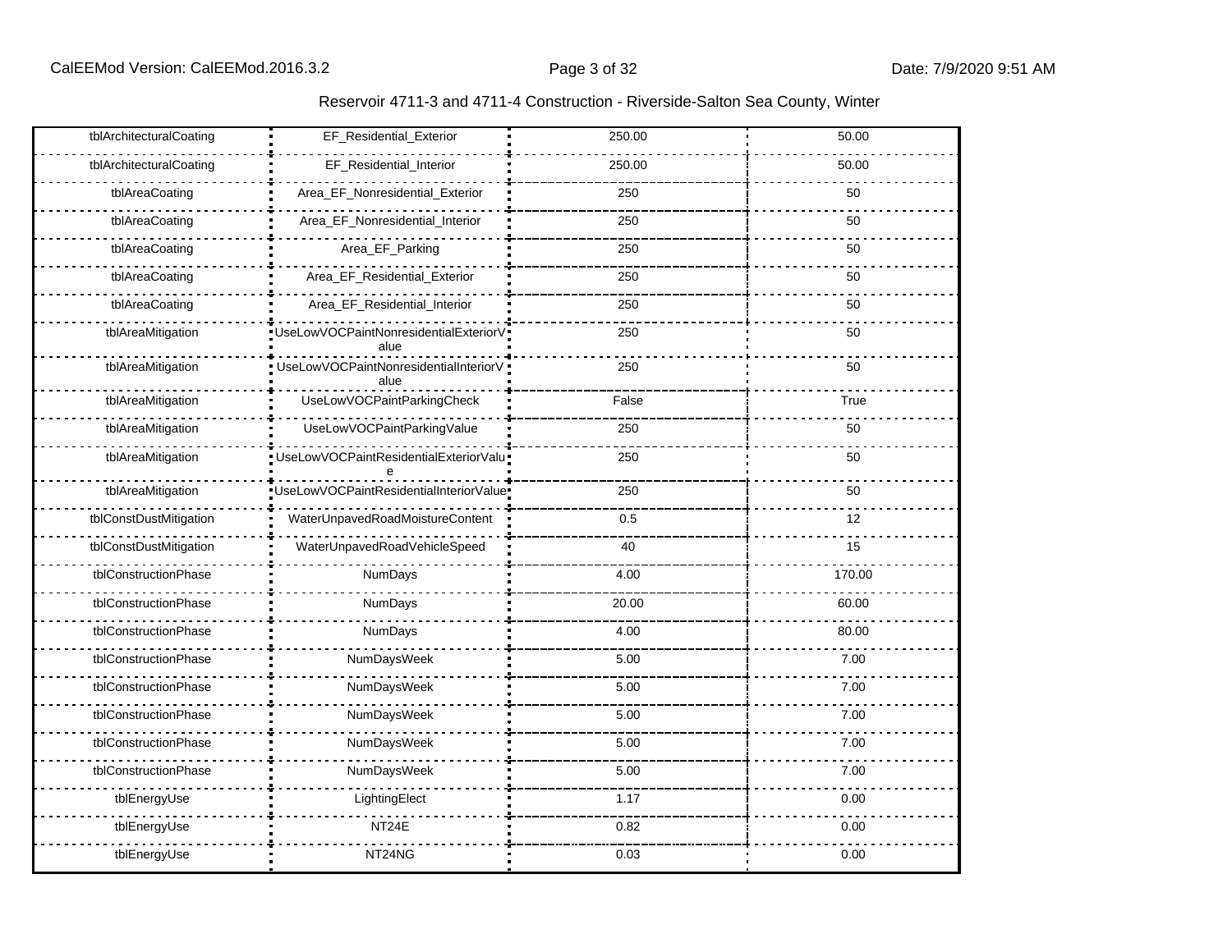Reservoir 4711-3 and 4711-4 Construction - Riverside-Salton Sea County, Winter

| | | | |
|---|---|---|---|
| tblArchitecturalCoating | EF_Residential_Exterior | 250.00 | 50.00 |
| tblArchitecturalCoating | EF_Residential_Interior | 250.00 | 50.00 |
| tblAreaCoating | Area_EF_Nonresidential_Exterior | 250 | 50 |
| tblAreaCoating | Area_EF_Nonresidential_Interior | 250 | 50 |
| tblAreaCoating | Area_EF_Parking | 250 | 50 |
| tblAreaCoating | Area_EF_Residential_Exterior | 250 | 50 |
| tblAreaCoating | Area_EF_Residential_Interior | 250 | 50 |
| tblAreaMitigation | UseLowVOCPaintNonresidentialExteriorValue | 250 | 50 |
| tblAreaMitigation | UseLowVOCPaintNonresidentialInteriorValue | 250 | 50 |
| tblAreaMitigation | UseLowVOCPaintParkingCheck | False | True |
| tblAreaMitigation | UseLowVOCPaintParkingValue | 250 | 50 |
| tblAreaMitigation | UseLowVOCPaintResidentialExteriorValue | 250 | 50 |
| tblAreaMitigation | UseLowVOCPaintResidentialInteriorValue | 250 | 50 |
| tblConstDustMitigation | WaterUnpavedRoadMoistureContent | 0.5 | 12 |
| tblConstDustMitigation | WaterUnpavedRoadVehicleSpeed | 40 | 15 |
| tblConstructionPhase | NumDays | 4.00 | 170.00 |
| tblConstructionPhase | NumDays | 20.00 | 60.00 |
| tblConstructionPhase | NumDays | 4.00 | 80.00 |
| tblConstructionPhase | NumDaysWeek | 5.00 | 7.00 |
| tblConstructionPhase | NumDaysWeek | 5.00 | 7.00 |
| tblConstructionPhase | NumDaysWeek | 5.00 | 7.00 |
| tblConstructionPhase | NumDaysWeek | 5.00 | 7.00 |
| tblConstructionPhase | NumDaysWeek | 5.00 | 7.00 |
| tblEnergyUse | LightingElect | 1.17 | 0.00 |
| tblEnergyUse | NT24E | 0.82 | 0.00 |
| tblEnergyUse | NT24NG | 0.03 | 0.00 |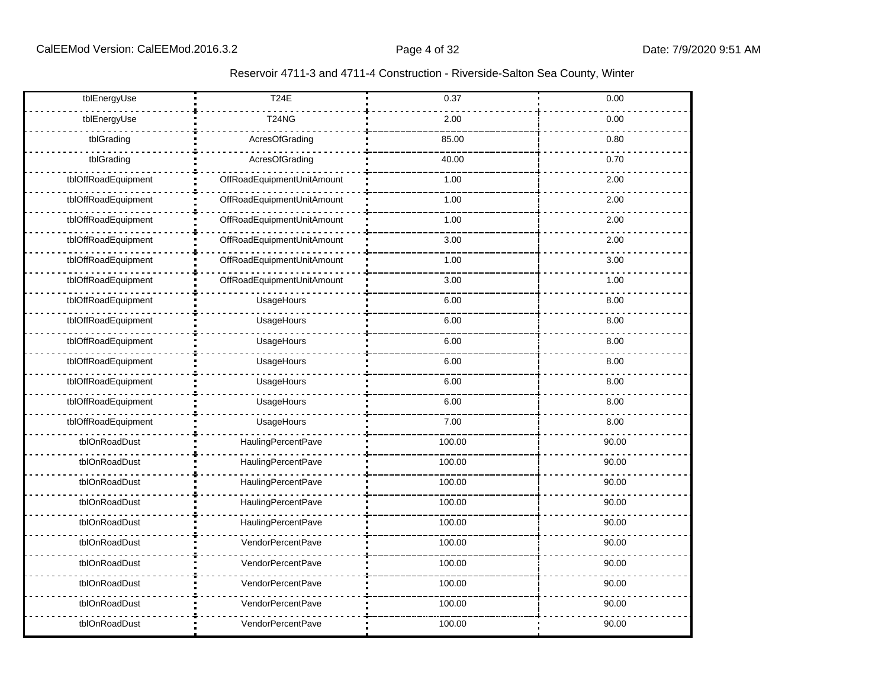| tblEnergyUse | T24E | 0.37 | 0.00 |
|---|---|---|---|
| tblEnergyUse | T24NG | 2.00 | 0.00 |
| tblGrading | AcresOfGrading | 85.00 | 0.80 |
| tblGrading | AcresOfGrading | 40.00 | 0.70 |
| tblOffRoadEquipment | OffRoadEquipmentUnitAmount | 1.00 | 2.00 |
| tblOffRoadEquipment | OffRoadEquipmentUnitAmount | 1.00 | 2.00 |
| tblOffRoadEquipment | OffRoadEquipmentUnitAmount | 1.00 | 2.00 |
| tblOffRoadEquipment | OffRoadEquipmentUnitAmount | 3.00 | 2.00 |
| tblOffRoadEquipment | OffRoadEquipmentUnitAmount | 1.00 | 3.00 |
| tblOffRoadEquipment | OffRoadEquipmentUnitAmount | 3.00 | 1.00 |
| tblOffRoadEquipment | UsageHours | 6.00 | 8.00 |
| tblOffRoadEquipment | UsageHours | 6.00 | 8.00 |
| tblOffRoadEquipment | UsageHours | 6.00 | 8.00 |
| tblOffRoadEquipment | UsageHours | 6.00 | 8.00 |
| tblOffRoadEquipment | UsageHours | 6.00 | 8.00 |
| tblOffRoadEquipment | UsageHours | 6.00 | 8.00 |
| tblOffRoadEquipment | UsageHours | 7.00 | 8.00 |
| tblOnRoadDust | HaulingPercentPave | 100.00 | 90.00 |
| tblOnRoadDust | HaulingPercentPave | 100.00 | 90.00 |
| tblOnRoadDust | HaulingPercentPave | 100.00 | 90.00 |
| tblOnRoadDust | HaulingPercentPave | 100.00 | 90.00 |
| tblOnRoadDust | HaulingPercentPave | 100.00 | 90.00 |
| tblOnRoadDust | VendorPercentPave | 100.00 | 90.00 |
| tblOnRoadDust | VendorPercentPave | 100.00 | 90.00 |
| tblOnRoadDust | VendorPercentPave | 100.00 | 90.00 |
| tblOnRoadDust | VendorPercentPave | 100.00 | 90.00 |
| tblOnRoadDust | VendorPercentPave | 100.00 | 90.00 |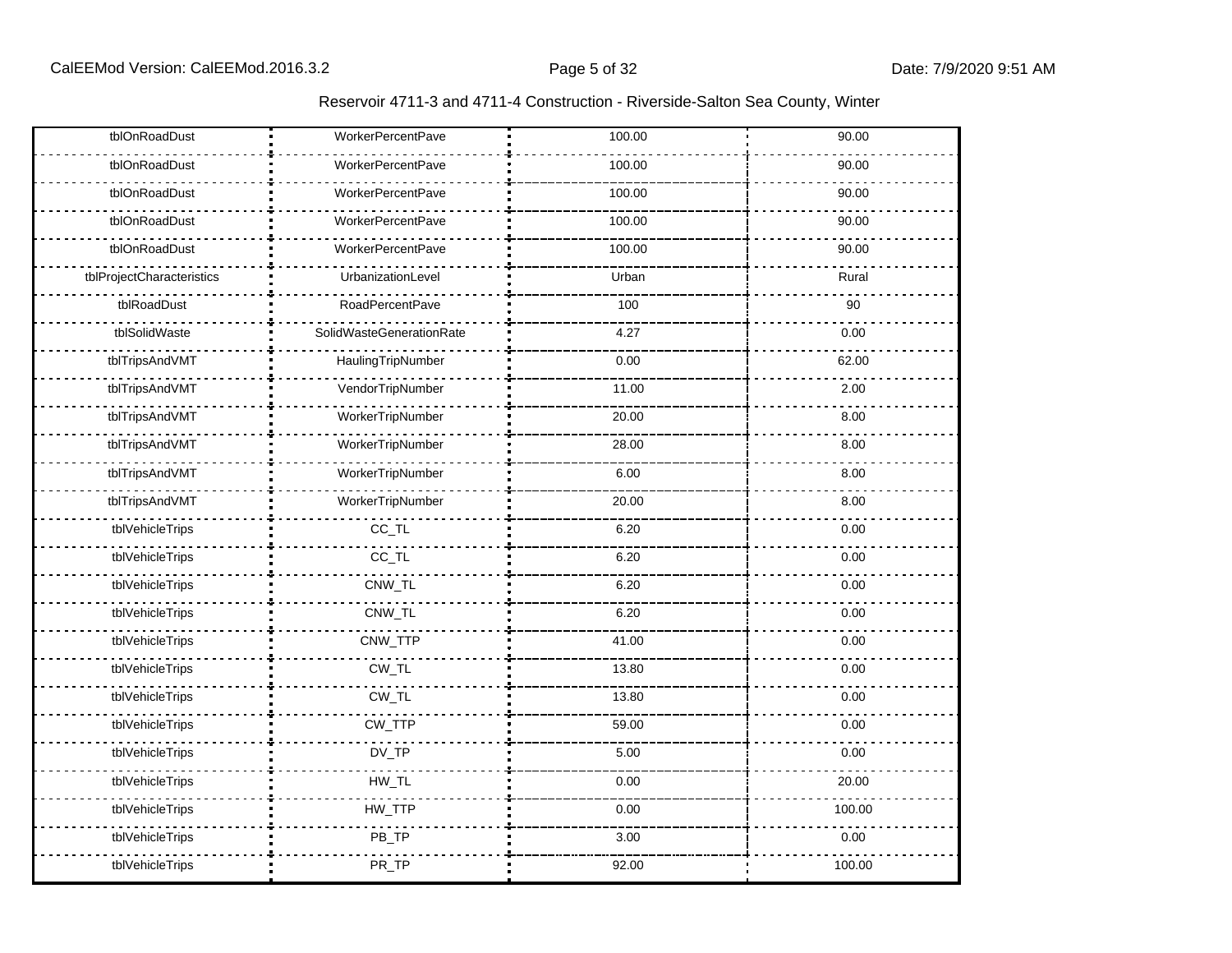| tblOnRoadDust | WorkerPercentPave | 100.00 | 90.00 |
|---|---|---|---|
| tblOnRoadDust | WorkerPercentPave | 100.00 | 90.00 |
| tblOnRoadDust | WorkerPercentPave | 100.00 | 90.00 |
| tblOnRoadDust | WorkerPercentPave | 100.00 | 90.00 |
| tblOnRoadDust | WorkerPercentPave | 100.00 | 90.00 |
| tblProjectCharacteristics | UrbanizationLevel | Urban | Rural |
| tblRoadDust | RoadPercentPave | 100 | 90 |
| tblSolidWaste | SolidWasteGenerationRate | 4.27 | 0.00 |
| tblTripsAndVMT | HaulingTripNumber | 0.00 | 62.00 |
| tblTripsAndVMT | VendorTripNumber | 11.00 | 2.00 |
| tblTripsAndVMT | WorkerTripNumber | 20.00 | 8.00 |
| tblTripsAndVMT | WorkerTripNumber | 28.00 | 8.00 |
| tblTripsAndVMT | WorkerTripNumber | 6.00 | 8.00 |
| tblTripsAndVMT | WorkerTripNumber | 20.00 | 8.00 |
| tblVehicleTrips | CC_TL | 6.20 | 0.00 |
| tblVehicleTrips | CC_TL | 6.20 | 0.00 |
| tblVehicleTrips | CNW_TL | 6.20 | 0.00 |
| tblVehicleTrips | CNW_TL | 6.20 | 0.00 |
| tblVehicleTrips | CNW_TTP | 41.00 | 0.00 |
| tblVehicleTrips | CW_TL | 13.80 | 0.00 |
| tblVehicleTrips | CW_TL | 13.80 | 0.00 |
| tblVehicleTrips | CW_TTP | 59.00 | 0.00 |
| tblVehicleTrips | DV_TP | 5.00 | 0.00 |
| tblVehicleTrips | HW_TL | 0.00 | 20.00 |
| tblVehicleTrips | HW_TTP | 0.00 | 100.00 |
| tblVehicleTrips | PB_TP | 3.00 | 0.00 |
| tblVehicleTrips | PR_TP | 92.00 | 100.00 |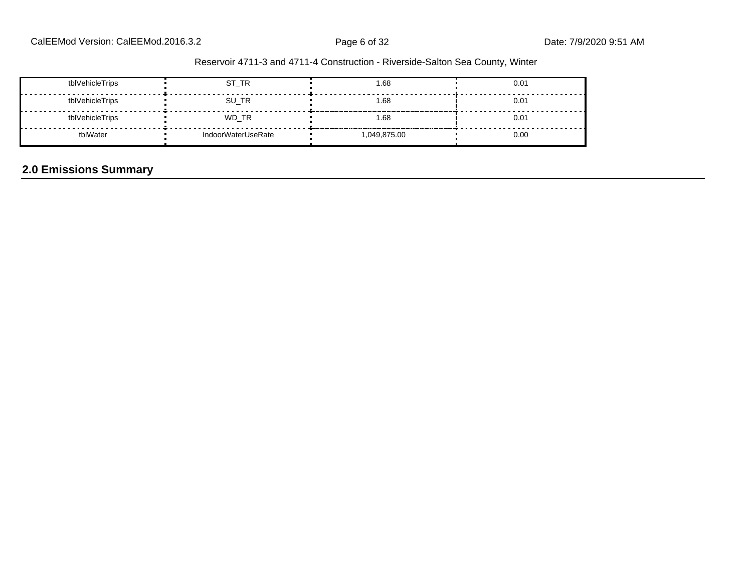| tblVehicleTrips | ST_TR | 1.68 | 0.01 |
|---|---|---|---|
| tblVehicleTrips | SU_TR | 1.68 | 0.01 |
| tblVehicleTrips | WD_TR | 1.68 | 0.01 |
| tblWater | IndoorWaterUseRate | 1,049,875.00 | 0.00 |

## 2.0 Emissions Summary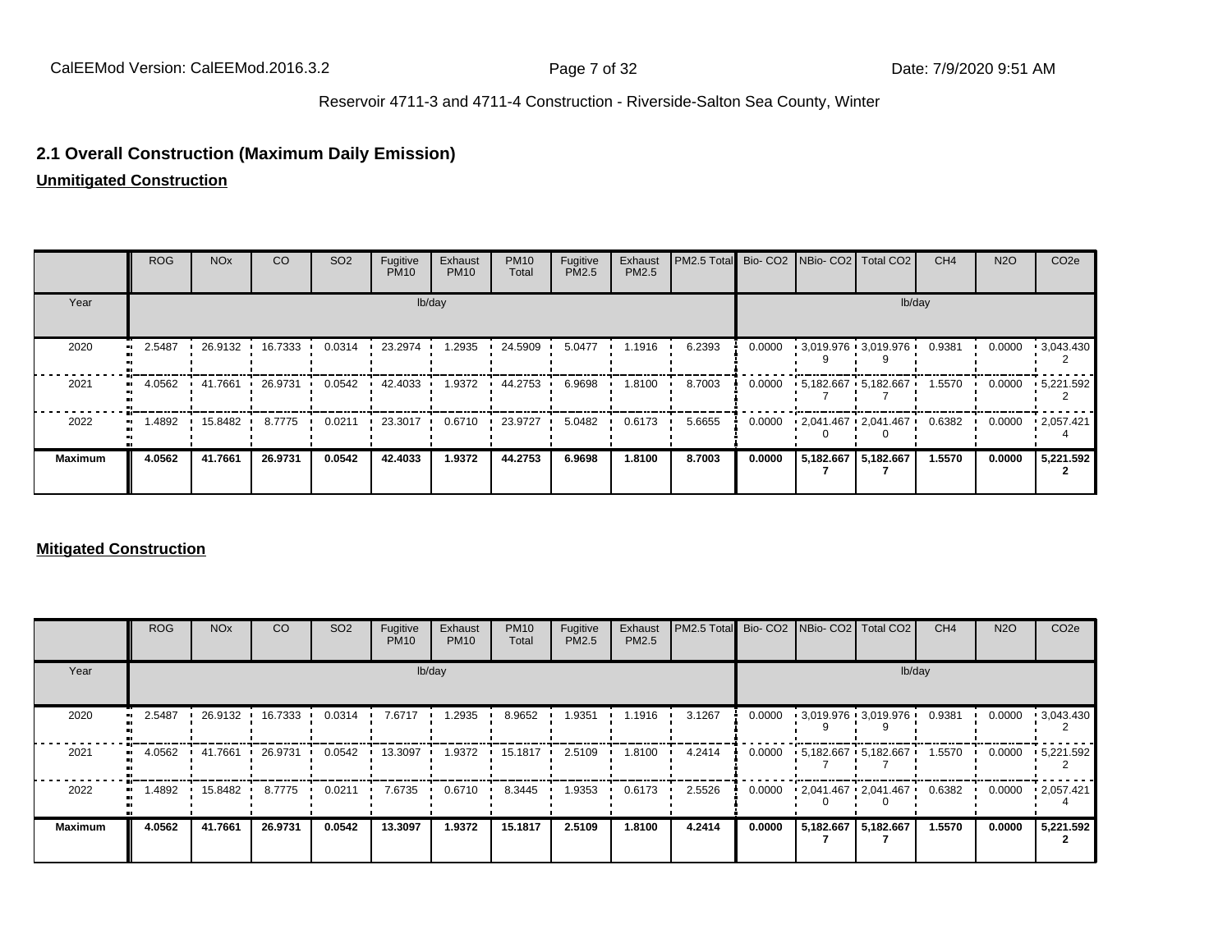Reservoir 4711-3 and 4711-4 Construction - Riverside-Salton Sea County, Winter

## 2.1 Overall Construction (Maximum Daily Emission)

**Unmitigated Construction**

| | ROG | NOx | CO | SO2 | Fugitive PM10 | Exhaust PM10 | PM10 Total | Fugitive PM2.5 | Exhaust PM2.5 | PM2.5 Total | Bio- CO2 | NBio- CO2 | Total CO2 | CH4 | N2O | CO2e |
|---|---|---|---|---|---|---|---|---|---|---|---|---|---|---|---|---|
| Year | lb/day | | | | | | | | | | lb/day | | | | | |
| 2020 | 2.5487 | 26.9132 | 16.7333 | 0.0314 | 23.2974 | 1.2935 | 24.5909 | 5.0477 | 1.1916 | 6.2393 | 0.0000 | 3,019.9769 | 3,019.9769 | 0.9381 | 0.0000 | 3,043.4302 |
| 2021 | 4.0562 | 41.7661 | 26.9731 | 0.0542 | 42.4033 | 1.9372 | 44.2753 | 6.9698 | 1.8100 | 8.7003 | 0.0000 | 5,182.6677 | 5,182.6677 | 1.5570 | 0.0000 | 5,221.5922 |
| 2022 | 1.4892 | 15.8482 | 8.7775 | 0.0211 | 23.3017 | 0.6710 | 23.9727 | 5.0482 | 0.6173 | 5.6655 | 0.0000 | 2,041.4670 | 2,041.4670 | 0.6382 | 0.0000 | 2,057.4214 |
| **Maximum** | **4.0562** | **41.7661** | **26.9731** | **0.0542** | **42.4033** | **1.9372** | **44.2753** | **6.9698** | **1.8100** | **8.7003** | **0.0000** | **5,182.6677** | **5,182.6677** | **1.5570** | **0.0000** | **5,221.5922** |

**Mitigated Construction**

| | ROG | NOx | CO | SO2 | Fugitive PM10 | Exhaust PM10 | PM10 Total | Fugitive PM2.5 | Exhaust PM2.5 | PM2.5 Total | Bio- CO2 | NBio- CO2 | Total CO2 | CH4 | N2O | CO2e |
|---|---|---|---|---|---|---|---|---|---|---|---|---|---|---|---|---|
| Year | lb/day | | | | | | | | | | lb/day | | | | | |
| 2020 | 2.5487 | 26.9132 | 16.7333 | 0.0314 | 7.6717 | 1.2935 | 8.9652 | 1.9351 | 1.1916 | 3.1267 | 0.0000 | 3,019.9769 | 3,019.9769 | 0.9381 | 0.0000 | 3,043.4302 |
| 2021 | 4.0562 | 41.7661 | 26.9731 | 0.0542 | 13.3097 | 1.9372 | 15.1817 | 2.5109 | 1.8100 | 4.2414 | 0.0000 | 5,182.6677 | 5,182.6677 | 1.5570 | 0.0000 | 5,221.5922 |
| 2022 | 1.4892 | 15.8482 | 8.7775 | 0.0211 | 7.6735 | 0.6710 | 8.3445 | 1.9353 | 0.6173 | 2.5526 | 0.0000 | 2,041.4670 | 2,041.4670 | 0.6382 | 0.0000 | 2,057.4214 |
| **Maximum** | **4.0562** | **41.7661** | **26.9731** | **0.0542** | **13.3097** | **1.9372** | **15.1817** | **2.5109** | **1.8100** | **4.2414** | **0.0000** | **5,182.6677** | **5,182.6677** | **1.5570** | **0.0000** | **5,221.5922** |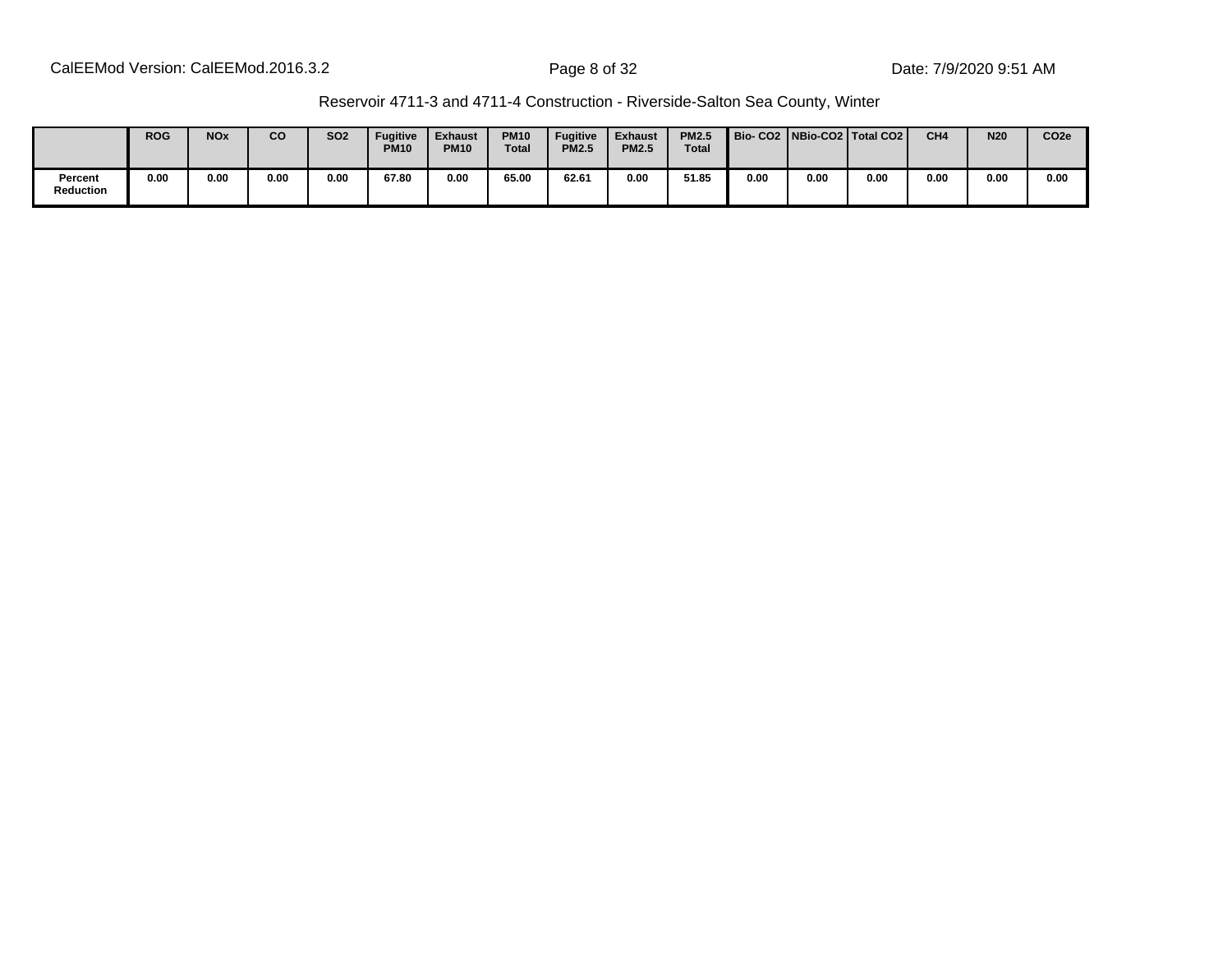| | ROG | NOx | CO | SO2 | Fugitive PM10 | Exhaust PM10 | PM10 Total | Fugitive PM2.5 | Exhaust PM2.5 | PM2.5 Total | Bio- CO2 | NBio-CO2 | Total CO2 | CH4 | N20 | CO2e |
|---|---|---|---|---|---|---|---|---|---|---|---|---|---|---|---|---|
| Percent Reduction | 0.00 | 0.00 | 0.00 | 0.00 | 67.80 | 0.00 | 65.00 | 62.61 | 0.00 | 51.85 | 0.00 | 0.00 | 0.00 | 0.00 | 0.00 | 0.00 |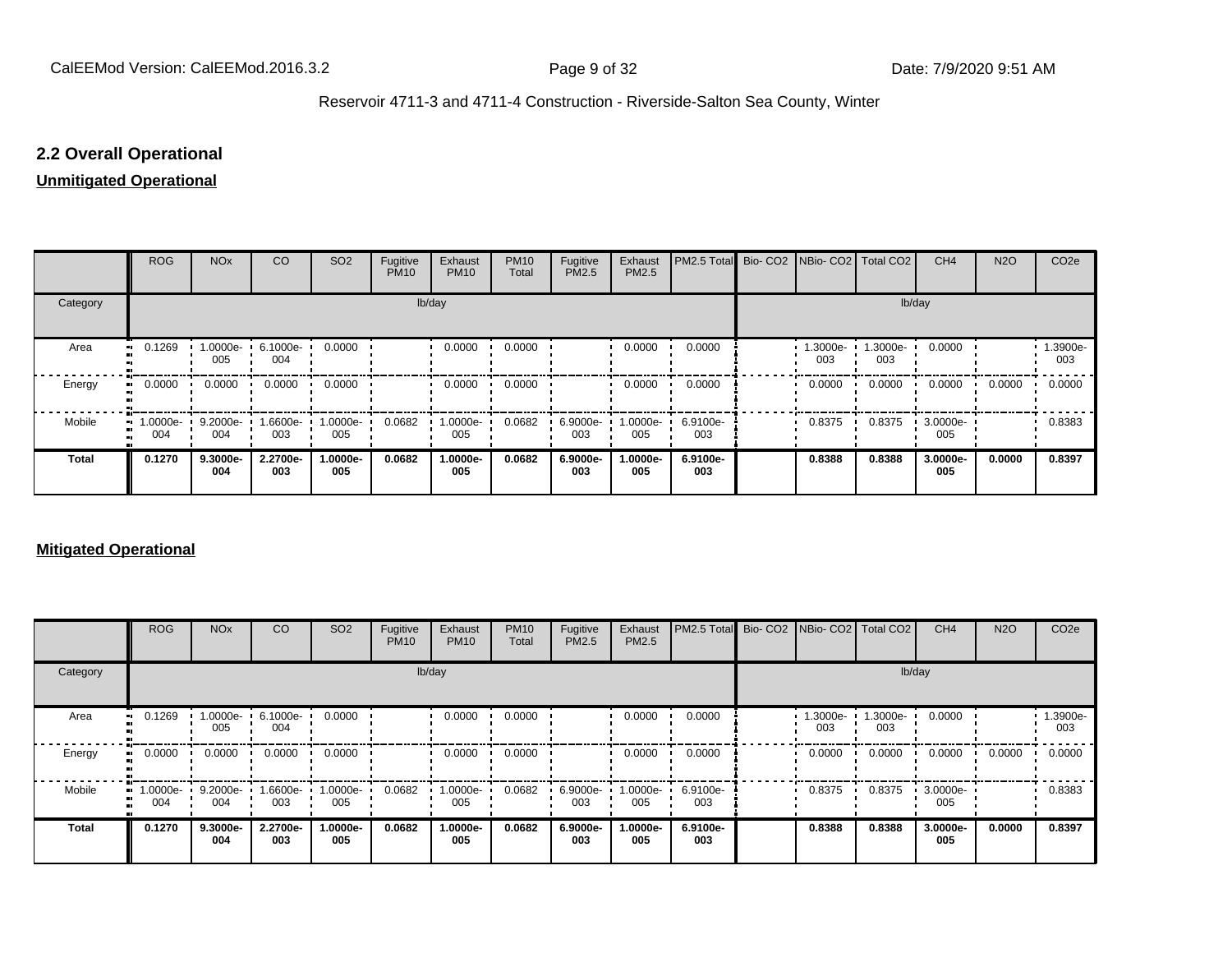## 2.2 Overall Operational

**Unmitigated Operational**

| | ROG | NOx | CO | SO2 | Fugitive PM10 | Exhaust PM10 | PM10 Total | Fugitive PM2.5 | Exhaust PM2.5 | PM2.5 Total | Bio- CO2 | NBio- CO2 | Total CO2 | CH4 | N2O | CO2e |
|---|---|---|---|---|---|---|---|---|---|---|---|---|---|---|---|---|
| Category | lb/day | | | | | | | | | | lb/day | | | | | |
| Area | 0.1269 | 1.0000e-005 | 6.1000e-004 | 0.0000 | | 0.0000 | 0.0000 | | 0.0000 | 0.0000 | | 1.3000e-003 | 1.3000e-003 | 0.0000 | | 1.3900e-003 |
| Energy | 0.0000 | 0.0000 | 0.0000 | 0.0000 | | 0.0000 | 0.0000 | | 0.0000 | 0.0000 | | 0.0000 | 0.0000 | 0.0000 | 0.0000 | 0.0000 |
| Mobile | 1.0000e-004 | 9.2000e-004 | 1.6600e-003 | 1.0000e-005 | 0.0682 | 1.0000e-005 | 0.0682 | 6.9000e-003 | 1.0000e-005 | 6.9100e-003 | | 0.8375 | 0.8375 | 3.0000e-005 | | 0.8383 |
| **Total** | **0.1270** | **9.3000e-004** | **2.2700e-003** | **1.0000e-005** | **0.0682** | **1.0000e-005** | **0.0682** | **6.9000e-003** | **1.0000e-005** | **6.9100e-003** | | **0.8388** | **0.8388** | **3.0000e-005** | **0.0000** | **0.8397** |

**Mitigated Operational**

| | ROG | NOx | CO | SO2 | Fugitive PM10 | Exhaust PM10 | PM10 Total | Fugitive PM2.5 | Exhaust PM2.5 | PM2.5 Total | Bio- CO2 | NBio- CO2 | Total CO2 | CH4 | N2O | CO2e |
|---|---|---|---|---|---|---|---|---|---|---|---|---|---|---|---|---|
| Category | lb/day | | | | | | | | | | lb/day | | | | | |
| Area | 0.1269 | 1.0000e-005 | 6.1000e-004 | 0.0000 | | 0.0000 | 0.0000 | | 0.0000 | 0.0000 | | 1.3000e-003 | 1.3000e-003 | 0.0000 | | 1.3900e-003 |
| Energy | 0.0000 | 0.0000 | 0.0000 | 0.0000 | | 0.0000 | 0.0000 | | 0.0000 | 0.0000 | | 0.0000 | 0.0000 | 0.0000 | 0.0000 | 0.0000 |
| Mobile | 1.0000e-004 | 9.2000e-004 | 1.6600e-003 | 1.0000e-005 | 0.0682 | 1.0000e-005 | 0.0682 | 6.9000e-003 | 1.0000e-005 | 6.9100e-003 | | 0.8375 | 0.8375 | 3.0000e-005 | | 0.8383 |
| **Total** | **0.1270** | **9.3000e-004** | **2.2700e-003** | **1.0000e-005** | **0.0682** | **1.0000e-005** | **0.0682** | **6.9000e-003** | **1.0000e-005** | **6.9100e-003** | | **0.8388** | **0.8388** | **3.0000e-005** | **0.0000** | **0.8397** |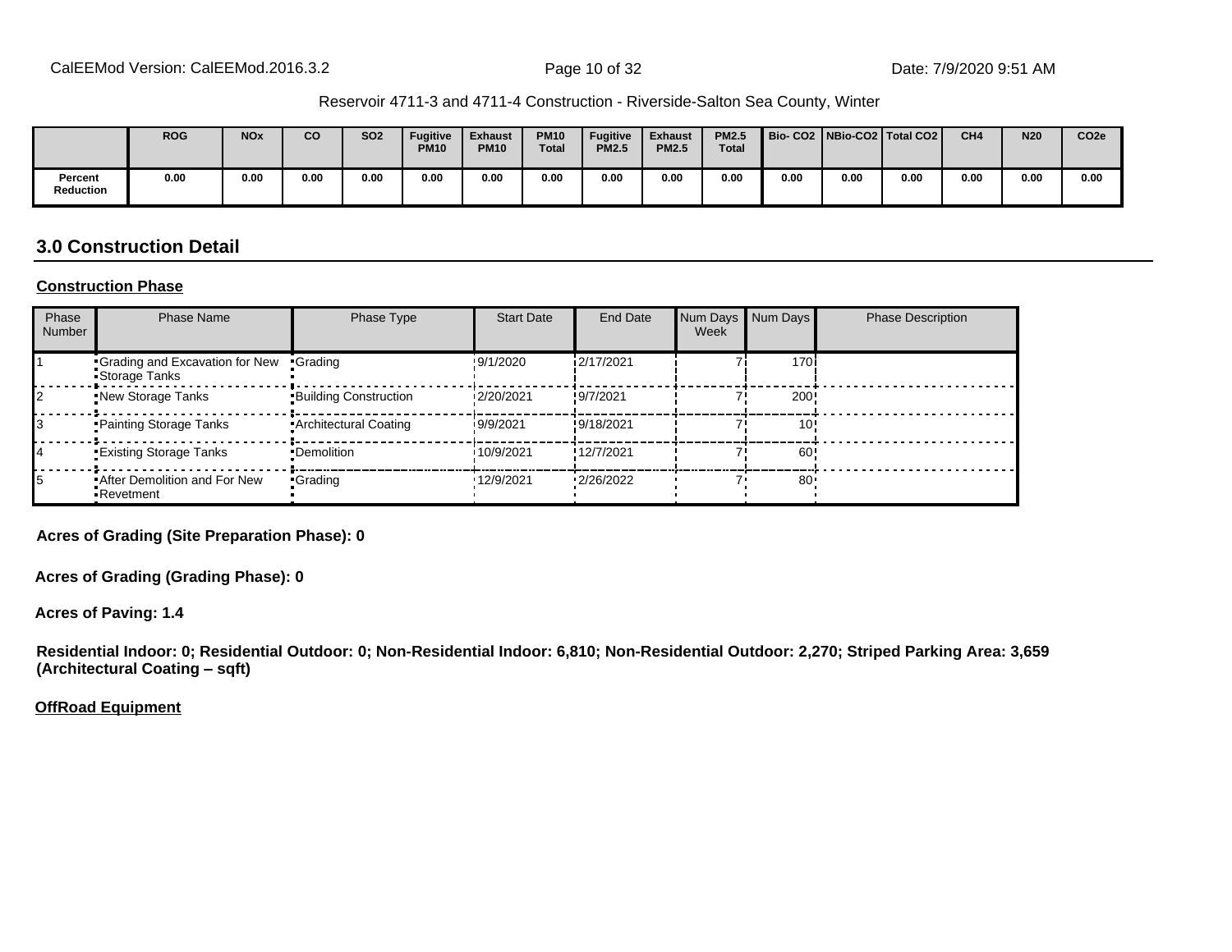Reservoir 4711-3 and 4711-4 Construction - Riverside-Salton Sea County, Winter

|  | ROG | NOx | CO | SO2 | Fugitive PM10 | Exhaust PM10 | PM10 Total | Fugitive PM2.5 | Exhaust PM2.5 | PM2.5 Total | Bio- CO2 | NBio-CO2 | Total CO2 | CH4 | N20 | CO2e |
|---|---|---|---|---|---|---|---|---|---|---|---|---|---|---|---|---|
| Percent Reduction | 0.00 | 0.00 | 0.00 | 0.00 | 0.00 | 0.00 | 0.00 | 0.00 | 0.00 | 0.00 | 0.00 | 0.00 | 0.00 | 0.00 | 0.00 | 0.00 |

## 3.0 Construction Detail

**Construction Phase**

| Phase Number | Phase Name | Phase Type | Start Date | End Date | Num Days Week | Num Days | Phase Description |
|---|---|---|---|---|---|---|---|
| 1 | Grading and Excavation for New Storage Tanks | Grading | 9/1/2020 | 2/17/2021 | 7 | 170 | |
| 2 | New Storage Tanks | Building Construction | 2/20/2021 | 9/7/2021 | 7 | 200 | |
| 3 | Painting Storage Tanks | Architectural Coating | 9/9/2021 | 9/18/2021 | 7 | 10 | |
| 4 | Existing Storage Tanks | Demolition | 10/9/2021 | 12/7/2021 | 7 | 60 | |
| 5 | After Demolition and For New Revetment | Grading | 12/9/2021 | 2/26/2022 | 7 | 80 | |

**Acres of Grading (Site Preparation Phase): 0**

**Acres of Grading (Grading Phase): 0**

**Acres of Paving: 1.4**

**Residential Indoor: 0; Residential Outdoor: 0; Non-Residential Indoor: 6,810; Non-Residential Outdoor: 2,270; Striped Parking Area: 3,659 (Architectural Coating – sqft)**

**OffRoad Equipment**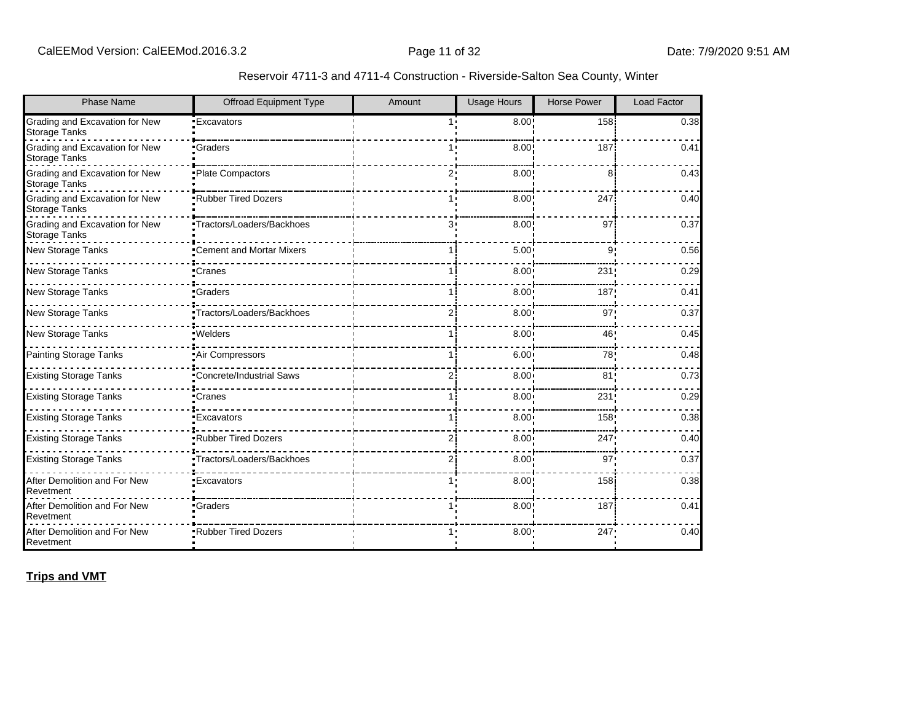Reservoir 4711-3 and 4711-4 Construction - Riverside-Salton Sea County, Winter

| Phase Name | Offroad Equipment Type | Amount | Usage Hours | Horse Power | Load Factor |
|---|---|---|---|---|---|
| Grading and Excavation for New Storage Tanks | Excavators | 1 | 8.00 | 158 | 0.38 |
| Grading and Excavation for New Storage Tanks | Graders | 1 | 8.00 | 187 | 0.41 |
| Grading and Excavation for New Storage Tanks | Plate Compactors | 2 | 8.00 | 8 | 0.43 |
| Grading and Excavation for New Storage Tanks | Rubber Tired Dozers | 1 | 8.00 | 247 | 0.40 |
| Grading and Excavation for New Storage Tanks | Tractors/Loaders/Backhoes | 3 | 8.00 | 97 | 0.37 |
| New Storage Tanks | Cement and Mortar Mixers | 1 | 5.00 | 9 | 0.56 |
| New Storage Tanks | Cranes | 1 | 8.00 | 231 | 0.29 |
| New Storage Tanks | Graders | 1 | 8.00 | 187 | 0.41 |
| New Storage Tanks | Tractors/Loaders/Backhoes | 2 | 8.00 | 97 | 0.37 |
| New Storage Tanks | Welders | 1 | 8.00 | 46 | 0.45 |
| Painting Storage Tanks | Air Compressors | 1 | 6.00 | 78 | 0.48 |
| Existing Storage Tanks | Concrete/Industrial Saws | 2 | 8.00 | 81 | 0.73 |
| Existing Storage Tanks | Cranes | 1 | 8.00 | 231 | 0.29 |
| Existing Storage Tanks | Excavators | 1 | 8.00 | 158 | 0.38 |
| Existing Storage Tanks | Rubber Tired Dozers | 2 | 8.00 | 247 | 0.40 |
| Existing Storage Tanks | Tractors/Loaders/Backhoes | 2 | 8.00 | 97 | 0.37 |
| After Demolition and For New Revetment | Excavators | 1 | 8.00 | 158 | 0.38 |
| After Demolition and For New Revetment | Graders | 1 | 8.00 | 187 | 0.41 |
| After Demolition and For New Revetment | Rubber Tired Dozers | 1 | 8.00 | 247 | 0.40 |

**Trips and VMT**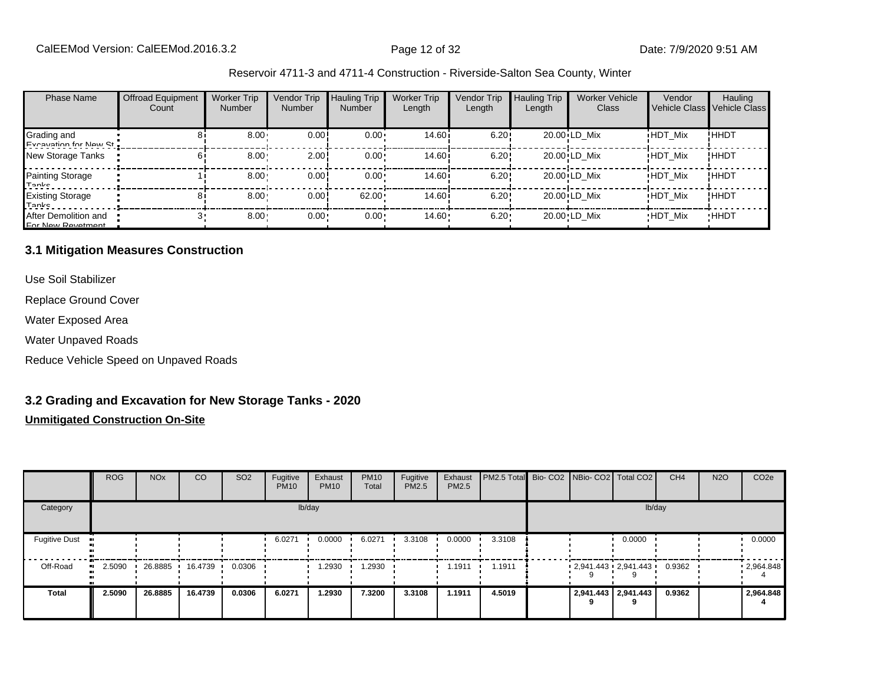Reservoir 4711-3 and 4711-4 Construction - Riverside-Salton Sea County, Winter

| Phase Name | Offroad Equipment Count | Worker Trip Number | Vendor Trip Number | Hauling Trip Number | Worker Trip Length | Vendor Trip Length | Hauling Trip Length | Worker Vehicle Class | Vendor Vehicle Class | Hauling Vehicle Class |
|---|---|---|---|---|---|---|---|---|---|---|
| Grading and Excavation for New St | 8 | 8.00 | 0.00 | 0.00 | 14.60 | 6.20 | 20.00 | LD_Mix | HDT_Mix | HHDT |
| New Storage Tanks | 6 | 8.00 | 2.00 | 0.00 | 14.60 | 6.20 | 20.00 | LD_Mix | HDT_Mix | HHDT |
| Painting Storage Tanks | 1 | 8.00 | 0.00 | 0.00 | 14.60 | 6.20 | 20.00 | LD_Mix | HDT_Mix | HHDT |
| Existing Storage Tanks | 8 | 8.00 | 0.00 | 62.00 | 14.60 | 6.20 | 20.00 | LD_Mix | HDT_Mix | HHDT |
| After Demolition and For New Revetment | 3 | 8.00 | 0.00 | 0.00 | 14.60 | 6.20 | 20.00 | LD_Mix | HDT_Mix | HHDT |

## 3.1 Mitigation Measures Construction

Use Soil Stabilizer

Replace Ground Cover

Water Exposed Area

Water Unpaved Roads

Reduce Vehicle Speed on Unpaved Roads

## 3.2 Grading and Excavation for New Storage Tanks - 2020

**Unmitigated Construction On-Site**

| | ROG | NOx | CO | SO2 | Fugitive PM10 | Exhaust PM10 | PM10 Total | Fugitive PM2.5 | Exhaust PM2.5 | PM2.5 Total | Bio- CO2 | NBio- CO2 | Total CO2 | CH4 | N2O | CO2e |
|---|---|---|---|---|---|---|---|---|---|---|---|---|---|---|---|---|
| Category | lb/day | | | | | | | | | | lb/day | | | | | |
| Fugitive Dust | | | | | 6.0271 | 0.0000 | 6.0271 | 3.3108 | 0.0000 | 3.3108 | | | 0.0000 | | | 0.0000 |
| Off-Road | 2.5090 | 26.8885 | 16.4739 | 0.0306 | | 1.2930 | 1.2930 | | 1.1911 | 1.1911 | | 2,941.4439 | 2,941.4439 | 0.9362 | | 2,964.8484 |
| **Total** | **2.5090** | **26.8885** | **16.4739** | **0.0306** | **6.0271** | **1.2930** | **7.3200** | **3.3108** | **1.1911** | **4.5019** | | **2,941.4439** | **2,941.4439** | **0.9362** | | **2,964.8484** |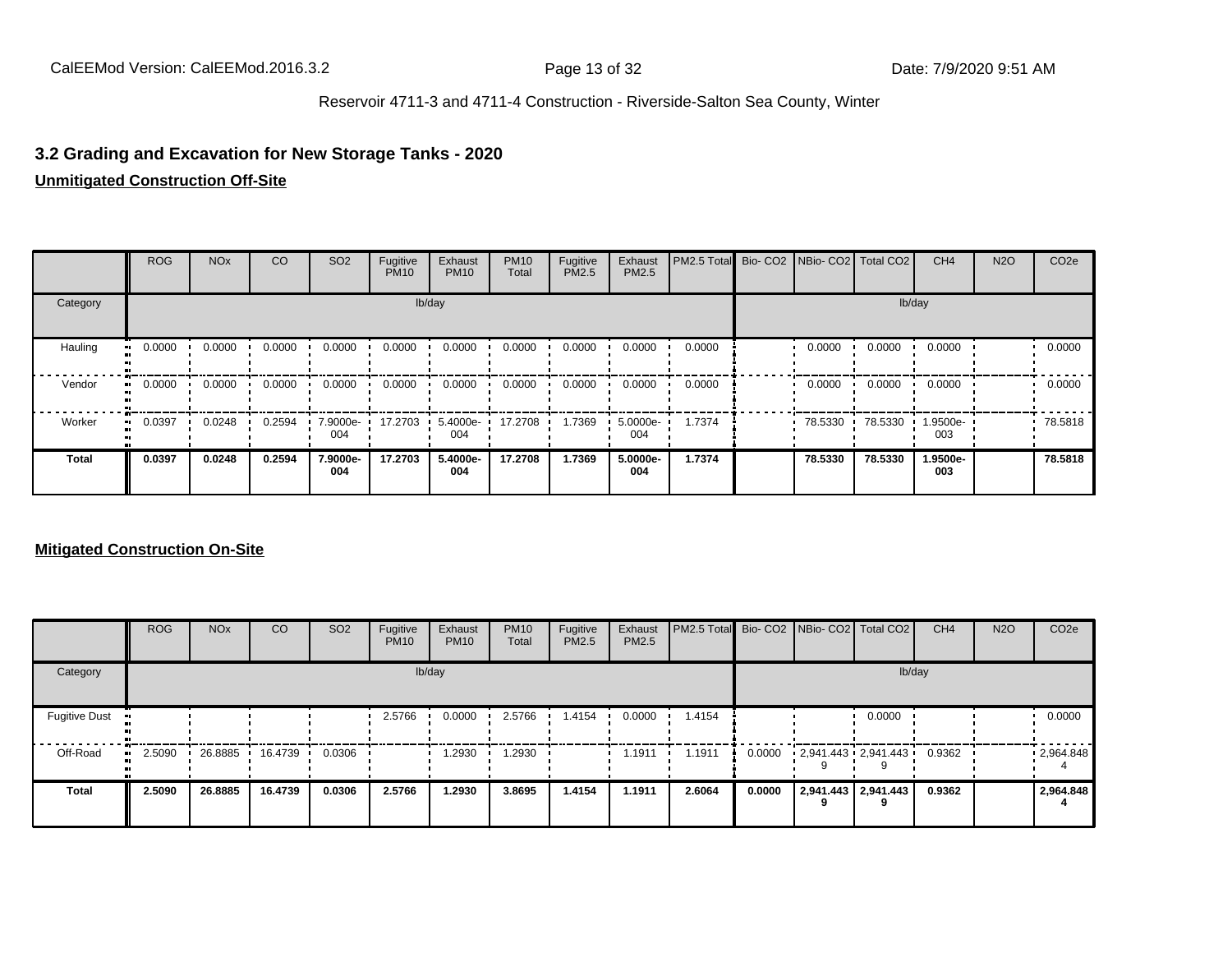## 3.2 Grading and Excavation for New Storage Tanks - 2020

**Unmitigated Construction Off-Site**

| | ROG | NOx | CO | SO2 | Fugitive PM10 | Exhaust PM10 | PM10 Total | Fugitive PM2.5 | Exhaust PM2.5 | PM2.5 Total | Bio- CO2 | NBio- CO2 | Total CO2 | CH4 | N2O | CO2e |
|---|---|---|---|---|---|---|---|---|---|---|---|---|---|---|---|---|
| Category | lb/day | | | | | | | | | | lb/day | | | | | |
| Hauling | 0.0000 | 0.0000 | 0.0000 | 0.0000 | 0.0000 | 0.0000 | 0.0000 | 0.0000 | 0.0000 | 0.0000 | | 0.0000 | 0.0000 | 0.0000 | | 0.0000 |
| Vendor | 0.0000 | 0.0000 | 0.0000 | 0.0000 | 0.0000 | 0.0000 | 0.0000 | 0.0000 | 0.0000 | 0.0000 | | 0.0000 | 0.0000 | 0.0000 | | 0.0000 |
| Worker | 0.0397 | 0.0248 | 0.2594 | 7.9000e-004 | 17.2703 | 5.4000e-004 | 17.2708 | 1.7369 | 5.0000e-004 | 1.7374 | | 78.5330 | 78.5330 | 1.9500e-003 | | 78.5818 |
| **Total** | **0.0397** | **0.0248** | **0.2594** | **7.9000e-004** | **17.2703** | **5.4000e-004** | **17.2708** | **1.7369** | **5.0000e-004** | **1.7374** | | **78.5330** | **78.5330** | **1.9500e-003** | | **78.5818** |

**Mitigated Construction On-Site**

| | ROG | NOx | CO | SO2 | Fugitive PM10 | Exhaust PM10 | PM10 Total | Fugitive PM2.5 | Exhaust PM2.5 | PM2.5 Total | Bio- CO2 | NBio- CO2 | Total CO2 | CH4 | N2O | CO2e |
|---|---|---|---|---|---|---|---|---|---|---|---|---|---|---|---|---|
| Category | lb/day | | | | | | | | | | lb/day | | | | | |
| Fugitive Dust | | | | | 2.5766 | 0.0000 | 2.5766 | 1.4154 | 0.0000 | 1.4154 | | | 0.0000 | | | 0.0000 |
| Off-Road | 2.5090 | 26.8885 | 16.4739 | 0.0306 | | 1.2930 | 1.2930 | | 1.1911 | 1.1911 | 0.0000 | 2,941.4439 | 2,941.4439 | 0.9362 | | 2,964.8484 |
| **Total** | **2.5090** | **26.8885** | **16.4739** | **0.0306** | **2.5766** | **1.2930** | **3.8695** | **1.4154** | **1.1911** | **2.6064** | **0.0000** | **2,941.4439** | **2,941.4439** | **0.9362** | | **2,964.8484** |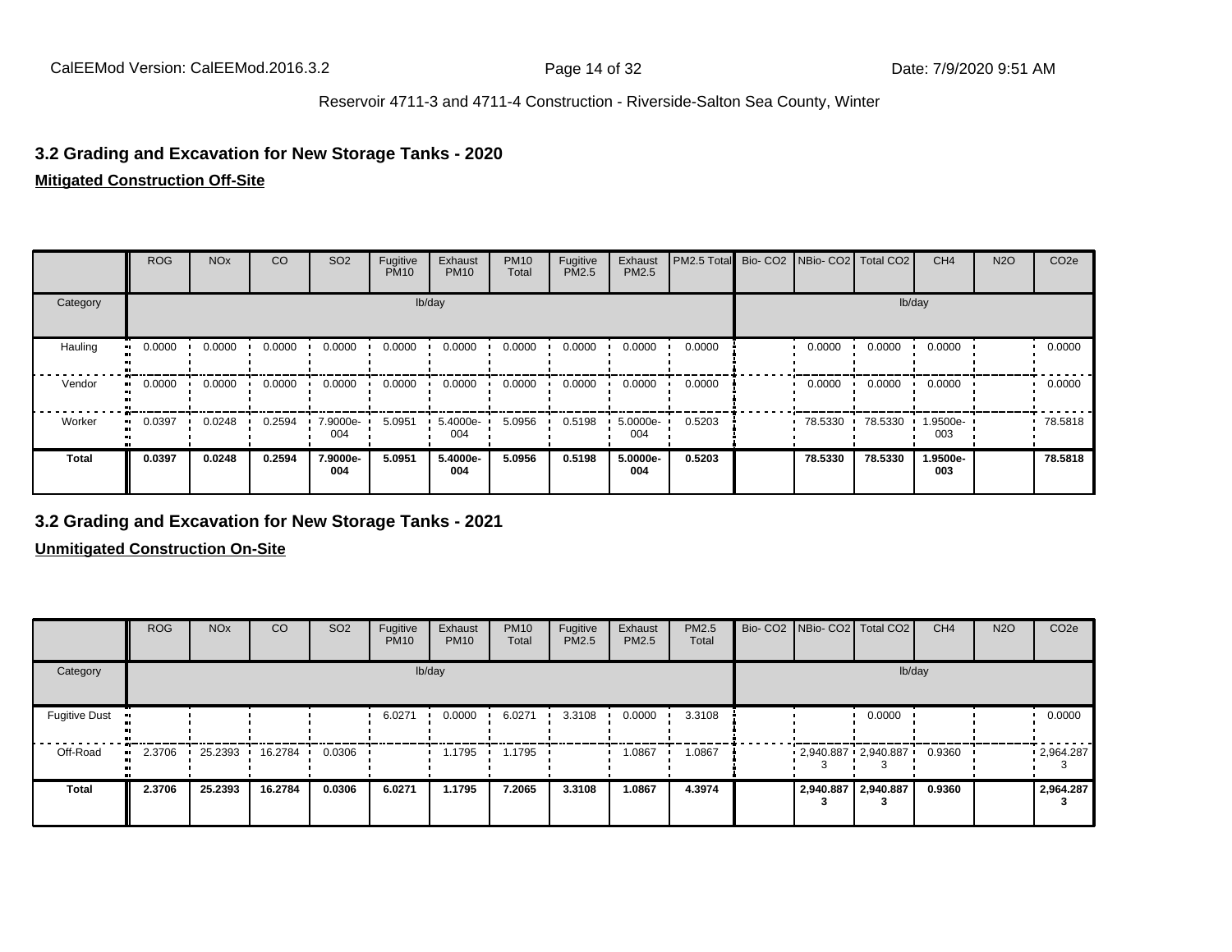Reservoir 4711-3 and 4711-4 Construction - Riverside-Salton Sea County, Winter

### 3.2 Grading and Excavation for New Storage Tanks - 2020

**Mitigated Construction Off-Site**

| | ROG | NOx | CO | SO2 | Fugitive PM10 | Exhaust PM10 | PM10 Total | Fugitive PM2.5 | Exhaust PM2.5 | PM2.5 Total | Bio- CO2 | NBio- CO2 | Total CO2 | CH4 | N2O | CO2e |
|---|---|---|---|---|---|---|---|---|---|---|---|---|---|---|---|---|
| Category | lb/day | | | | | | | | | | lb/day | | | | | |
| Hauling | 0.0000 | 0.0000 | 0.0000 | 0.0000 | 0.0000 | 0.0000 | 0.0000 | 0.0000 | 0.0000 | 0.0000 | | 0.0000 | 0.0000 | 0.0000 | | 0.0000 |
| Vendor | 0.0000 | 0.0000 | 0.0000 | 0.0000 | 0.0000 | 0.0000 | 0.0000 | 0.0000 | 0.0000 | 0.0000 | | 0.0000 | 0.0000 | 0.0000 | | 0.0000 |
| Worker | 0.0397 | 0.0248 | 0.2594 | 7.9000e-004 | 5.0951 | 5.4000e-004 | 5.0956 | 0.5198 | 5.0000e-004 | 0.5203 | | 78.5330 | 78.5330 | 1.9500e-003 | | 78.5818 |
| **Total** | **0.0397** | **0.0248** | **0.2594** | **7.9000e-004** | **5.0951** | **5.4000e-004** | **5.0956** | **0.5198** | **5.0000e-004** | **0.5203** | | **78.5330** | **78.5330** | **1.9500e-003** | | **78.5818** |

### 3.2 Grading and Excavation for New Storage Tanks - 2021

**Unmitigated Construction On-Site**

| | ROG | NOx | CO | SO2 | Fugitive PM10 | Exhaust PM10 | PM10 Total | Fugitive PM2.5 | Exhaust PM2.5 | PM2.5 Total | Bio- CO2 | NBio- CO2 | Total CO2 | CH4 | N2O | CO2e |
|---|---|---|---|---|---|---|---|---|---|---|---|---|---|---|---|---|
| Category | lb/day | | | | | | | | | | lb/day | | | | | |
| Fugitive Dust | | | | | 6.0271 | 0.0000 | 6.0271 | 3.3108 | 0.0000 | 3.3108 | | | 0.0000 | | | 0.0000 |
| Off-Road | 2.3706 | 25.2393 | 16.2784 | 0.0306 | | 1.1795 | 1.1795 | | 1.0867 | 1.0867 | | 2,940.8873 | 2,940.8873 | 0.9360 | | 2,964.2873 |
| **Total** | **2.3706** | **25.2393** | **16.2784** | **0.0306** | **6.0271** | **1.1795** | **7.2065** | **3.3108** | **1.0867** | **4.3974** | | **2,940.8873** | **2,940.8873** | **0.9360** | | **2,964.2873** |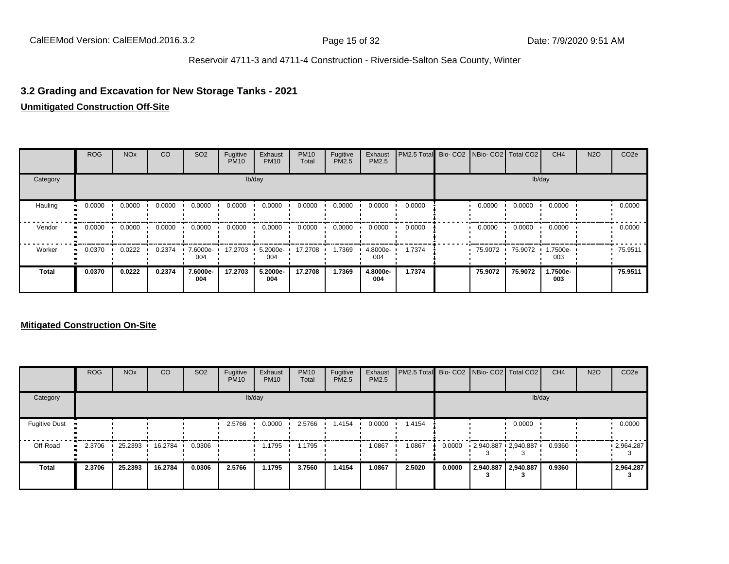Reservoir 4711-3 and 4711-4 Construction - Riverside-Salton Sea County, Winter

## 3.2 Grading and Excavation for New Storage Tanks - 2021

**Unmitigated Construction Off-Site**

| | ROG | NOx | CO | SO2 | Fugitive PM10 | Exhaust PM10 | PM10 Total | Fugitive PM2.5 | Exhaust PM2.5 | PM2.5 Total | Bio- CO2 | NBio- CO2 | Total CO2 | CH4 | N2O | CO2e |
|---|---|---|---|---|---|---|---|---|---|---|---|---|---|---|---|---|
| Category | lb/day | | | | | | | | | | lb/day | | | | | |
| Hauling | 0.0000 | 0.0000 | 0.0000 | 0.0000 | 0.0000 | 0.0000 | 0.0000 | 0.0000 | 0.0000 | 0.0000 | | 0.0000 | 0.0000 | 0.0000 | | 0.0000 |
| Vendor | 0.0000 | 0.0000 | 0.0000 | 0.0000 | 0.0000 | 0.0000 | 0.0000 | 0.0000 | 0.0000 | 0.0000 | | 0.0000 | 0.0000 | 0.0000 | | 0.0000 |
| Worker | 0.0370 | 0.0222 | 0.2374 | 7.6000e-004 | 17.2703 | 5.2000e-004 | 17.2708 | 1.7369 | 4.8000e-004 | 1.7374 | | 75.9072 | 75.9072 | 1.7500e-003 | | 75.9511 |
| **Total** | **0.0370** | **0.0222** | **0.2374** | **7.6000e-004** | **17.2703** | **5.2000e-004** | **17.2708** | **1.7369** | **4.8000e-004** | **1.7374** | | **75.9072** | **75.9072** | **1.7500e-003** | | **75.9511** |

**Mitigated Construction On-Site**

| | ROG | NOx | CO | SO2 | Fugitive PM10 | Exhaust PM10 | PM10 Total | Fugitive PM2.5 | Exhaust PM2.5 | PM2.5 Total | Bio- CO2 | NBio- CO2 | Total CO2 | CH4 | N2O | CO2e |
|---|---|---|---|---|---|---|---|---|---|---|---|---|---|---|---|---|
| Category | lb/day | | | | | | | | | | lb/day | | | | | |
| Fugitive Dust | | | | | 2.5766 | 0.0000 | 2.5766 | 1.4154 | 0.0000 | 1.4154 | | | 0.0000 | | | 0.0000 |
| Off-Road | 2.3706 | 25.2393 | 16.2784 | 0.0306 | | 1.1795 | 1.1795 | | 1.0867 | 1.0867 | 0.0000 | 2,940.8873 | 2,940.8873 | 0.9360 | | 2,964.2873 |
| **Total** | **2.3706** | **25.2393** | **16.2784** | **0.0306** | **2.5766** | **1.1795** | **3.7560** | **1.4154** | **1.0867** | **2.5020** | **0.0000** | **2,940.8873** | **2,940.8873** | **0.9360** | | **2,964.2873** |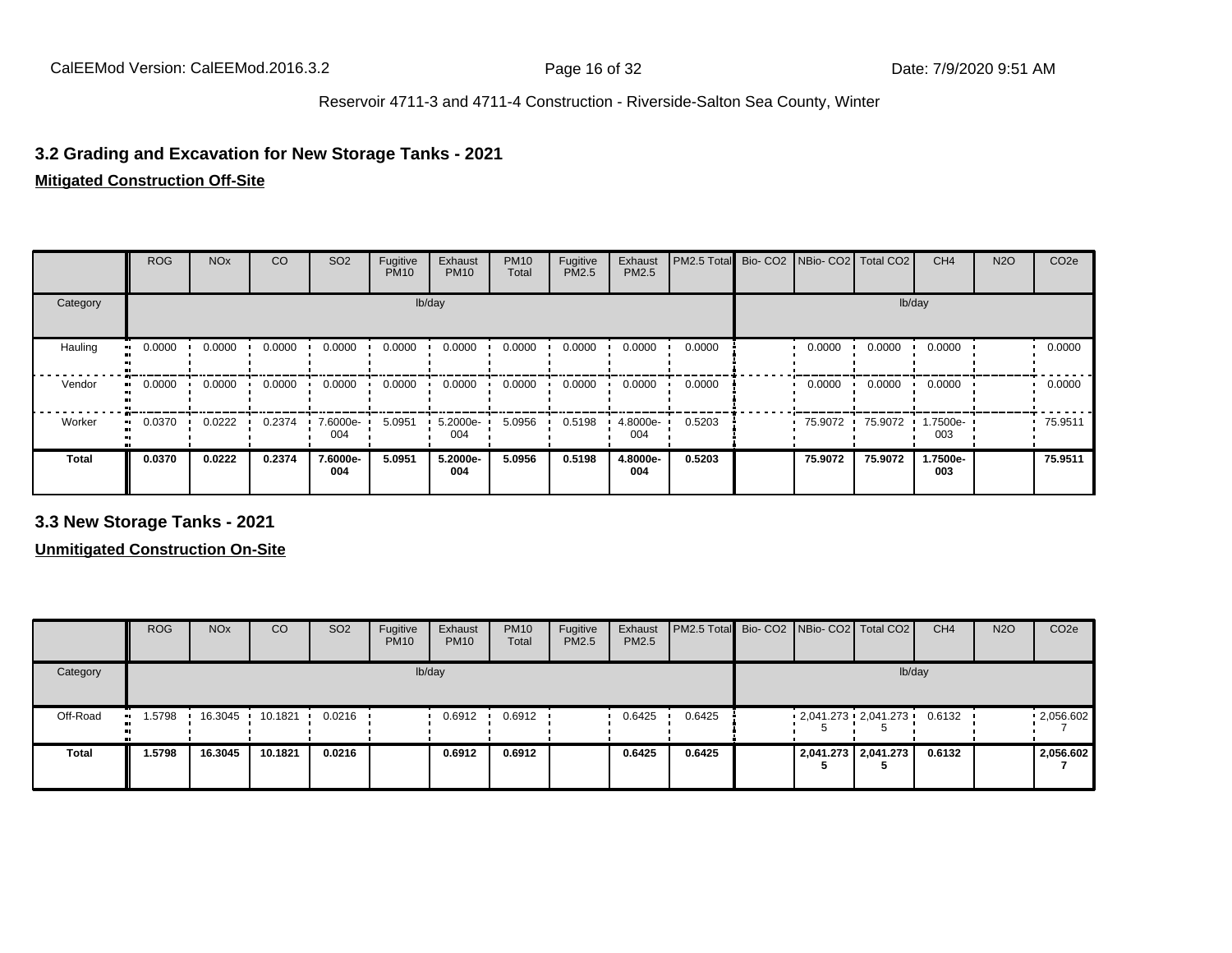## 3.2 Grading and Excavation for New Storage Tanks - 2021

**Mitigated Construction Off-Site**

| | ROG | NOx | CO | SO2 | Fugitive PM10 | Exhaust PM10 | PM10 Total | Fugitive PM2.5 | Exhaust PM2.5 | PM2.5 Total | Bio- CO2 | NBio- CO2 | Total CO2 | CH4 | N2O | CO2e |
|---|---|---|---|---|---|---|---|---|---|---|---|---|---|---|---|---|
| Category | | | | | lb/day | | | | | | | | | lb/day | | |
| Hauling | 0.0000 | 0.0000 | 0.0000 | 0.0000 | 0.0000 | 0.0000 | 0.0000 | 0.0000 | 0.0000 | 0.0000 | | 0.0000 | 0.0000 | 0.0000 | | 0.0000 |
| Vendor | 0.0000 | 0.0000 | 0.0000 | 0.0000 | 0.0000 | 0.0000 | 0.0000 | 0.0000 | 0.0000 | 0.0000 | | 0.0000 | 0.0000 | 0.0000 | | 0.0000 |
| Worker | 0.0370 | 0.0222 | 0.2374 | 7.6000e-004 | 5.0951 | 5.2000e-004 | 5.0956 | 0.5198 | 4.8000e-004 | 0.5203 | | 75.9072 | 75.9072 | 1.7500e-003 | | 75.9511 |
| **Total** | **0.0370** | **0.0222** | **0.2374** | **7.6000e-004** | **5.0951** | **5.2000e-004** | **5.0956** | **0.5198** | **4.8000e-004** | **0.5203** | | **75.9072** | **75.9072** | **1.7500e-003** | | **75.9511** |

## 3.3 New Storage Tanks - 2021

**Unmitigated Construction On-Site**

| | ROG | NOx | CO | SO2 | Fugitive PM10 | Exhaust PM10 | PM10 Total | Fugitive PM2.5 | Exhaust PM2.5 | PM2.5 Total | Bio- CO2 | NBio- CO2 | Total CO2 | CH4 | N2O | CO2e |
|---|---|---|---|---|---|---|---|---|---|---|---|---|---|---|---|---|
| Category | | | | | lb/day | | | | | | | | | lb/day | | |
| Off-Road | 1.5798 | 16.3045 | 10.1821 | 0.0216 | | 0.6912 | 0.6912 | | 0.6425 | 0.6425 | | 2,041.2735 | 2,041.2735 | 0.6132 | | 2,056.6027 |
| **Total** | **1.5798** | **16.3045** | **10.1821** | **0.0216** | | **0.6912** | **0.6912** | | **0.6425** | **0.6425** | | **2,041.2735** | **2,041.2735** | **0.6132** | | **2,056.6027** |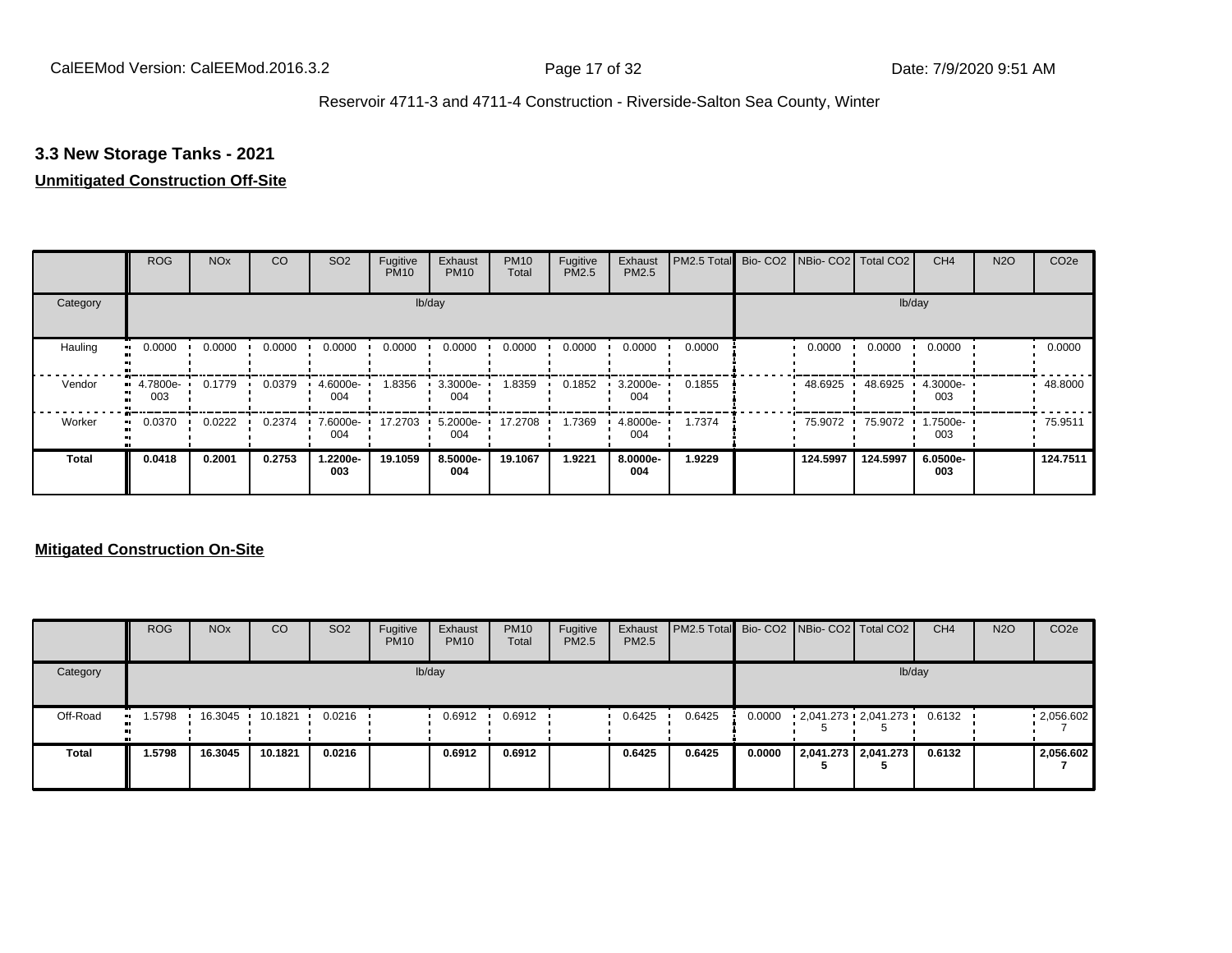## 3.3 New Storage Tanks - 2021

**Unmitigated Construction Off-Site**

| | ROG | NOx | CO | SO2 | Fugitive PM10 | Exhaust PM10 | PM10 Total | Fugitive PM2.5 | Exhaust PM2.5 | PM2.5 Total | Bio- CO2 | NBio- CO2 | Total CO2 | CH4 | N2O | CO2e |
|---|---|---|---|---|---|---|---|---|---|---|---|---|---|---|---|---|
| Category | lb/day | | | | | | | | | | lb/day | | | | | |
| Hauling | 0.0000 | 0.0000 | 0.0000 | 0.0000 | 0.0000 | 0.0000 | 0.0000 | 0.0000 | 0.0000 | 0.0000 | | 0.0000 | 0.0000 | 0.0000 | | 0.0000 |
| Vendor | 4.7800e-003 | 0.1779 | 0.0379 | 4.6000e-004 | 1.8356 | 3.3000e-004 | 1.8359 | 0.1852 | 3.2000e-004 | 0.1855 | | 48.6925 | 48.6925 | 4.3000e-003 | | 48.8000 |
| Worker | 0.0370 | 0.0222 | 0.2374 | 7.6000e-004 | 17.2703 | 5.2000e-004 | 17.2708 | 1.7369 | 4.8000e-004 | 1.7374 | | 75.9072 | 75.9072 | 1.7500e-003 | | 75.9511 |
| **Total** | **0.0418** | **0.2001** | **0.2753** | **1.2200e-003** | **19.1059** | **8.5000e-004** | **19.1067** | **1.9221** | **8.0000e-004** | **1.9229** | | **124.5997** | **124.5997** | **6.0500e-003** | | **124.7511** |

**Mitigated Construction On-Site**

| | ROG | NOx | CO | SO2 | Fugitive PM10 | Exhaust PM10 | PM10 Total | Fugitive PM2.5 | Exhaust PM2.5 | PM2.5 Total | Bio- CO2 | NBio- CO2 | Total CO2 | CH4 | N2O | CO2e |
|---|---|---|---|---|---|---|---|---|---|---|---|---|---|---|---|---|
| Category | lb/day | | | | | | | | | | lb/day | | | | | |
| Off-Road | 1.5798 | 16.3045 | 10.1821 | 0.0216 | | 0.6912 | 0.6912 | | 0.6425 | 0.6425 | 0.0000 | 2,041.2735 | 2,041.2735 | 0.6132 | | 2,056.6027 |
| **Total** | **1.5798** | **16.3045** | **10.1821** | **0.0216** | | **0.6912** | **0.6912** | | **0.6425** | **0.6425** | **0.0000** | **2,041.2735** | **2,041.2735** | **0.6132** | | **2,056.6027** |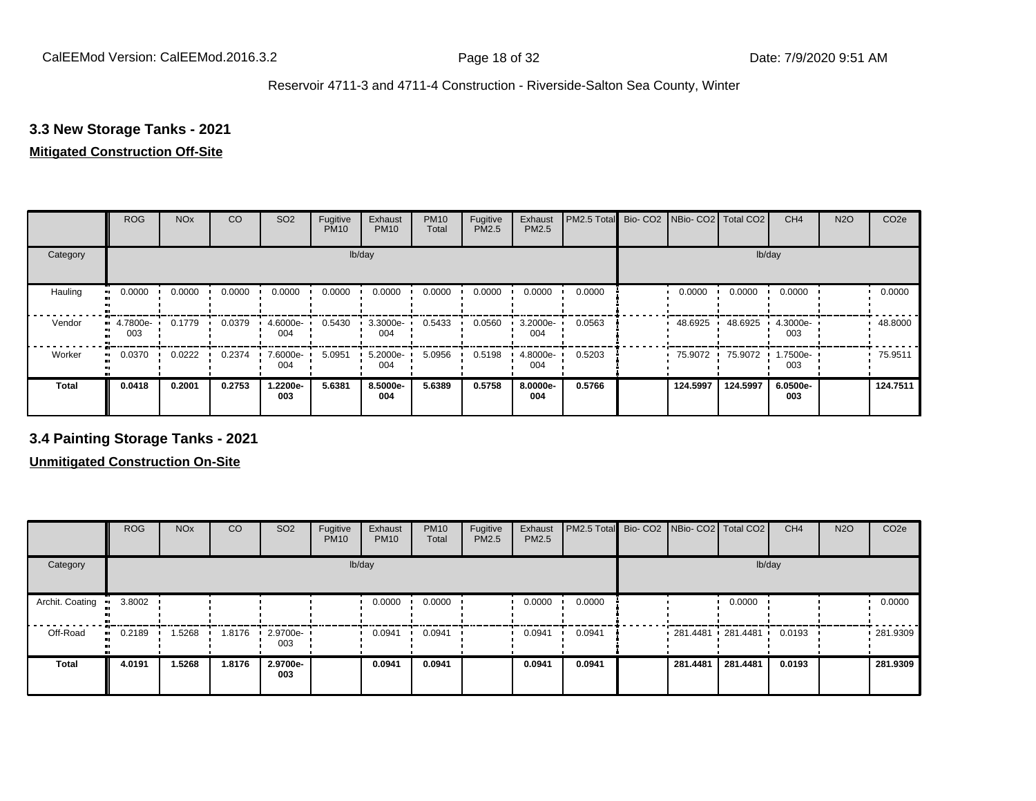Reservoir 4711-3 and 4711-4 Construction - Riverside-Salton Sea County, Winter

## 3.3 New Storage Tanks - 2021

**Mitigated Construction Off-Site**

| | ROG | NOx | CO | SO2 | Fugitive PM10 | Exhaust PM10 | PM10 Total | Fugitive PM2.5 | Exhaust PM2.5 | PM2.5 Total | Bio- CO2 | NBio- CO2 | Total CO2 | CH4 | N2O | CO2e |
|---|---|---|---|---|---|---|---|---|---|---|---|---|---|---|---|---|
| Category | lb/day | | | | | | | | | | lb/day | | | | | |
| Hauling | 0.0000 | 0.0000 | 0.0000 | 0.0000 | 0.0000 | 0.0000 | 0.0000 | 0.0000 | 0.0000 | 0.0000 | | 0.0000 | 0.0000 | 0.0000 | | 0.0000 |
| Vendor | 4.7800e-003 | 0.1779 | 0.0379 | 4.6000e-004 | 0.5430 | 3.3000e-004 | 0.5433 | 0.0560 | 3.2000e-004 | 0.0563 | | 48.6925 | 48.6925 | 4.3000e-003 | | 48.8000 |
| Worker | 0.0370 | 0.0222 | 0.2374 | 7.6000e-004 | 5.0951 | 5.2000e-004 | 5.0956 | 0.5198 | 4.8000e-004 | 0.5203 | | 75.9072 | 75.9072 | 1.7500e-003 | | 75.9511 |
| **Total** | **0.0418** | **0.2001** | **0.2753** | **1.2200e-003** | **5.6381** | **8.5000e-004** | **5.6389** | **0.5758** | **8.0000e-004** | **0.5766** | | **124.5997** | **124.5997** | **6.0500e-003** | | **124.7511** |

## 3.4 Painting Storage Tanks - 2021

**Unmitigated Construction On-Site**

| | ROG | NOx | CO | SO2 | Fugitive PM10 | Exhaust PM10 | PM10 Total | Fugitive PM2.5 | Exhaust PM2.5 | PM2.5 Total | Bio- CO2 | NBio- CO2 | Total CO2 | CH4 | N2O | CO2e |
|---|---|---|---|---|---|---|---|---|---|---|---|---|---|---|---|---|
| Category | lb/day | | | | | | | | | | lb/day | | | | | |
| Archit. Coating | 3.8002 | | | | | 0.0000 | 0.0000 | | 0.0000 | 0.0000 | | | 0.0000 | | | 0.0000 |
| Off-Road | 0.2189 | 1.5268 | 1.8176 | 2.9700e-003 | | 0.0941 | 0.0941 | | 0.0941 | 0.0941 | | 281.4481 | 281.4481 | 0.0193 | | 281.9309 |
| **Total** | **4.0191** | **1.5268** | **1.8176** | **2.9700e-003** | | **0.0941** | **0.0941** | | **0.0941** | **0.0941** | | **281.4481** | **281.4481** | **0.0193** | | **281.9309** |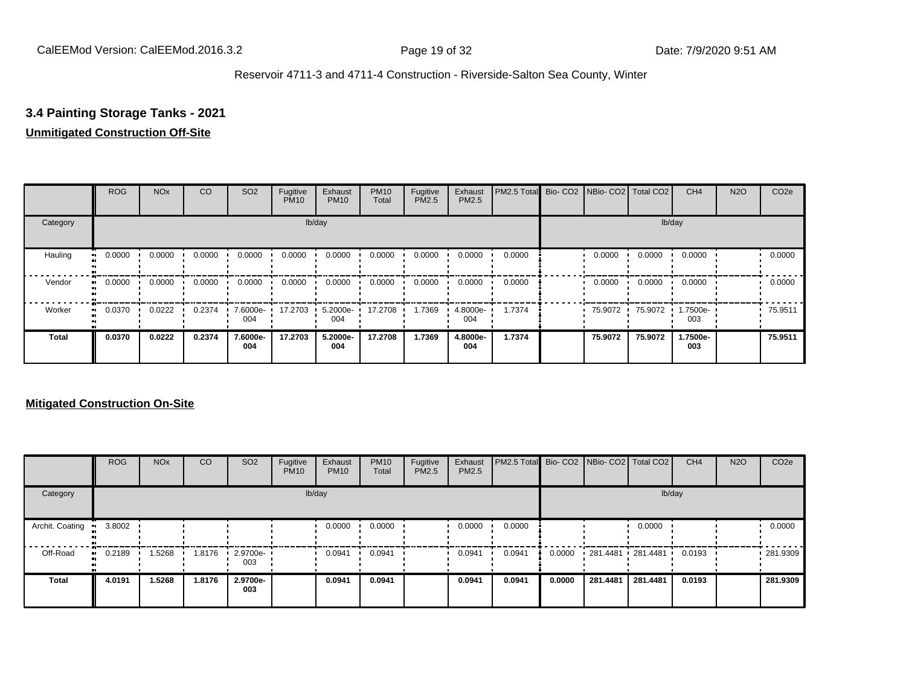Reservoir 4711-3 and 4711-4 Construction - Riverside-Salton Sea County, Winter

### 3.4 Painting Storage Tanks - 2021

**Unmitigated Construction Off-Site**

| | ROG | NOx | CO | SO2 | Fugitive PM10 | Exhaust PM10 | PM10 Total | Fugitive PM2.5 | Exhaust PM2.5 | PM2.5 Total | Bio- CO2 | NBio- CO2 | Total CO2 | CH4 | N2O | CO2e |
|---|---|---|---|---|---|---|---|---|---|---|---|---|---|---|---|---|
| Category | lb/day | | | | | | | | | | lb/day | | | | | |
| Hauling | 0.0000 | 0.0000 | 0.0000 | 0.0000 | 0.0000 | 0.0000 | 0.0000 | 0.0000 | 0.0000 | 0.0000 | | 0.0000 | 0.0000 | 0.0000 | | 0.0000 |
| Vendor | 0.0000 | 0.0000 | 0.0000 | 0.0000 | 0.0000 | 0.0000 | 0.0000 | 0.0000 | 0.0000 | 0.0000 | | 0.0000 | 0.0000 | 0.0000 | | 0.0000 |
| Worker | 0.0370 | 0.0222 | 0.2374 | 7.6000e-004 | 17.2703 | 5.2000e-004 | 17.2708 | 1.7369 | 4.8000e-004 | 1.7374 | | 75.9072 | 75.9072 | 1.7500e-003 | | 75.9511 |
| **Total** | **0.0370** | **0.0222** | **0.2374** | **7.6000e-004** | **17.2703** | **5.2000e-004** | **17.2708** | **1.7369** | **4.8000e-004** | **1.7374** | | **75.9072** | **75.9072** | **1.7500e-003** | | **75.9511** |

**Mitigated Construction On-Site**

| | ROG | NOx | CO | SO2 | Fugitive PM10 | Exhaust PM10 | PM10 Total | Fugitive PM2.5 | Exhaust PM2.5 | PM2.5 Total | Bio- CO2 | NBio- CO2 | Total CO2 | CH4 | N2O | CO2e |
|---|---|---|---|---|---|---|---|---|---|---|---|---|---|---|---|---|
| Category | lb/day | | | | | | | | | | lb/day | | | | | |
| Archit. Coating | 3.8002 | | | | | 0.0000 | 0.0000 | | 0.0000 | 0.0000 | | | 0.0000 | | | 0.0000 |
| Off-Road | 0.2189 | 1.5268 | 1.8176 | 2.9700e-003 | | 0.0941 | 0.0941 | | 0.0941 | 0.0941 | 0.0000 | 281.4481 | 281.4481 | 0.0193 | | 281.9309 |
| **Total** | **4.0191** | **1.5268** | **1.8176** | **2.9700e-003** | | **0.0941** | **0.0941** | | **0.0941** | **0.0941** | **0.0000** | **281.4481** | **281.4481** | **0.0193** | | **281.9309** |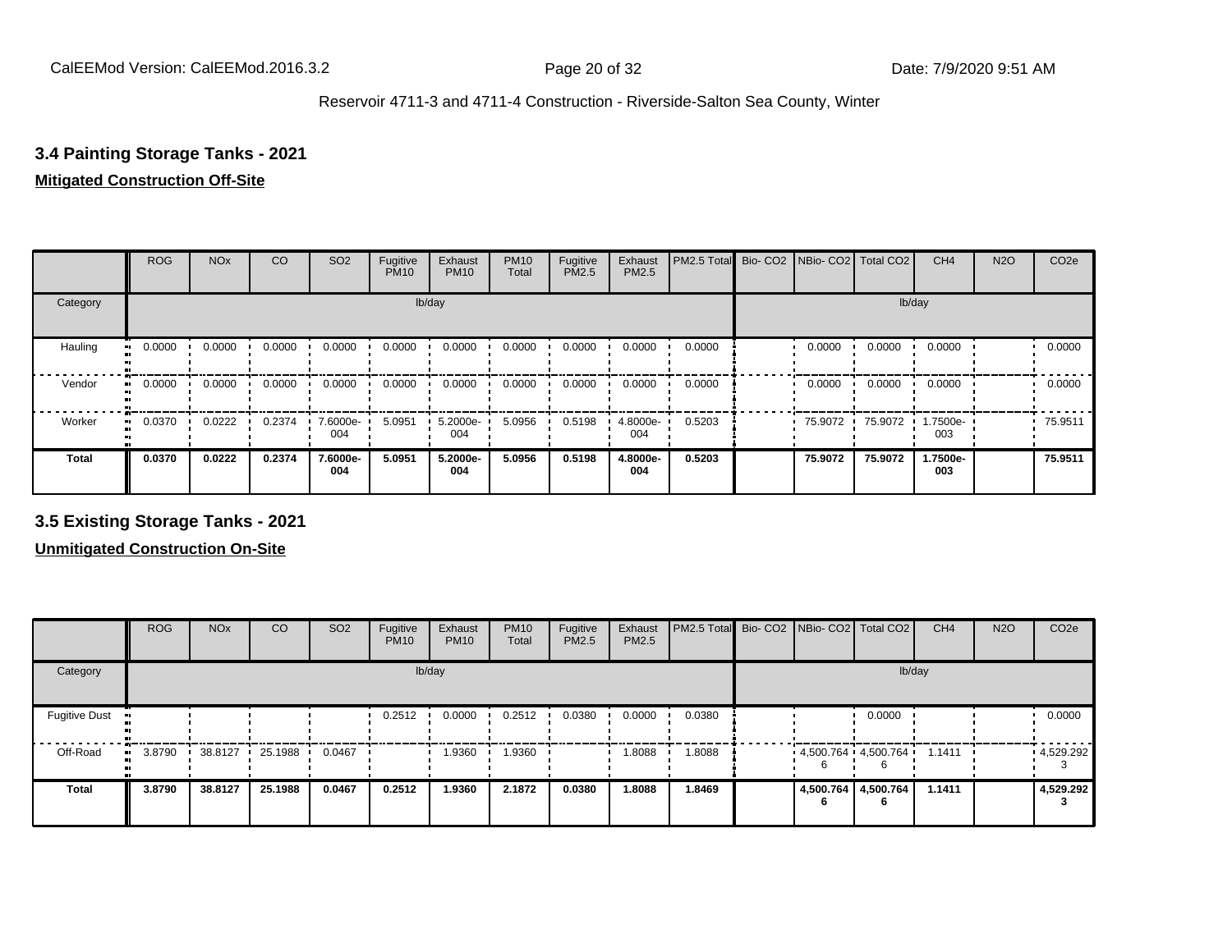## 3.4 Painting Storage Tanks - 2021

**Mitigated Construction Off-Site**

| | ROG | NOx | CO | SO2 | Fugitive PM10 | Exhaust PM10 | PM10 Total | Fugitive PM2.5 | Exhaust PM2.5 | PM2.5 Total | Bio- CO2 | NBio- CO2 | Total CO2 | CH4 | N2O | CO2e |
|---|---|---|---|---|---|---|---|---|---|---|---|---|---|---|---|---|
| Category | lb/day | | | | | | | | | | lb/day | | | | | |
| Hauling | 0.0000 | 0.0000 | 0.0000 | 0.0000 | 0.0000 | 0.0000 | 0.0000 | 0.0000 | 0.0000 | 0.0000 | | 0.0000 | 0.0000 | 0.0000 | | 0.0000 |
| Vendor | 0.0000 | 0.0000 | 0.0000 | 0.0000 | 0.0000 | 0.0000 | 0.0000 | 0.0000 | 0.0000 | 0.0000 | | 0.0000 | 0.0000 | 0.0000 | | 0.0000 |
| Worker | 0.0370 | 0.0222 | 0.2374 | 7.6000e-004 | 5.0951 | 5.2000e-004 | 5.0956 | 0.5198 | 4.8000e-004 | 0.5203 | | 75.9072 | 75.9072 | 1.7500e-003 | | 75.9511 |
| **Total** | **0.0370** | **0.0222** | **0.2374** | **7.6000e-004** | **5.0951** | **5.2000e-004** | **5.0956** | **0.5198** | **4.8000e-004** | **0.5203** | | **75.9072** | **75.9072** | **1.7500e-003** | | **75.9511** |

## 3.5 Existing Storage Tanks - 2021

**Unmitigated Construction On-Site**

| | ROG | NOx | CO | SO2 | Fugitive PM10 | Exhaust PM10 | PM10 Total | Fugitive PM2.5 | Exhaust PM2.5 | PM2.5 Total | Bio- CO2 | NBio- CO2 | Total CO2 | CH4 | N2O | CO2e |
|---|---|---|---|---|---|---|---|---|---|---|---|---|---|---|---|---|
| Category | lb/day | | | | | | | | | | lb/day | | | | | |
| Fugitive Dust | | | | | 0.2512 | 0.0000 | 0.2512 | 0.0380 | 0.0000 | 0.0380 | | | 0.0000 | | | 0.0000 |
| Off-Road | 3.8790 | 38.8127 | 25.1988 | 0.0467 | | 1.9360 | 1.9360 | | 1.8088 | 1.8088 | | 4,500.7646 | 4,500.7646 | 1.1411 | | 4,529.2923 |
| **Total** | **3.8790** | **38.8127** | **25.1988** | **0.0467** | **0.2512** | **1.9360** | **2.1872** | **0.0380** | **1.8088** | **1.8469** | | **4,500.7646** | **4,500.7646** | **1.1411** | | **4,529.2923** |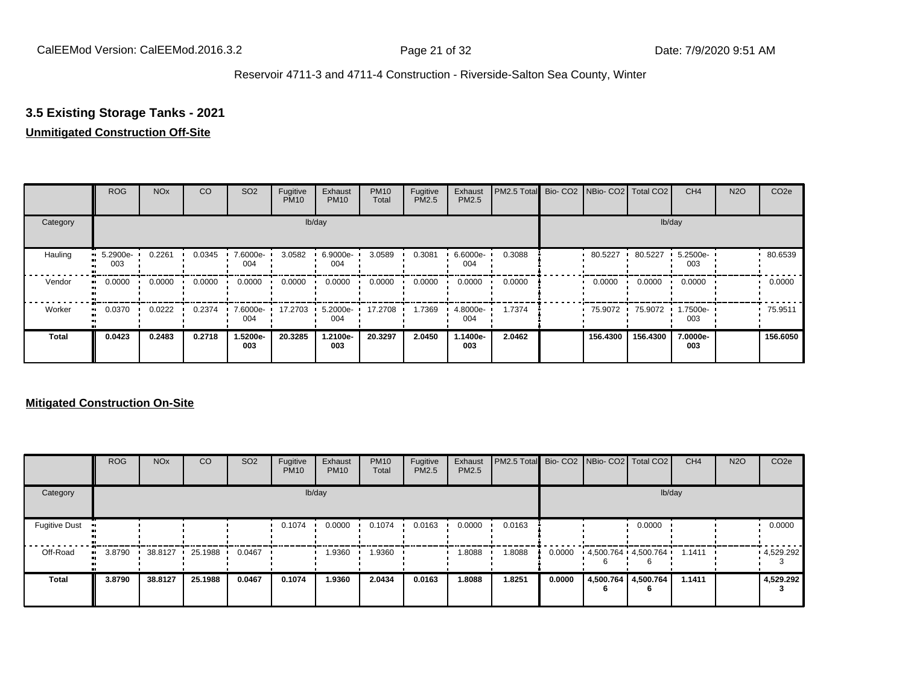## 3.5 Existing Storage Tanks - 2021

**Unmitigated Construction Off-Site**

| | ROG | NOx | CO | SO2 | Fugitive PM10 | Exhaust PM10 | PM10 Total | Fugitive PM2.5 | Exhaust PM2.5 | PM2.5 Total | Bio- CO2 | NBio- CO2 | Total CO2 | CH4 | N2O | CO2e |
|---|---|---|---|---|---|---|---|---|---|---|---|---|---|---|---|---|
| Category | lb/day | | | | | | | | | | lb/day | | | | | |
| Hauling | 5.2900e-003 | 0.2261 | 0.0345 | 7.6000e-004 | 3.0582 | 6.9000e-004 | 3.0589 | 0.3081 | 6.6000e-004 | 0.3088 | | 80.5227 | 80.5227 | 5.2500e-003 | | 80.6539 |
| Vendor | 0.0000 | 0.0000 | 0.0000 | 0.0000 | 0.0000 | 0.0000 | 0.0000 | 0.0000 | 0.0000 | 0.0000 | | 0.0000 | 0.0000 | 0.0000 | | 0.0000 |
| Worker | 0.0370 | 0.0222 | 0.2374 | 7.6000e-004 | 17.2703 | 5.2000e-004 | 17.2708 | 1.7369 | 4.8000e-004 | 1.7374 | | 75.9072 | 75.9072 | 1.7500e-003 | | 75.9511 |
| **Total** | **0.0423** | **0.2483** | **0.2718** | **1.5200e-003** | **20.3285** | **1.2100e-003** | **20.3297** | **2.0450** | **1.1400e-003** | **2.0462** | | **156.4300** | **156.4300** | **7.0000e-003** | | **156.6050** |

**Mitigated Construction On-Site**

| | ROG | NOx | CO | SO2 | Fugitive PM10 | Exhaust PM10 | PM10 Total | Fugitive PM2.5 | Exhaust PM2.5 | PM2.5 Total | Bio- CO2 | NBio- CO2 | Total CO2 | CH4 | N2O | CO2e |
|---|---|---|---|---|---|---|---|---|---|---|---|---|---|---|---|---|
| Category | lb/day | | | | | | | | | | lb/day | | | | | |
| Fugitive Dust | | | | | 0.1074 | 0.0000 | 0.1074 | 0.0163 | 0.0000 | 0.0163 | | | 0.0000 | | | 0.0000 |
| Off-Road | 3.8790 | 38.8127 | 25.1988 | 0.0467 | | 1.9360 | 1.9360 | | 1.8088 | 1.8088 | 0.0000 | 4,500.7646 | 4,500.7646 | 1.1411 | | 4,529.2923 |
| **Total** | **3.8790** | **38.8127** | **25.1988** | **0.0467** | **0.1074** | **1.9360** | **2.0434** | **0.0163** | **1.8088** | **1.8251** | **0.0000** | **4,500.7646** | **4,500.7646** | **1.1411** | | **4,529.2923** |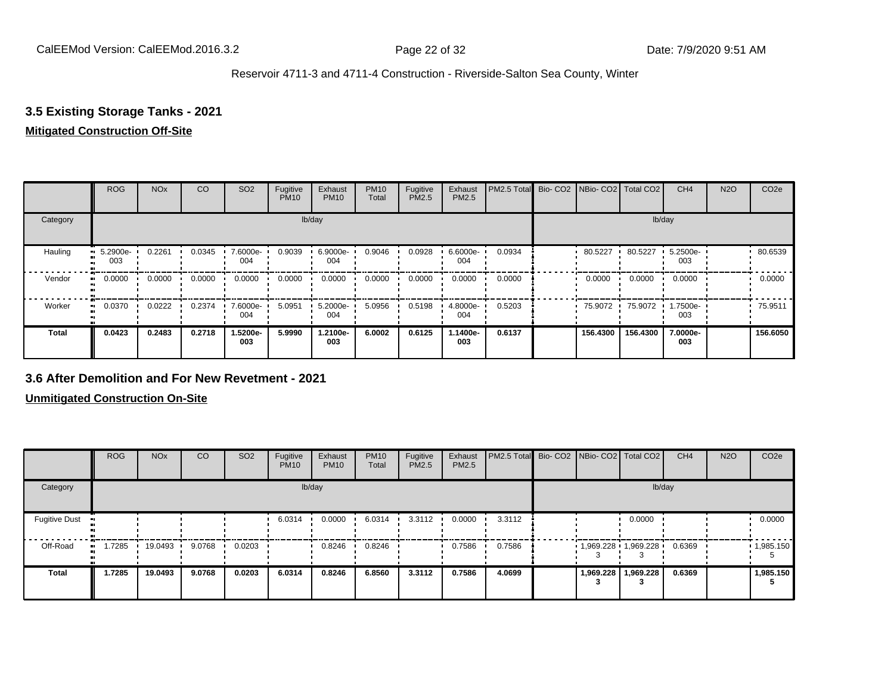Reservoir 4711-3 and 4711-4 Construction - Riverside-Salton Sea County, Winter

### 3.5 Existing Storage Tanks - 2021

**Mitigated Construction Off-Site**

| | ROG | NOx | CO | SO2 | Fugitive PM10 | Exhaust PM10 | PM10 Total | Fugitive PM2.5 | Exhaust PM2.5 | PM2.5 Total | Bio- CO2 | NBio- CO2 | Total CO2 | CH4 | N2O | CO2e |
|---|---|---|---|---|---|---|---|---|---|---|---|---|---|---|---|---|
| Category | | | | | lb/day | | | | | | | | | lb/day | | |
| Hauling | 5.2900e-003 | 0.2261 | 0.0345 | 7.6000e-004 | 0.9039 | 6.9000e-004 | 0.9046 | 0.0928 | 6.6000e-004 | 0.0934 | | 80.5227 | 80.5227 | 5.2500e-003 | | 80.6539 |
| Vendor | 0.0000 | 0.0000 | 0.0000 | 0.0000 | 0.0000 | 0.0000 | 0.0000 | 0.0000 | 0.0000 | 0.0000 | | 0.0000 | 0.0000 | 0.0000 | | 0.0000 |
| Worker | 0.0370 | 0.0222 | 0.2374 | 7.6000e-004 | 5.0951 | 5.2000e-004 | 5.0956 | 0.5198 | 4.8000e-004 | 0.5203 | | 75.9072 | 75.9072 | 1.7500e-003 | | 75.9511 |
| **Total** | **0.0423** | **0.2483** | **0.2718** | **1.5200e-003** | **5.9990** | **1.2100e-003** | **6.0002** | **0.6125** | **1.1400e-003** | **0.6137** | | **156.4300** | **156.4300** | **7.0000e-003** | | **156.6050** |

### 3.6 After Demolition and For New Revetment - 2021

**Unmitigated Construction On-Site**

| | ROG | NOx | CO | SO2 | Fugitive PM10 | Exhaust PM10 | PM10 Total | Fugitive PM2.5 | Exhaust PM2.5 | PM2.5 Total | Bio- CO2 | NBio- CO2 | Total CO2 | CH4 | N2O | CO2e |
|---|---|---|---|---|---|---|---|---|---|---|---|---|---|---|---|---|
| Category | | | | | lb/day | | | | | | | | | lb/day | | |
| Fugitive Dust | | | | | 6.0314 | 0.0000 | 6.0314 | 3.3112 | 0.0000 | 3.3112 | | | 0.0000 | | | 0.0000 |
| Off-Road | 1.7285 | 19.0493 | 9.0768 | 0.0203 | | 0.8246 | 0.8246 | | 0.7586 | 0.7586 | | 1,969.2283 | 1,969.2283 | 0.6369 | | 1,985.1505 |
| **Total** | **1.7285** | **19.0493** | **9.0768** | **0.0203** | **6.0314** | **0.8246** | **6.8560** | **3.3112** | **0.7586** | **4.0699** | | **1,969.2283** | **1,969.2283** | **0.6369** | | **1,985.1505** |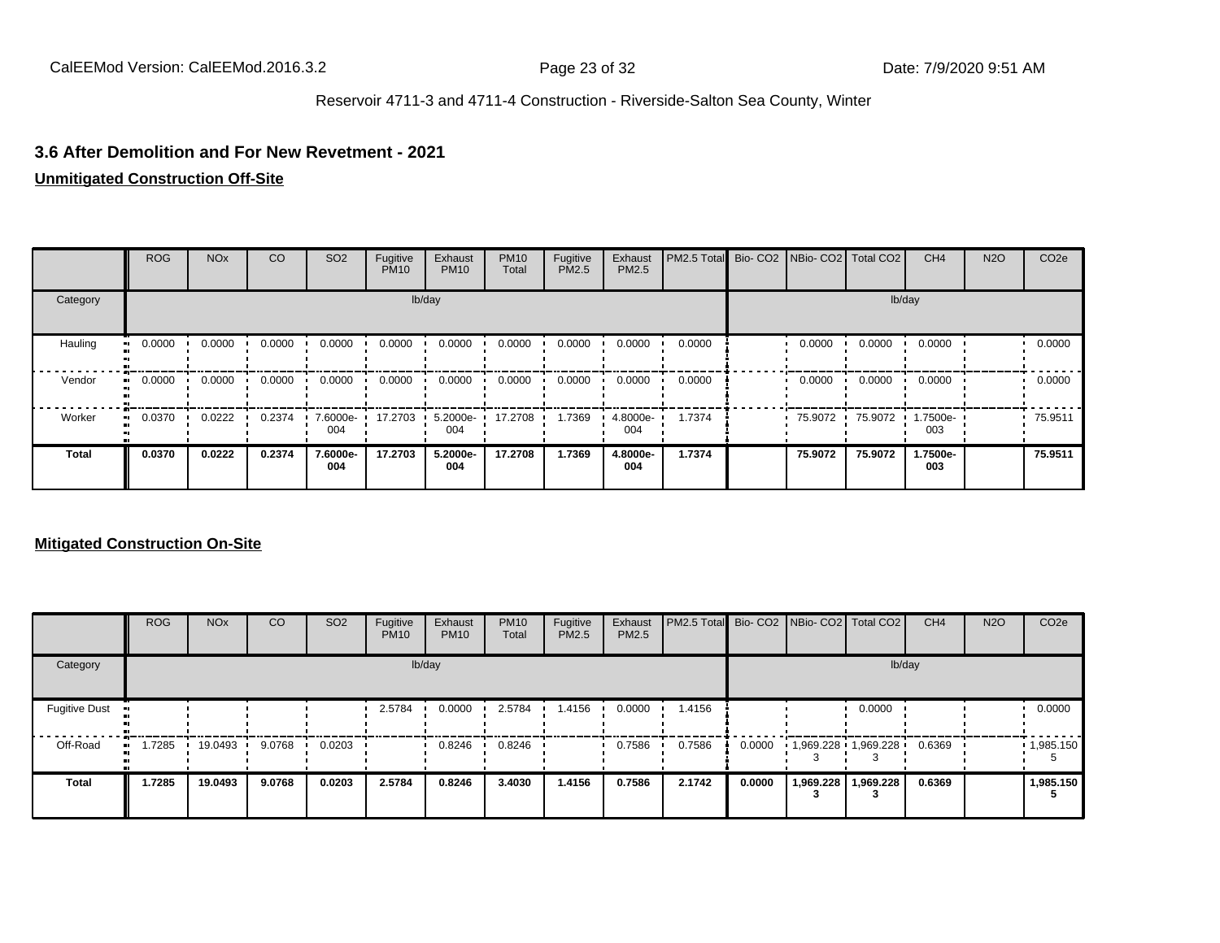Reservoir 4711-3 and 4711-4 Construction - Riverside-Salton Sea County, Winter

### 3.6 After Demolition and For New Revetment - 2021

**Unmitigated Construction Off-Site**

| | ROG | NOx | CO | SO2 | Fugitive PM10 | Exhaust PM10 | PM10 Total | Fugitive PM2.5 | Exhaust PM2.5 | PM2.5 Total | Bio- CO2 | NBio- CO2 | Total CO2 | CH4 | N2O | CO2e |
|---|---|---|---|---|---|---|---|---|---|---|---|---|---|---|---|---|
| Category | | | | | lb/day | | | | | | | | | lb/day | | |
| Hauling | 0.0000 | 0.0000 | 0.0000 | 0.0000 | 0.0000 | 0.0000 | 0.0000 | 0.0000 | 0.0000 | 0.0000 | | 0.0000 | 0.0000 | 0.0000 | | 0.0000 |
| Vendor | 0.0000 | 0.0000 | 0.0000 | 0.0000 | 0.0000 | 0.0000 | 0.0000 | 0.0000 | 0.0000 | 0.0000 | | 0.0000 | 0.0000 | 0.0000 | | 0.0000 |
| Worker | 0.0370 | 0.0222 | 0.2374 | 7.6000e-004 | 17.2703 | 5.2000e-004 | 17.2708 | 1.7369 | 4.8000e-004 | 1.7374 | | 75.9072 | 75.9072 | 1.7500e-003 | | 75.9511 |
| **Total** | **0.0370** | **0.0222** | **0.2374** | **7.6000e-004** | **17.2703** | **5.2000e-004** | **17.2708** | **1.7369** | **4.8000e-004** | **1.7374** | | **75.9072** | **75.9072** | **1.7500e-003** | | **75.9511** |

**Mitigated Construction On-Site**

| | ROG | NOx | CO | SO2 | Fugitive PM10 | Exhaust PM10 | PM10 Total | Fugitive PM2.5 | Exhaust PM2.5 | PM2.5 Total | Bio- CO2 | NBio- CO2 | Total CO2 | CH4 | N2O | CO2e |
|---|---|---|---|---|---|---|---|---|---|---|---|---|---|---|---|---|
| Category | | | | | lb/day | | | | | | | | | lb/day | | |
| Fugitive Dust | | | | | 2.5784 | 0.0000 | 2.5784 | 1.4156 | 0.0000 | 1.4156 | | | 0.0000 | | | 0.0000 |
| Off-Road | 1.7285 | 19.0493 | 9.0768 | 0.0203 | | 0.8246 | 0.8246 | | 0.7586 | 0.7586 | 0.0000 | 1,969.2283 | 1,969.2283 | 0.6369 | | 1,985.1505 |
| **Total** | **1.7285** | **19.0493** | **9.0768** | **0.0203** | **2.5784** | **0.8246** | **3.4030** | **1.4156** | **0.7586** | **2.1742** | **0.0000** | **1,969.2283** | **1,969.2283** | **0.6369** | | **1,985.1505** |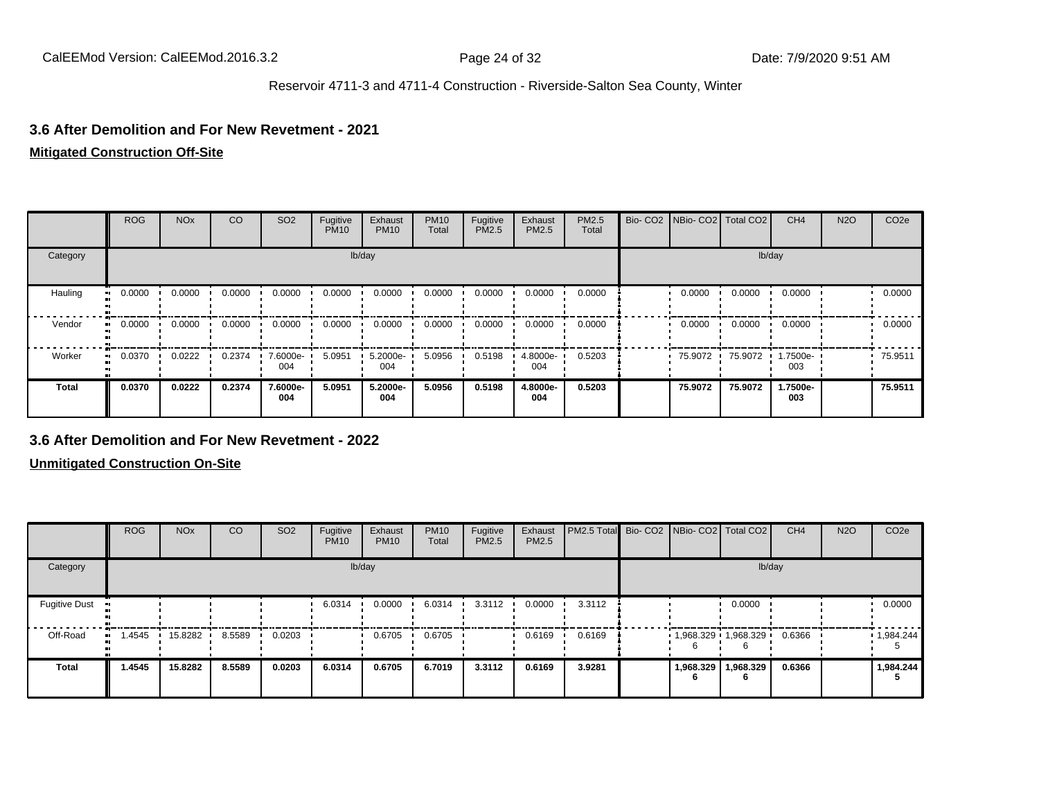### 3.6 After Demolition and For New Revetment - 2021

**Mitigated Construction Off-Site**

| | ROG | NOx | CO | SO2 | Fugitive PM10 | Exhaust PM10 | PM10 Total | Fugitive PM2.5 | Exhaust PM2.5 | PM2.5 Total | Bio- CO2 | NBio- CO2 | Total CO2 | CH4 | N2O | CO2e |
|---|---|---|---|---|---|---|---|---|---|---|---|---|---|---|---|---|
| Category | lb/day | | | | | | | | | | lb/day | | | | | |
| Hauling | 0.0000 | 0.0000 | 0.0000 | 0.0000 | 0.0000 | 0.0000 | 0.0000 | 0.0000 | 0.0000 | 0.0000 | | 0.0000 | 0.0000 | 0.0000 | | 0.0000 |
| Vendor | 0.0000 | 0.0000 | 0.0000 | 0.0000 | 0.0000 | 0.0000 | 0.0000 | 0.0000 | 0.0000 | 0.0000 | | 0.0000 | 0.0000 | 0.0000 | | 0.0000 |
| Worker | 0.0370 | 0.0222 | 0.2374 | 7.6000e-004 | 5.0951 | 5.2000e-004 | 5.0956 | 0.5198 | 4.8000e-004 | 0.5203 | | 75.9072 | 75.9072 | 1.7500e-003 | | 75.9511 |
| **Total** | **0.0370** | **0.0222** | **0.2374** | **7.6000e-004** | **5.0951** | **5.2000e-004** | **5.0956** | **0.5198** | **4.8000e-004** | **0.5203** | | **75.9072** | **75.9072** | **1.7500e-003** | | **75.9511** |

### 3.6 After Demolition and For New Revetment - 2022

**Unmitigated Construction On-Site**

| | ROG | NOx | CO | SO2 | Fugitive PM10 | Exhaust PM10 | PM10 Total | Fugitive PM2.5 | Exhaust PM2.5 | PM2.5 Total | Bio- CO2 | NBio- CO2 | Total CO2 | CH4 | N2O | CO2e |
|---|---|---|---|---|---|---|---|---|---|---|---|---|---|---|---|---|
| Category | lb/day | | | | | | | | | | lb/day | | | | | |
| Fugitive Dust | | | | | 6.0314 | 0.0000 | 6.0314 | 3.3112 | 0.0000 | 3.3112 | | | 0.0000 | | | 0.0000 |
| Off-Road | 1.4545 | 15.8282 | 8.5589 | 0.0203 | | 0.6705 | 0.6705 | | 0.6169 | 0.6169 | | 1,968.3296 | 1,968.3296 | 0.6366 | | 1,984.2445 |
| **Total** | **1.4545** | **15.8282** | **8.5589** | **0.0203** | **6.0314** | **0.6705** | **6.7019** | **3.3112** | **0.6169** | **3.9281** | | **1,968.3296** | **1,968.3296** | **0.6366** | | **1,984.2445** |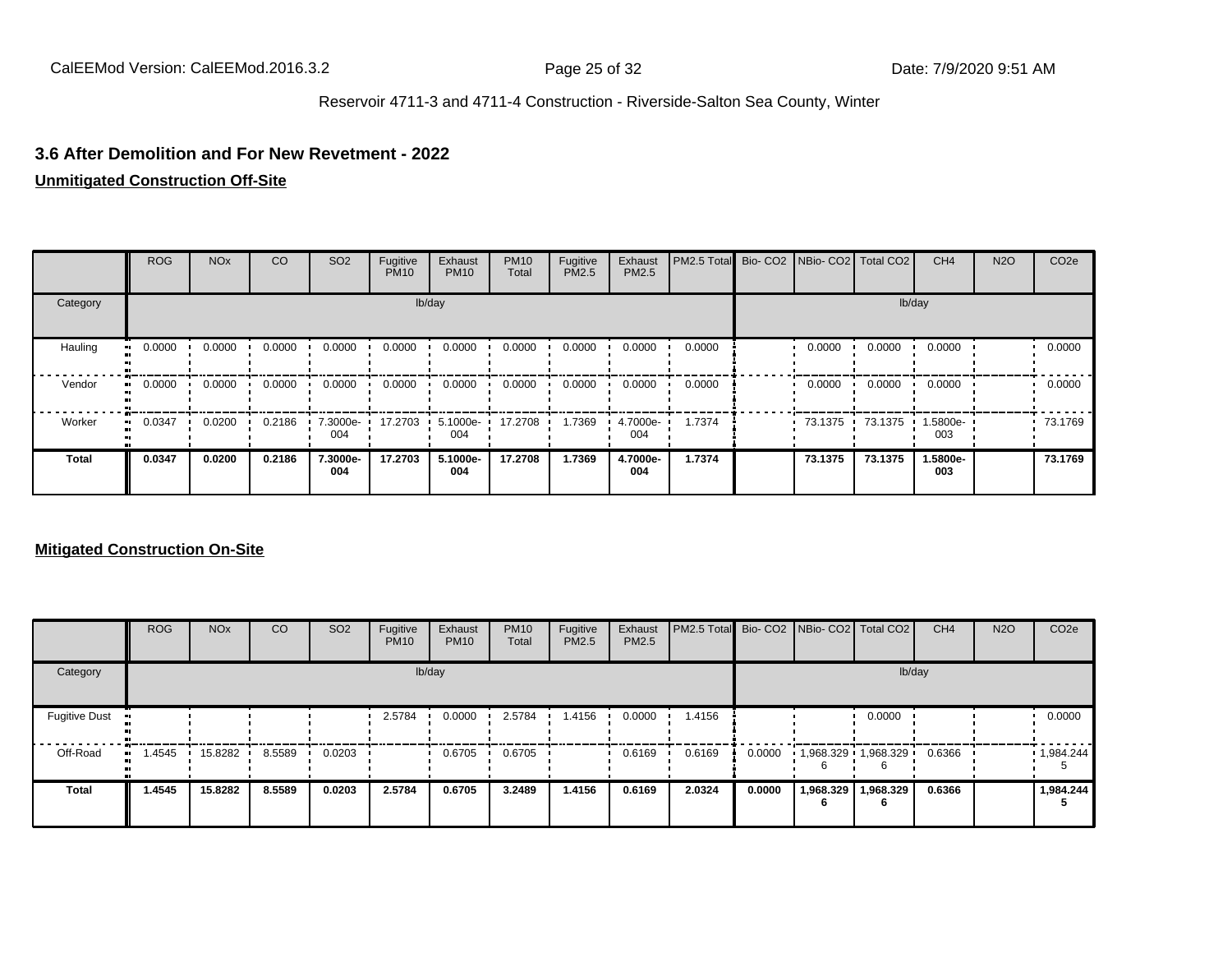## 3.6 After Demolition and For New Revetment - 2022

**Unmitigated Construction Off-Site**

| | ROG | NOx | CO | SO2 | Fugitive PM10 | Exhaust PM10 | PM10 Total | Fugitive PM2.5 | Exhaust PM2.5 | PM2.5 Total | Bio- CO2 | NBio- CO2 | Total CO2 | CH4 | N2O | CO2e |
|---|---|---|---|---|---|---|---|---|---|---|---|---|---|---|---|---|
| Category | lb/day | | | | | | | | | | lb/day | | | | | |
| Hauling | 0.0000 | 0.0000 | 0.0000 | 0.0000 | 0.0000 | 0.0000 | 0.0000 | 0.0000 | 0.0000 | 0.0000 | | 0.0000 | 0.0000 | 0.0000 | | 0.0000 |
| Vendor | 0.0000 | 0.0000 | 0.0000 | 0.0000 | 0.0000 | 0.0000 | 0.0000 | 0.0000 | 0.0000 | 0.0000 | | 0.0000 | 0.0000 | 0.0000 | | 0.0000 |
| Worker | 0.0347 | 0.0200 | 0.2186 | 7.3000e-004 | 17.2703 | 5.1000e-004 | 17.2708 | 1.7369 | 4.7000e-004 | 1.7374 | | 73.1375 | 73.1375 | 1.5800e-003 | | 73.1769 |
| **Total** | **0.0347** | **0.0200** | **0.2186** | **7.3000e-004** | **17.2703** | **5.1000e-004** | **17.2708** | **1.7369** | **4.7000e-004** | **1.7374** | | **73.1375** | **73.1375** | **1.5800e-003** | | **73.1769** |

**Mitigated Construction On-Site**

| | ROG | NOx | CO | SO2 | Fugitive PM10 | Exhaust PM10 | PM10 Total | Fugitive PM2.5 | Exhaust PM2.5 | PM2.5 Total | Bio- CO2 | NBio- CO2 | Total CO2 | CH4 | N2O | CO2e |
|---|---|---|---|---|---|---|---|---|---|---|---|---|---|---|---|---|
| Category | lb/day | | | | | | | | | | lb/day | | | | | |
| Fugitive Dust | | | | | 2.5784 | 0.0000 | 2.5784 | 1.4156 | 0.0000 | 1.4156 | | | 0.0000 | | | 0.0000 |
| Off-Road | 1.4545 | 15.8282 | 8.5589 | 0.0203 | | 0.6705 | 0.6705 | | 0.6169 | 0.6169 | 0.0000 | 1,968.3296 | 1,968.3296 | 0.6366 | | 1,984.2445 |
| **Total** | **1.4545** | **15.8282** | **8.5589** | **0.0203** | **2.5784** | **0.6705** | **3.2489** | **1.4156** | **0.6169** | **2.0324** | **0.0000** | **1,968.3296** | **1,968.3296** | **0.6366** | | **1,984.2445** |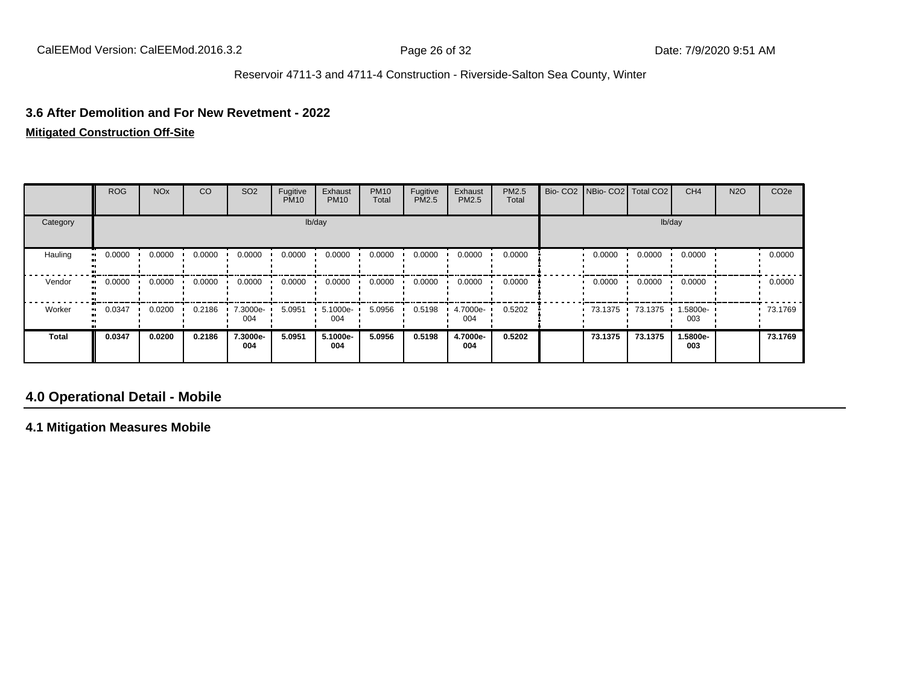### 3.6 After Demolition and For New Revetment - 2022

**Mitigated Construction Off-Site**

| | ROG | NOx | CO | SO2 | Fugitive PM10 | Exhaust PM10 | PM10 Total | Fugitive PM2.5 | Exhaust PM2.5 | PM2.5 Total | Bio- CO2 | NBio- CO2 | Total CO2 | CH4 | N2O | CO2e |
|---|---|---|---|---|---|---|---|---|---|---|---|---|---|---|---|---|
| Category | lb/day | | | | | | | | | | lb/day | | | | | |
| Hauling | 0.0000 | 0.0000 | 0.0000 | 0.0000 | 0.0000 | 0.0000 | 0.0000 | 0.0000 | 0.0000 | 0.0000 | | 0.0000 | 0.0000 | 0.0000 | | 0.0000 |
| Vendor | 0.0000 | 0.0000 | 0.0000 | 0.0000 | 0.0000 | 0.0000 | 0.0000 | 0.0000 | 0.0000 | 0.0000 | | 0.0000 | 0.0000 | 0.0000 | | 0.0000 |
| Worker | 0.0347 | 0.0200 | 0.2186 | 7.3000e-004 | 5.0951 | 5.1000e-004 | 5.0956 | 0.5198 | 4.7000e-004 | 0.5202 | | 73.1375 | 73.1375 | 1.5800e-003 | | 73.1769 |
| **Total** | **0.0347** | **0.0200** | **0.2186** | **7.3000e-004** | **5.0951** | **5.1000e-004** | **5.0956** | **0.5198** | **4.7000e-004** | **0.5202** | | **73.1375** | **73.1375** | **1.5800e-003** | | **73.1769** |

## 4.0 Operational Detail - Mobile

### 4.1 Mitigation Measures Mobile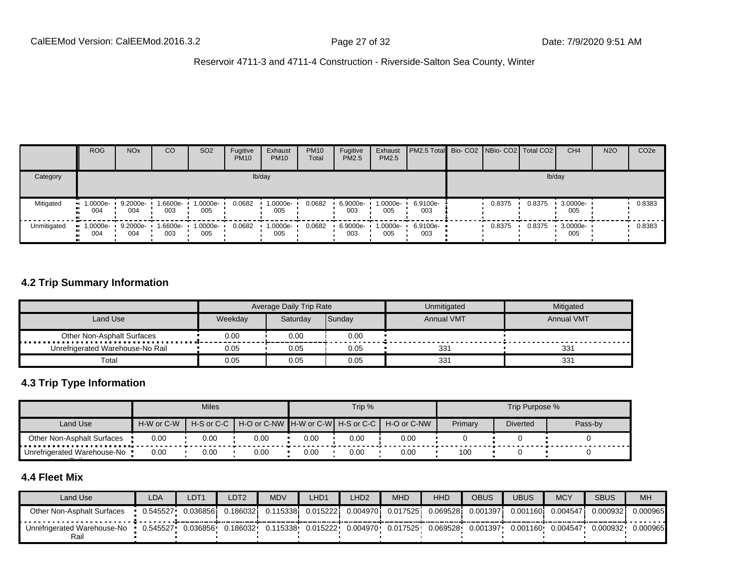| | ROG | NOx | CO | SO2 | Fugitive PM10 | Exhaust PM10 | PM10 Total | Fugitive PM2.5 | Exhaust PM2.5 | PM2.5 Total | Bio- CO2 | NBio- CO2 | Total CO2 | CH4 | N2O | CO2e |
|---|---|---|---|---|---|---|---|---|---|---|---|---|---|---|---|---|
| Category | lb/day | | | | | | | | | | lb/day | | | | | |
| Mitigated | 1.0000e-004 | 9.2000e-004 | 1.6600e-003 | 1.0000e-005 | 0.0682 | 1.0000e-005 | 0.0682 | 6.9000e-003 | 1.0000e-005 | 6.9100e-003 | | 0.8375 | 0.8375 | 3.0000e-005 | | 0.8383 |
| Unmitigated | 1.0000e-004 | 9.2000e-004 | 1.6600e-003 | 1.0000e-005 | 0.0682 | 1.0000e-005 | 0.0682 | 6.9000e-003 | 1.0000e-005 | 6.9100e-003 | | 0.8375 | 0.8375 | 3.0000e-005 | | 0.8383 |

### 4.2 Trip Summary Information

| | Average Daily Trip Rate | | | Unmitigated | Mitigated |
|---|---|---|---|---|---|
| Land Use | Weekday | Saturday | Sunday | Annual VMT | Annual VMT |
| Other Non-Asphalt Surfaces | 0.00 | 0.00 | 0.00 | | |
| Unrefrigerated Warehouse-No Rail | 0.05 | 0.05 | 0.05 | 331 | 331 |
| Total | 0.05 | 0.05 | 0.05 | 331 | 331 |

### 4.3 Trip Type Information

| | Miles | | | Trip % | | | Trip Purpose % | | |
|---|---|---|---|---|---|---|---|---|---|
| Land Use | H-W or C-W | H-S or C-C | H-O or C-NW | H-W or C-W | H-S or C-C | H-O or C-NW | Primary | Diverted | Pass-by |
| Other Non-Asphalt Surfaces | 0.00 | 0.00 | 0.00 | 0.00 | 0.00 | 0.00 | 0 | 0 | 0 |
| Unrefrigerated Warehouse-No Rail | 0.00 | 0.00 | 0.00 | 0.00 | 0.00 | 0.00 | 100 | 0 | 0 |

### 4.4 Fleet Mix

| Land Use | LDA | LDT1 | LDT2 | MDV | LHD1 | LHD2 | MHD | HHD | OBUS | UBUS | MCY | SBUS | MH |
|---|---|---|---|---|---|---|---|---|---|---|---|---|---|
| Other Non-Asphalt Surfaces | 0.545527 | 0.036856 | 0.186032 | 0.115338 | 0.015222 | 0.004970 | 0.017525 | 0.069528 | 0.001397 | 0.001160 | 0.004547 | 0.000932 | 0.000965 |
| Unrefrigerated Warehouse-No Rail | 0.545527 | 0.036856 | 0.186032 | 0.115338 | 0.015222 | 0.004970 | 0.017525 | 0.069528 | 0.001397 | 0.001160 | 0.004547 | 0.000932 | 0.000965 |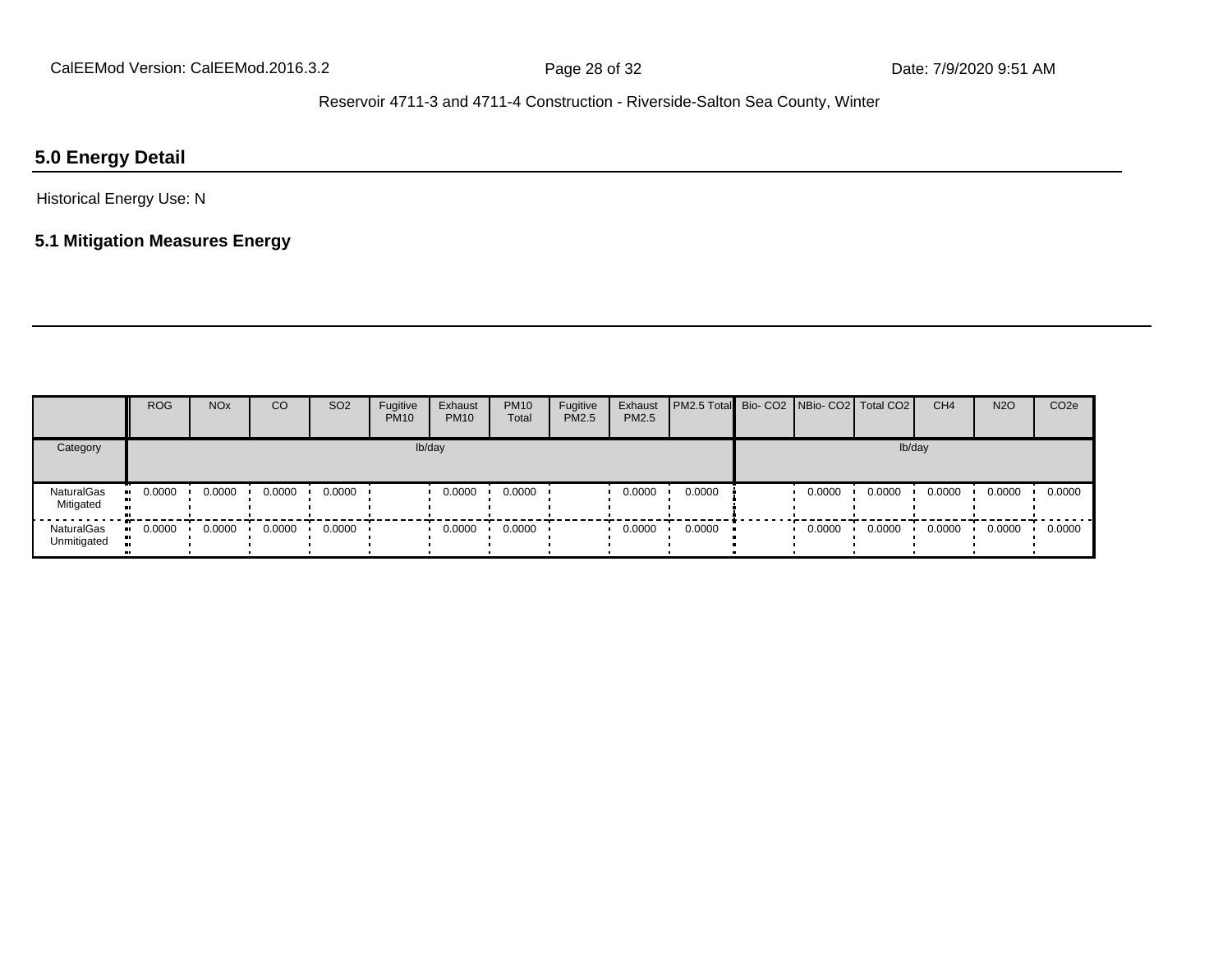## 5.0 Energy Detail

Historical Energy Use: N

### 5.1 Mitigation Measures Energy

| | ROG | NOx | CO | SO2 | Fugitive PM10 | Exhaust PM10 | PM10 Total | Fugitive PM2.5 | Exhaust PM2.5 | PM2.5 Total | Bio- CO2 | NBio- CO2 | Total CO2 | CH4 | N2O | CO2e |
|---|---|---|---|---|---|---|---|---|---|---|---|---|---|---|---|---|
| Category | lb/day | | | | | | | | | | lb/day | | | | | |
| NaturalGas Mitigated | 0.0000 | 0.0000 | 0.0000 | 0.0000 | | 0.0000 | 0.0000 | | 0.0000 | 0.0000 | | 0.0000 | 0.0000 | 0.0000 | 0.0000 | 0.0000 |
| NaturalGas Unmitigated | 0.0000 | 0.0000 | 0.0000 | 0.0000 | | 0.0000 | 0.0000 | | 0.0000 | 0.0000 | | 0.0000 | 0.0000 | 0.0000 | 0.0000 | 0.0000 |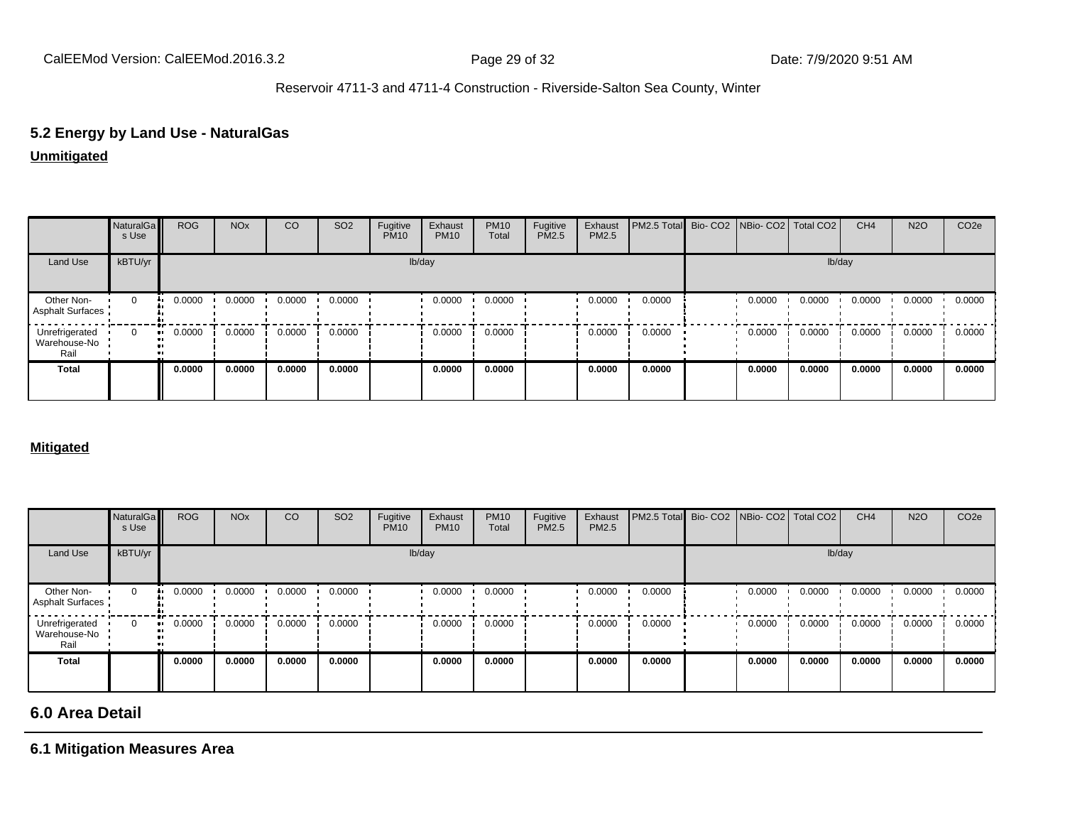## 5.2 Energy by Land Use - NaturalGas

**Unmitigated**

| | NaturalGas Use | ROG | NOx | CO | SO2 | Fugitive PM10 | Exhaust PM10 | PM10 Total | Fugitive PM2.5 | Exhaust PM2.5 | PM2.5 Total | Bio- CO2 | NBio- CO2 | Total CO2 | CH4 | N2O | CO2e |
|---|---|---|---|---|---|---|---|---|---|---|---|---|---|---|---|---|---|
| Land Use | kBTU/yr | lb/day | | | | | | | | | | lb/day | | | | | |
| Other Non-Asphalt Surfaces | 0 | 0.0000 | 0.0000 | 0.0000 | 0.0000 | | 0.0000 | 0.0000 | | 0.0000 | 0.0000 | | 0.0000 | 0.0000 | 0.0000 | 0.0000 | 0.0000 |
| Unrefrigerated Warehouse-No Rail | 0 | 0.0000 | 0.0000 | 0.0000 | 0.0000 | | 0.0000 | 0.0000 | | 0.0000 | 0.0000 | | 0.0000 | 0.0000 | 0.0000 | 0.0000 | 0.0000 |
| **Total** | | **0.0000** | **0.0000** | **0.0000** | **0.0000** | | **0.0000** | **0.0000** | | **0.0000** | **0.0000** | | **0.0000** | **0.0000** | **0.0000** | **0.0000** | **0.0000** |

**Mitigated**

| | NaturalGas Use | ROG | NOx | CO | SO2 | Fugitive PM10 | Exhaust PM10 | PM10 Total | Fugitive PM2.5 | Exhaust PM2.5 | PM2.5 Total | Bio- CO2 | NBio- CO2 | Total CO2 | CH4 | N2O | CO2e |
|---|---|---|---|---|---|---|---|---|---|---|---|---|---|---|---|---|---|
| Land Use | kBTU/yr | lb/day | | | | | | | | | | lb/day | | | | | |
| Other Non-Asphalt Surfaces | 0 | 0.0000 | 0.0000 | 0.0000 | 0.0000 | | 0.0000 | 0.0000 | | 0.0000 | 0.0000 | | 0.0000 | 0.0000 | 0.0000 | 0.0000 | 0.0000 |
| Unrefrigerated Warehouse-No Rail | 0 | 0.0000 | 0.0000 | 0.0000 | 0.0000 | | 0.0000 | 0.0000 | | 0.0000 | 0.0000 | | 0.0000 | 0.0000 | 0.0000 | 0.0000 | 0.0000 |
| **Total** | | **0.0000** | **0.0000** | **0.0000** | **0.0000** | | **0.0000** | **0.0000** | | **0.0000** | **0.0000** | | **0.0000** | **0.0000** | **0.0000** | **0.0000** | **0.0000** |

# 6.0 Area Detail

## 6.1 Mitigation Measures Area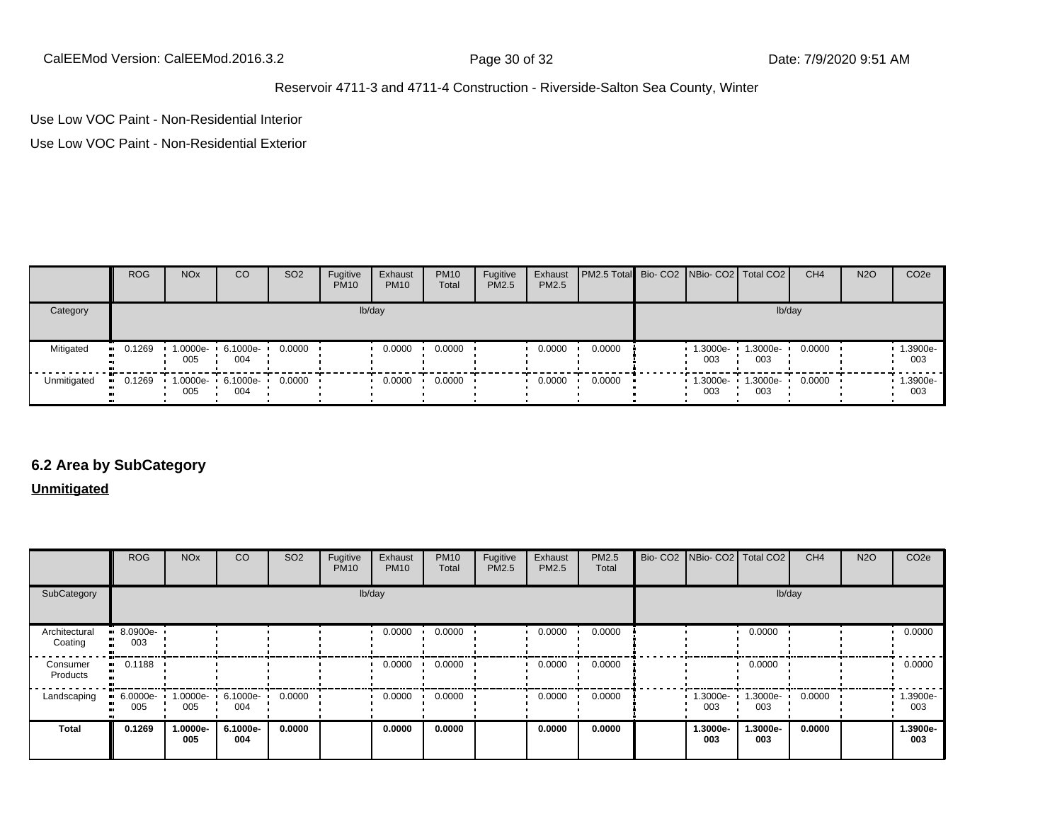Use Low VOC Paint - Non-Residential Interior

Use Low VOC Paint - Non-Residential Exterior

| | ROG | NOx | CO | SO2 | Fugitive PM10 | Exhaust PM10 | PM10 Total | Fugitive PM2.5 | Exhaust PM2.5 | PM2.5 Total | Bio- CO2 | NBio- CO2 | Total CO2 | CH4 | N2O | CO2e |
|---|---|---|---|---|---|---|---|---|---|---|---|---|---|---|---|---|
| Category | lb/day | | | | | | | | | | lb/day | | | | | |
| Mitigated | 0.1269 | 1.0000e-005 | 6.1000e-004 | 0.0000 | | 0.0000 | 0.0000 | | 0.0000 | 0.0000 | | 1.3000e-003 | 1.3000e-003 | 0.0000 | | 1.3900e-003 |
| Unmitigated | 0.1269 | 1.0000e-005 | 6.1000e-004 | 0.0000 | | 0.0000 | 0.0000 | | 0.0000 | 0.0000 | | 1.3000e-003 | 1.3000e-003 | 0.0000 | | 1.3900e-003 |

## 6.2 Area by SubCategory

**Unmitigated**

| | ROG | NOx | CO | SO2 | Fugitive PM10 | Exhaust PM10 | PM10 Total | Fugitive PM2.5 | Exhaust PM2.5 | PM2.5 Total | Bio- CO2 | NBio- CO2 | Total CO2 | CH4 | N2O | CO2e |
|---|---|---|---|---|---|---|---|---|---|---|---|---|---|---|---|---|
| SubCategory | lb/day | | | | | | | | | | lb/day | | | | | |
| Architectural Coating | 8.0900e-003 | | | | | 0.0000 | 0.0000 | | 0.0000 | 0.0000 | | | 0.0000 | | | 0.0000 |
| Consumer Products | 0.1188 | | | | | 0.0000 | 0.0000 | | 0.0000 | 0.0000 | | | 0.0000 | | | 0.0000 |
| Landscaping | 6.0000e-005 | 1.0000e-005 | 6.1000e-004 | 0.0000 | | 0.0000 | 0.0000 | | 0.0000 | 0.0000 | | 1.3000e-003 | 1.3000e-003 | 0.0000 | | 1.3900e-003 |
| **Total** | **0.1269** | **1.0000e-005** | **6.1000e-004** | **0.0000** | | **0.0000** | **0.0000** | | **0.0000** | **0.0000** | | **1.3000e-003** | **1.3000e-003** | **0.0000** | | **1.3900e-003** |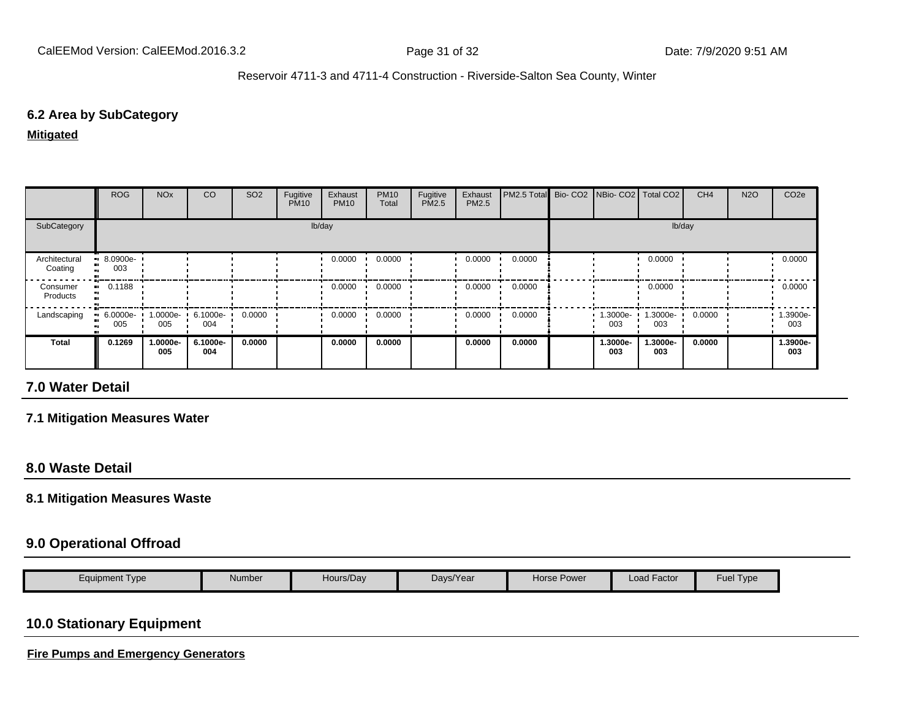### 6.2 Area by SubCategory

**Mitigated**

| | ROG | NOx | CO | SO2 | Fugitive PM10 | Exhaust PM10 | PM10 Total | Fugitive PM2.5 | Exhaust PM2.5 | PM2.5 Total | Bio- CO2 | NBio- CO2 | Total CO2 | CH4 | N2O | CO2e |
|---|---|---|---|---|---|---|---|---|---|---|---|---|---|---|---|---|
| SubCategory | lb/day | | | | | | | | | | lb/day | | | | | |
| Architectural Coating | 8.0900e-003 | | | | | 0.0000 | 0.0000 | | 0.0000 | 0.0000 | | | 0.0000 | | | 0.0000 |
| Consumer Products | 0.1188 | | | | | 0.0000 | 0.0000 | | 0.0000 | 0.0000 | | | 0.0000 | | | 0.0000 |
| Landscaping | 6.0000e-005 | 1.0000e-005 | 6.1000e-004 | 0.0000 | | 0.0000 | 0.0000 | | 0.0000 | 0.0000 | | 1.3000e-003 | 1.3000e-003 | 0.0000 | | 1.3900e-003 |
| **Total** | **0.1269** | **1.0000e-005** | **6.1000e-004** | **0.0000** | | **0.0000** | **0.0000** | | **0.0000** | **0.0000** | | **1.3000e-003** | **1.3000e-003** | **0.0000** | | **1.3900e-003** |

## 7.0 Water Detail

### 7.1 Mitigation Measures Water

## 8.0 Waste Detail

### 8.1 Mitigation Measures Waste

## 9.0 Operational Offroad

| Equipment Type | Number | Hours/Day | Days/Year | Horse Power | Load Factor | Fuel Type |
|---|---|---|---|---|---|---|

## 10.0 Stationary Equipment

**Fire Pumps and Emergency Generators**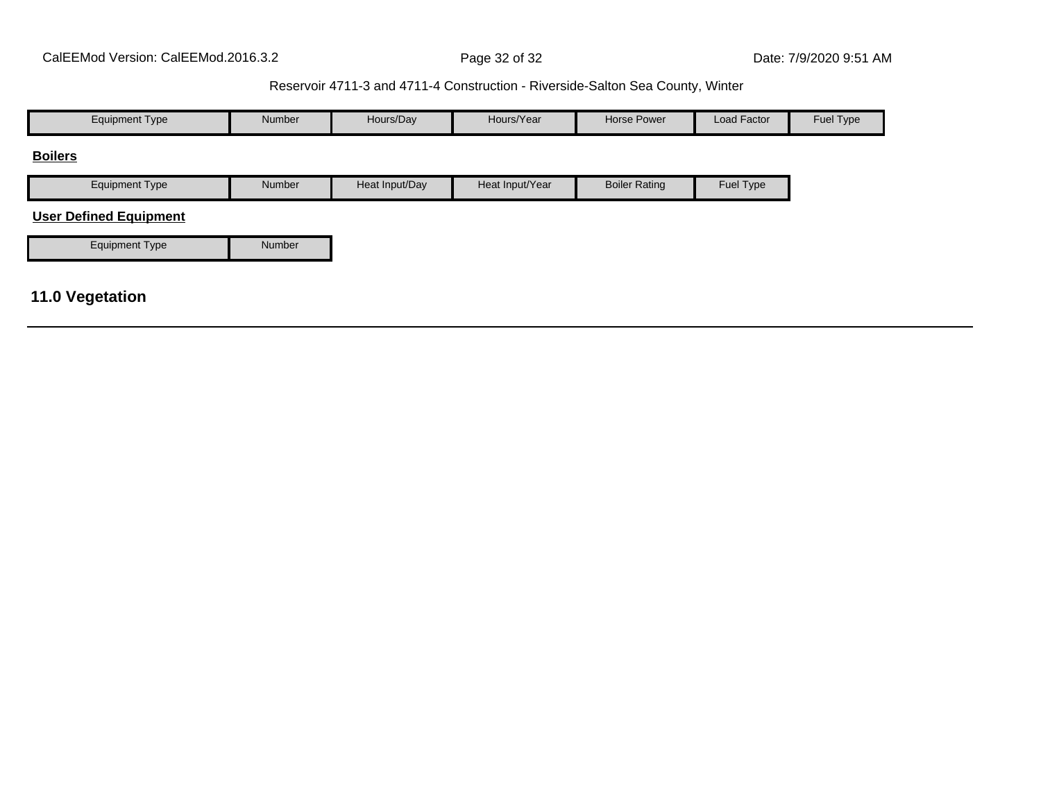| Equipment Type | Number | Hours/Day | Hours/Year | Horse Power | Load Factor | Fuel Type |
|---|---|---|---|---|---|---|

**Boilers**

| Equipment Type | Number | Heat Input/Day | Heat Input/Year | Boiler Rating | Fuel Type |
|---|---|---|---|---|---|

**User Defined Equipment**

| Equipment Type | Number |
|---|---|

## 11.0 Vegetation